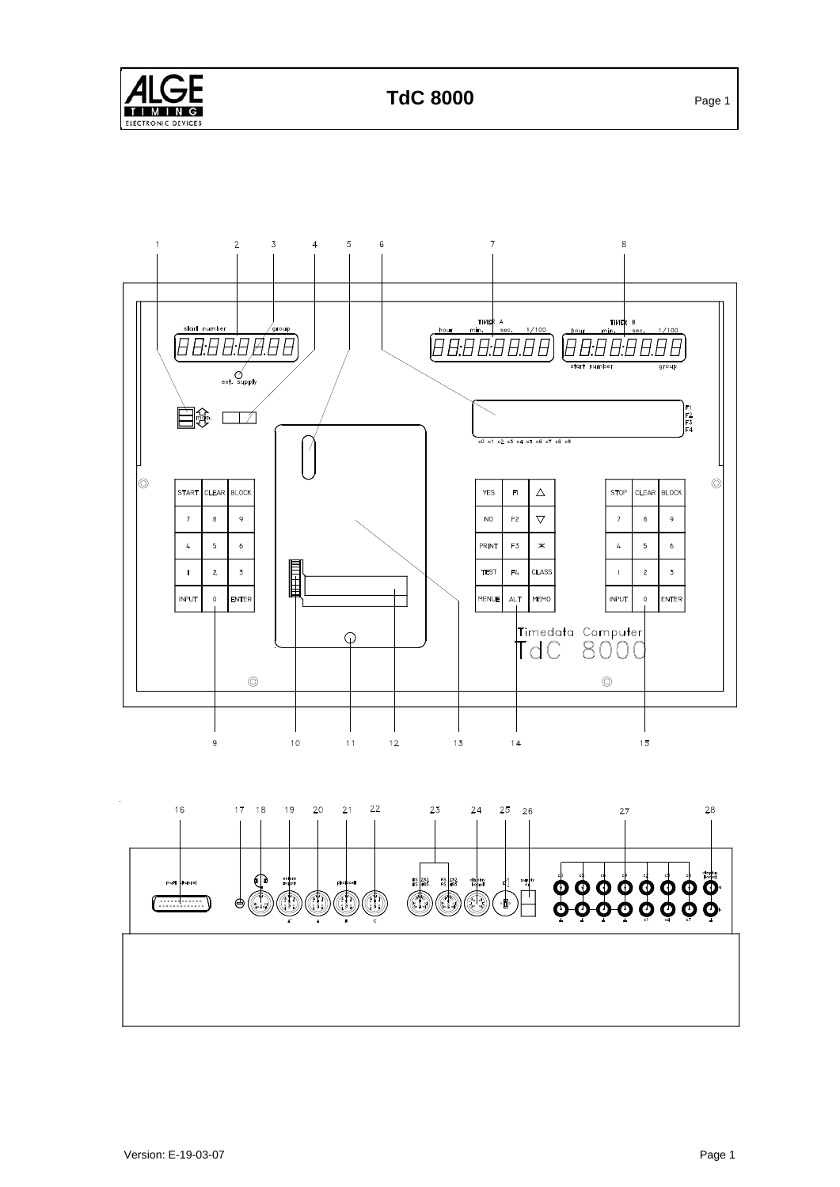# TdC 8000

1 2 3 4 5 6 7 8

start number group

ext. supply

TIMER A
hour min. sec. 1/100

TIMER B
hour min. sec. 1/100

start number group

F1
F2
F3
F4

c0 c1 c2 c3 c4 c5 c6 c7 c8 c9

| START | CLEAR | BLOCK |
|---|---|---|
| 7 | 8 | 9 |
| 4 | 5 | 6 |
| 1 | 2 | 3 |
| INPUT | 0 | ENTER |

| YES | F1 | △ |
|---|---|---|
| NO | F2 | ▽ |
| PRINT | F3 | * |
| TEST | F4 | CLASS |
| MENUE | ALT | MEMO |

| STOP | CLEAR | BLOCK |
|---|---|---|
| 7 | 8 | 9 |
| 4 | 5 | 6 |
| 1 | 2 | 3 |
| INPUT | 0 | ENTER |

Timedata Computer
TdC 8000

9 10 11 12 13 14 15

16 17 18 19 20 21 22 23 24 25 26 27 28

multi channel

extern supply

photocell

A* A B C

RS 232 RS 485

display board

supply on

c0 c3 c6 c9 c2 c5 c8

c1 c4 c7

display board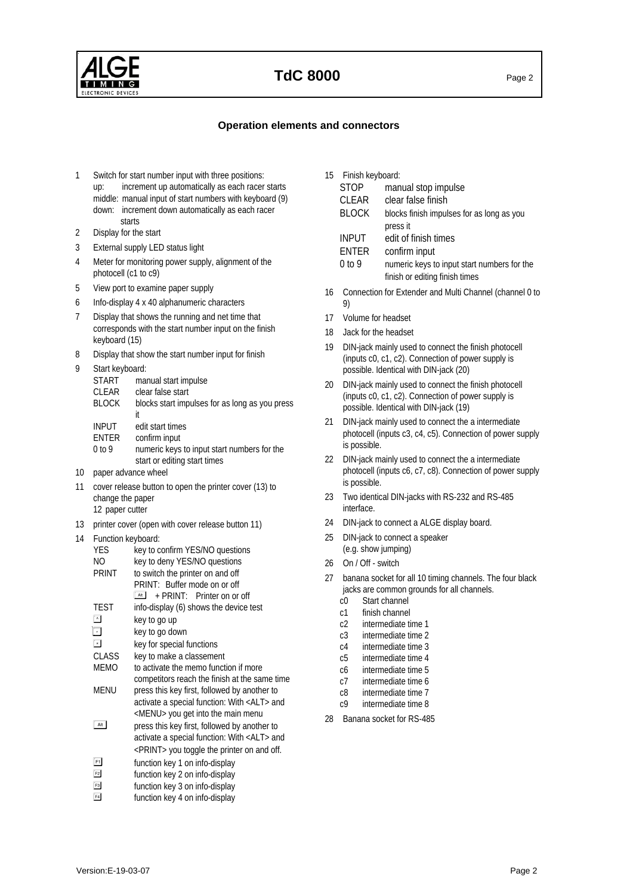## Operation elements and connectors

1. Switch for start number input with three positions:
   - up: increment up automatically as each racer starts
   - middle: manual input of start numbers with keyboard (9)
   - down: increment down automatically as each racer starts
2. Display for the start
3. External supply LED status light
4. Meter for monitoring power supply, alignment of the photocell (c1 to c9)
5. View port to examine paper supply
6. Info-display 4 x 40 alphanumeric characters
7. Display that shows the running and net time that corresponds with the start number input on the finish keyboard (15)
8. Display that show the start number input for finish
9. Start keyboard:
   - START manual start impulse
   - CLEAR clear false start
   - BLOCK blocks start impulses for as long as you press it
   - INPUT edit start times
   - ENTER confirm input
   - 0 to 9 numeric keys to input start numbers for the start or editing start times
10. paper advance wheel
11. cover release button to open the printer cover (13) to change the paper
    12 paper cutter
13. printer cover (open with cover release button 11)
14. Function keyboard:
    - YES key to confirm YES/NO questions
    - NO key to deny YES/NO questions
    - PRINT to switch the printer on and off
      PRINT: Buffer mode on or off
      Alt + PRINT: Printer on or off
    - TEST info-display (6) shows the device test
    - ▲ key to go up
    - ▼ key to go down
    - * key for special functions
    - CLASS key to make a classement
    - MEMO to activate the memo function if more competitors reach the finish at the same time
    - MENU press this key first, followed by another to activate a special function: With <ALT> and <MENU> you get into the main menu
    - Alt press this key first, followed by another to activate a special function: With <ALT> and <PRINT> you toggle the printer on and off.
    - F1 function key 1 on info-display
    - F2 function key 2 on info-display
    - F3 function key 3 on info-display
    - F4 function key 4 on info-display
15. Finish keyboard:
    - STOP manual stop impulse
    - CLEAR clear false finish
    - BLOCK blocks finish impulses for as long as you press it
    - INPUT edit of finish times
    - ENTER confirm input
    - 0 to 9 numeric keys to input start numbers for the finish or editing finish times
16. Connection for Extender and Multi Channel (channel 0 to 9)
17. Volume for headset
18. Jack for the headset
19. DIN-jack mainly used to connect the finish photocell (inputs c0, c1, c2). Connection of power supply is possible. Identical with DIN-jack (20)
20. DIN-jack mainly used to connect the finish photocell (inputs c0, c1, c2). Connection of power supply is possible. Identical with DIN-jack (19)
21. DIN-jack mainly used to connect the a intermediate photocell (inputs c3, c4, c5). Connection of power supply is possible.
22. DIN-jack mainly used to connect the a intermediate photocell (inputs c6, c7, c8). Connection of power supply is possible.
23. Two identical DIN-jacks with RS-232 and RS-485 interface.
24. DIN-jack to connect a ALGE display board.
25. DIN-jack to connect a speaker (e.g. show jumping)
26. On / Off - switch
27. banana socket for all 10 timing channels. The four black jacks are common grounds for all channels.
    - c0 Start channel
    - c1 finish channel
    - c2 intermediate time 1
    - c3 intermediate time 2
    - c4 intermediate time 3
    - c5 intermediate time 4
    - c6 intermediate time 5
    - c7 intermediate time 6
    - c8 intermediate time 7
    - c9 intermediate time 8
28. Banana socket for RS-485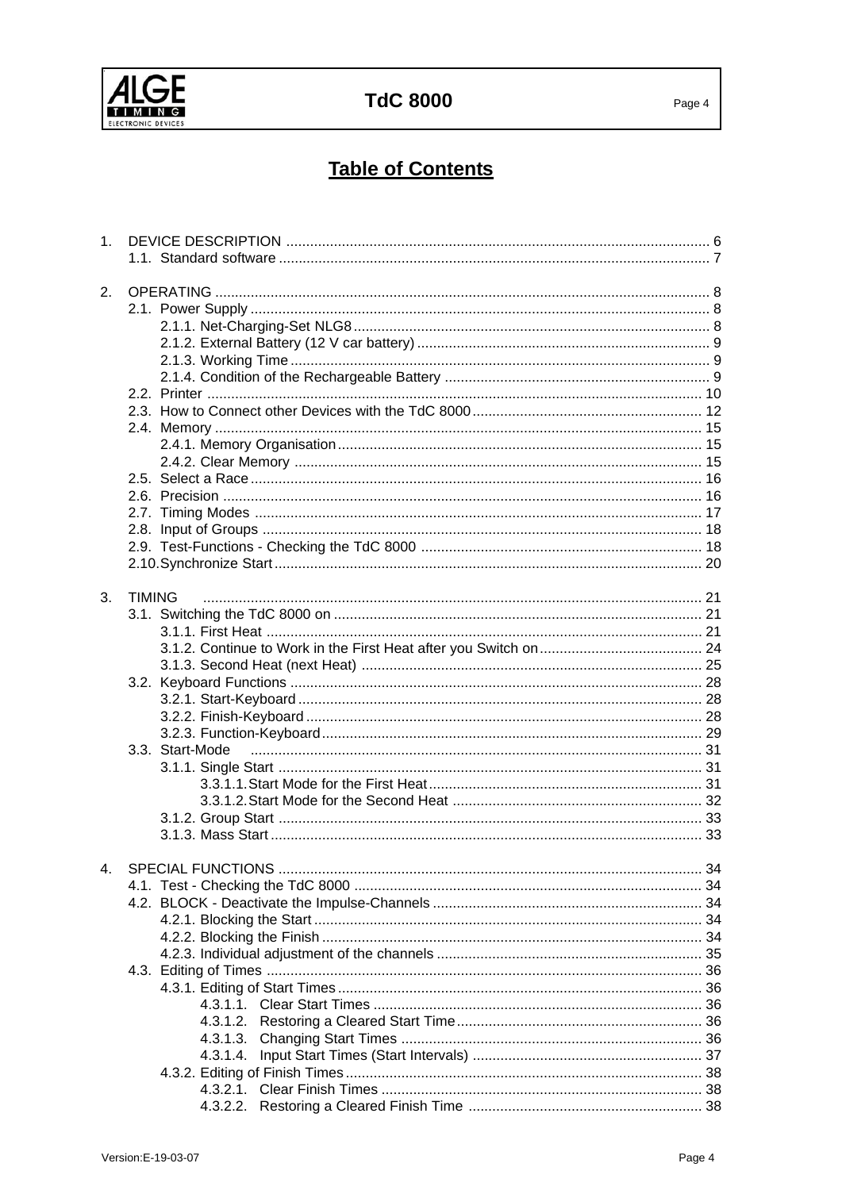# Table of Contents

1. DEVICE DESCRIPTION ... 6
   - 1.1. Standard software ... 7

2. OPERATING ... 8
   - 2.1. Power Supply ... 8
     - 2.1.1. Net-Charging-Set NLG8 ... 8
     - 2.1.2. External Battery (12 V car battery) ... 9
     - 2.1.3. Working Time ... 9
     - 2.1.4. Condition of the Rechargeable Battery ... 9
   - 2.2. Printer ... 10
   - 2.3. How to Connect other Devices with the TdC 8000 ... 12
   - 2.4. Memory ... 15
     - 2.4.1. Memory Organisation ... 15
     - 2.4.2. Clear Memory ... 15
   - 2.5. Select a Race ... 16
   - 2.6. Precision ... 16
   - 2.7. Timing Modes ... 17
   - 2.8. Input of Groups ... 18
   - 2.9. Test-Functions - Checking the TdC 8000 ... 18
   - 2.10. Synchronize Start ... 20

3. TIMING ... 21
   - 3.1. Switching the TdC 8000 on ... 21
     - 3.1.1. First Heat ... 21
     - 3.1.2. Continue to Work in the First Heat after you Switch on ... 24
     - 3.1.3. Second Heat (next Heat) ... 25
   - 3.2. Keyboard Functions ... 28
     - 3.2.1. Start-Keyboard ... 28
     - 3.2.2. Finish-Keyboard ... 28
     - 3.2.3. Function-Keyboard ... 29
   - 3.3. Start-Mode ... 31
     - 3.1.1. Single Start ... 31
       - 3.3.1.1. Start Mode for the First Heat ... 31
       - 3.3.1.2. Start Mode for the Second Heat ... 32
     - 3.1.2. Group Start ... 33
     - 3.1.3. Mass Start ... 33

4. SPECIAL FUNCTIONS ... 34
   - 4.1. Test - Checking the TdC 8000 ... 34
   - 4.2. BLOCK - Deactivate the Impulse-Channels ... 34
     - 4.2.1. Blocking the Start ... 34
     - 4.2.2. Blocking the Finish ... 34
     - 4.2.3. Individual adjustment of the channels ... 35
   - 4.3. Editing of Times ... 36
     - 4.3.1. Editing of Start Times ... 36
       - 4.3.1.1. Clear Start Times ... 36
       - 4.3.1.2. Restoring a Cleared Start Time ... 36
       - 4.3.1.3. Changing Start Times ... 36
       - 4.3.1.4. Input Start Times (Start Intervals) ... 37
     - 4.3.2. Editing of Finish Times ... 38
       - 4.3.2.1. Clear Finish Times ... 38
       - 4.3.2.2. Restoring a Cleared Finish Time ... 38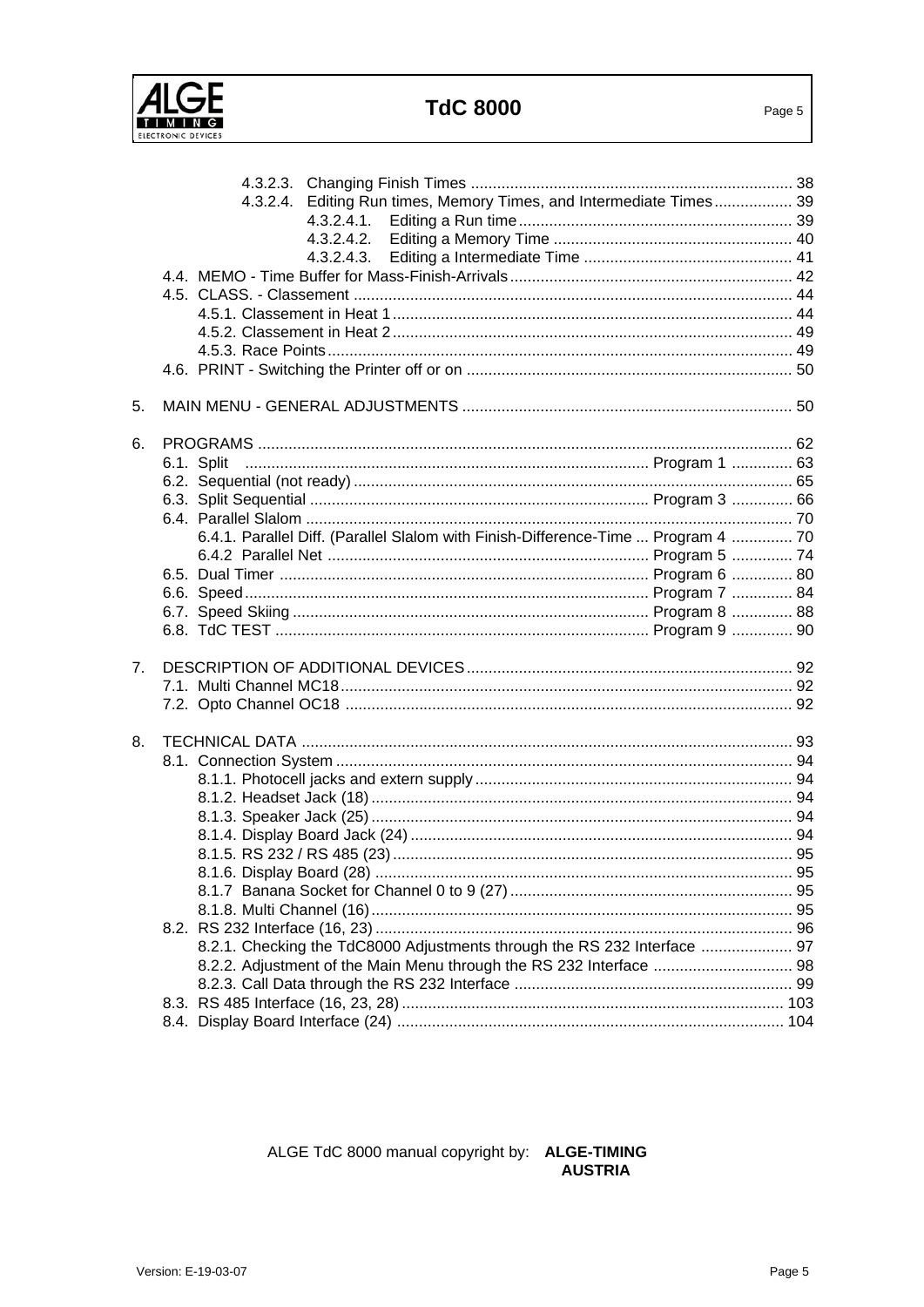4.3.2.3. Changing Finish Times ........................................................................ 38
4.3.2.4. Editing Run times, Memory Times, and Intermediate Times .................. 39
4.3.2.4.1. Editing a Run time .............................................................. 39
4.3.2.4.2. Editing a Memory Time ...................................................... 40
4.3.2.4.3. Editing a Intermediate Time ............................................... 41
4.4. MEMO - Time Buffer for Mass-Finish-Arrivals ................................................................ 42
4.5. CLASS. - Classement .................................................................................................... 44
4.5.1. Classement in Heat 1 ........................................................................................... 44
4.5.2. Classement in Heat 2 ........................................................................................... 49
4.5.3. Race Points .......................................................................................................... 49
4.6. PRINT - Switching the Printer off or on .......................................................................... 50

5. MAIN MENU - GENERAL ADJUSTMENTS ........................................................................... 50

6. PROGRAMS ......................................................................................................................... 62
6.1. Split ........................................................................................... Program 1 .............. 63
6.2. Sequential (not ready) .................................................................................................... 65
6.3. Split Sequential ............................................................................ Program 3 .............. 66
6.4. Parallel Slalom ............................................................................................................... 70
6.4.1. Parallel Diff. (Parallel Slalom with Finish-Difference-Time ... Program 4 .............. 70
6.4.2 Parallel Net ......................................................................... Program 5 .............. 74
6.5. Dual Timer .................................................................................... Program 6 .............. 80
6.6. Speed ............................................................................................ Program 7 .............. 84
6.7. Speed Skiing ................................................................................. Program 8 .............. 88
6.8. TdC TEST ..................................................................................... Program 9 .............. 90

7. DESCRIPTION OF ADDITIONAL DEVICES .......................................................................... 92
7.1. Multi Channel MC18 ....................................................................................................... 92
7.2. Opto Channel OC18 ....................................................................................................... 92

8. TECHNICAL DATA ................................................................................................................ 93
8.1. Connection System ........................................................................................................ 94
8.1.1. Photocell jacks and extern supply ........................................................................ 94
8.1.2. Headset Jack (18) ................................................................................................ 94
8.1.3. Speaker Jack (25) ................................................................................................ 94
8.1.4. Display Board Jack (24) ....................................................................................... 94
8.1.5. RS 232 / RS 485 (23) ........................................................................................... 95
8.1.6. Display Board (28) ............................................................................................... 95
8.1.7 Banana Socket for Channel 0 to 9 (27) ................................................................ 95
8.1.8. Multi Channel (16) ................................................................................................ 95
8.2. RS 232 Interface (16, 23) ............................................................................................... 96
8.2.1. Checking the TdC8000 Adjustments through the RS 232 Interface ..................... 97
8.2.2. Adjustment of the Main Menu through the RS 232 Interface ................................ 98
8.2.3. Call Data through the RS 232 Interface ............................................................... 99
8.3. RS 485 Interface (16, 23, 28) ....................................................................................... 103
8.4. Display Board Interface (24) ........................................................................................ 104

ALGE TdC 8000 manual copyright by: **ALGE-TIMING AUSTRIA**

Version: E-19-03-07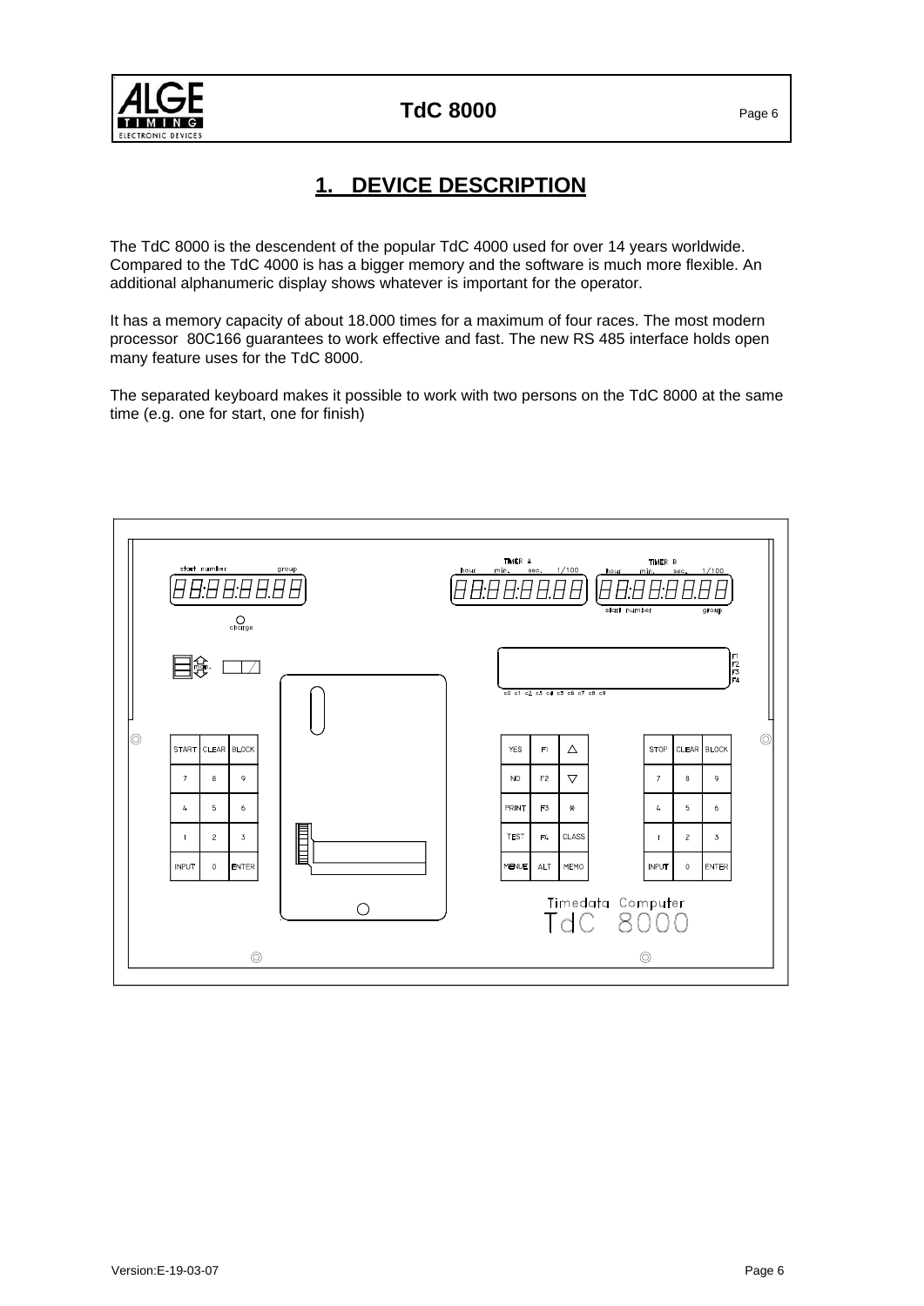# 1. DEVICE DESCRIPTION

The TdC 8000 is the descendent of the popular TdC 4000 used for over 14 years worldwide. Compared to the TdC 4000 is has a bigger memory and the software is much more flexible. An additional alphanumeric display shows whatever is important for the operator.

It has a memory capacity of about 18.000 times for a maximum of four races. The most modern processor 80C166 guarantees to work effective and fast. The new RS 485 interface holds open many feature uses for the TdC 8000.

The separated keyboard makes it possible to work with two persons on the TdC 8000 at the same time (e.g. one for start, one for finish)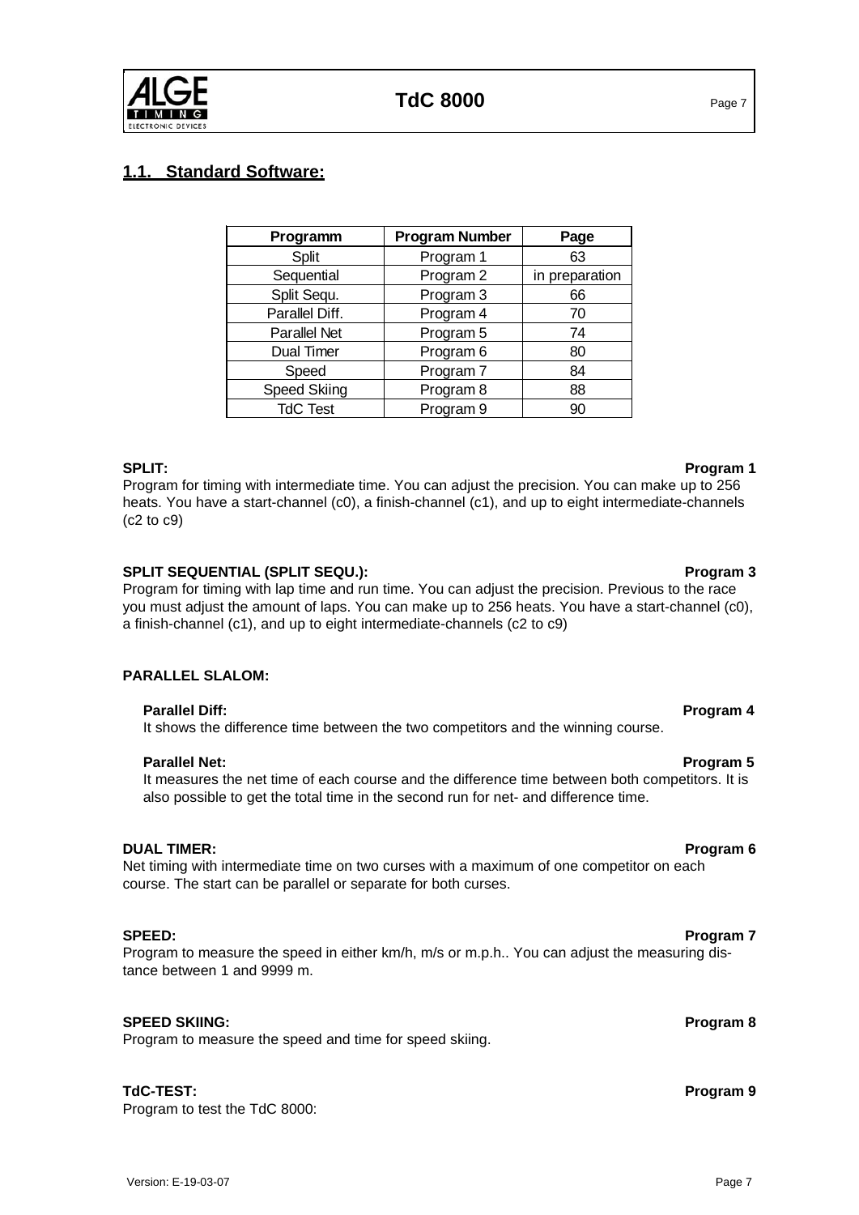## 1.1. Standard Software:

| Programm | Program Number | Page |
|---|---|---|
| Split | Program 1 | 63 |
| Sequential | Program 2 | in preparation |
| Split Sequ. | Program 3 | 66 |
| Parallel Diff. | Program 4 | 70 |
| Parallel Net | Program 5 | 74 |
| Dual Timer | Program 6 | 80 |
| Speed | Program 7 | 84 |
| Speed Skiing | Program 8 | 88 |
| TdC Test | Program 9 | 90 |

**SPLIT: Program 1**

Program for timing with intermediate time. You can adjust the precision. You can make up to 256 heats. You have a start-channel (c0), a finish-channel (c1), and up to eight intermediate-channels (c2 to c9)

**SPLIT SEQUENTIAL (SPLIT SEQU.): Program 3**

Program for timing with lap time and run time. You can adjust the precision. Previous to the race you must adjust the amount of laps. You can make up to 256 heats. You have a start-channel (c0), a finish-channel (c1), and up to eight intermediate-channels (c2 to c9)

**PARALLEL SLALOM:**

**Parallel Diff: Program 4**

It shows the difference time between the two competitors and the winning course.

**Parallel Net: Program 5**

It measures the net time of each course and the difference time between both competitors. It is also possible to get the total time in the second run for net- and difference time.

**DUAL TIMER: Program 6**

Net timing with intermediate time on two curses with a maximum of one competitor on each course. The start can be parallel or separate for both curses.

**SPEED: Program 7**

Program to measure the speed in either km/h, m/s or m.p.h.. You can adjust the measuring distance between 1 and 9999 m.

**SPEED SKIING: Program 8**

Program to measure the speed and time for speed skiing.

**TdC-TEST: Program 9**

Program to test the TdC 8000: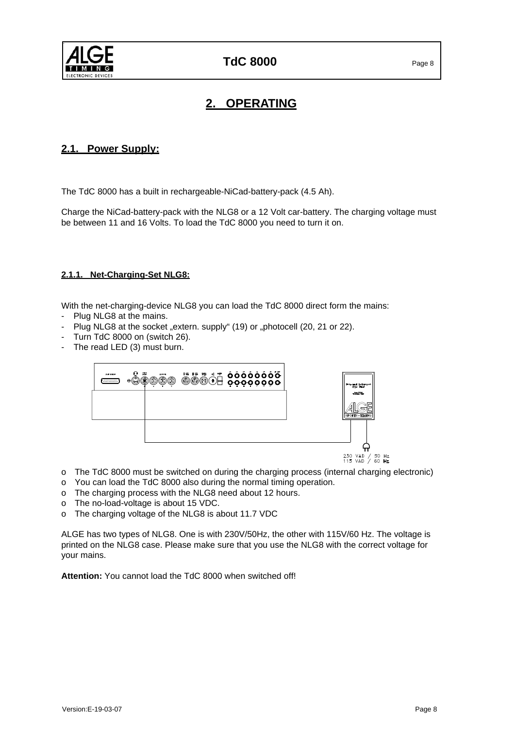# 2. OPERATING

## 2.1. Power Supply:

The TdC 8000 has a built in rechargeable-NiCad-battery-pack (4.5 Ah).

Charge the NiCad-battery-pack with the NLG8 or a 12 Volt car-battery. The charging voltage must be between 11 and 16 Volts. To load the TdC 8000 you need to turn it on.

### 2.1.1. Net-Charging-Set NLG8:

With the net-charging-device NLG8 you can load the TdC 8000 direct form the mains:

- Plug NLG8 at the mains.
- Plug NLG8 at the socket „extern. supply“ (19) or „photocell (20, 21 or 22).
- Turn TdC 8000 on (switch 26).
- The read LED (3) must burn.

230 VAD / 50 Hz
115 VAD / 60 Hz

- The TdC 8000 must be switched on during the charging process (internal charging electronic)
- You can load the TdC 8000 also during the normal timing operation.
- The charging process with the NLG8 need about 12 hours.
- The no-load-voltage is about 15 VDC.
- The charging voltage of the NLG8 is about 11.7 VDC

ALGE has two types of NLG8. One is with 230V/50Hz, the other with 115V/60 Hz. The voltage is printed on the NLG8 case. Please make sure that you use the NLG8 with the correct voltage for your mains.

**Attention:** You cannot load the TdC 8000 when switched off!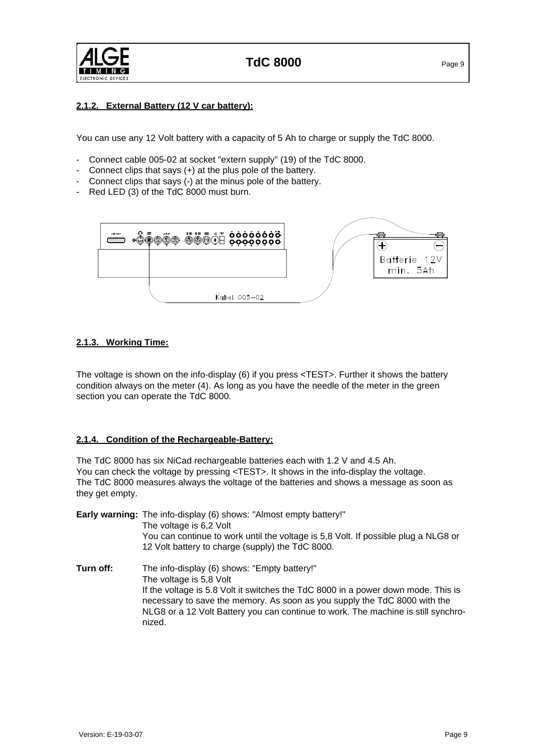### 2.1.2. External Battery (12 V car battery):

You can use any 12 Volt battery with a capacity of 5 Ah to charge or supply the TdC 8000.

- Connect cable 005-02 at socket "extern supply" (19) of the TdC 8000.
- Connect clips that says (+) at the plus pole of the battery.
- Connect clips that says (-) at the minus pole of the battery.
- Red LED (3) of the TdC 8000 must burn.

### 2.1.3. Working Time:

The voltage is shown on the info-display (6) if you press <TEST>. Further it shows the battery condition always on the meter (4). As long as you have the needle of the meter in the green section you can operate the TdC 8000.

### 2.1.4. Condition of the Rechargeable-Battery:

The TdC 8000 has six NiCad rechargeable batteries each with 1.2 V and 4.5 Ah.
You can check the voltage by pressing <TEST>. It shows in the info-display the voltage.
The TdC 8000 measures always the voltage of the batteries and shows a message as soon as they get empty.

**Early warning:** The info-display (6) shows: "Almost empty battery!"
The voltage is 6,2 Volt
You can continue to work until the voltage is 5,8 Volt. If possible plug a NLG8 or 12 Volt battery to charge (supply) the TdC 8000.

**Turn off:** The info-display (6) shows: "Empty battery!"
The voltage is 5,8 Volt
If the voltage is 5.8 Volt it switches the TdC 8000 in a power down mode. This is necessary to save the memory. As soon as you supply the TdC 8000 with the NLG8 or a 12 Volt Battery you can continue to work. The machine is still synchronized.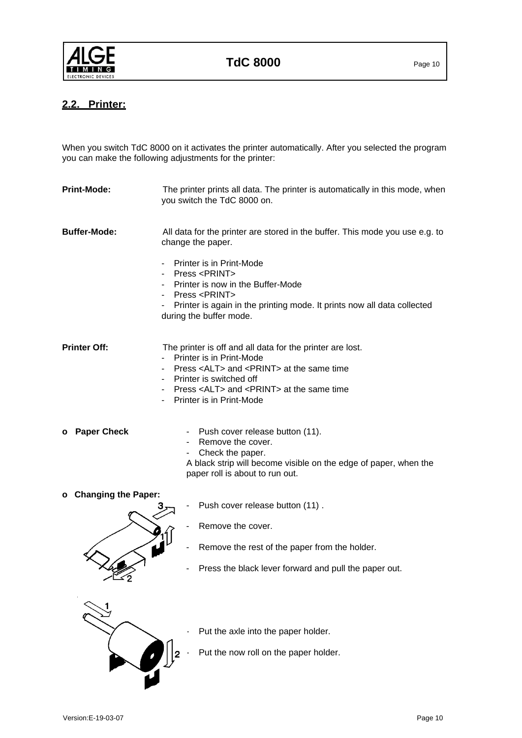## 2.2. Printer:

When you switch TdC 8000 on it activates the printer automatically. After you selected the program you can make the following adjustments for the printer:

**Print-Mode:** The printer prints all data. The printer is automatically in this mode, when you switch the TdC 8000 on.

**Buffer-Mode:** All data for the printer are stored in the buffer. This mode you use e.g. to change the paper.

- Printer is in Print-Mode
- Press <PRINT>
- Printer is now in the Buffer-Mode
- Press <PRINT>
- Printer is again in the printing mode. It prints now all data collected during the buffer mode.

**Printer Off:** The printer is off and all data for the printer are lost.

- Printer is in Print-Mode
- Press <ALT> and <PRINT> at the same time
- Printer is switched off
- Press <ALT> and <PRINT> at the same time
- Printer is in Print-Mode

**o Paper Check**

- Push cover release button (11).
- Remove the cover.
- Check the paper.

A black strip will become visible on the edge of paper, when the paper roll is about to run out.

**o Changing the Paper:**

- Push cover release button (11) .
- Remove the cover.
- Remove the rest of the paper from the holder.
- Press the black lever forward and pull the paper out.

- Put the axle into the paper holder.
- Put the now roll on the paper holder.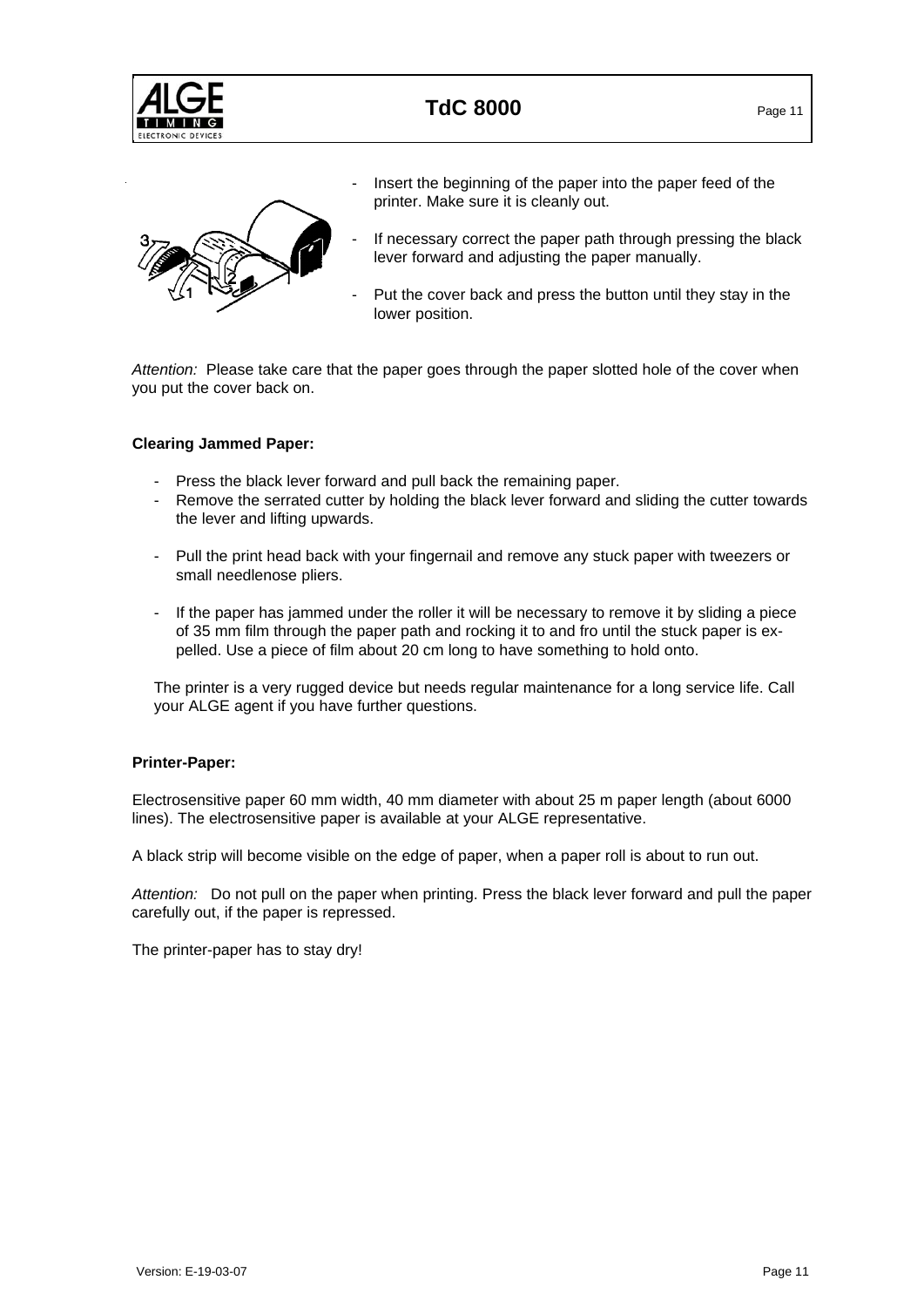- Insert the beginning of the paper into the paper feed of the printer. Make sure it is cleanly out.
- If necessary correct the paper path through pressing the black lever forward and adjusting the paper manually.
- Put the cover back and press the button until they stay in the lower position.

*Attention:* Please take care that the paper goes through the paper slotted hole of the cover when you put the cover back on.

**Clearing Jammed Paper:**

- Press the black lever forward and pull back the remaining paper.
- Remove the serrated cutter by holding the black lever forward and sliding the cutter towards the lever and lifting upwards.
- Pull the print head back with your fingernail and remove any stuck paper with tweezers or small needlenose pliers.
- If the paper has jammed under the roller it will be necessary to remove it by sliding a piece of 35 mm film through the paper path and rocking it to and fro until the stuck paper is expelled. Use a piece of film about 20 cm long to have something to hold onto.

The printer is a very rugged device but needs regular maintenance for a long service life. Call your ALGE agent if you have further questions.

**Printer-Paper:**

Electrosensitive paper 60 mm width, 40 mm diameter with about 25 m paper length (about 6000 lines). The electrosensitive paper is available at your ALGE representative.

A black strip will become visible on the edge of paper, when a paper roll is about to run out.

*Attention:* Do not pull on the paper when printing. Press the black lever forward and pull the paper carefully out, if the paper is repressed.

The printer-paper has to stay dry!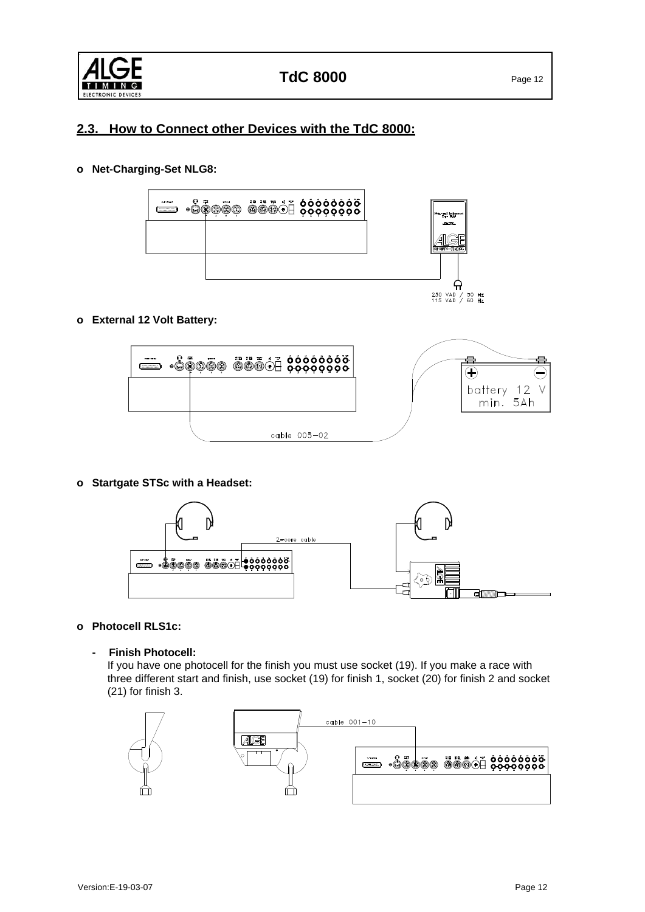## 2.3. How to Connect other Devices with the TdC 8000:

- **Net-Charging-Set NLG8:**

230 VAC / 50 Hz
115 VAC / 60 Hz

- **External 12 Volt Battery:**

battery 12 V
min. 5Ah

cable 005-02

- **Startgate STSc with a Headset:**

2-core cable

- **Photocell RLS1c:**

  - **Finish Photocell:**
    If you have one photocell for the finish you must use socket (19). If you make a race with three different start and finish, use socket (19) for finish 1, socket (20) for finish 2 and socket (21) for finish 3.

cable 001-10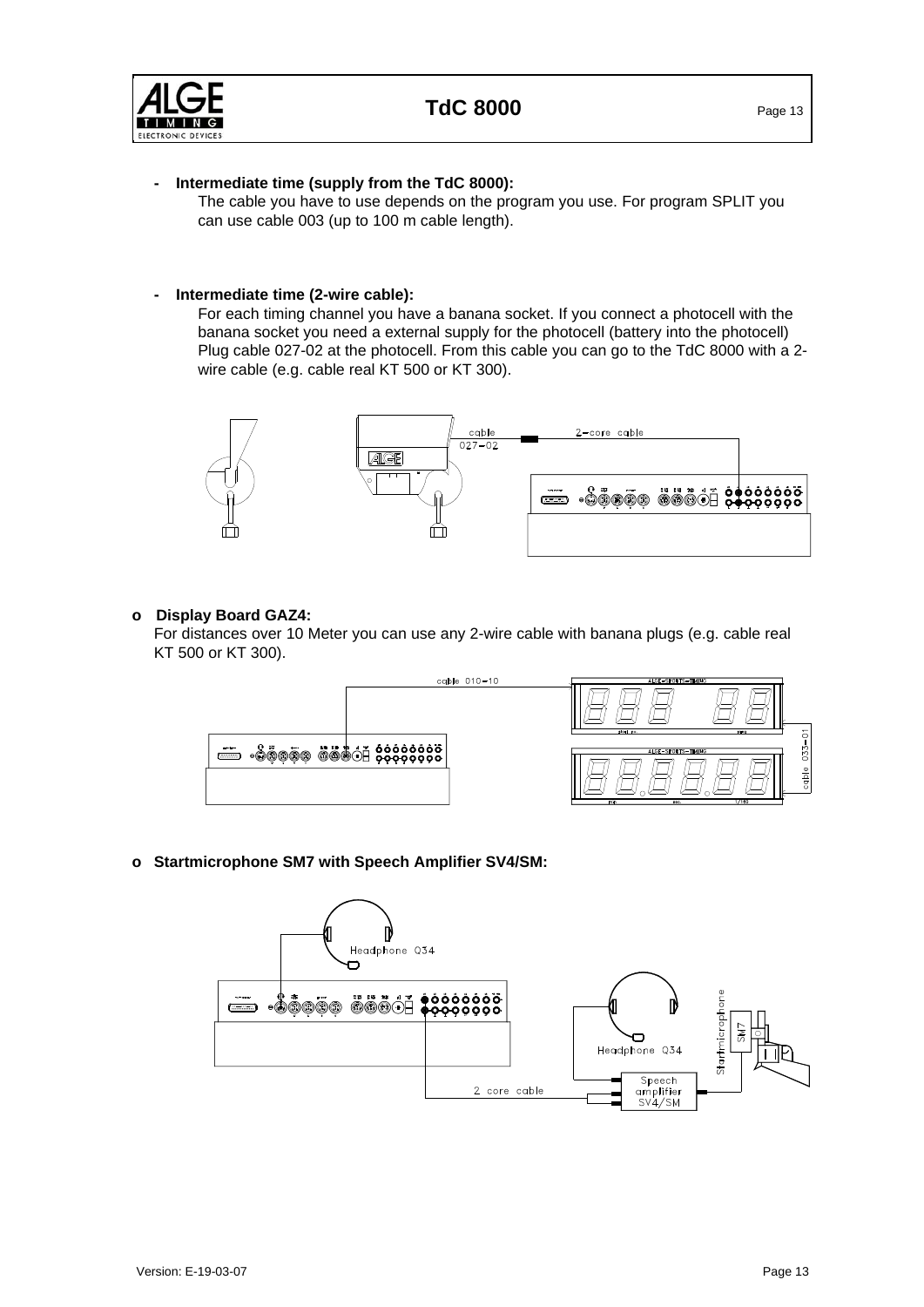- **Intermediate time (supply from the TdC 8000):**
  The cable you have to use depends on the program you use. For program SPLIT you can use cable 003 (up to 100 m cable length).

- **Intermediate time (2-wire cable):**
  For each timing channel you have a banana socket. If you connect a photocell with the banana socket you need a external supply for the photocell (battery into the photocell) Plug cable 027-02 at the photocell. From this cable you can go to the TdC 8000 with a 2-wire cable (e.g. cable real KT 500 or KT 300).

- **Display Board GAZ4:**
  For distances over 10 Meter you can use any 2-wire cable with banana plugs (e.g. cable real KT 500 or KT 300).

- **Startmicrophone SM7 with Speech Amplifier SV4/SM:**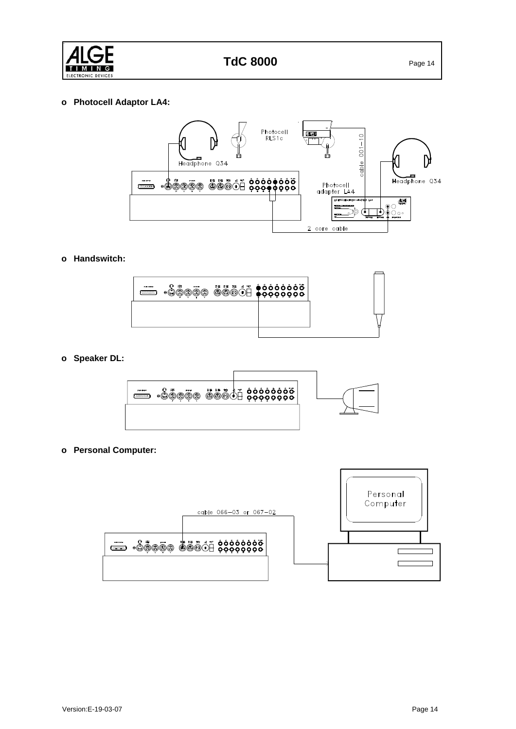- **Photocell Adaptor LA4:**

Photocell RLS1c

Headphone Q34

cable 001-10

Headphone Q34

Photocell adapter LA4

2 core cable

- **Handswitch:**

- **Speaker DL:**

- **Personal Computer:**

cable 066-03 or 067-02

Personal Computer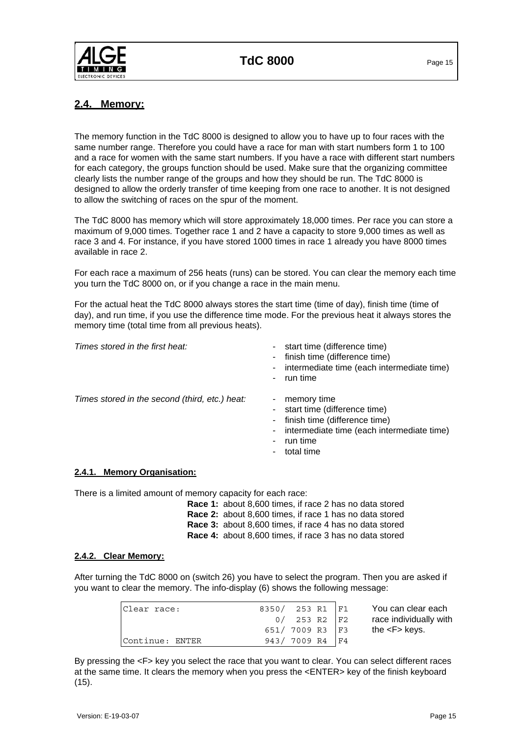## 2.4. Memory:

The memory function in the TdC 8000 is designed to allow you to have up to four races with the same number range. Therefore you could have a race for man with start numbers form 1 to 100 and a race for women with the same start numbers. If you have a race with different start numbers for each category, the groups function should be used. Make sure that the organizing committee clearly lists the number range of the groups and how they should be run. The TdC 8000 is designed to allow the orderly transfer of time keeping from one race to another. It is not designed to allow the switching of races on the spur of the moment.

The TdC 8000 has memory which will store approximately 18,000 times. Per race you can store a maximum of 9,000 times. Together race 1 and 2 have a capacity to store 9,000 times as well as race 3 and 4. For instance, if you have stored 1000 times in race 1 already you have 8000 times available in race 2.

For each race a maximum of 256 heats (runs) can be stored. You can clear the memory each time you turn the TdC 8000 on, or if you change a race in the main menu.

For the actual heat the TdC 8000 always stores the start time (time of day), finish time (time of day), and run time, if you use the difference time mode. For the previous heat it always stores the memory time (total time from all previous heats).

*Times stored in the first heat:*

- start time (difference time)
- finish time (difference time)
- intermediate time (each intermediate time)
- run time

*Times stored in the second (third, etc.) heat:*

- memory time
- start time (difference time)
- finish time (difference time)
- intermediate time (each intermediate time)
- run time
- total time

### 2.4.1. Memory Organisation:

There is a limited amount of memory capacity for each race:

**Race 1:** about 8,600 times, if race 2 has no data stored
**Race 2:** about 8,600 times, if race 1 has no data stored
**Race 3:** about 8,600 times, if race 4 has no data stored
**Race 4:** about 8,600 times, if race 3 has no data stored

### 2.4.2. Clear Memory:

After turning the TdC 8000 on (switch 26) you have to select the program. Then you are asked if you want to clear the memory. The info-display (6) shows the following message:

```
Clear race:              8350/  253 R1  F1
                            0/  253 R2  F2
                          651/ 7009 R3  F3
Continue: ENTER           943/ 7009 R4  F4
```

You can clear each race individually with the <F> keys.

By pressing the <F> key you select the race that you want to clear. You can select different races at the same time. It clears the memory when you press the <ENTER> key of the finish keyboard (15).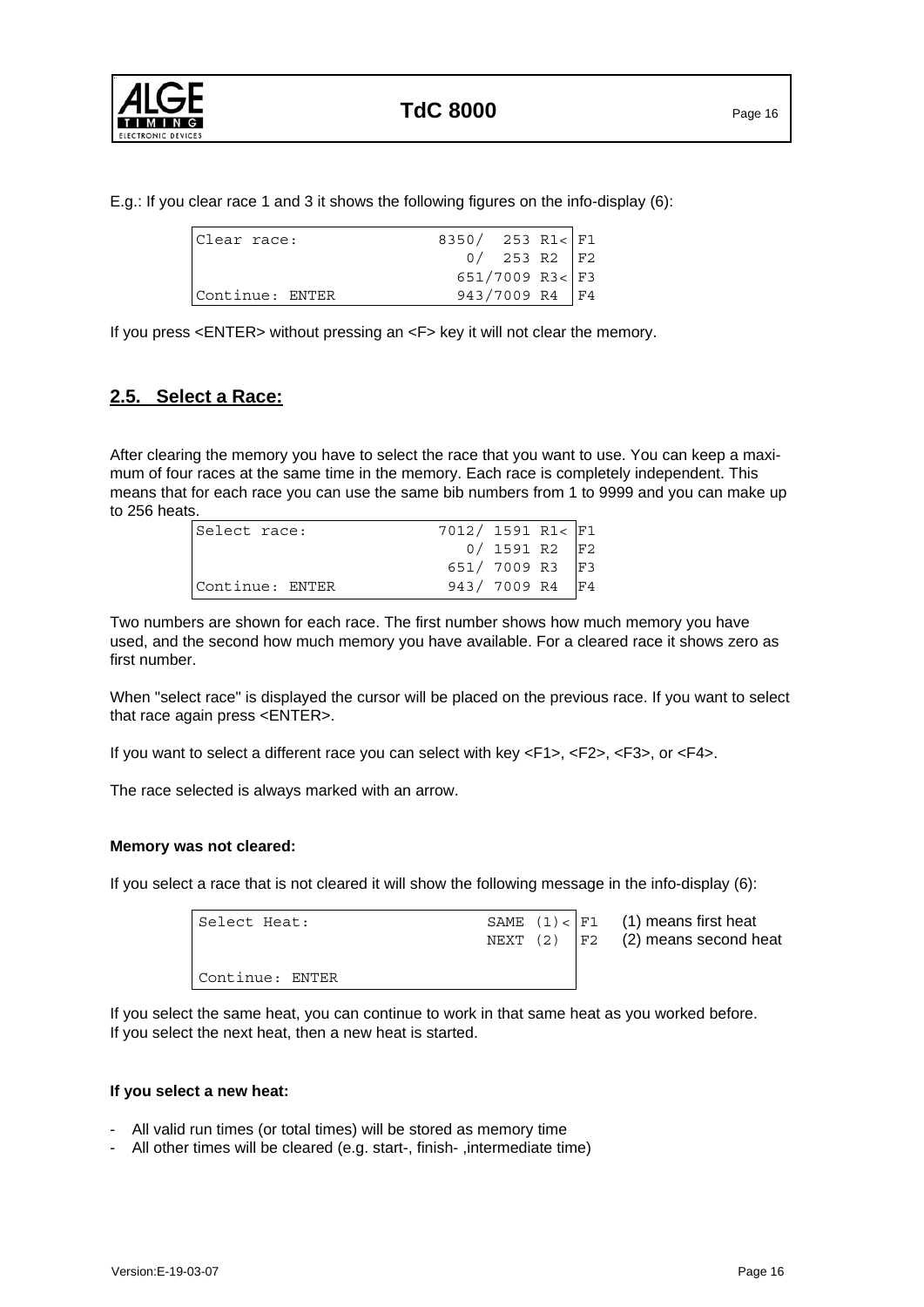E.g.: If you clear race 1 and 3 it shows the following figures on the info-display (6):

```
Clear race:              8350/  253 R1< F1
                            0/  253 R2  F2
                          651/7009 R3<  F3
Continue: ENTER           943/7009 R4   F4
```

If you press <ENTER> without pressing an <F> key it will not clear the memory.

## 2.5. Select a Race:

After clearing the memory you have to select the race that you want to use. You can keep a maximum of four races at the same time in the memory. Each race is completely independent. This means that for each race you can use the same bib numbers from 1 to 9999 and you can make up to 256 heats.

```
Select race:             7012/ 1591 R1< F1
                            0/ 1591 R2  F2
                          651/ 7009 R3  F3
Continue: ENTER           943/ 7009 R4  F4
```

Two numbers are shown for each race. The first number shows how much memory you have used, and the second how much memory you have available. For a cleared race it shows zero as first number.

When "select race" is displayed the cursor will be placed on the previous race. If you want to select that race again press <ENTER>.

If you want to select a different race you can select with key <F1>, <F2>, <F3>, or <F4>.

The race selected is always marked with an arrow.

**Memory was not cleared:**

If you select a race that is not cleared it will show the following message in the info-display (6):

```
Select Heat:                  SAME (1)< F1    (1) means first heat
                              NEXT (2)  F2    (2) means second heat

Continue: ENTER
```

If you select the same heat, you can continue to work in that same heat as you worked before. If you select the next heat, then a new heat is started.

**If you select a new heat:**

- All valid run times (or total times) will be stored as memory time
- All other times will be cleared (e.g. start-, finish- ,intermediate time)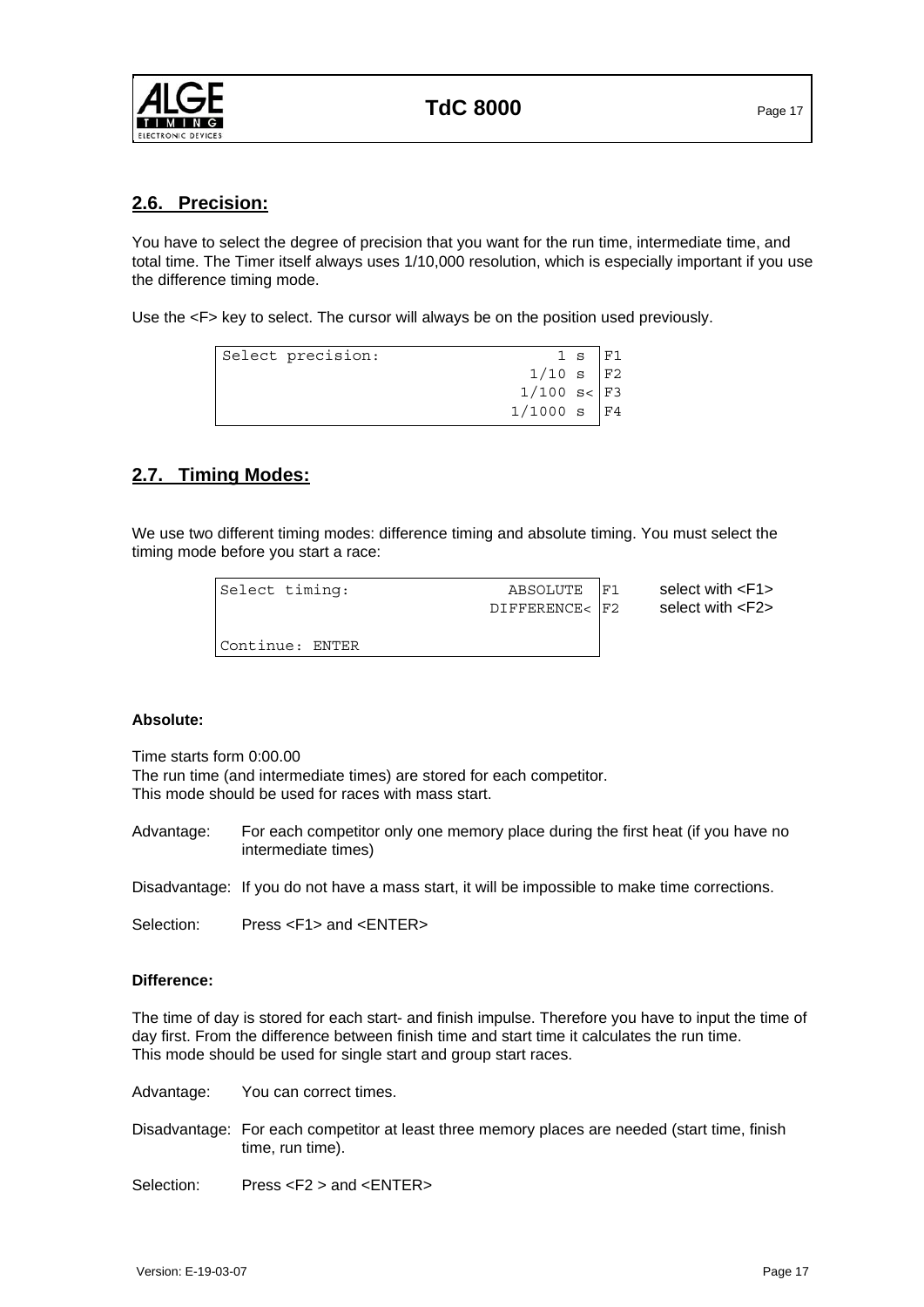## 2.6. Precision:

You have to select the degree of precision that you want for the run time, intermediate time, and total time. The Timer itself always uses 1/10,000 resolution, which is especially important if you use the difference timing mode.

Use the <F> key to select. The cursor will always be on the position used previously.

```
Select precision:                 1 s  F1
                               1/10 s  F2
                              1/100 s< F3
                             1/1000 s  F4
```

## 2.7. Timing Modes:

We use two different timing modes: difference timing and absolute timing. You must select the timing mode before you start a race:

```
Select timing:              ABSOLUTE  F1     select with <F1>
                          DIFFERENCE< F2     select with <F2>

Continue: ENTER
```

**Absolute:**

Time starts form 0:00.00
The run time (and intermediate times) are stored for each competitor.
This mode should be used for races with mass start.

Advantage: For each competitor only one memory place during the first heat (if you have no intermediate times)

Disadvantage: If you do not have a mass start, it will be impossible to make time corrections.

Selection: Press <F1> and <ENTER>

**Difference:**

The time of day is stored for each start- and finish impulse. Therefore you have to input the time of day first. From the difference between finish time and start time it calculates the run time.
This mode should be used for single start and group start races.

Advantage: You can correct times.

Disadvantage: For each competitor at least three memory places are needed (start time, finish time, run time).

Selection: Press <F2 > and <ENTER>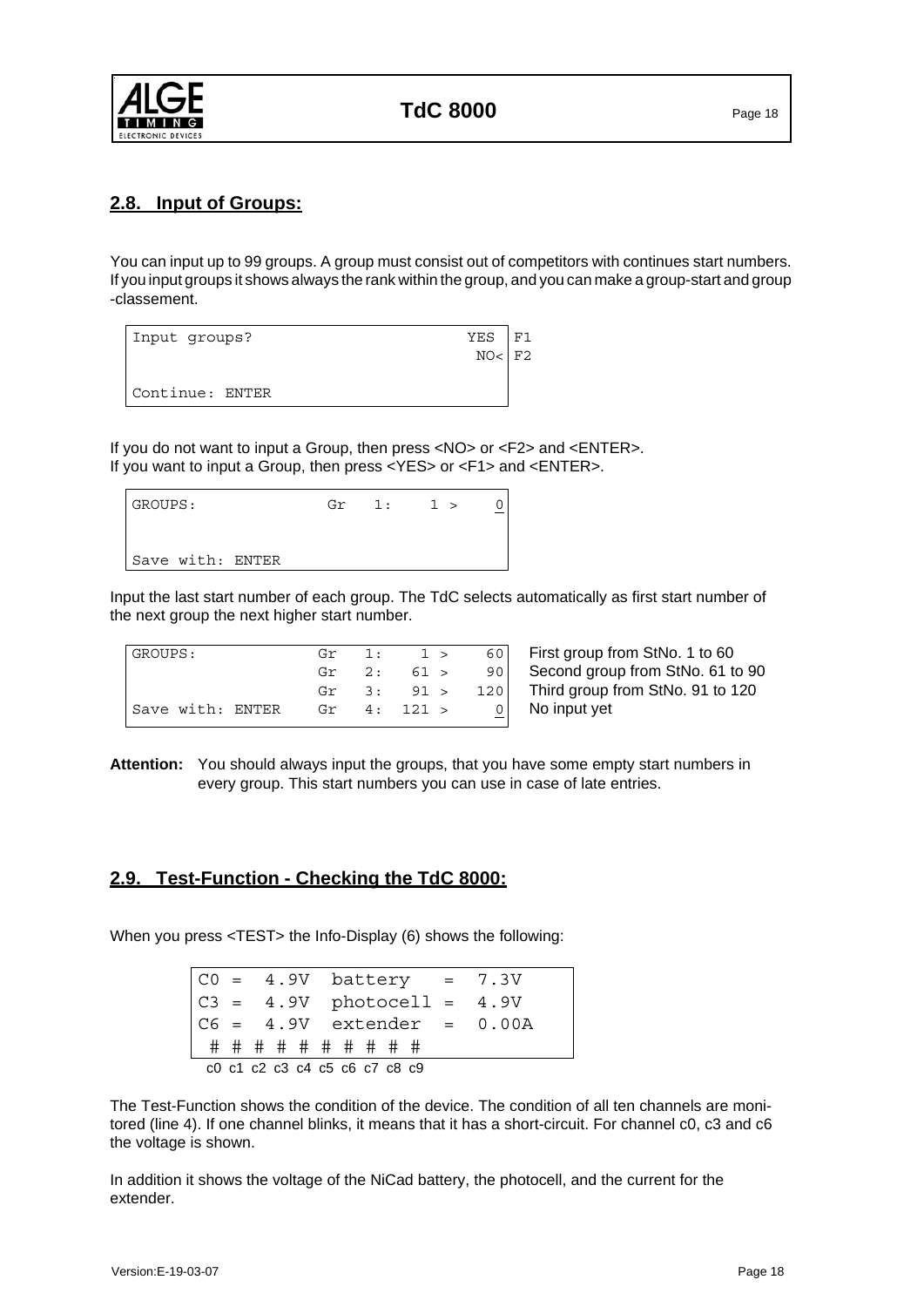## 2.8. Input of Groups:

You can input up to 99 groups. A group must consist out of competitors with continues start numbers. If you input groups it shows always the rank within the group, and you can make a group-start and group -classement.

```
Input groups?                      YES  F1
                                   NO<  F2

Continue: ENTER
```

If you do not want to input a Group, then press <NO> or <F2> and <ENTER>.
If you want to input a Group, then press <YES> or <F1> and <ENTER>.

```
GROUPS:              Gr   1:     1 >     0


Save with: ENTER
```

Input the last start number of each group. The TdC selects automatically as first start number of the next group the next higher start number.

```
GROUPS:              Gr   1:     1 >    60    First group from StNo. 1 to 60
                     Gr   2:    61 >    90    Second group from StNo. 61 to 90
                     Gr   3:    91 >   120    Third group from StNo. 91 to 120
Save with: ENTER     Gr   4:   121 >     0    No input yet
```

**Attention:** You should always input the groups, that you have some empty start numbers in every group. This start numbers you can use in case of late entries.

## 2.9. Test-Function - Checking the TdC 8000:

When you press <TEST> the Info-Display (6) shows the following:

```
C0 =  4.9V  battery   =  7.3V
C3 =  4.9V  photocell =  4.9V
C6 =  4.9V  extender  =  0.00A
 #  #  #  #  #  #  #  #  #  #
 c0 c1 c2 c3 c4 c5 c6 c7 c8 c9
```

The Test-Function shows the condition of the device. The condition of all ten channels are monitored (line 4). If one channel blinks, it means that it has a short-circuit. For channel c0, c3 and c6 the voltage is shown.

In addition it shows the voltage of the NiCad battery, the photocell, and the current for the extender.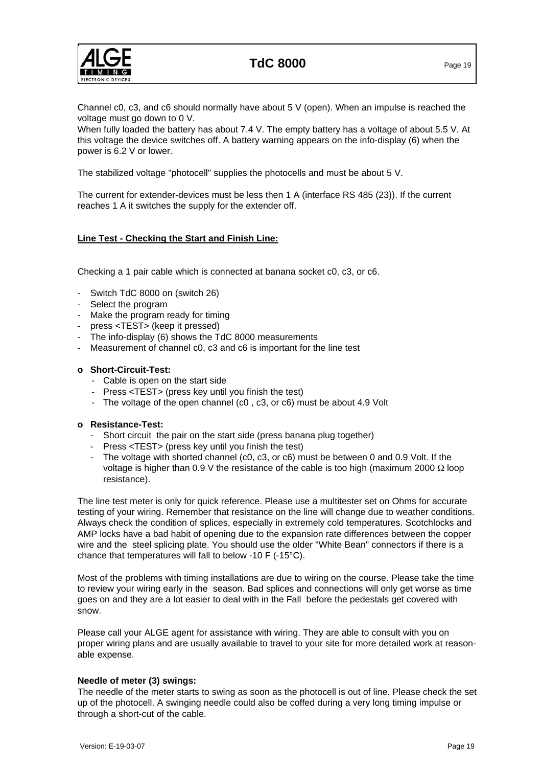Channel c0, c3, and c6 should normally have about 5 V (open). When an impulse is reached the voltage must go down to 0 V.
When fully loaded the battery has about 7.4 V. The empty battery has a voltage of about 5.5 V. At this voltage the device switches off. A battery warning appears on the info-display (6) when the power is 6.2 V or lower.

The stabilized voltage "photocell" supplies the photocells and must be about 5 V.

The current for extender-devices must be less then 1 A (interface RS 485 (23)). If the current reaches 1 A it switches the supply for the extender off.

**Line Test - Checking the Start and Finish Line:**

Checking a 1 pair cable which is connected at banana socket c0, c3, or c6.

- Switch TdC 8000 on (switch 26)
- Select the program
- Make the program ready for timing
- press <TEST> (keep it pressed)
- The info-display (6) shows the TdC 8000 measurements
- Measurement of channel c0, c3 and c6 is important for the line test

- **Short-Circuit-Test:**
  - Cable is open on the start side
  - Press <TEST> (press key until you finish the test)
  - The voltage of the open channel (c0 , c3, or c6) must be about 4.9 Volt

- **Resistance-Test:**
  - Short circuit the pair on the start side (press banana plug together)
  - Press <TEST> (press key until you finish the test)
  - The voltage with shorted channel (c0, c3, or c6) must be between 0 and 0.9 Volt. If the voltage is higher than 0.9 V the resistance of the cable is too high (maximum 2000 Ω loop resistance).

The line test meter is only for quick reference. Please use a multitester set on Ohms for accurate testing of your wiring. Remember that resistance on the line will change due to weather conditions. Always check the condition of splices, especially in extremely cold temperatures. Scotchlocks and AMP locks have a bad habit of opening due to the expansion rate differences between the copper wire and the steel splicing plate. You should use the older "White Bean" connectors if there is a chance that temperatures will fall to below -10 F (-15°C).

Most of the problems with timing installations are due to wiring on the course. Please take the time to review your wiring early in the season. Bad splices and connections will only get worse as time goes on and they are a lot easier to deal with in the Fall before the pedestals get covered with snow.

Please call your ALGE agent for assistance with wiring. They are able to consult with you on proper wiring plans and are usually available to travel to your site for more detailed work at reason-able expense.

**Needle of meter (3) swings:**
The needle of the meter starts to swing as soon as the photocell is out of line. Please check the set up of the photocell. A swinging needle could also be coffed during a very long timing impulse or through a short-cut of the cable.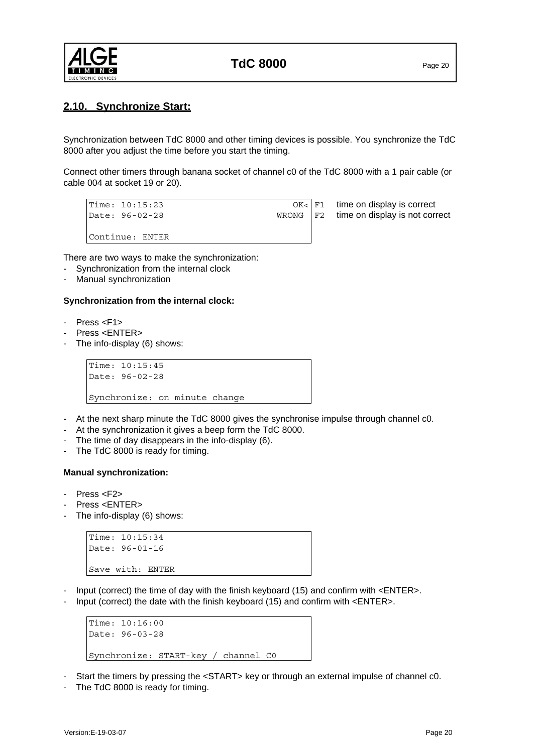## 2.10. Synchronize Start:

Synchronization between TdC 8000 and other timing devices is possible. You synchronize the TdC 8000 after you adjust the time before you start the timing.

Connect other timers through banana socket of channel c0 of the TdC 8000 with a 1 pair cable (or cable 004 at socket 19 or 20).

```
Time: 10:15:23                    OK<  F1   time on display is correct
Date: 96-02-28                  WRONG  F2   time on display is not correct

Continue: ENTER
```

There are two ways to make the synchronization:

- Synchronization from the internal clock
- Manual synchronization

**Synchronization from the internal clock:**

- Press <F1>
- Press <ENTER>
- The info-display (6) shows:

```
Time: 10:15:45
Date: 96-02-28

Synchronize: on minute change
```

- At the next sharp minute the TdC 8000 gives the synchronise impulse through channel c0.
- At the synchronization it gives a beep form the TdC 8000.
- The time of day disappears in the info-display (6).
- The TdC 8000 is ready for timing.

**Manual synchronization:**

- Press <F2>
- Press <ENTER>
- The info-display (6) shows:

```
Time: 10:15:34
Date: 96-01-16

Save with: ENTER
```

- Input (correct) the time of day with the finish keyboard (15) and confirm with <ENTER>.
- Input (correct) the date with the finish keyboard (15) and confirm with <ENTER>.

```
Time: 10:16:00
Date: 96-03-28

Synchronize: START-key / channel C0
```

- Start the timers by pressing the <START> key or through an external impulse of channel c0.
- The TdC 8000 is ready for timing.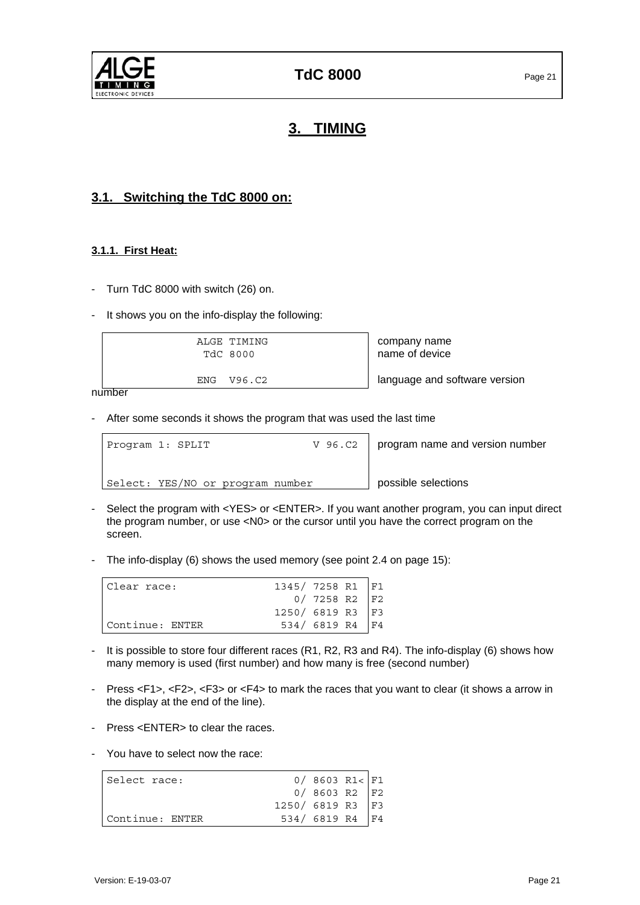# 3. TIMING

## 3.1. Switching the TdC 8000 on:

### 3.1.1. First Heat:

- Turn TdC 8000 with switch (26) on.
- It shows you on the info-display the following:

```
       ALGE TIMING          company name
        TdC 8000            name of device

       ENG  V96.C2          language and software version number
```

- After some seconds it shows the program that was used the last time

```
Program 1: SPLIT            V 96.C2     program name and version number


Select: YES/NO or program number        possible selections
```

- Select the program with <YES> or <ENTER>. If you want another program, you can input direct the program number, or use <N0> or the cursor until you have the correct program on the screen.
- The info-display (6) shows the used memory (see point 2.4 on page 15):

```
Clear race:          1345/ 7258 R1  F1
                        0/ 7258 R2  F2
                     1250/ 6819 R3  F3
Continue: ENTER       534/ 6819 R4  F4
```

- It is possible to store four different races (R1, R2, R3 and R4). The info-display (6) shows how many memory is used (first number) and how many is free (second number)
- Press <F1>, <F2>, <F3> or <F4> to mark the races that you want to clear (it shows a arrow in the display at the end of the line).
- Press <ENTER> to clear the races.
- You have to select now the race:

```
Select race:            0/ 8603 R1< F1
                        0/ 8603 R2  F2
                     1250/ 6819 R3  F3
Continue: ENTER       534/ 6819 R4  F4
```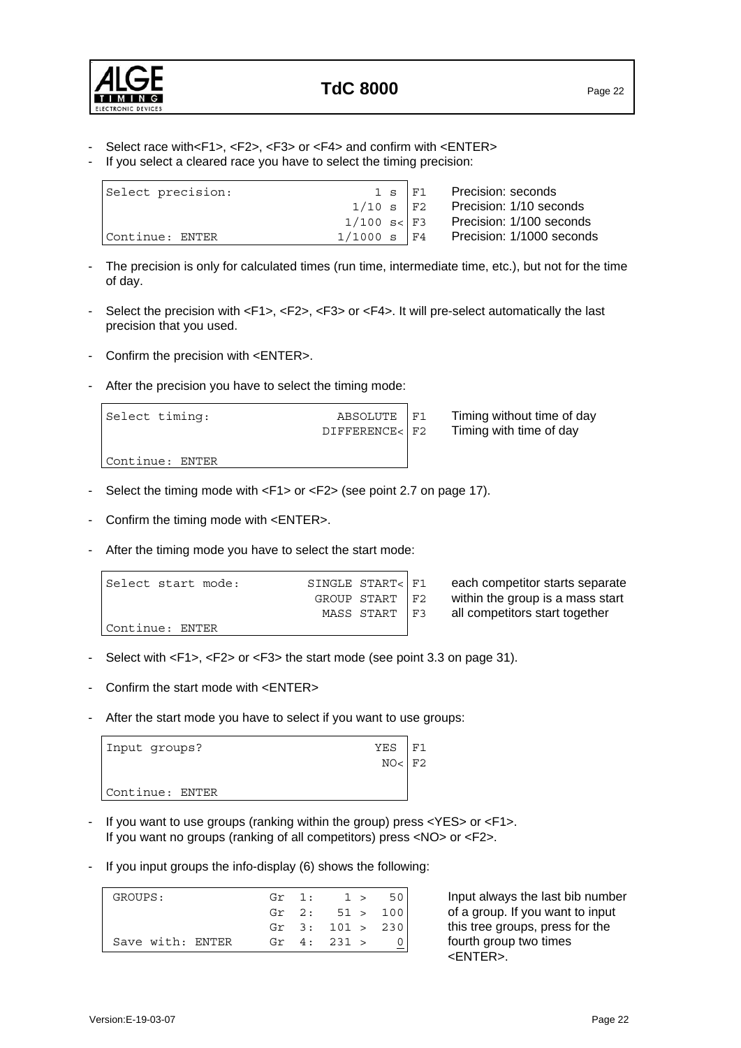- Select race with<F1>, <F2>, <F3> or <F4> and confirm with <ENTER>
- If you select a cleared race you have to select the timing precision:

```
Select precision:                 1 s  |F1
                                1/10 s |F2
                               1/100 s<|F3
Continue: ENTER               1/1000 s |F4
```

| Key | Description |
| --- | --- |
| F1 | Precision: seconds |
| F2 | Precision: 1/10 seconds |
| F3 | Precision: 1/100 seconds |
| F4 | Precision: 1/1000 seconds |

- The precision is only for calculated times (run time, intermediate time, etc.), but not for the time of day.

- Select the precision with <F1>, <F2>, <F3> or <F4>. It will pre-select automatically the last precision that you used.

- Confirm the precision with <ENTER>.

- After the precision you have to select the timing mode:

```
Select timing:               ABSOLUTE |F1
                          DIFFERENCE< |F2

Continue: ENTER
```

| Key | Description |
| --- | --- |
| F1 | Timing without time of day |
| F2 | Timing with time of day |

- Select the timing mode with <F1> or <F2> (see point 2.7 on page 17).

- Confirm the timing mode with <ENTER>.

- After the timing mode you have to select the start mode:

```
Select start mode:      SINGLE START< |F1
                          GROUP START |F2
                           MASS START |F3
Continue: ENTER
```

| Key | Description |
| --- | --- |
| F1 | each competitor starts separate |
| F2 | within the group is a mass start |
| F3 | all competitors start together |

- Select with <F1>, <F2> or <F3> the start mode (see point 3.3 on page 31).

- Confirm the start mode with <ENTER>

- After the start mode you have to select if you want to use groups:

```
Input groups?                     YES |F1
                                  NO< |F2

Continue: ENTER
```

- If you want to use groups (ranking within the group) press <YES> or <F1>.
  If you want no groups (ranking of all competitors) press <NO> or <F2>.

- If you input groups the info-display (6) shows the following:

```
GROUPS:              Gr  1:    1 >   50
                     Gr  2:   51 >  100
                     Gr  3:  101 >  230
Save with: ENTER     Gr  4:  231 >    0
```

Input always the last bib number of a group. If you want to input this tree groups, press for the fourth group two times <ENTER>.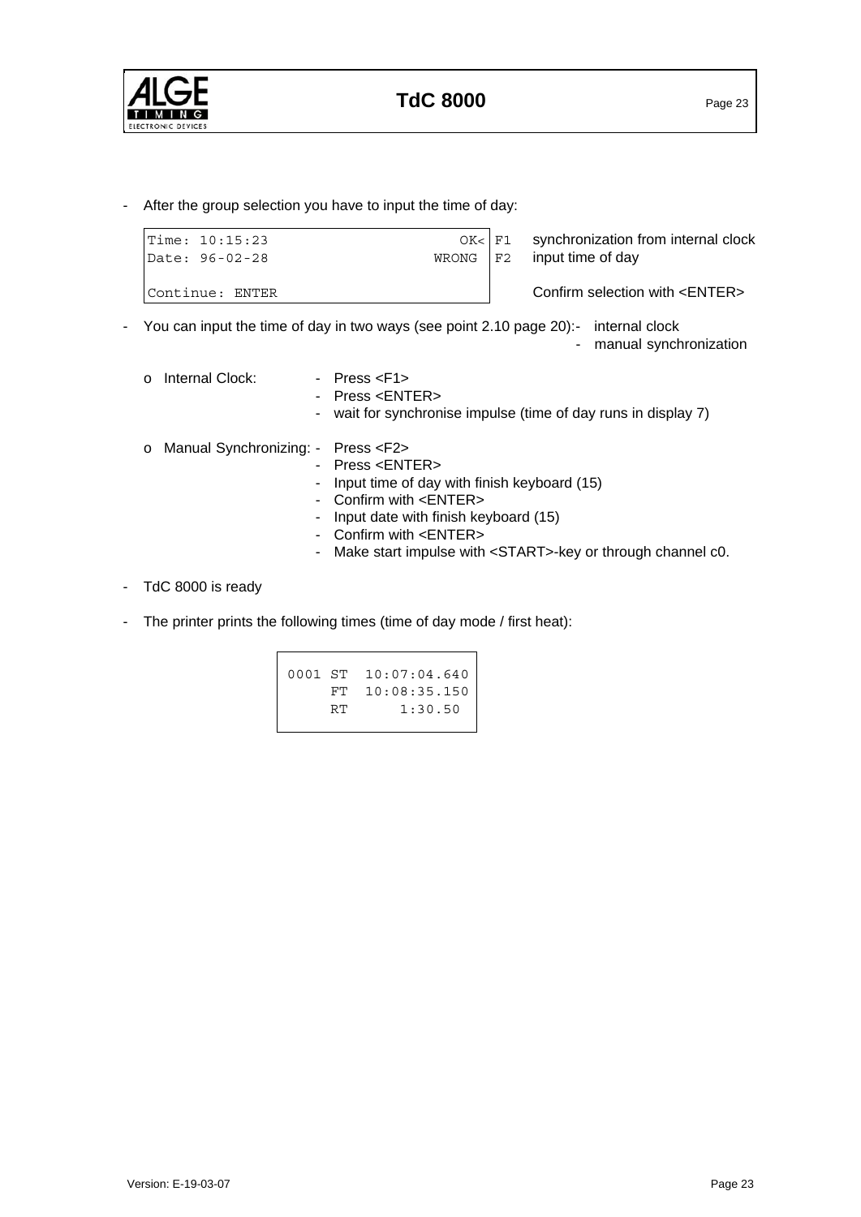- After the group selection you have to input the time of day:

```
Time: 10:15:23                    OK<  F1
Date: 96-02-28                 WRONG   F2

Continue: ENTER
```

F1 synchronization from internal clock
F2 input time of day

Confirm selection with <ENTER>

- You can input the time of day in two ways (see point 2.10 page 20):
  - internal clock
  - manual synchronization

  - o Internal Clock:
    - Press <F1>
    - Press <ENTER>
    - wait for synchronise impulse (time of day runs in display 7)

  - o Manual Synchronizing:
    - Press <F2>
    - Press <ENTER>
    - Input time of day with finish keyboard (15)
    - Confirm with <ENTER>
    - Input date with finish keyboard (15)
    - Confirm with <ENTER>
    - Make start impulse with <START>-key or through channel c0.

- TdC 8000 is ready

- The printer prints the following times (time of day mode / first heat):

```
0001 ST  10:07:04.640
     FT  10:08:35.150
     RT       1:30.50
```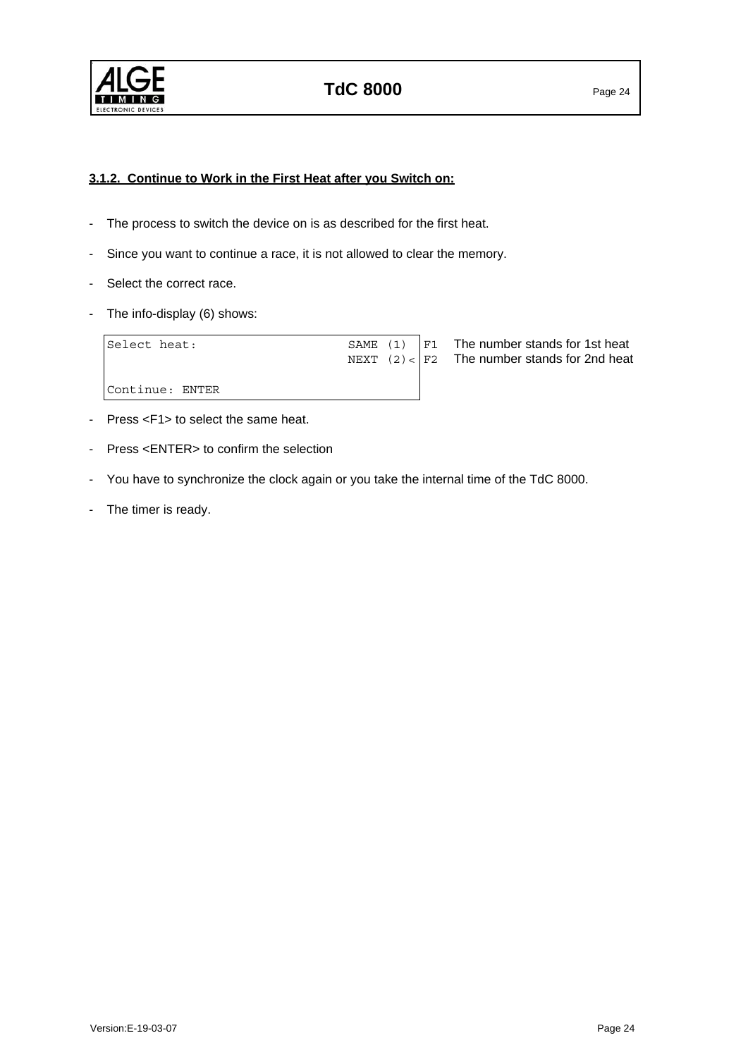### 3.1.2. Continue to Work in the First Heat after you Switch on:

- The process to switch the device on is as described for the first heat.
- Since you want to continue a race, it is not allowed to clear the memory.
- Select the correct race.
- The info-display (6) shows:

```
Select heat:                    SAME (1)   F1   The number stands for 1st heat
                                NEXT (2)<  F2   The number stands for 2nd heat

Continue: ENTER
```

- Press <F1> to select the same heat.
- Press <ENTER> to confirm the selection
- You have to synchronize the clock again or you take the internal time of the TdC 8000.
- The timer is ready.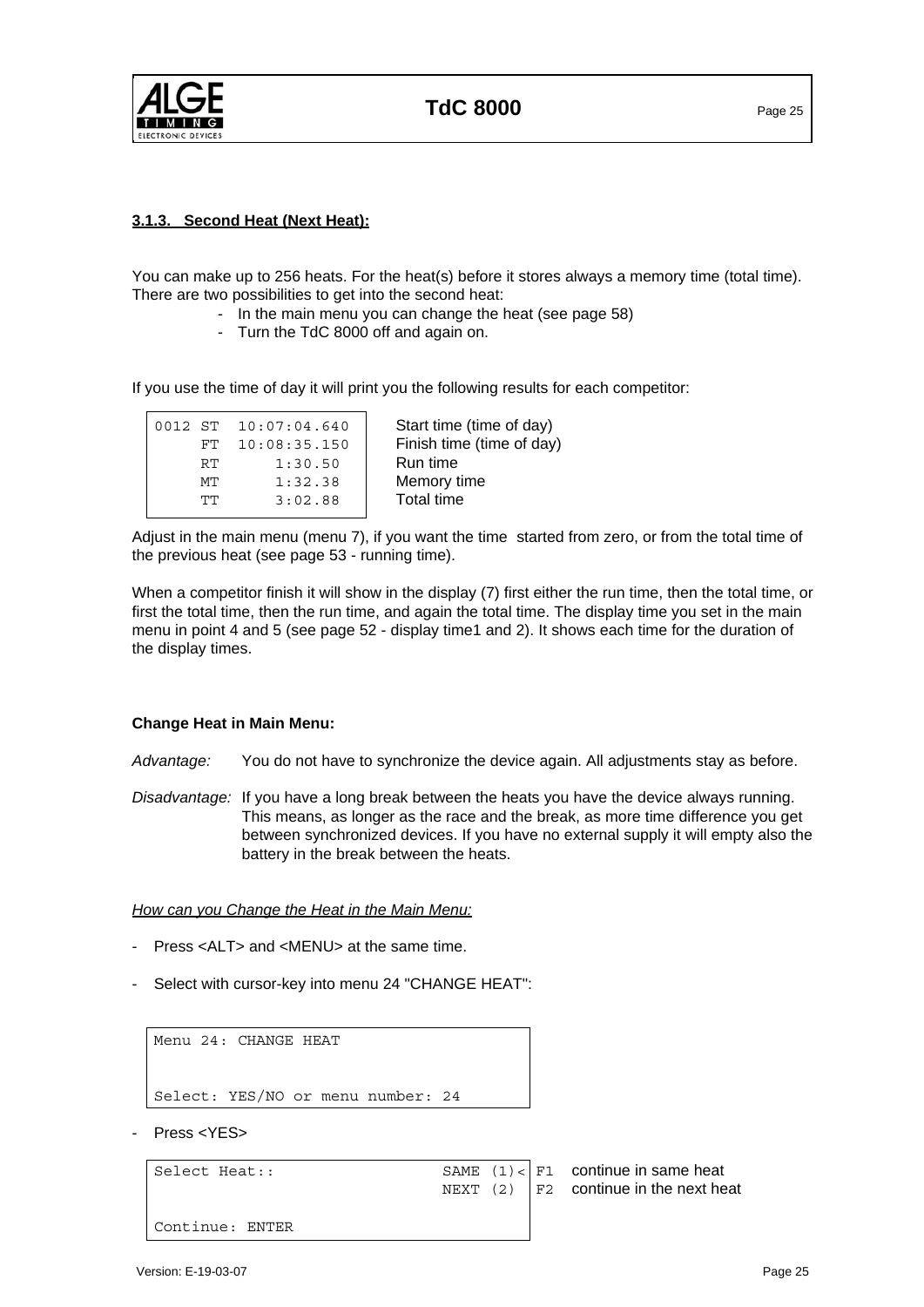### 3.1.3. Second Heat (Next Heat):

You can make up to 256 heats. For the heat(s) before it stores always a memory time (total time). There are two possibilities to get into the second heat:

- In the main menu you can change the heat (see page 58)
- Turn the TdC 8000 off and again on.

If you use the time of day it will print you the following results for each competitor:

```
0012 ST  10:07:04.640     Start time (time of day)
     FT  10:08:35.150     Finish time (time of day)
     RT      1:30.50      Run time
     MT      1:32.38      Memory time
     TT      3:02.88      Total time
```

Adjust in the main menu (menu 7), if you want the time started from zero, or from the total time of the previous heat (see page 53 - running time).

When a competitor finish it will show in the display (7) first either the run time, then the total time, or first the total time, then the run time, and again the total time. The display time you set in the main menu in point 4 and 5 (see page 52 - display time1 and 2). It shows each time for the duration of the display times.

**Change Heat in Main Menu:**

*Advantage:* You do not have to synchronize the device again. All adjustments stay as before.

*Disadvantage:* If you have a long break between the heats you have the device always running. This means, as longer as the race and the break, as more time difference you get between synchronized devices. If you have no external supply it will empty also the battery in the break between the heats.

*How can you Change the Heat in the Main Menu:*

- Press <ALT> and <MENU> at the same time.
- Select with cursor-key into menu 24 "CHANGE HEAT":

```
Menu 24: CHANGE HEAT


Select: YES/NO or menu number: 24
```

- Press <YES>

```
Select Heat::                  SAME (1)<   F1   continue in same heat
                               NEXT (2)    F2   continue in the next heat

Continue: ENTER
```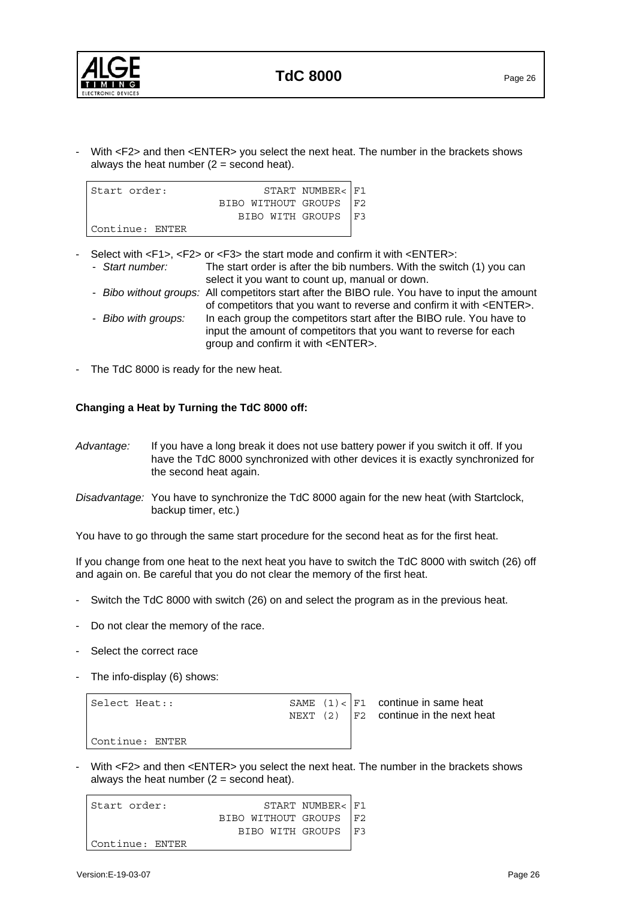- With <F2> and then <ENTER> you select the next heat. The number in the brackets shows always the heat number (2 = second heat).

```
Start order:              START NUMBER< F1
                    BIBO WITHOUT GROUPS  F2
                       BIBO WITH GROUPS  F3
Continue: ENTER
```

- Select with <F1>, <F2> or <F3> the start mode and confirm it with <ENTER>:
  - *Start number:* The start order is after the bib numbers. With the switch (1) you can select it you want to count up, manual or down.
  - *Bibo without groups:* All competitors start after the BIBO rule. You have to input the amount of competitors that you want to reverse and confirm it with <ENTER>.
  - *Bibo with groups:* In each group the competitors start after the BIBO rule. You have to input the amount of competitors that you want to reverse for each group and confirm it with <ENTER>.
- The TdC 8000 is ready for the new heat.

**Changing a Heat by Turning the TdC 8000 off:**

*Advantage:* If you have a long break it does not use battery power if you switch it off. If you have the TdC 8000 synchronized with other devices it is exactly synchronized for the second heat again.

*Disadvantage:* You have to synchronize the TdC 8000 again for the new heat (with Startclock, backup timer, etc.)

You have to go through the same start procedure for the second heat as for the first heat.

If you change from one heat to the next heat you have to switch the TdC 8000 with switch (26) off and again on. Be careful that you do not clear the memory of the first heat.

- Switch the TdC 8000 with switch (26) on and select the program as in the previous heat.
- Do not clear the memory of the race.
- Select the correct race
- The info-display (6) shows:

```
Select Heat::                  SAME (1)< F1   continue in same heat
                               NEXT (2)  F2   continue in the next heat

Continue: ENTER
```

- With <F2> and then <ENTER> you select the next heat. The number in the brackets shows always the heat number (2 = second heat).

```
Start order:              START NUMBER< F1
                    BIBO WITHOUT GROUPS  F2
                       BIBO WITH GROUPS  F3
Continue: ENTER
```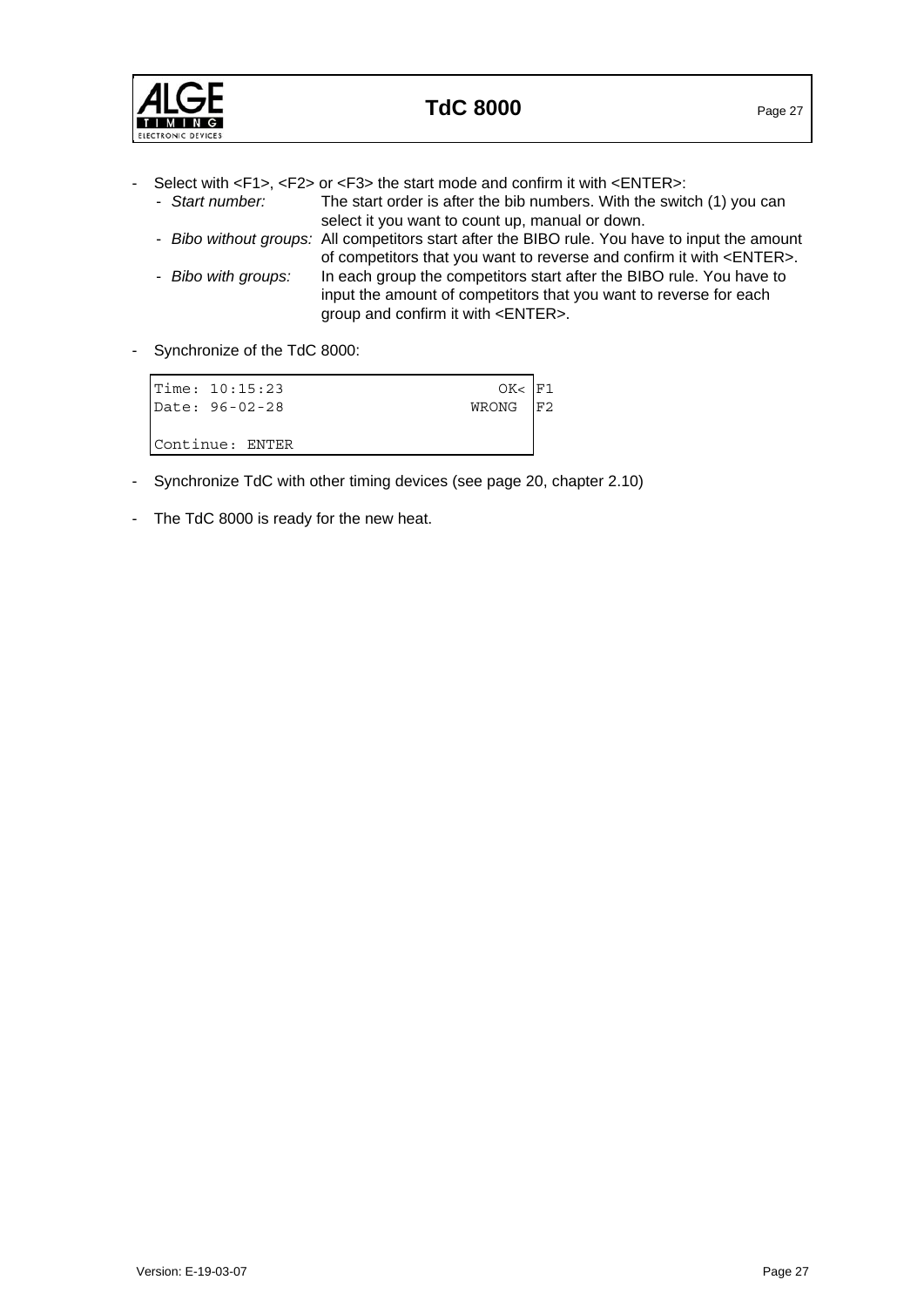- Select with <F1>, <F2> or <F3> the start mode and confirm it with <ENTER>:
  - *Start number:* The start order is after the bib numbers. With the switch (1) you can select it you want to count up, manual or down.
  - *Bibo without groups:* All competitors start after the BIBO rule. You have to input the amount of competitors that you want to reverse and confirm it with <ENTER>.
  - *Bibo with groups:* In each group the competitors start after the BIBO rule. You have to input the amount of competitors that you want to reverse for each group and confirm it with <ENTER>.

- Synchronize of the TdC 8000:

```
Time: 10:15:23                    OK<  F1
Date: 96-02-28                  WRONG  F2

Continue: ENTER
```

- Synchronize TdC with other timing devices (see page 20, chapter 2.10)

- The TdC 8000 is ready for the new heat.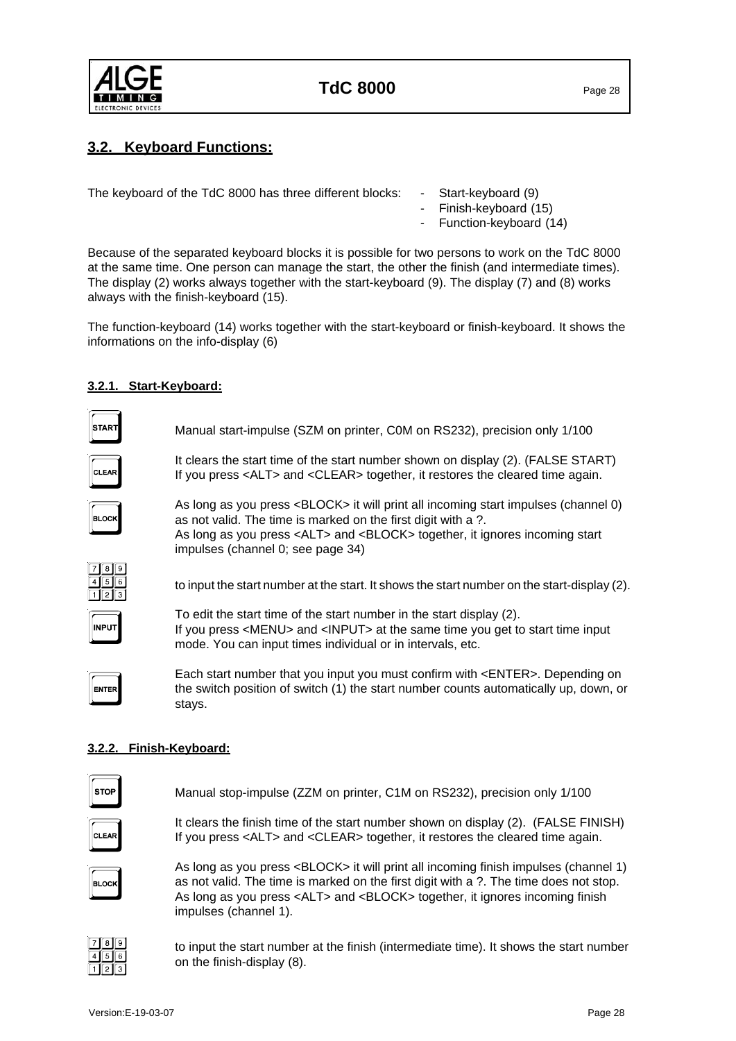## 3.2. Keyboard Functions:

The keyboard of the TdC 8000 has three different blocks:

- Start-keyboard (9)
- Finish-keyboard (15)
- Function-keyboard (14)

Because of the separated keyboard blocks it is possible for two persons to work on the TdC 8000 at the same time. One person can manage the start, the other the finish (and intermediate times). The display (2) works always together with the start-keyboard (9). The display (7) and (8) works always with the finish-keyboard (15).

The function-keyboard (14) works together with the start-keyboard or finish-keyboard. It shows the informations on the info-display (6)

### 3.2.1. Start-Keyboard:

START — Manual start-impulse (SZM on printer, C0M on RS232), precision only 1/100

CLEAR — It clears the start time of the start number shown on display (2). (FALSE START) If you press <ALT> and <CLEAR> together, it restores the cleared time again.

BLOCK — As long as you press <BLOCK> it will print all incoming start impulses (channel 0) as not valid. The time is marked on the first digit with a ?. As long as you press <ALT> and <BLOCK> together, it ignores incoming start impulses (channel 0; see page 34)

7 8 9 / 4 5 6 / 1 2 3 — to input the start number at the start. It shows the start number on the start-display (2).

INPUT — To edit the start time of the start number in the start display (2). If you press <MENU> and <INPUT> at the same time you get to start time input mode. You can input times individual or in intervals, etc.

ENTER — Each start number that you input you must confirm with <ENTER>. Depending on the switch position of switch (1) the start number counts automatically up, down, or stays.

### 3.2.2. Finish-Keyboard:

STOP — Manual stop-impulse (ZZM on printer, C1M on RS232), precision only 1/100

CLEAR — It clears the finish time of the start number shown on display (2). (FALSE FINISH) If you press <ALT> and <CLEAR> together, it restores the cleared time again.

BLOCK — As long as you press <BLOCK> it will print all incoming finish impulses (channel 1) as not valid. The time is marked on the first digit with a ?. The time does not stop. As long as you press <ALT> and <BLOCK> together, it ignores incoming finish impulses (channel 1).

7 8 9 / 4 5 6 / 1 2 3 — to input the start number at the finish (intermediate time). It shows the start number on the finish-display (8).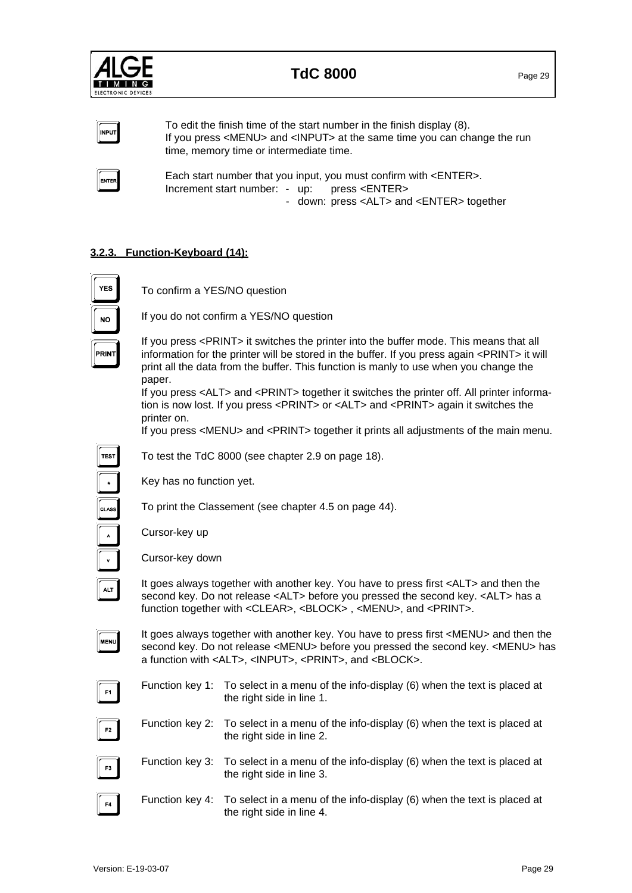INPUT — To edit the finish time of the start number in the finish display (8).
If you press <MENU> and <INPUT> at the same time you can change the run time, memory time or intermediate time.

ENTER — Each start number that you input, you must confirm with <ENTER>.
Increment start number:
- up: press <ENTER>
- down: press <ALT> and <ENTER> together

### 3.2.3. Function-Keyboard (14):

YES — To confirm a YES/NO question

NO — If you do not confirm a YES/NO question

PRINT — If you press <PRINT> it switches the printer into the buffer mode. This means that all information for the printer will be stored in the buffer. If you press again <PRINT> it will print all the data from the buffer. This function is manly to use when you change the paper.
If you press <ALT> and <PRINT> together it switches the printer off. All printer information is now lost. If you press <PRINT> or <ALT> and <PRINT> again it switches the printer on.
If you press <MENU> and <PRINT> together it prints all adjustments of the main menu.

TEST — To test the TdC 8000 (see chapter 2.9 on page 18).

* — Key has no function yet.

CLASS — To print the Classement (see chapter 4.5 on page 44).

^ — Cursor-key up

v — Cursor-key down

ALT — It goes always together with another key. You have to press first <ALT> and then the second key. Do not release <ALT> before you pressed the second key. <ALT> has a function together with <CLEAR>, <BLOCK> , <MENU>, and <PRINT>.

MENU — It goes always together with another key. You have to press first <MENU> and then the second key. Do not release <MENU> before you pressed the second key. <MENU> has a function with <ALT>, <INPUT>, <PRINT>, and <BLOCK>.

F1 — Function key 1: To select in a menu of the info-display (6) when the text is placed at the right side in line 1.

F2 — Function key 2: To select in a menu of the info-display (6) when the text is placed at the right side in line 2.

F3 — Function key 3: To select in a menu of the info-display (6) when the text is placed at the right side in line 3.

F4 — Function key 4: To select in a menu of the info-display (6) when the text is placed at the right side in line 4.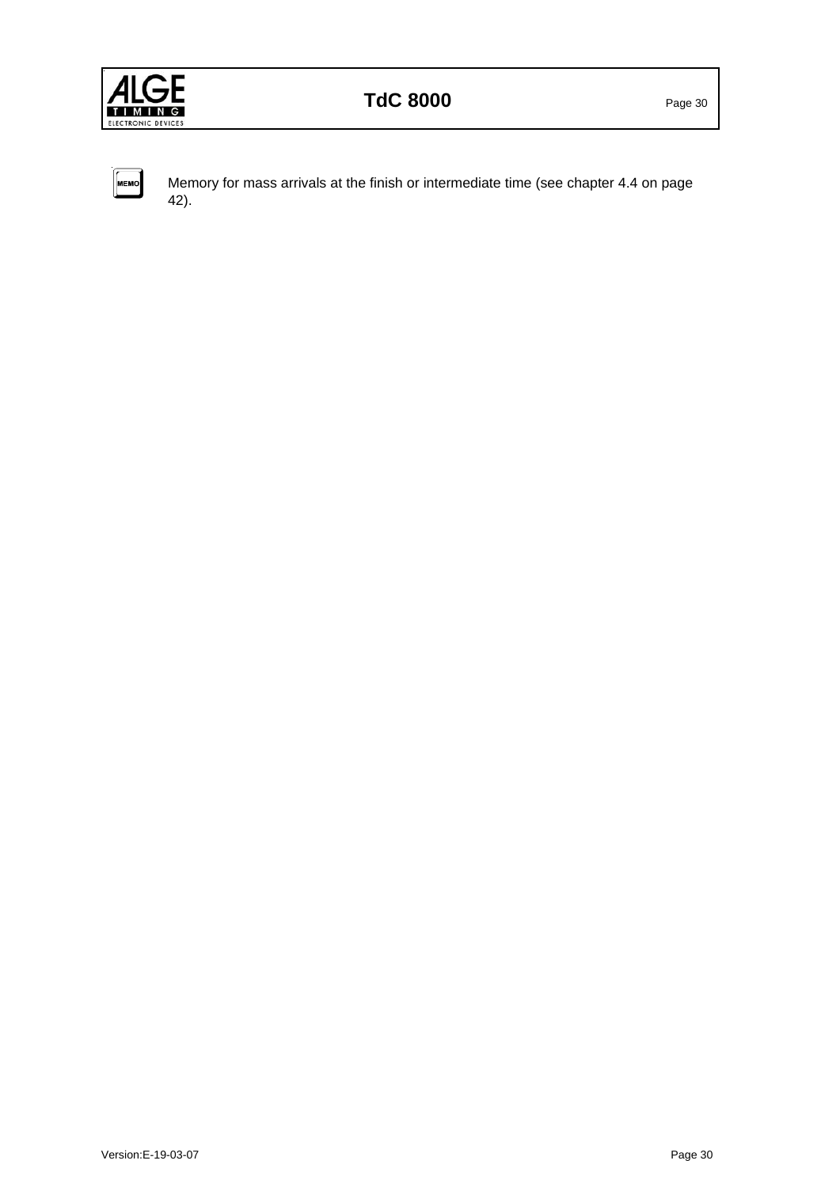MEMO Memory for mass arrivals at the finish or intermediate time (see chapter 4.4 on page 42).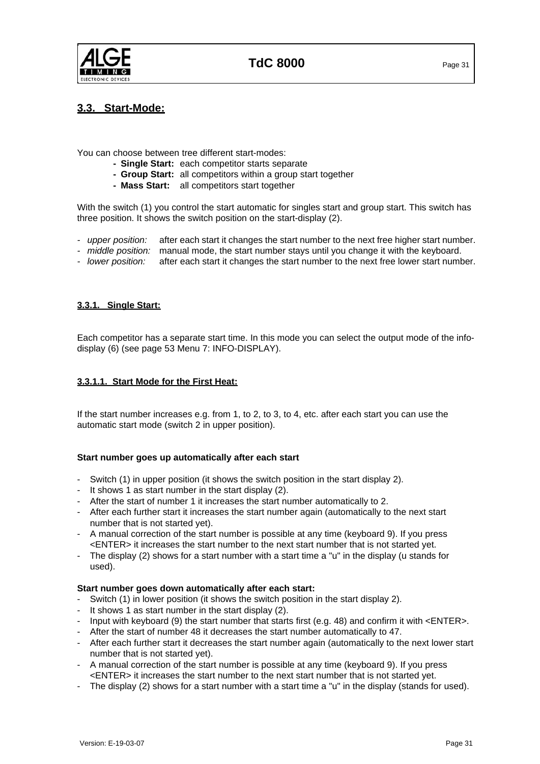## 3.3. Start-Mode:

You can choose between tree different start-modes:

- **Single Start:** each competitor starts separate
- **Group Start:** all competitors within a group start together
- **Mass Start:** all competitors start together

With the switch (1) you control the start automatic for singles start and group start. This switch has three position. It shows the switch position on the start-display (2).

- *upper position:* after each start it changes the start number to the next free higher start number.
- *middle position:* manual mode, the start number stays until you change it with the keyboard.
- *lower position:* after each start it changes the start number to the next free lower start number.

### 3.3.1. Single Start:

Each competitor has a separate start time. In this mode you can select the output mode of the info-display (6) (see page 53 Menu 7: INFO-DISPLAY).

#### 3.3.1.1. Start Mode for the First Heat:

If the start number increases e.g. from 1, to 2, to 3, to 4, etc. after each start you can use the automatic start mode (switch 2 in upper position).

**Start number goes up automatically after each start**

- Switch (1) in upper position (it shows the switch position in the start display 2).
- It shows 1 as start number in the start display (2).
- After the start of number 1 it increases the start number automatically to 2.
- After each further start it increases the start number again (automatically to the next start number that is not started yet).
- A manual correction of the start number is possible at any time (keyboard 9). If you press <ENTER> it increases the start number to the next start number that is not started yet.
- The display (2) shows for a start number with a start time a "u" in the display (u stands for used).

**Start number goes down automatically after each start:**

- Switch (1) in lower position (it shows the switch position in the start display 2).
- It shows 1 as start number in the start display (2).
- Input with keyboard (9) the start number that starts first (e.g. 48) and confirm it with <ENTER>.
- After the start of number 48 it decreases the start number automatically to 47.
- After each further start it decreases the start number again (automatically to the next lower start number that is not started yet).
- A manual correction of the start number is possible at any time (keyboard 9). If you press <ENTER> it increases the start number to the next start number that is not started yet.
- The display (2) shows for a start number with a start time a "u" in the display (stands for used).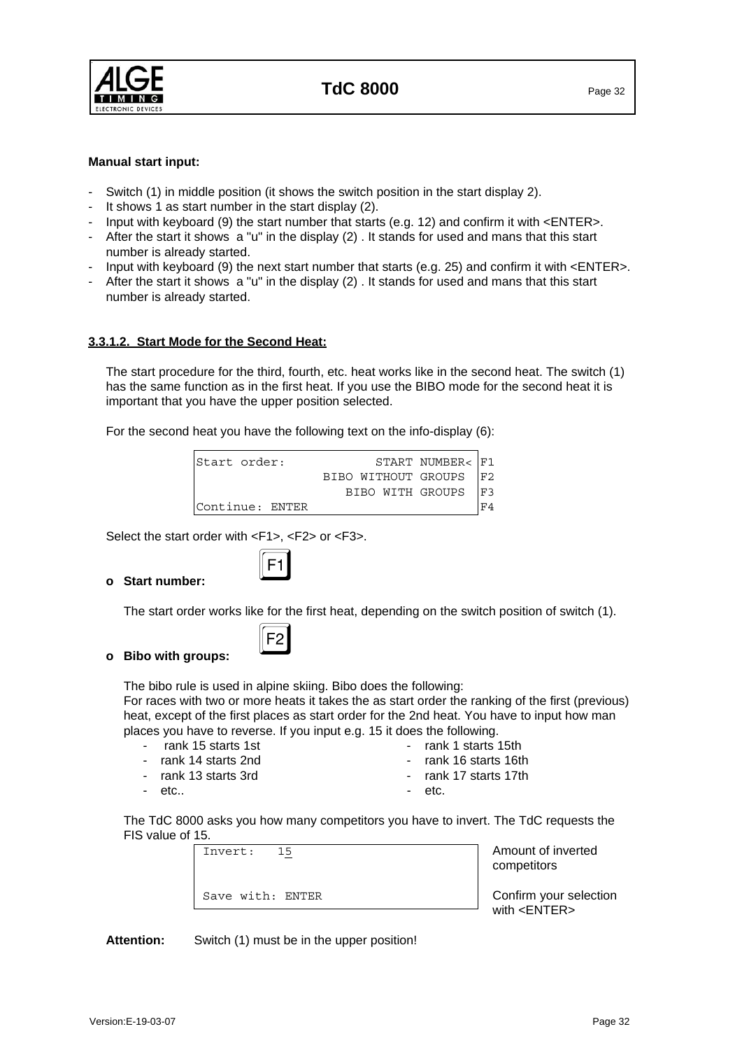**Manual start input:**

- Switch (1) in middle position (it shows the switch position in the start display 2).
- It shows 1 as start number in the start display (2).
- Input with keyboard (9) the start number that starts (e.g. 12) and confirm it with <ENTER>.
- After the start it shows a "u" in the display (2) . It stands for used and mans that this start number is already started.
- Input with keyboard (9) the next start number that starts (e.g. 25) and confirm it with <ENTER>.
- After the start it shows a "u" in the display (2) . It stands for used and mans that this start number is already started.

### 3.3.1.2. Start Mode for the Second Heat:

The start procedure for the third, fourth, etc. heat works like in the second heat. The switch (1) has the same function as in the first heat. If you use the BIBO mode for the second heat it is important that you have the upper position selected.

For the second heat you have the following text on the info-display (6):

```
Start order:            START NUMBER< F1
                  BIBO WITHOUT GROUPS  F2
                     BIBO WITH GROUPS  F3
Continue: ENTER                        F4
```

Select the start order with <F1>, <F2> or <F3>.

- **Start number:** F1

  The start order works like for the first heat, depending on the switch position of switch (1).

- **Bibo with groups:** F2

  The bibo rule is used in alpine skiing. Bibo does the following:
  For races with two or more heats it takes the as start order the ranking of the first (previous) heat, except of the first places as start order for the 2nd heat. You have to input how man places you have to reverse. If you input e.g. 15 it does the following.

  - rank 15 starts 1st
  - rank 14 starts 2nd
  - rank 13 starts 3rd
  - etc..
  - rank 1 starts 15th
  - rank 16 starts 16th
  - rank 17 starts 17th
  - etc.

  The TdC 8000 asks you how many competitors you have to invert. The TdC requests the FIS value of 15.

```
Invert:   15                      Amount of inverted competitors

Save with: ENTER                  Confirm your selection with <ENTER>
```

**Attention:** Switch (1) must be in the upper position!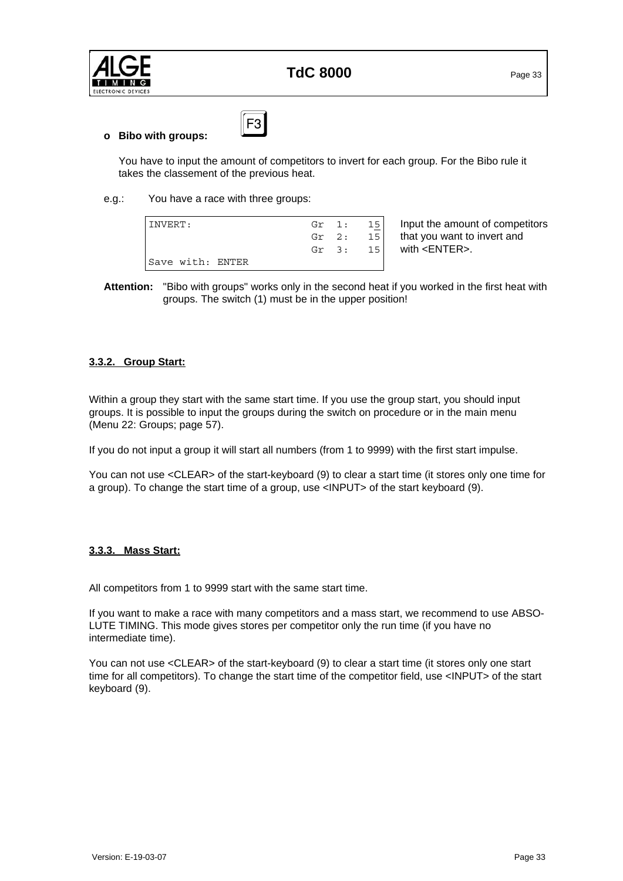- **Bibo with groups:** F3

  You have to input the amount of competitors to invert for each group. For the Bibo rule it takes the classement of the previous heat.

e.g.: You have a race with three groups:

```
INVERT:                       Gr  1:   15
                              Gr  2:   15
                              Gr  3:   15
Save with: ENTER
```

Input the amount of competitors that you want to invert and with <ENTER>.

**Attention:** "Bibo with groups" works only in the second heat if you worked in the first heat with groups. The switch (1) must be in the upper position!

### 3.3.2. Group Start:

Within a group they start with the same start time. If you use the group start, you should input groups. It is possible to input the groups during the switch on procedure or in the main menu (Menu 22: Groups; page 57).

If you do not input a group it will start all numbers (from 1 to 9999) with the first start impulse.

You can not use <CLEAR> of the start-keyboard (9) to clear a start time (it stores only one time for a group). To change the start time of a group, use <INPUT> of the start keyboard (9).

### 3.3.3. Mass Start:

All competitors from 1 to 9999 start with the same start time.

If you want to make a race with many competitors and a mass start, we recommend to use ABSOLUTE TIMING. This mode gives stores per competitor only the run time (if you have no intermediate time).

You can not use <CLEAR> of the start-keyboard (9) to clear a start time (it stores only one start time for all competitors). To change the start time of the competitor field, use <INPUT> of the start keyboard (9).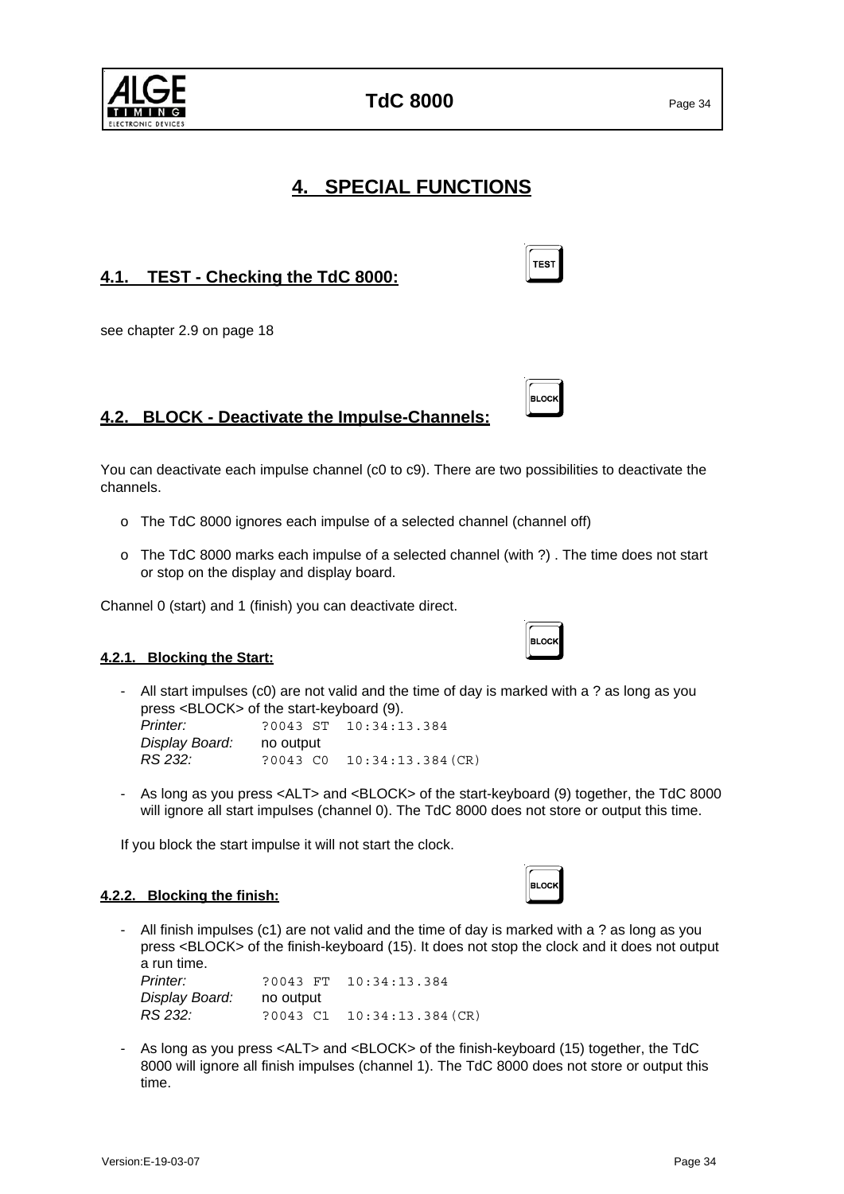# 4. SPECIAL FUNCTIONS

## 4.1. TEST - Checking the TdC 8000:

see chapter 2.9 on page 18

## 4.2. BLOCK - Deactivate the Impulse-Channels:

You can deactivate each impulse channel (c0 to c9). There are two possibilities to deactivate the channels.

- The TdC 8000 ignores each impulse of a selected channel (channel off)
- The TdC 8000 marks each impulse of a selected channel (with ?) . The time does not start or stop on the display and display board.

Channel 0 (start) and 1 (finish) you can deactivate direct.

### 4.2.1. Blocking the Start:

- All start impulses (c0) are not valid and the time of day is marked with a ? as long as you press <BLOCK> of the start-keyboard (9).
  *Printer:* `?0043 ST 10:34:13.384`
  *Display Board:* no output
  *RS 232:* `?0043 C0 10:34:13.384(CR)`

- As long as you press <ALT> and <BLOCK> of the start-keyboard (9) together, the TdC 8000 will ignore all start impulses (channel 0). The TdC 8000 does not store or output this time.

If you block the start impulse it will not start the clock.

### 4.2.2. Blocking the finish:

- All finish impulses (c1) are not valid and the time of day is marked with a ? as long as you press <BLOCK> of the finish-keyboard (15). It does not stop the clock and it does not output a run time.
  *Printer:* `?0043 FT 10:34:13.384`
  *Display Board:* no output
  *RS 232:* `?0043 C1 10:34:13.384(CR)`

- As long as you press <ALT> and <BLOCK> of the finish-keyboard (15) together, the TdC 8000 will ignore all finish impulses (channel 1). The TdC 8000 does not store or output this time.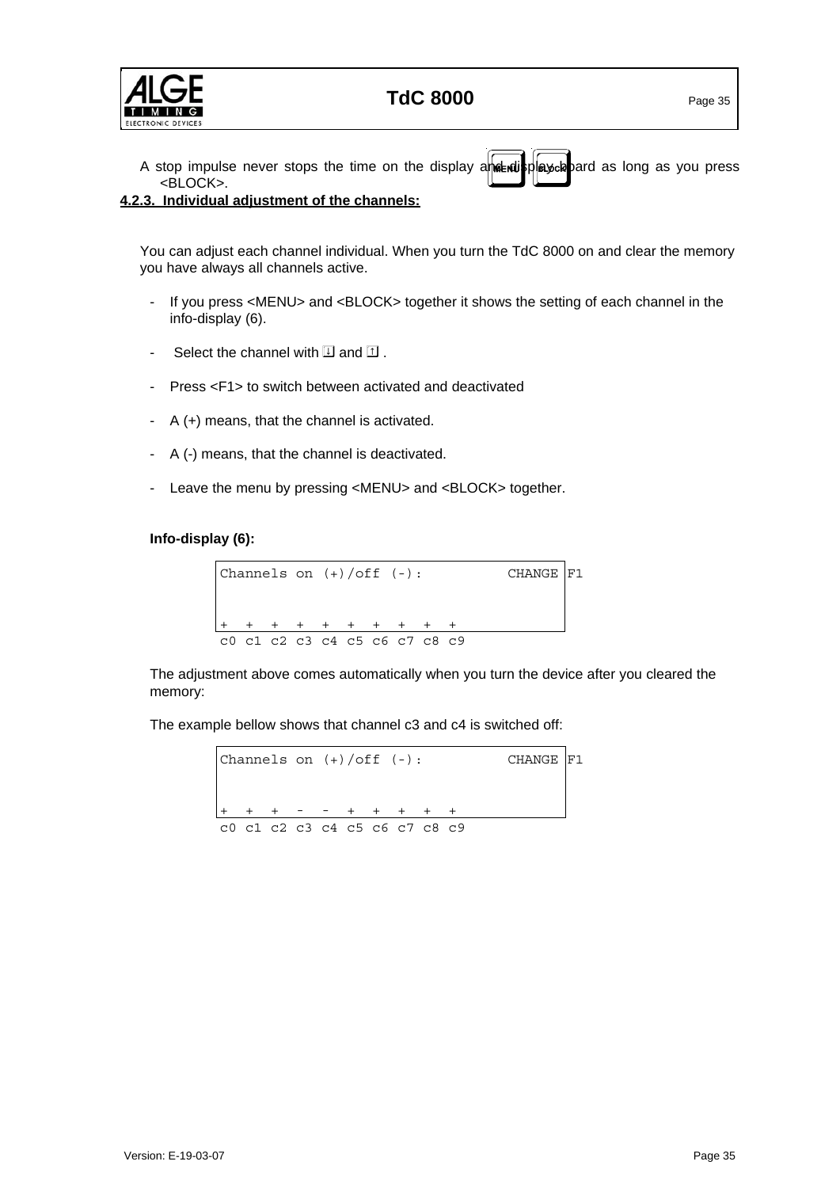A stop impulse never stops the time on the display and display board as long as you press <BLOCK>.

#### 4.2.3. Individual adjustment of the channels:

You can adjust each channel individual. When you turn the TdC 8000 on and clear the memory you have always all channels active.

- If you press <MENU> and <BLOCK> together it shows the setting of each channel in the info-display (6).
- Select the channel with ⇩ and ⇧ .
- Press <F1> to switch between activated and deactivated
- A (+) means, that the channel is activated.
- A (-) means, that the channel is deactivated.
- Leave the menu by pressing <MENU> and <BLOCK> together.

**Info-display (6):**

```
Channels on (+)/off (-):          CHANGE F1


+   +   +   +   +   +   +   +   +   +
c0  c1  c2  c3  c4  c5  c6  c7  c8  c9
```

The adjustment above comes automatically when you turn the device after you cleared the memory:

The example bellow shows that channel c3 and c4 is switched off:

```
Channels on (+)/off (-):          CHANGE F1


+   +   +   -   -   +   +   +   +   +
c0  c1  c2  c3  c4  c5  c6  c7  c8  c9
```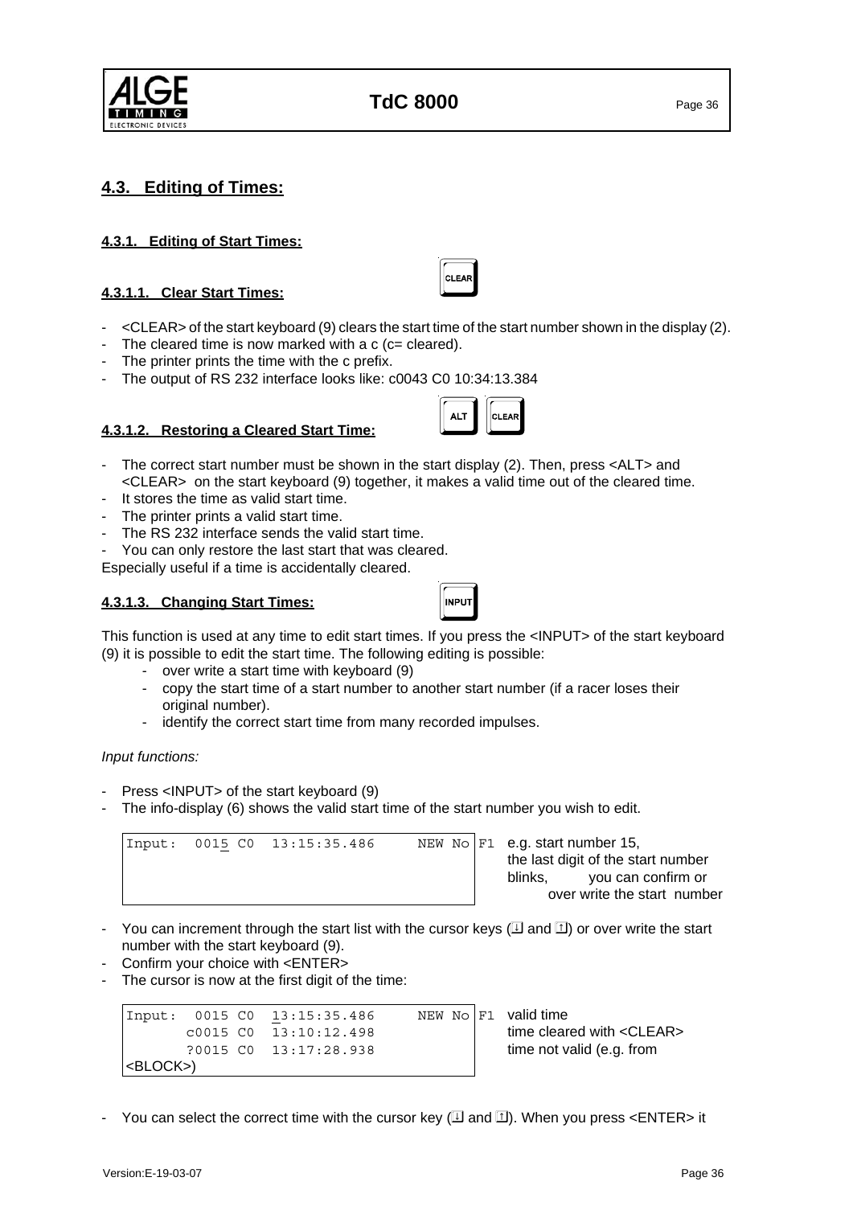## 4.3. Editing of Times:

### 4.3.1. Editing of Start Times:

#### 4.3.1.1. Clear Start Times:

CLEAR

- <CLEAR> of the start keyboard (9) clears the start time of the start number shown in the display (2).
- The cleared time is now marked with a c (c= cleared).
- The printer prints the time with the c prefix.
- The output of RS 232 interface looks like: c0043 C0 10:34:13.384

#### 4.3.1.2. Restoring a Cleared Start Time:

ALT CLEAR

- The correct start number must be shown in the start display (2). Then, press <ALT> and <CLEAR> on the start keyboard (9) together, it makes a valid time out of the cleared time.
- It stores the time as valid start time.
- The printer prints a valid start time.
- The RS 232 interface sends the valid start time.
- You can only restore the last start that was cleared.

Especially useful if a time is accidentally cleared.

#### 4.3.1.3. Changing Start Times:

INPUT

This function is used at any time to edit start times. If you press the <INPUT> of the start keyboard (9) it is possible to edit the start time. The following editing is possible:

- over write a start time with keyboard (9)
- copy the start time of a start number to another start number (if a racer loses their original number).
- identify the correct start time from many recorded impulses.

*Input functions:*

- Press <INPUT> of the start keyboard (9)
- The info-display (6) shows the valid start time of the start number you wish to edit.

```
Input:  0015 C0  13:15:35.486     NEW No F1
```

e.g. start number 15, the last digit of the start number blinks, you can confirm or over write the start number

- You can increment through the start list with the cursor keys (⇩ and ⇧) or over write the start number with the start keyboard (9).
- Confirm your choice with <ENTER>
- The cursor is now at the first digit of the time:

```
Input:  0015 C0  13:15:35.486     NEW No F1
       c0015 C0  13:10:12.498
       ?0015 C0  13:17:28.938
<BLOCK>)
```

valid time
time cleared with <CLEAR>
time not valid (e.g. from

- You can select the correct time with the cursor key (⇩ and ⇧). When you press <ENTER> it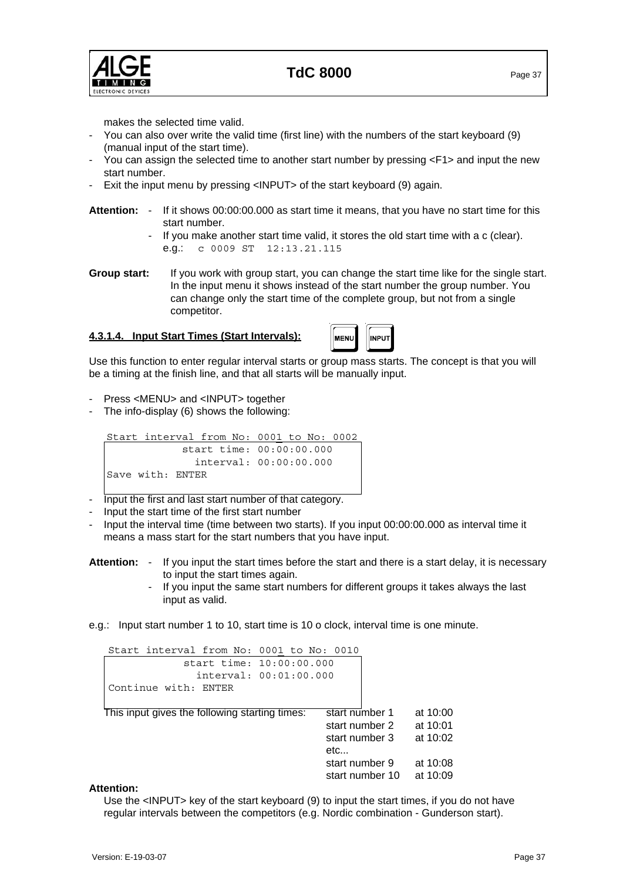makes the selected time valid.

- You can also over write the valid time (first line) with the numbers of the start keyboard (9) (manual input of the start time).
- You can assign the selected time to another start number by pressing <F1> and input the new start number.
- Exit the input menu by pressing <INPUT> of the start keyboard (9) again.

**Attention:**
- If it shows 00:00:00.000 as start time it means, that you have no start time for this start number.
- If you make another start time valid, it stores the old start time with a c (clear). e.g.: `c 0009 ST  12:13.21.115`

**Group start:** If you work with group start, you can change the start time like for the single start. In the input menu it shows instead of the start number the group number. You can change only the start time of the complete group, but not from a single competitor.

#### 4.3.1.4. Input Start Times (Start Intervals): MENU INPUT

Use this function to enter regular interval starts or group mass starts. The concept is that you will be a timing at the finish line, and that all starts will be manually input.

- Press <MENU> and <INPUT> together
- The info-display (6) shows the following:

```
Start interval from No: 0001 to No: 0002
            start time: 00:00:00.000
              interval: 00:00:00.000
Save with: ENTER
```

- Input the first and last start number of that category.
- Input the start time of the first start number
- Input the interval time (time between two starts). If you input 00:00:00.000 as interval time it means a mass start for the start numbers that you have input.

**Attention:**
- If you input the start times before the start and there is a start delay, it is necessary to input the start times again.
- If you input the same start numbers for different groups it takes always the last input as valid.

e.g.: Input start number 1 to 10, start time is 10 o clock, interval time is one minute.

```
Start interval from No: 0001 to No: 0010
            start time: 10:00:00.000
              interval: 00:01:00.000
Continue with: ENTER
```

This input gives the following starting times:

| | |
|---|---|
| start number 1 | at 10:00 |
| start number 2 | at 10:01 |
| start number 3 | at 10:02 |
| etc... | |
| start number 9 | at 10:08 |
| start number 10 | at 10:09 |

**Attention:**

Use the <INPUT> key of the start keyboard (9) to input the start times, if you do not have regular intervals between the competitors (e.g. Nordic combination - Gunderson start).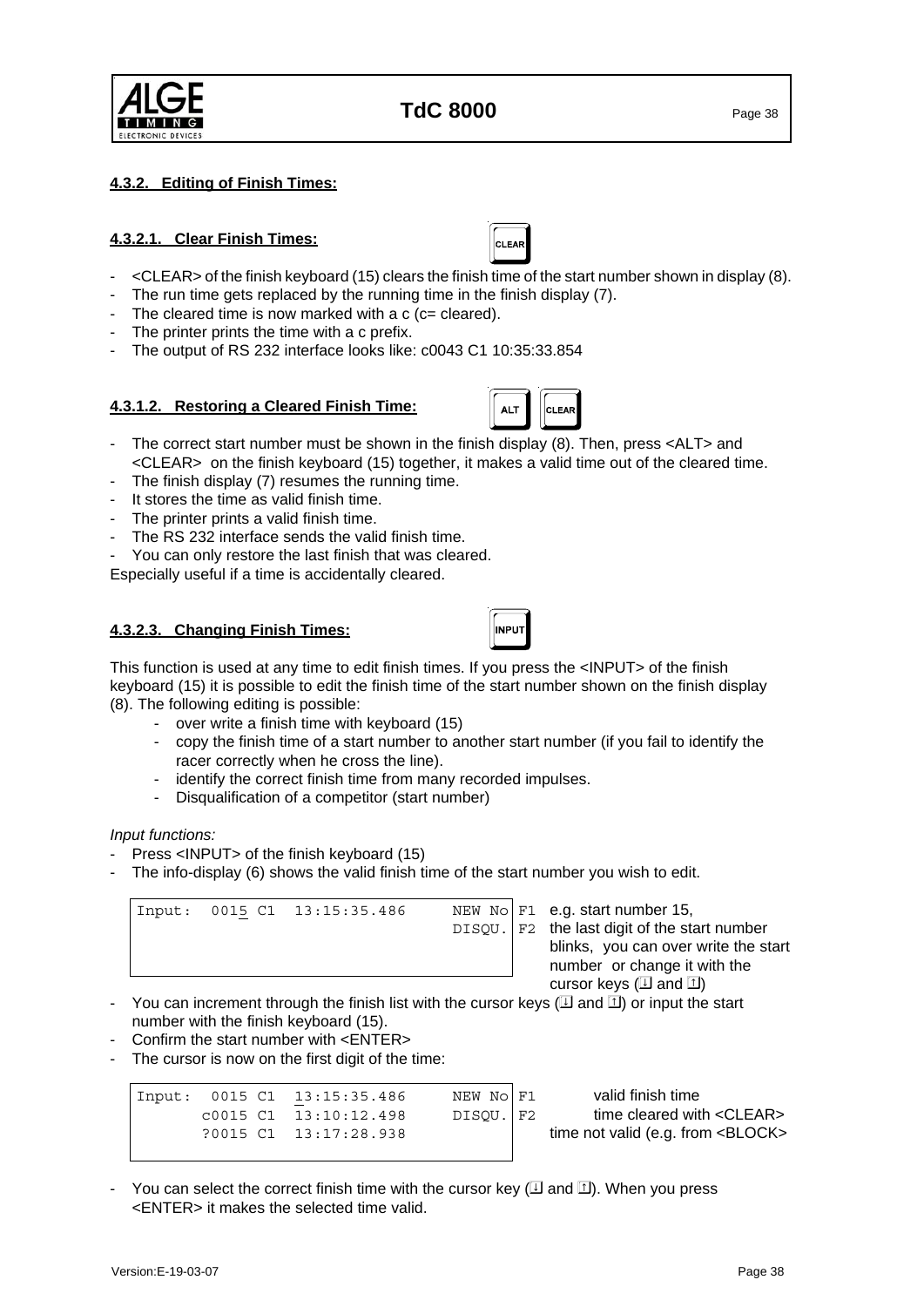#### 4.3.2. Editing of Finish Times:

##### 4.3.2.1. Clear Finish Times:

CLEAR

- <CLEAR> of the finish keyboard (15) clears the finish time of the start number shown in display (8).
- The run time gets replaced by the running time in the finish display (7).
- The cleared time is now marked with a c (c= cleared).
- The printer prints the time with a c prefix.
- The output of RS 232 interface looks like: c0043 C1 10:35:33.854

##### 4.3.1.2. Restoring a Cleared Finish Time:

ALT CLEAR

- The correct start number must be shown in the finish display (8). Then, press <ALT> and <CLEAR> on the finish keyboard (15) together, it makes a valid time out of the cleared time.
- The finish display (7) resumes the running time.
- It stores the time as valid finish time.
- The printer prints a valid finish time.
- The RS 232 interface sends the valid finish time.
- You can only restore the last finish that was cleared.

Especially useful if a time is accidentally cleared.

##### 4.3.2.3. Changing Finish Times:

INPUT

This function is used at any time to edit finish times. If you press the <INPUT> of the finish keyboard (15) it is possible to edit the finish time of the start number shown on the finish display (8). The following editing is possible:

- over write a finish time with keyboard (15)
- copy the finish time of a start number to another start number (if you fail to identify the racer correctly when he cross the line).
- identify the correct finish time from many recorded impulses.
- Disqualification of a competitor (start number)

*Input functions:*

- Press <INPUT> of the finish keyboard (15)
- The info-display (6) shows the valid finish time of the start number you wish to edit.

```
Input:  0015 C1  13:15:35.486     NEW No F1
                                  DISQU. F2
```

e.g. start number 15, the last digit of the start number blinks, you can over write the start number or change it with the cursor keys (↓ and ↑)

- You can increment through the finish list with the cursor keys (↓ and ↑) or input the start number with the finish keyboard (15).
- Confirm the start number with <ENTER>
- The cursor is now on the first digit of the time:

```
Input:  0015 C1  13:15:35.486     NEW No F1
       c0015 C1  13:10:12.498     DISQU. F2
       ?0015 C1  13:17:28.938
```

valid finish time
time cleared with <CLEAR>
time not valid (e.g. from <BLOCK>

- You can select the correct finish time with the cursor key (↓ and ↑). When you press <ENTER> it makes the selected time valid.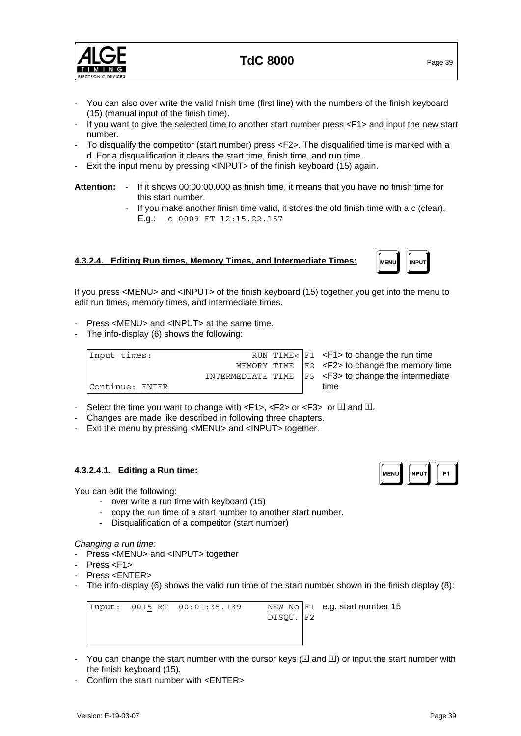- You can also over write the valid finish time (first line) with the numbers of the finish keyboard (15) (manual input of the finish time).
- If you want to give the selected time to another start number press <F1> and input the new start number.
- To disqualify the competitor (start number) press <F2>. The disqualified time is marked with a d. For a disqualification it clears the start time, finish time, and run time.
- Exit the input menu by pressing <INPUT> of the finish keyboard (15) again.

**Attention:**
- If it shows 00:00:00.000 as finish time, it means that you have no finish time for this start number.
- If you make another finish time valid, it stores the old finish time with a c (clear). E.g.: `c 0009 FT 12:15.22.157`

#### 4.3.2.4. Editing Run times, Memory Times, and Intermediate Times:

If you press <MENU> and <INPUT> of the finish keyboard (15) together you get into the menu to edit run times, memory times, and intermediate times.

- Press <MENU> and <INPUT> at the same time.
- The info-display (6) shows the following:

```
Input times:                   RUN TIME<  F1   <F1> to change the run time
                             MEMORY TIME  F2   <F2> to change the memory time
                       INTERMEDIATE TIME  F3   <F3> to change the intermediate
Continue: ENTER                                time
```

- Select the time you want to change with <F1>, <F2> or <F3> or ⇩ and ⇧.
- Changes are made like described in following three chapters.
- Exit the menu by pressing <MENU> and <INPUT> together.

##### 4.3.2.4.1. Editing a Run time:

You can edit the following:

- over write a run time with keyboard (15)
- copy the run time of a start number to another start number.
- Disqualification of a competitor (start number)

*Changing a run time:*

- Press <MENU> and <INPUT> together
- Press <F1>
- Press <ENTER>
- The info-display (6) shows the valid run time of the start number shown in the finish display (8):

```
Input:  0015 RT  00:01:35.139     NEW No  F1   e.g. start number 15
                                  DISQU.  F2
```

- You can change the start number with the cursor keys (⇩ and ⇧) or input the start number with the finish keyboard (15).
- Confirm the start number with <ENTER>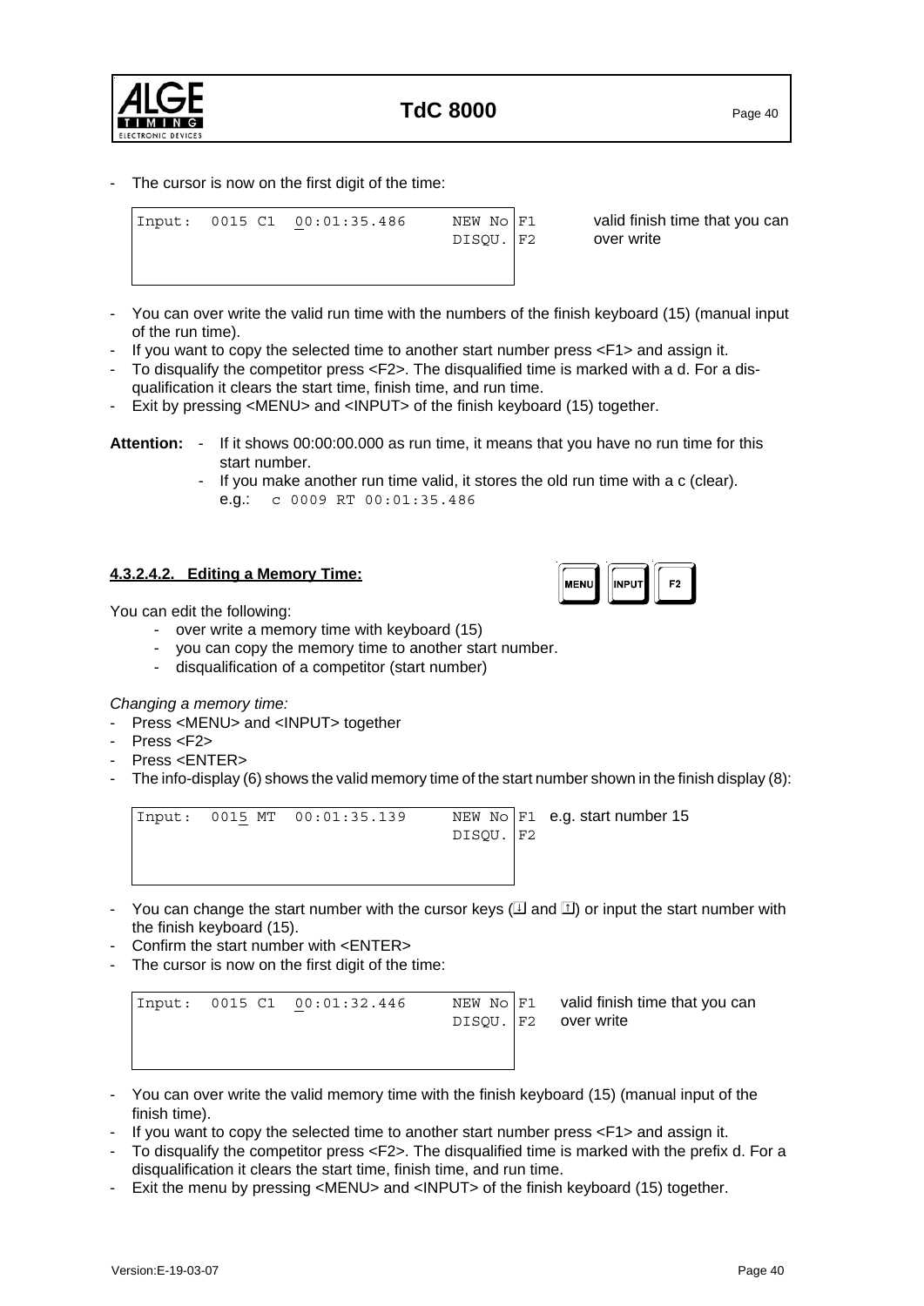- The cursor is now on the first digit of the time:

```
Input:  0015 C1  00:01:35.486     NEW No |F1
                                  DISQU. |F2
```

valid finish time that you can over write

- You can over write the valid run time with the numbers of the finish keyboard (15) (manual input of the run time).
- If you want to copy the selected time to another start number press <F1> and assign it.
- To disqualify the competitor press <F2>. The disqualified time is marked with a d. For a disqualification it clears the start time, finish time, and run time.
- Exit by pressing <MENU> and <INPUT> of the finish keyboard (15) together.

**Attention:**
- If it shows 00:00:00.000 as run time, it means that you have no run time for this start number.
- If you make another run time valid, it stores the old run time with a c (clear).
  e.g.: `c 0009 RT 00:01:35.486`

#### 4.3.2.4.2. Editing a Memory Time:

MENU INPUT F2

You can edit the following:

- over write a memory time with keyboard (15)
- you can copy the memory time to another start number.
- disqualification of a competitor (start number)

*Changing a memory time:*

- Press <MENU> and <INPUT> together
- Press <F2>
- Press <ENTER>
- The info-display (6) shows the valid memory time of the start number shown in the finish display (8):

```
Input:  0015 MT  00:01:35.139     NEW No |F1
                                  DISQU. |F2
```

e.g. start number 15

- You can change the start number with the cursor keys (⇩ and ⇧) or input the start number with the finish keyboard (15).
- Confirm the start number with <ENTER>
- The cursor is now on the first digit of the time:

```
Input:  0015 C1  00:01:32.446     NEW No |F1
                                  DISQU. |F2
```

valid finish time that you can over write

- You can over write the valid memory time with the finish keyboard (15) (manual input of the finish time).
- If you want to copy the selected time to another start number press <F1> and assign it.
- To disqualify the competitor press <F2>. The disqualified time is marked with the prefix d. For a disqualification it clears the start time, finish time, and run time.
- Exit the menu by pressing <MENU> and <INPUT> of the finish keyboard (15) together.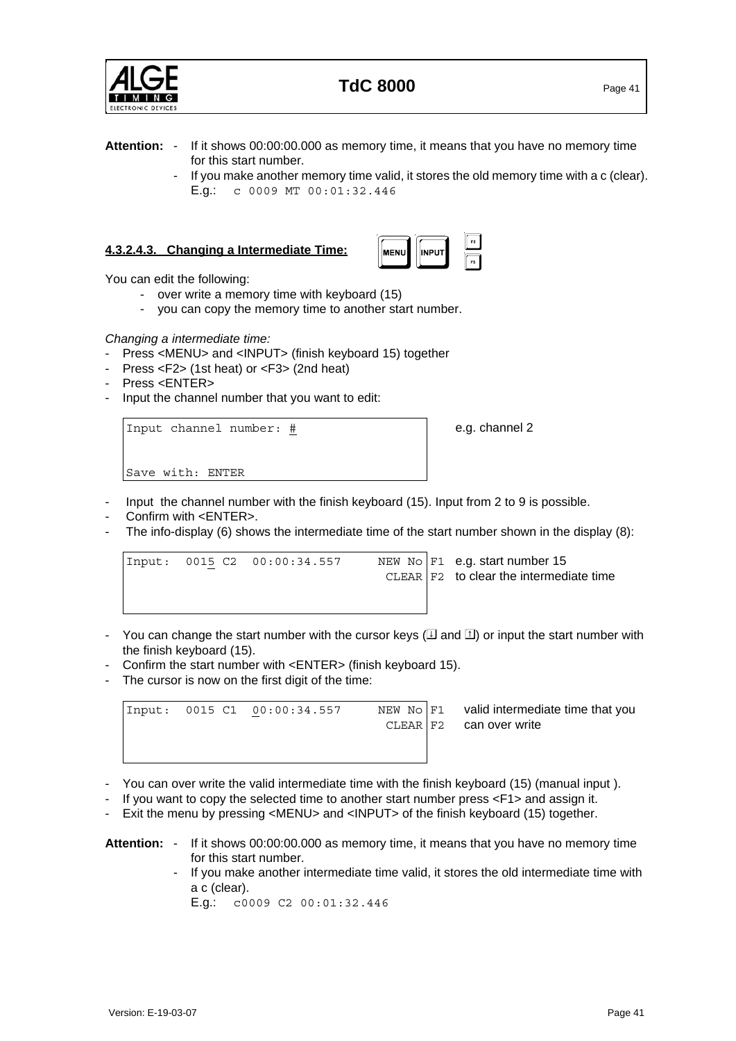**Attention:**
- If it shows 00:00:00.000 as memory time, it means that you have no memory time for this start number.
- If you make another memory time valid, it stores the old memory time with a c (clear). E.g.: `c 0009 MT 00:01:32.446`

#### 4.3.2.4.3. Changing a Intermediate Time:

MENU INPUT F2 F3

You can edit the following:

- over write a memory time with keyboard (15)
- you can copy the memory time to another start number.

*Changing a intermediate time:*

- Press <MENU> and <INPUT> (finish keyboard 15) together
- Press <F2> (1st heat) or <F3> (2nd heat)
- Press <ENTER>
- Input the channel number that you want to edit:

```
Input channel number: #


Save with: ENTER
```

e.g. channel 2

- Input the channel number with the finish keyboard (15). Input from 2 to 9 is possible.
- Confirm with <ENTER>.
- The info-display (6) shows the intermediate time of the start number shown in the display (8):

```
Input:  0015 C2  00:00:34.557     NEW No F1
                                   CLEAR F2
```

F1 e.g. start number 15
F2 to clear the intermediate time

- You can change the start number with the cursor keys (↓ and ↑) or input the start number with the finish keyboard (15).
- Confirm the start number with <ENTER> (finish keyboard 15).
- The cursor is now on the first digit of the time:

```
Input:  0015 C1  00:00:34.557     NEW No F1
                                   CLEAR F2
```

valid intermediate time that you can over write

- You can over write the valid intermediate time with the finish keyboard (15) (manual input ).
- If you want to copy the selected time to another start number press <F1> and assign it.
- Exit the menu by pressing <MENU> and <INPUT> of the finish keyboard (15) together.

**Attention:**
- If it shows 00:00:00.000 as memory time, it means that you have no memory time for this start number.
- If you make another intermediate time valid, it stores the old intermediate time with a c (clear).
  E.g.: `c0009 C2 00:01:32.446`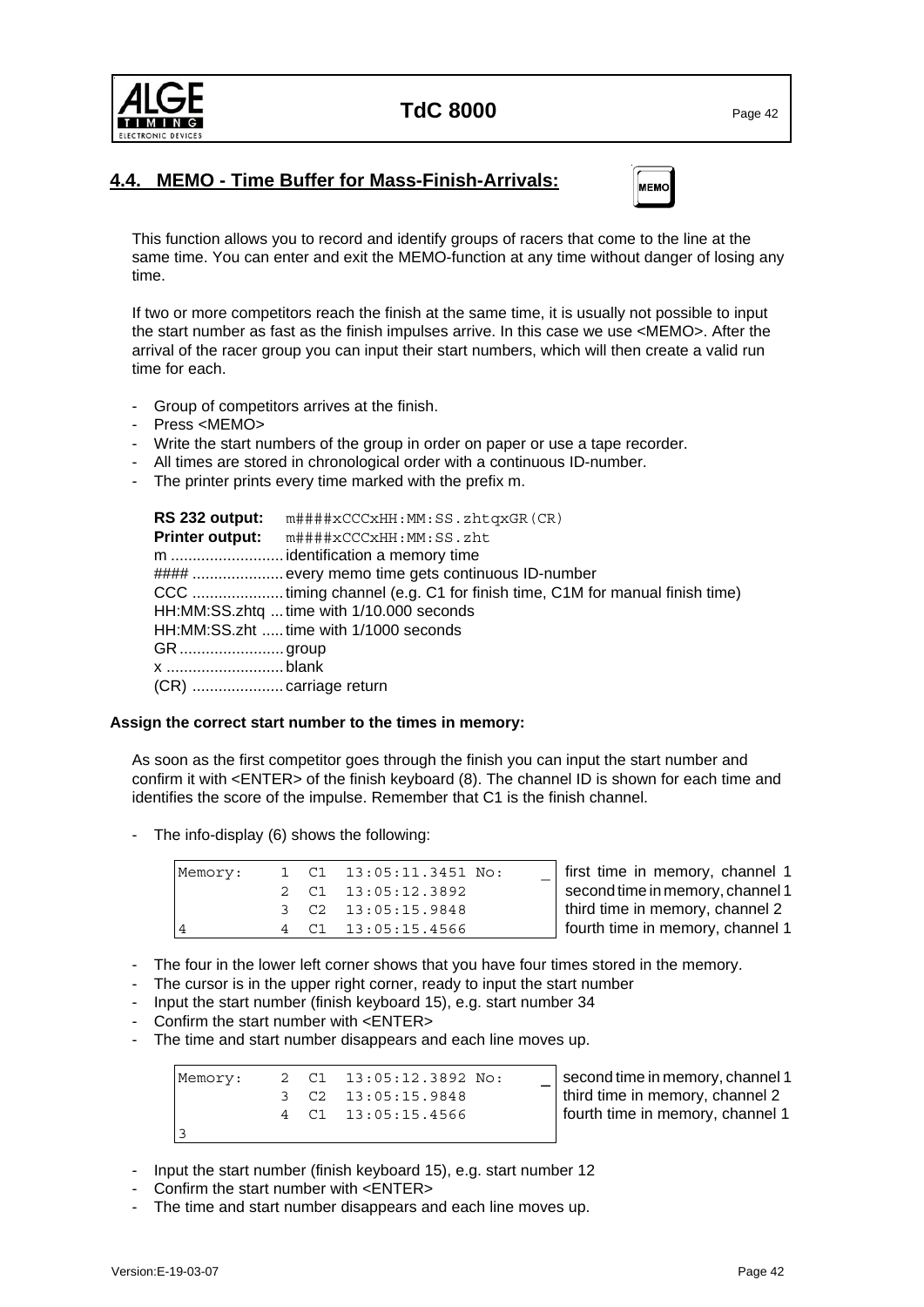## 4.4. MEMO - Time Buffer for Mass-Finish-Arrivals:

This function allows you to record and identify groups of racers that come to the line at the same time. You can enter and exit the MEMO-function at any time without danger of losing any time.

If two or more competitors reach the finish at the same time, it is usually not possible to input the start number as fast as the finish impulses arrive. In this case we use <MEMO>. After the arrival of the racer group you can input their start numbers, which will then create a valid run time for each.

- Group of competitors arrives at the finish.
- Press <MEMO>
- Write the start numbers of the group in order on paper or use a tape recorder.
- All times are stored in chronological order with a continuous ID-number.
- The printer prints every time marked with the prefix m.

**RS 232 output:** `m####xCCCxHH:MM:SS.zhtqxGR(CR)`
**Printer output:** `m####xCCCxHH:MM:SS.zht`
m .......................... identification a memory time
#### ..................... every memo time gets continuous ID-number
CCC ..................... timing channel (e.g. C1 for finish time, C1M for manual finish time)
HH:MM:SS.zhtq ... time with 1/10.000 seconds
HH:MM:SS.zht ..... time with 1/1000 seconds
GR ........................ group
x ........................... blank
(CR) ..................... carriage return

**Assign the correct start number to the times in memory:**

As soon as the first competitor goes through the finish you can input the start number and confirm it with <ENTER> of the finish keyboard (8). The channel ID is shown for each time and identifies the score of the impulse. Remember that C1 is the finish channel.

- The info-display (6) shows the following:

```
Memory:    1  C1  13:05:11.3451 No:     _
           2  C1  13:05:12.3892
           3  C2  13:05:15.9848
4          4  C1  13:05:15.4566
```

first time in memory, channel 1
second time in memory, channel 1
third time in memory, channel 2
fourth time in memory, channel 1

- The four in the lower left corner shows that you have four times stored in the memory.
- The cursor is in the upper right corner, ready to input the start number
- Input the start number (finish keyboard 15), e.g. start number 34
- Confirm the start number with <ENTER>
- The time and start number disappears and each line moves up.

```
Memory:    2  C1  13:05:12.3892 No:     _
           3  C2  13:05:15.9848
           4  C1  13:05:15.4566
3
```

second time in memory, channel 1
third time in memory, channel 2
fourth time in memory, channel 1

- Input the start number (finish keyboard 15), e.g. start number 12
- Confirm the start number with <ENTER>
- The time and start number disappears and each line moves up.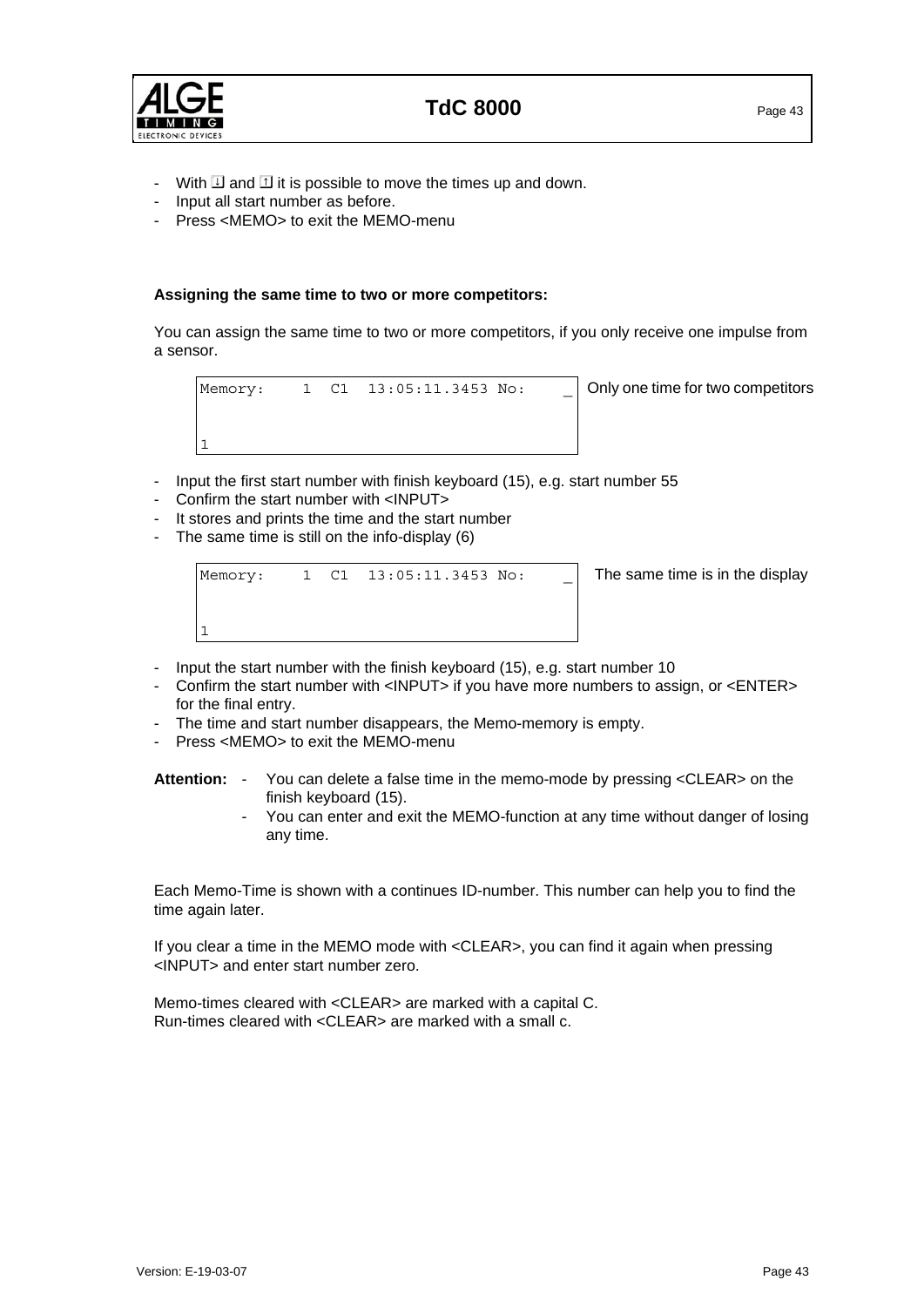- With ⇩ and ⇧ it is possible to move the times up and down.
- Input all start number as before.
- Press <MEMO> to exit the MEMO-menu

**Assigning the same time to two or more competitors:**

You can assign the same time to two or more competitors, if you only receive one impulse from a sensor.

```
Memory:    1  C1  13:05:11.3453 No:    _


1
```

Only one time for two competitors

- Input the first start number with finish keyboard (15), e.g. start number 55
- Confirm the start number with <INPUT>
- It stores and prints the time and the start number
- The same time is still on the info-display (6)

```
Memory:    1  C1  13:05:11.3453 No:    _


1
```

The same time is in the display

- Input the start number with the finish keyboard (15), e.g. start number 10
- Confirm the start number with <INPUT> if you have more numbers to assign, or <ENTER> for the final entry.
- The time and start number disappears, the Memo-memory is empty.
- Press <MEMO> to exit the MEMO-menu

**Attention:**
- You can delete a false time in the memo-mode by pressing <CLEAR> on the finish keyboard (15).
- You can enter and exit the MEMO-function at any time without danger of losing any time.

Each Memo-Time is shown with a continues ID-number. This number can help you to find the time again later.

If you clear a time in the MEMO mode with <CLEAR>, you can find it again when pressing <INPUT> and enter start number zero.

Memo-times cleared with <CLEAR> are marked with a capital C.
Run-times cleared with <CLEAR> are marked with a small c.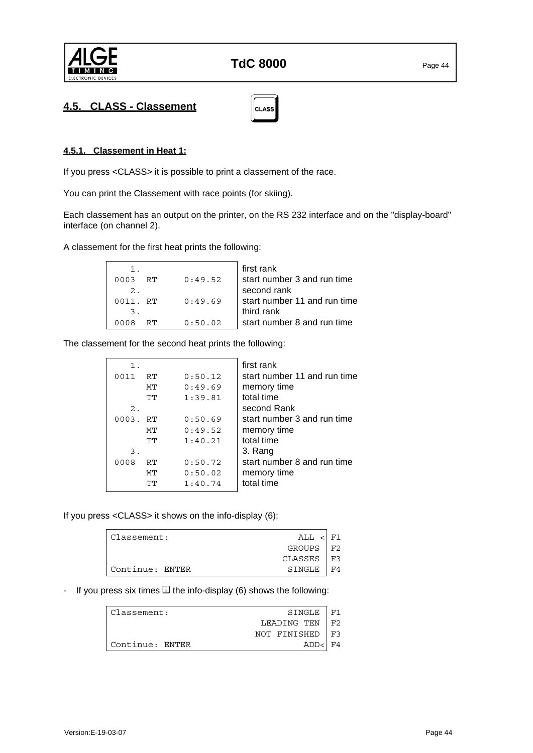## 4.5. CLASS - Classement

CLASS

### 4.5.1. Classement in Heat 1:

If you press <CLASS> it is possible to print a classement of the race.

You can print the Classement with race points (for skiing).

Each classement has an output on the printer, on the RS 232 interface and on the "display-board" interface (on channel 2).

A classement for the first heat prints the following:

| Printout | Description |
|---|---|
| `   1.` | first rank |
| `0003  RT      0:49.52` | start number 3 and run time |
| `   2.` | second rank |
| `0011. RT      0:49.69` | start number 11 and run time |
| `   3.` | third rank |
| `0008  RT      0:50.02` | start number 8 and run time |

The classement for the second heat prints the following:

| Printout | Description |
|---|---|
| `   1.` | first rank |
| `0011  RT      0:50.12` | start number 11 and run time |
| `      MT      0:49.69` | memory time |
| `      TT      1:39.81` | total time |
| `   2.` | second Rank |
| `0003. RT      0:50.69` | start number 3 and run time |
| `      MT      0:49.52` | memory time |
| `      TT      1:40.21` | total time |
| `   3.` | 3. Rang |
| `0008  RT      0:50.72` | start number 8 and run time |
| `      MT      0:50.02` | memory time |
| `      TT      1:40.74` | total time |

If you press <CLASS> it shows on the info-display (6):

```
Classement:                        ALL <  F1
                                 GROUPS   F2
                                CLASSES   F3
Continue: ENTER                  SINGLE   F4
```

- If you press six times ↓ the info-display (6) shows the following:

```
Classement:                      SINGLE   F1
                            LEADING TEN   F2
                           NOT FINISHED   F3
Continue: ENTER                    ADD<   F4
```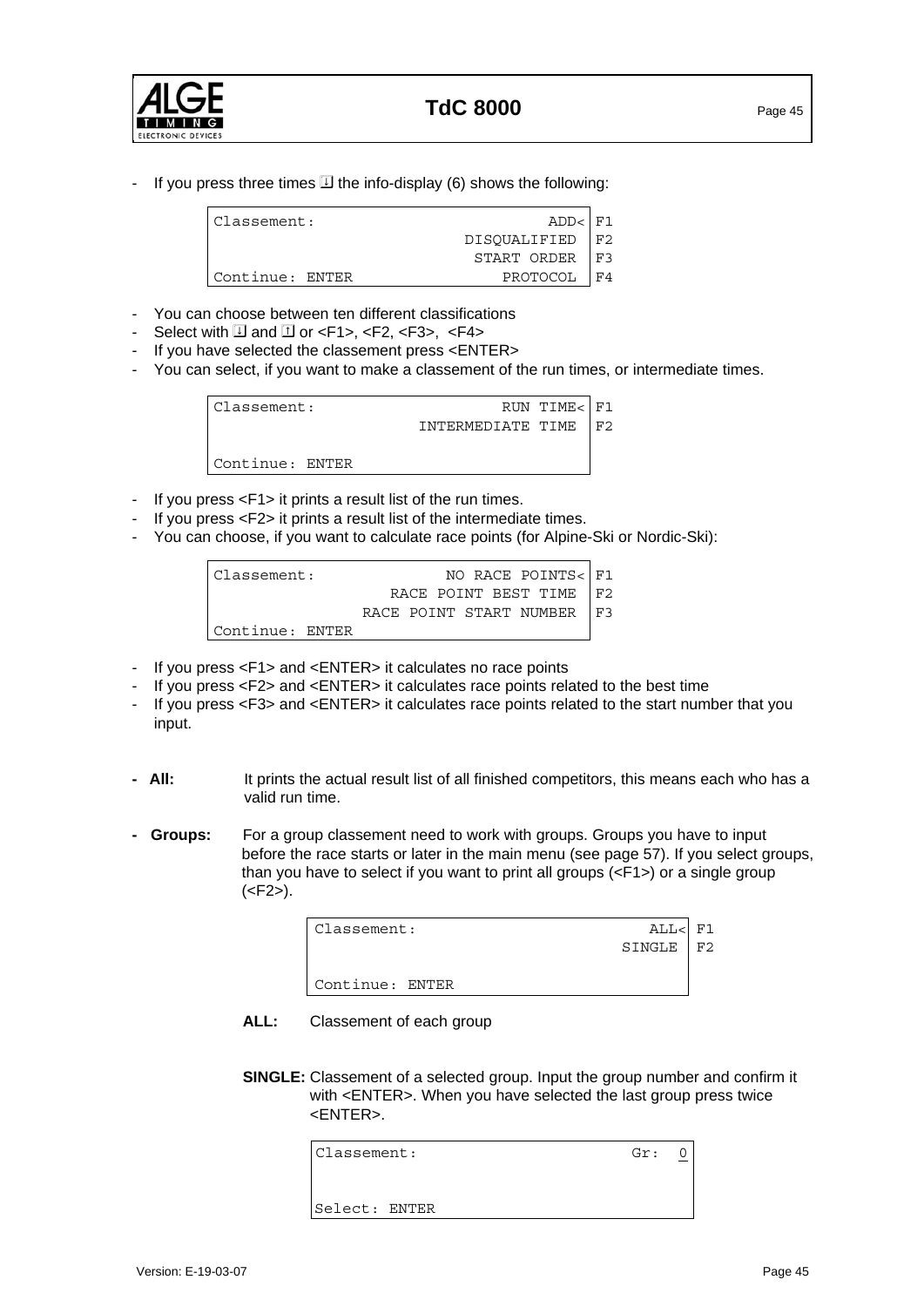- If you press three times ⇩ the info-display (6) shows the following:

```
Classement:                      ADD<  F1
                          DISQUALIFIED F2
                           START ORDER F3
Continue: ENTER               PROTOCOL F4
```

- You can choose between ten different classifications
- Select with ⇩ and ⇧ or <F1>, <F2, <F3>, <F4>
- If you have selected the classement press <ENTER>
- You can select, if you want to make a classement of the run times, or intermediate times.

```
Classement:                 RUN TIME<  F1
                     INTERMEDIATE TIME F2

Continue: ENTER
```

- If you press <F1> it prints a result list of the run times.
- If you press <F2> it prints a result list of the intermediate times.
- You can choose, if you want to calculate race points (for Alpine-Ski or Nordic-Ski):

```
Classement:          NO RACE POINTS<   F1
                  RACE POINT BEST TIME F2
              RACE POINT START NUMBER  F3
Continue: ENTER
```

- If you press <F1> and <ENTER> it calculates no race points
- If you press <F2> and <ENTER> it calculates race points related to the best time
- If you press <F3> and <ENTER> it calculates race points related to the start number that you input.

- **All:** It prints the actual result list of all finished competitors, this means each who has a valid run time.

- **Groups:** For a group classement need to work with groups. Groups you have to input before the race starts or later in the main menu (see page 57). If you select groups, than you have to select if you want to print all groups (<F1>) or a single group (<F2>).

```
Classement:                      ALL<  F1
                               SINGLE  F2

Continue: ENTER
```

**ALL:** Classement of each group

**SINGLE:** Classement of a selected group. Input the group number and confirm it with <ENTER>. When you have selected the last group press twice <ENTER>.

```
Classement:                    Gr:  0


Select: ENTER
```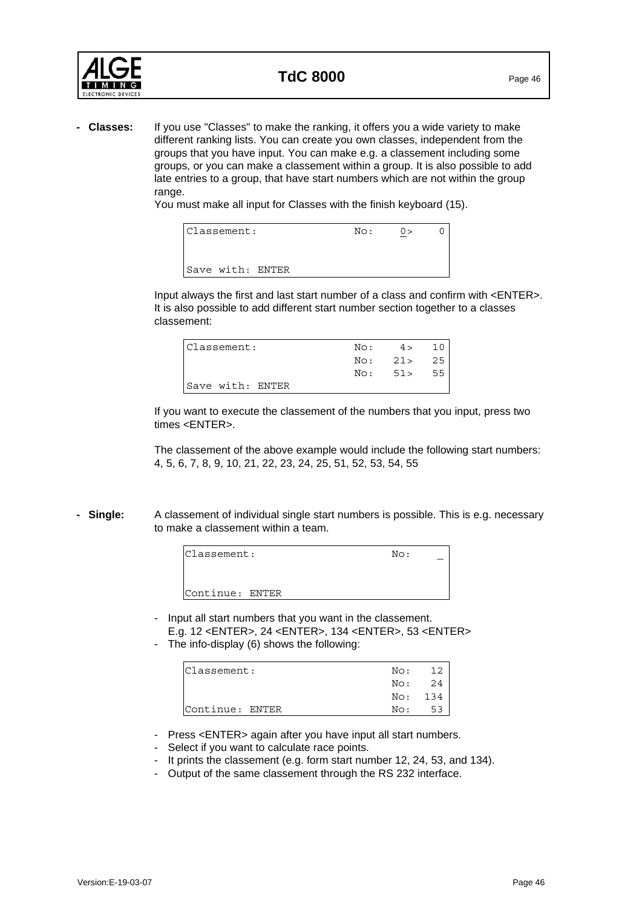- **Classes:** If you use "Classes" to make the ranking, it offers you a wide variety to make different ranking lists. You can create you own classes, independent from the groups that you have input. You can make e.g. a classement including some groups, or you can make a classement within a group. It is also possible to add late entries to a group, that have start numbers which are not within the group range.
  You must make all input for Classes with the finish keyboard (15).

```
Classement:             No:    0>    0


Save with: ENTER
```

Input always the first and last start number of a class and confirm with <ENTER>. It is also possible to add different start number section together to a classes classement:

```
Classement:             No:    4>   10
                        No:   21>   25
                        No:   51>   55
Save with: ENTER
```

If you want to execute the classement of the numbers that you input, press two times <ENTER>.

The classement of the above example would include the following start numbers: 4, 5, 6, 7, 8, 9, 10, 21, 22, 23, 24, 25, 51, 52, 53, 54, 55

- **Single:** A classement of individual single start numbers is possible. This is e.g. necessary to make a classement within a team.

```
Classement:                  No:    _


Continue: ENTER
```

- Input all start numbers that you want in the classement.
  E.g. 12 <ENTER>, 24 <ENTER>, 134 <ENTER>, 53 <ENTER>
- The info-display (6) shows the following:

```
Classement:                  No:   12
                             No:   24
                             No:  134
Continue: ENTER              No:   53
```

- Press <ENTER> again after you have input all start numbers.
- Select if you want to calculate race points.
- It prints the classement (e.g. form start number 12, 24, 53, and 134).
- Output of the same classement through the RS 232 interface.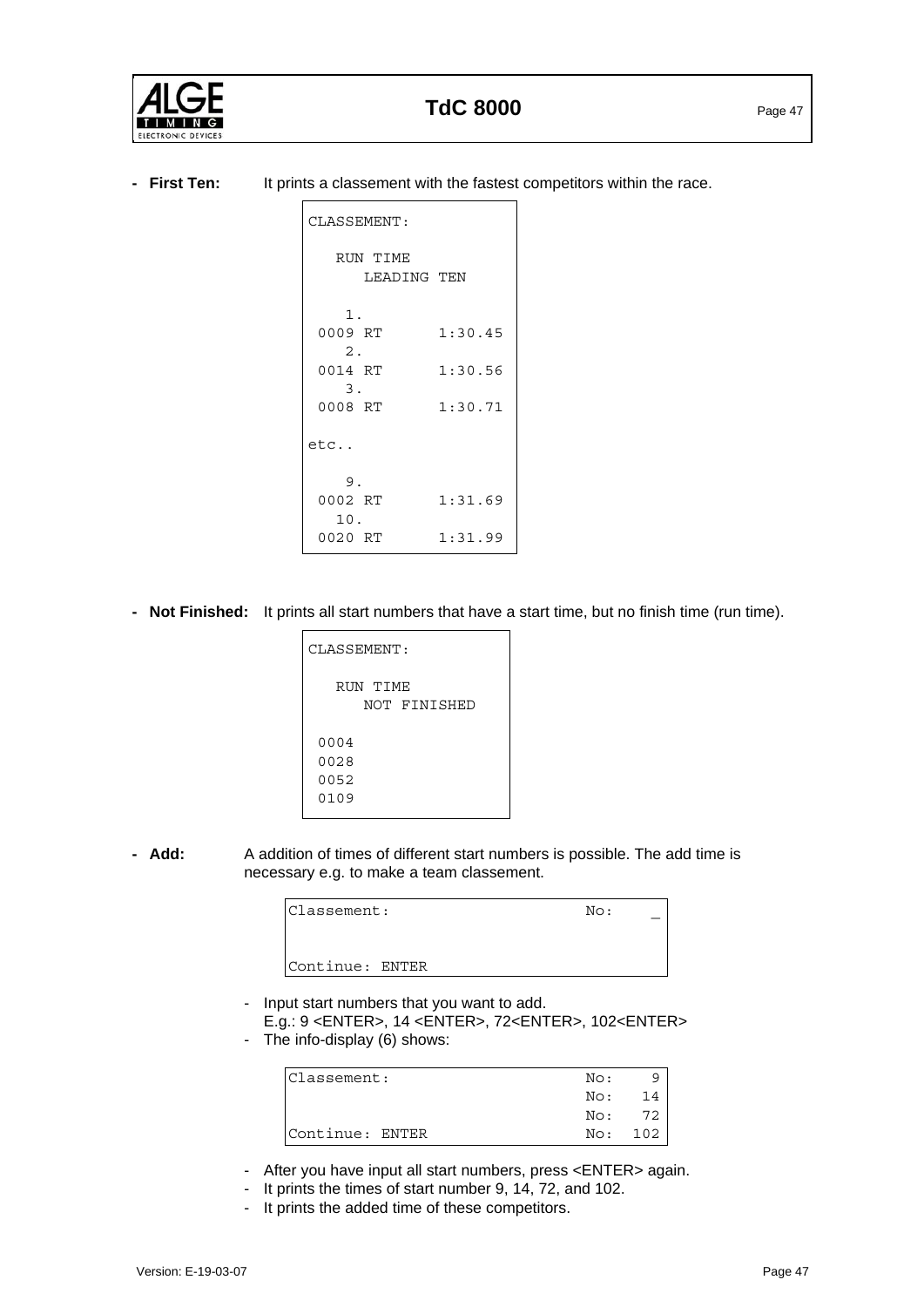- **First Ten:** It prints a classement with the fastest competitors within the race.

```
CLASSEMENT:

   RUN TIME
      LEADING TEN

    1.
 0009 RT      1:30.45
    2.
 0014 RT      1:30.56
    3.
 0008 RT      1:30.71

etc..

    9.
 0002 RT      1:31.69
   10.
 0020 RT      1:31.99
```

- **Not Finished:** It prints all start numbers that have a start time, but no finish time (run time).

```
CLASSEMENT:

   RUN TIME
      NOT FINISHED

 0004
 0028
 0052
 0109
```

- **Add:** A addition of times of different start numbers is possible. The add time is necessary e.g. to make a team classement.

```
Classement:                     No:    _


Continue: ENTER
```

- Input start numbers that you want to add.
  E.g.: 9 <ENTER>, 14 <ENTER>, 72<ENTER>, 102<ENTER>
- The info-display (6) shows:

```
Classement:                     No:     9
                                No:    14
                                No:    72
Continue: ENTER                 No:   102
```

- After you have input all start numbers, press <ENTER> again.
- It prints the times of start number 9, 14, 72, and 102.
- It prints the added time of these competitors.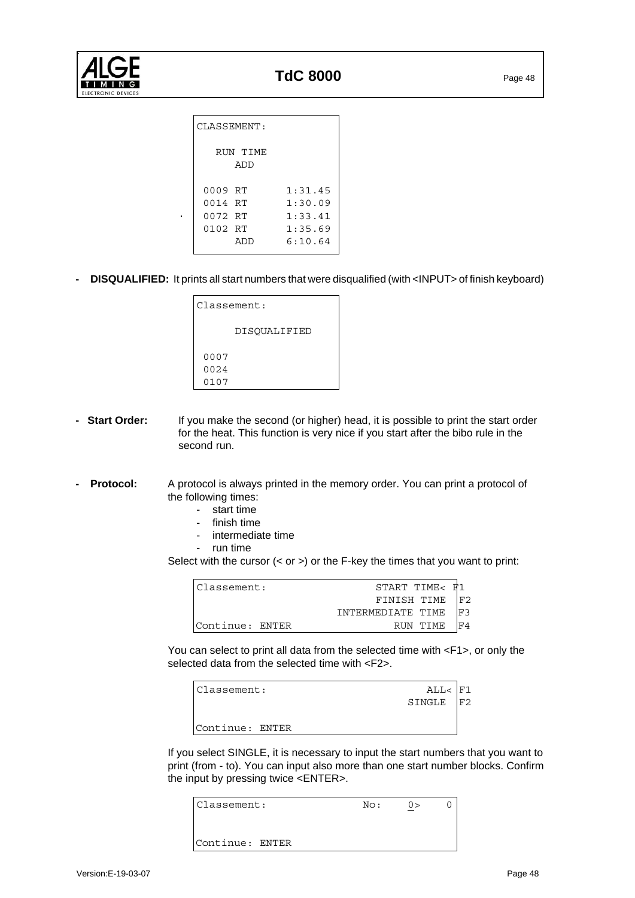```
CLASSEMENT:

   RUN TIME
      ADD

 0009 RT      1:31.45
 0014 RT      1:30.09
 0072 RT      1:33.41
 0102 RT      1:35.69
      ADD     6:10.64
```

- **DISQUALIFIED:** It prints all start numbers that were disqualified (with <INPUT> of finish keyboard)

```
Classement:

     DISQUALIFIED

 0007
 0024
 0107
```

- **Start Order:** If you make the second (or higher) head, it is possible to print the start order for the heat. This function is very nice if you start after the bibo rule in the second run.

- **Protocol:** A protocol is always printed in the memory order. You can print a protocol of the following times:
  - start time
  - finish time
  - intermediate time
  - run time

  Select with the cursor (< or >) or the F-key the times that you want to print:

```
Classement:                START TIME< F1
                           FINISH TIME  F2
                     INTERMEDIATE TIME  F3
Continue: ENTER               RUN TIME  F4
```

You can select to print all data from the selected time with <F1>, or only the selected data from the selected time with <F2>.

```
Classement:                       ALL< F1
                               SINGLE  F2

Continue: ENTER
```

If you select SINGLE, it is necessary to input the start numbers that you want to print (from - to). You can input also more than one start number blocks. Confirm the input by pressing twice <ENTER>.

```
Classement:            No:    0>    0


Continue: ENTER
```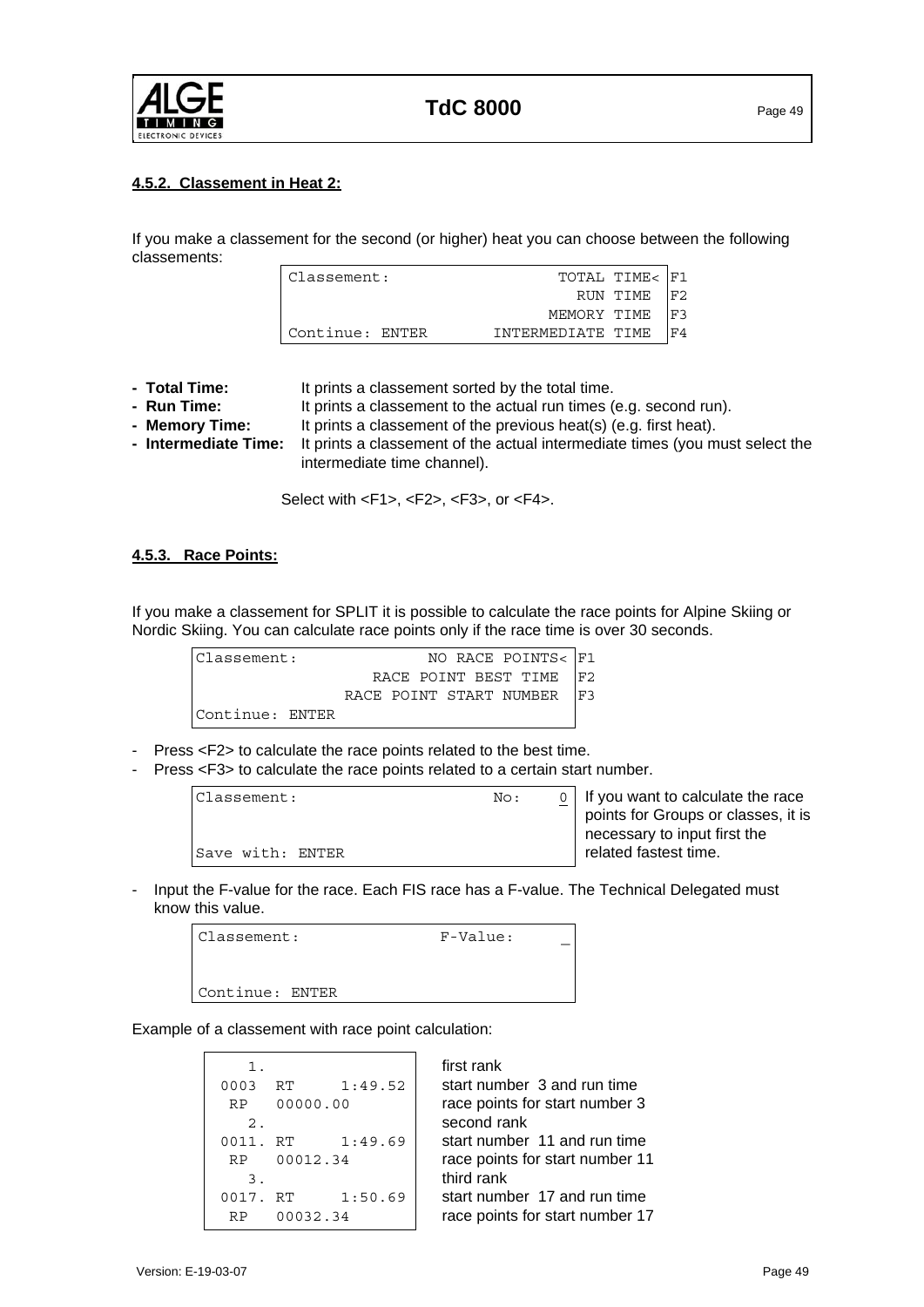#### 4.5.2. Classement in Heat 2:

If you make a classement for the second (or higher) heat you can choose between the following classements:

```
Classement:                    TOTAL TIME< F1
                                 RUN TIME  F2
                              MEMORY TIME  F3
Continue: ENTER         INTERMEDIATE TIME  F4
```

- **Total Time:** It prints a classement sorted by the total time.
- **Run Time:** It prints a classement to the actual run times (e.g. second run).
- **Memory Time:** It prints a classement of the previous heat(s) (e.g. first heat).
- **Intermediate Time:** It prints a classement of the actual intermediate times (you must select the intermediate time channel).

Select with <F1>, <F2>, <F3>, or <F4>.

#### 4.5.3. Race Points:

If you make a classement for SPLIT it is possible to calculate the race points for Alpine Skiing or Nordic Skiing. You can calculate race points only if the race time is over 30 seconds.

```
Classement:                NO RACE POINTS< F1
                     RACE POINT BEST TIME  F2
                  RACE POINT START NUMBER  F3
Continue: ENTER
```

- Press <F2> to calculate the race points related to the best time.
- Press <F3> to calculate the race points related to a certain start number.

```
Classement:                      No:     0
 
 
Save with: ENTER
```

If you want to calculate the race points for Groups or classes, it is necessary to input first the related fastest time.

- Input the F-value for the race. Each FIS race has a F-value. The Technical Delegated must know this value.

```
Classement:                F-Value:      _
 
 
Continue: ENTER
```

Example of a classement with race point calculation:

```
    1.                  first rank
0003  RT     1:49.52    start number  3 and run time
 RP   00000.00          race points for start number 3
    2.                  second rank
0011. RT     1:49.69    start number  11 and run time
 RP   00012.34          race points for start number 11
    3.                  third rank
0017. RT     1:50.69    start number  17 and run time
 RP   00032.34          race points for start number 17
```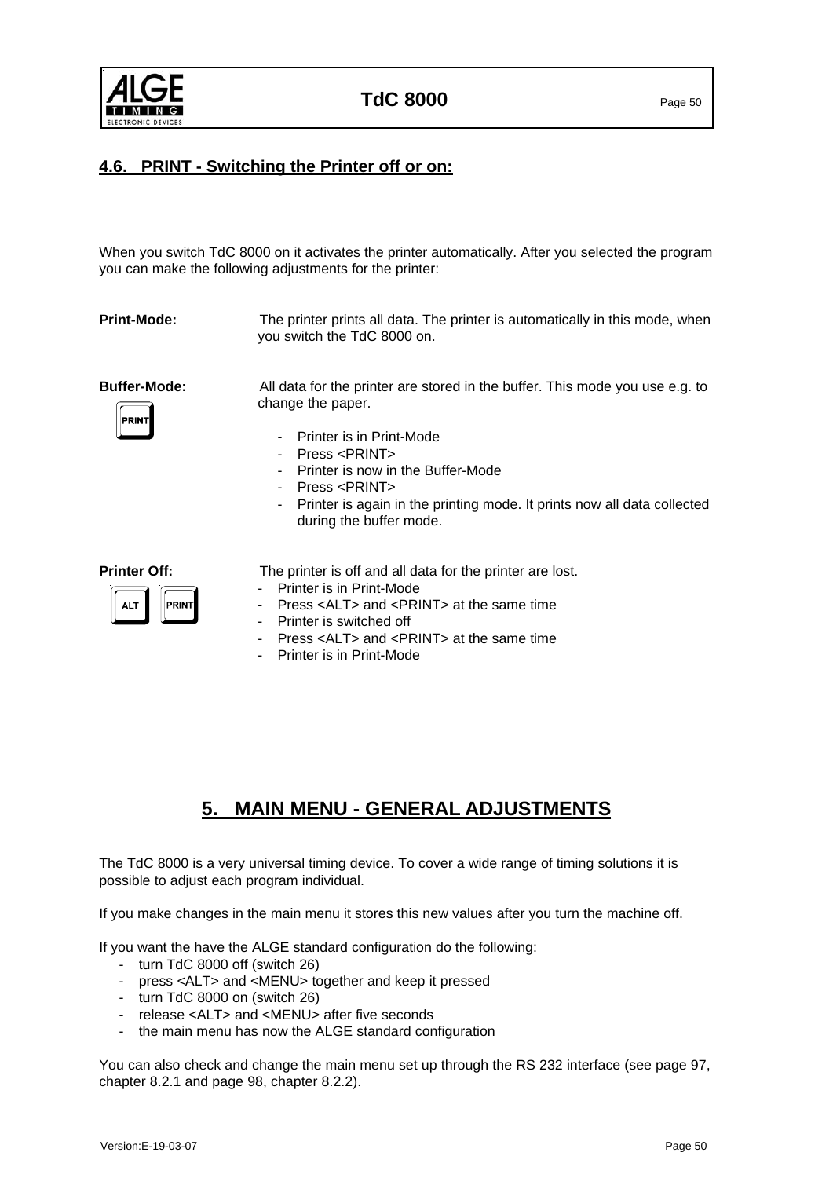## 4.6. PRINT - Switching the Printer off or on:

When you switch TdC 8000 on it activates the printer automatically. After you selected the program you can make the following adjustments for the printer:

**Print-Mode:** The printer prints all data. The printer is automatically in this mode, when you switch the TdC 8000 on.

**Buffer-Mode:** All data for the printer are stored in the buffer. This mode you use e.g. to change the paper.

PRINT

- Printer is in Print-Mode
- Press <PRINT>
- Printer is now in the Buffer-Mode
- Press <PRINT>
- Printer is again in the printing mode. It prints now all data collected during the buffer mode.

**Printer Off:** The printer is off and all data for the printer are lost.

ALT PRINT

- Printer is in Print-Mode
- Press <ALT> and <PRINT> at the same time
- Printer is switched off
- Press <ALT> and <PRINT> at the same time
- Printer is in Print-Mode

# 5. MAIN MENU - GENERAL ADJUSTMENTS

The TdC 8000 is a very universal timing device. To cover a wide range of timing solutions it is possible to adjust each program individual.

If you make changes in the main menu it stores this new values after you turn the machine off.

If you want the have the ALGE standard configuration do the following:

- turn TdC 8000 off (switch 26)
- press <ALT> and <MENU> together and keep it pressed
- turn TdC 8000 on (switch 26)
- release <ALT> and <MENU> after five seconds
- the main menu has now the ALGE standard configuration

You can also check and change the main menu set up through the RS 232 interface (see page 97, chapter 8.2.1 and page 98, chapter 8.2.2).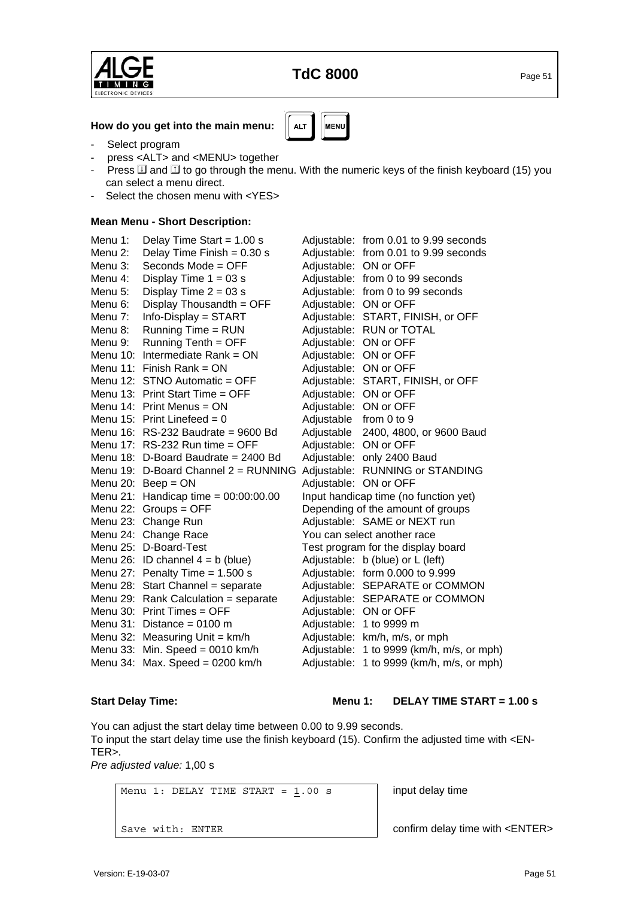**How do you get into the main menu:** ALT MENU

- Select program
- press <ALT> and <MENU> together
- Press ⇩ and ⇧ to go through the menu. With the numeric keys of the finish keyboard (15) you can select a menu direct.
- Select the chosen menu with <YES>

**Mean Menu - Short Description:**

| Menu | Setting | Adjustment |
|---|---|---|
| Menu 1: | Delay Time Start = 1.00 s | Adjustable: from 0.01 to 9.99 seconds |
| Menu 2: | Delay Time Finish = 0.30 s | Adjustable: from 0.01 to 9.99 seconds |
| Menu 3: | Seconds Mode = OFF | Adjustable: ON or OFF |
| Menu 4: | Display Time 1 = 03 s | Adjustable: from 0 to 99 seconds |
| Menu 5: | Display Time 2 = 03 s | Adjustable: from 0 to 99 seconds |
| Menu 6: | Display Thousandth = OFF | Adjustable: ON or OFF |
| Menu 7: | Info-Display = START | Adjustable: START, FINISH, or OFF |
| Menu 8: | Running Time = RUN | Adjustable: RUN or TOTAL |
| Menu 9: | Running Tenth = OFF | Adjustable: ON or OFF |
| Menu 10: | Intermediate Rank = ON | Adjustable: ON or OFF |
| Menu 11: | Finish Rank = ON | Adjustable: ON or OFF |
| Menu 12: | STNO Automatic = OFF | Adjustable: START, FINISH, or OFF |
| Menu 13: | Print Start Time = OFF | Adjustable: ON or OFF |
| Menu 14: | Print Menus = ON | Adjustable: ON or OFF |
| Menu 15: | Print Linefeed = 0 | Adjustable from 0 to 9 |
| Menu 16: | RS-232 Baudrate = 9600 Bd | Adjustable 2400, 4800, or 9600 Baud |
| Menu 17: | RS-232 Run time = OFF | Adjustable: ON or OFF |
| Menu 18: | D-Board Baudrate = 2400 Bd | Adjustable: only 2400 Baud |
| Menu 19: | D-Board Channel 2 = RUNNING | Adjustable: RUNNING or STANDING |
| Menu 20: | Beep = ON | Adjustable: ON or OFF |
| Menu 21: | Handicap time = 00:00:00.00 | Input handicap time (no function yet) |
| Menu 22: | Groups = OFF | Depending of the amount of groups |
| Menu 23: | Change Run | Adjustable: SAME or NEXT run |
| Menu 24: | Change Race | You can select another race |
| Menu 25: | D-Board-Test | Test program for the display board |
| Menu 26: | ID channel 4 = b (blue) | Adjustable: b (blue) or L (left) |
| Menu 27: | Penalty Time = 1.500 s | Adjustable: form 0.000 to 9.999 |
| Menu 28: | Start Channel = separate | Adjustable: SEPARATE or COMMON |
| Menu 29: | Rank Calculation = separate | Adjustable: SEPARATE or COMMON |
| Menu 30: | Print Times = OFF | Adjustable: ON or OFF |
| Menu 31: | Distance = 0100 m | Adjustable: 1 to 9999 m |
| Menu 32: | Measuring Unit = km/h | Adjustable: km/h, m/s, or mph |
| Menu 33: | Min. Speed = 0010 km/h | Adjustable: 1 to 9999 (km/h, m/s, or mph) |
| Menu 34: | Max. Speed = 0200 km/h | Adjustable: 1 to 9999 (km/h, m/s, or mph) |

**Start Delay Time:** **Menu 1: DELAY TIME START = 1.00 s**

You can adjust the start delay time between 0.00 to 9.99 seconds.
To input the start delay time use the finish keyboard (15). Confirm the adjusted time with <EN-TER>.
*Pre adjusted value:* 1,00 s

```
Menu 1: DELAY TIME START = 1.00 s

Save with: ENTER
```

input delay time

confirm delay time with <ENTER>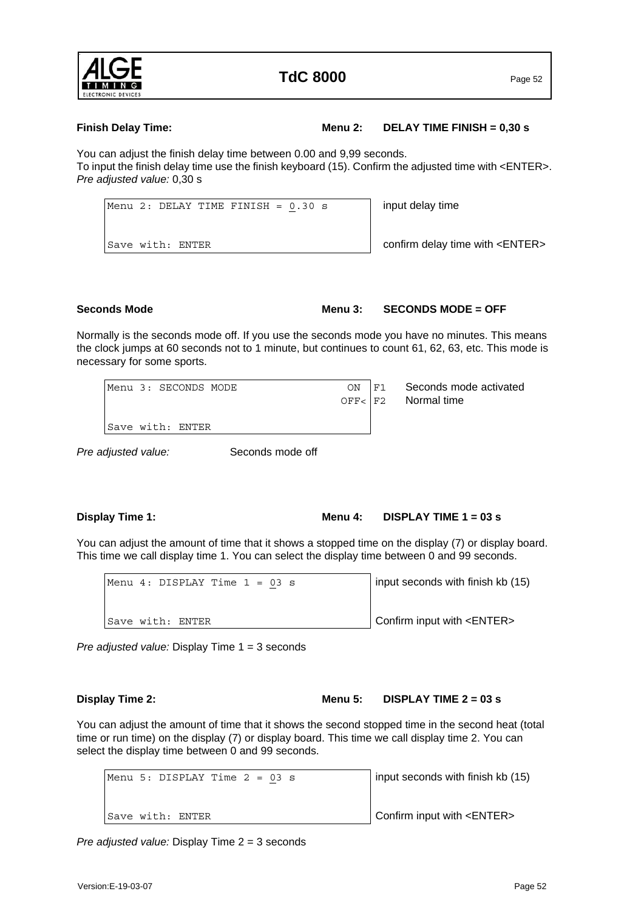**Finish Delay Time:** **Menu 2: DELAY TIME FINISH = 0,30 s**

You can adjust the finish delay time between 0.00 and 9,99 seconds.
To input the finish delay time use the finish keyboard (15). Confirm the adjusted time with <ENTER>.
*Pre adjusted value:* 0,30 s

| Display | Description |
|---|---|
| `Menu 2: DELAY TIME FINISH = 0.30 s` | input delay time |
| `Save with: ENTER` | confirm delay time with <ENTER> |

**Seconds Mode** **Menu 3: SECONDS MODE = OFF**

Normally is the seconds mode off. If you use the seconds mode you have no minutes. This means the clock jumps at 60 seconds not to 1 minute, but continues to count 61, 62, 63, etc. This mode is necessary for some sports.

| Display | Key | Description |
|---|---|---|
| `Menu 3: SECONDS MODE ON` | F1 | Seconds mode activated |
| `OFF<` | F2 | Normal time |
| `Save with: ENTER` | | |

*Pre adjusted value:* Seconds mode off

**Display Time 1:** **Menu 4: DISPLAY TIME 1 = 03 s**

You can adjust the amount of time that it shows a stopped time on the display (7) or display board. This time we call display time 1. You can select the display time between 0 and 99 seconds.

| Display | Description |
|---|---|
| `Menu 4: DISPLAY Time 1 = 03 s` | input seconds with finish kb (15) |
| `Save with: ENTER` | Confirm input with <ENTER> |

*Pre adjusted value:* Display Time 1 = 3 seconds

**Display Time 2:** **Menu 5: DISPLAY TIME 2 = 03 s**

You can adjust the amount of time that it shows the second stopped time in the second heat (total time or run time) on the display (7) or display board. This time we call display time 2. You can select the display time between 0 and 99 seconds.

| Display | Description |
|---|---|
| `Menu 5: DISPLAY Time 2 = 03 s` | input seconds with finish kb (15) |
| `Save with: ENTER` | Confirm input with <ENTER> |

*Pre adjusted value:* Display Time 2 = 3 seconds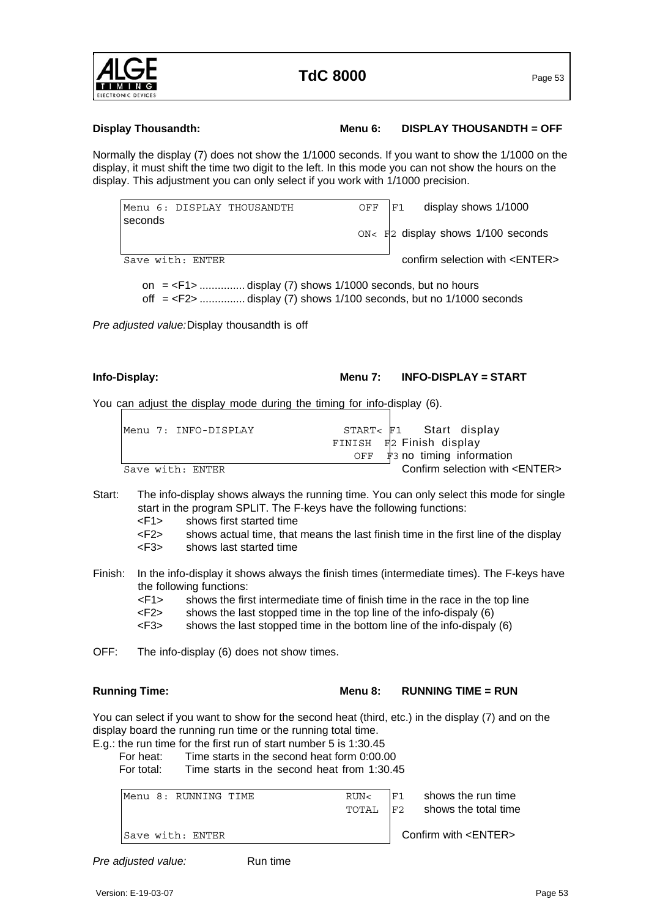**Display Thousandth:** **Menu 6: DISPLAY THOUSANDTH = OFF**

Normally the display (7) does not show the 1/1000 seconds. If you want to show the 1/1000 on the display, it must shift the time two digit to the left. In this mode you can not show the hours on the display. This adjustment you can only select if you work with 1/1000 precision.

```
Menu 6: DISPLAY THOUSANDTH          OFF  F1   display shows 1/1000 seconds
                                    ON<  F2   display shows 1/100 seconds

Save with: ENTER                              confirm selection with <ENTER>
```

on = <F1> ............... display (7) shows 1/1000 seconds, but no hours
off = <F2> ............... display (7) shows 1/100 seconds, but no 1/1000 seconds

*Pre adjusted value:* Display thousandth is off

**Info-Display:** **Menu 7: INFO-DISPLAY = START**

You can adjust the display mode during the timing for info-display (6).

```
Menu 7: INFO-DISPLAY             START<  F1   Start display
                                 FINISH  F2   Finish display
                                 OFF     F3   no timing information
Save with: ENTER                              Confirm selection with <ENTER>
```

Start: The info-display shows always the running time. You can only select this mode for single start in the program SPLIT. The F-keys have the following functions:
- <F1> shows first started time
- <F2> shows actual time, that means the last finish time in the first line of the display
- <F3> shows last started time

Finish: In the info-display it shows always the finish times (intermediate times). The F-keys have the following functions:
- <F1> shows the first intermediate time of finish time in the race in the top line
- <F2> shows the last stopped time in the top line of the info-dispaly (6)
- <F3> shows the last stopped time in the bottom line of the info-dispaly (6)

OFF: The info-display (6) does not show times.

**Running Time:** **Menu 8: RUNNING TIME = RUN**

You can select if you want to show for the second heat (third, etc.) in the display (7) and on the display board the running run time or the running total time.

E.g.: the run time for the first run of start number 5 is 1:30.45

For heat: Time starts in the second heat form 0:00.00
For total: Time starts in the second heat from 1:30.45

```
Menu 8: RUNNING TIME             RUN<    F1   shows the run time
                                 TOTAL   F2   shows the total time

Save with: ENTER                              Confirm with <ENTER>
```

*Pre adjusted value:* Run time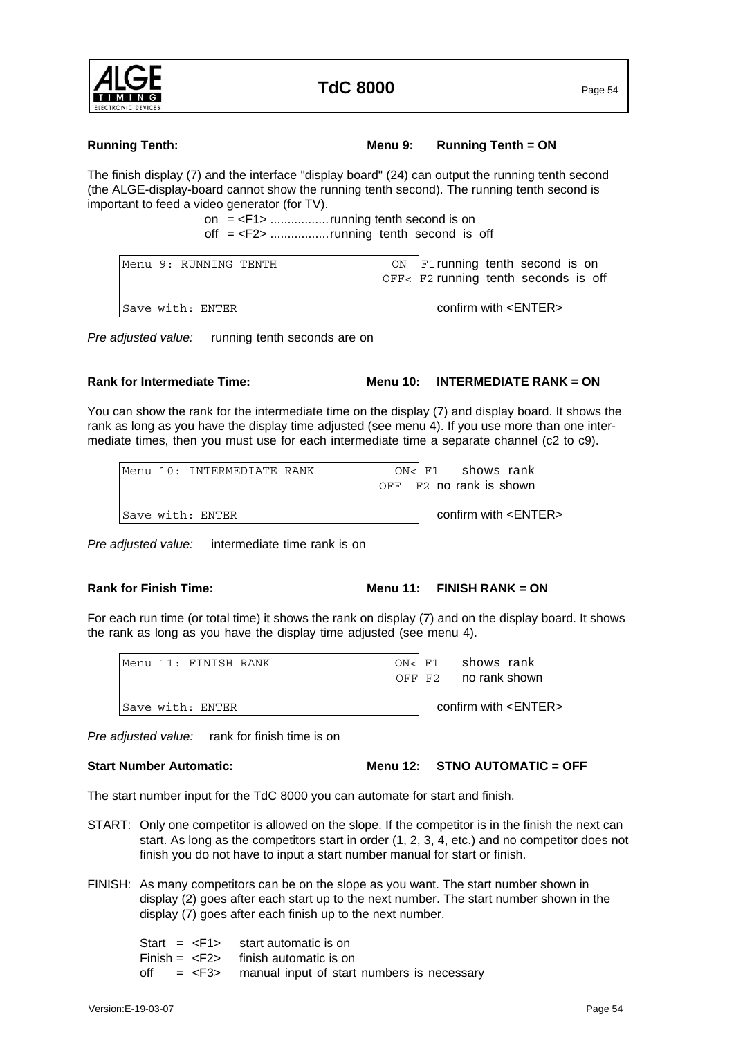**Running Tenth:** **Menu 9: Running Tenth = ON**

The finish display (7) and the interface "display board" (24) can output the running tenth second (the ALGE-display-board cannot show the running tenth second). The running tenth second is important to feed a video generator (for TV).

on = <F1> .................running tenth second is on
off = <F2> .................running tenth second is off

```
Menu 9: RUNNING TENTH          ON    F1 running tenth second is on
                               OFF<  F2 running tenth seconds is off

Save with: ENTER                        confirm with <ENTER>
```

*Pre adjusted value:* running tenth seconds are on

**Rank for Intermediate Time:** **Menu 10: INTERMEDIATE RANK = ON**

You can show the rank for the intermediate time on the display (7) and display board. It shows the rank as long as you have the display time adjusted (see menu 4). If you use more than one intermediate times, then you must use for each intermediate time a separate channel (c2 to c9).

```
Menu 10: INTERMEDIATE RANK     ON<   F1 shows rank
                               OFF   F2 no rank is shown

Save with: ENTER                        confirm with <ENTER>
```

*Pre adjusted value:* intermediate time rank is on

**Rank for Finish Time:** **Menu 11: FINISH RANK = ON**

For each run time (or total time) it shows the rank on display (7) and on the display board. It shows the rank as long as you have the display time adjusted (see menu 4).

```
Menu 11: FINISH RANK           ON<   F1 shows rank
                               OFF   F2 no rank shown

Save with: ENTER                        confirm with <ENTER>
```

*Pre adjusted value:* rank for finish time is on

**Start Number Automatic:** **Menu 12: STNO AUTOMATIC = OFF**

The start number input for the TdC 8000 you can automate for start and finish.

START: Only one competitor is allowed on the slope. If the competitor is in the finish the next can start. As long as the competitors start in order (1, 2, 3, 4, etc.) and no competitor does not finish you do not have to input a start number manual for start or finish.

FINISH: As many competitors can be on the slope as you want. The start number shown in display (2) goes after each start up to the next number. The start number shown in the display (7) goes after each finish up to the next number.

Start = <F1> start automatic is on
Finish = <F2> finish automatic is on
off = <F3> manual input of start numbers is necessary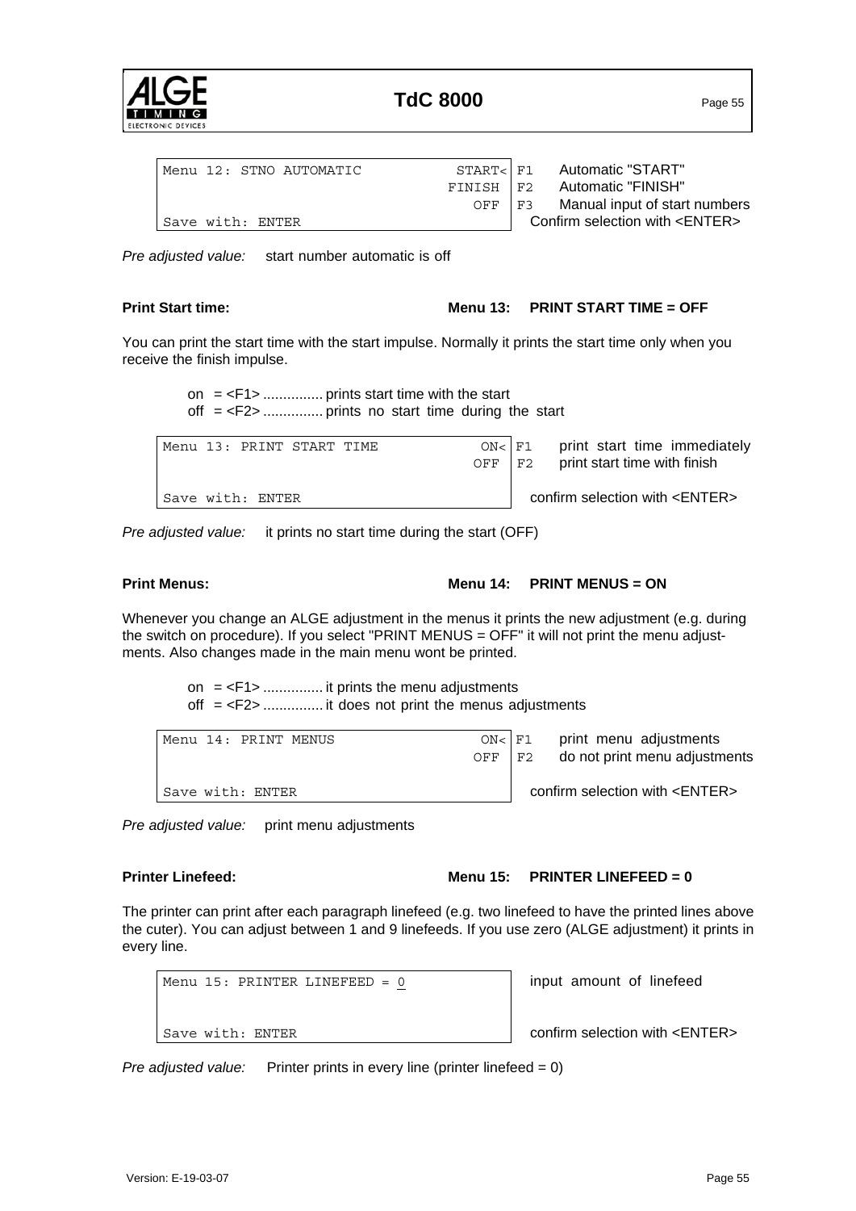```
Menu 12: STNO AUTOMATIC              START<
                                     FINISH
                                        OFF
Save with: ENTER
```

| | |
|---|---|
| F1 | Automatic "START" |
| F2 | Automatic "FINISH" |
| F3 | Manual input of start numbers |
| | Confirm selection with <ENTER> |

*Pre adjusted value:* start number automatic is off

**Print Start time:** **Menu 13: PRINT START TIME = OFF**

You can print the start time with the start impulse. Normally it prints the start time only when you receive the finish impulse.

on = <F1> ............... prints start time with the start
off = <F2> ............... prints no start time during the start

```
Menu 13: PRINT START TIME               ON<
                                        OFF

Save with: ENTER
```

| | |
|---|---|
| F1 | print start time immediately |
| F2 | print start time with finish |
| | confirm selection with <ENTER> |

*Pre adjusted value:* it prints no start time during the start (OFF)

**Print Menus:** **Menu 14: PRINT MENUS = ON**

Whenever you change an ALGE adjustment in the menus it prints the new adjustment (e.g. during the switch on procedure). If you select "PRINT MENUS = OFF" it will not print the menu adjustments. Also changes made in the main menu wont be printed.

on = <F1> ............... it prints the menu adjustments
off = <F2> ............... it does not print the menus adjustments

```
Menu 14: PRINT MENUS                    ON<
                                        OFF

Save with: ENTER
```

| | |
|---|---|
| F1 | print menu adjustments |
| F2 | do not print menu adjustments |
| | confirm selection with <ENTER> |

*Pre adjusted value:* print menu adjustments

**Printer Linefeed:** **Menu 15: PRINTER LINEFEED = 0**

The printer can print after each paragraph linefeed (e.g. two linefeed to have the printed lines above the cuter). You can adjust between 1 and 9 linefeeds. If you use zero (ALGE adjustment) it prints in every line.

```
Menu 15: PRINTER LINEFEED = 0


Save with: ENTER
```

input amount of linefeed

confirm selection with <ENTER>

*Pre adjusted value:* Printer prints in every line (printer linefeed = 0)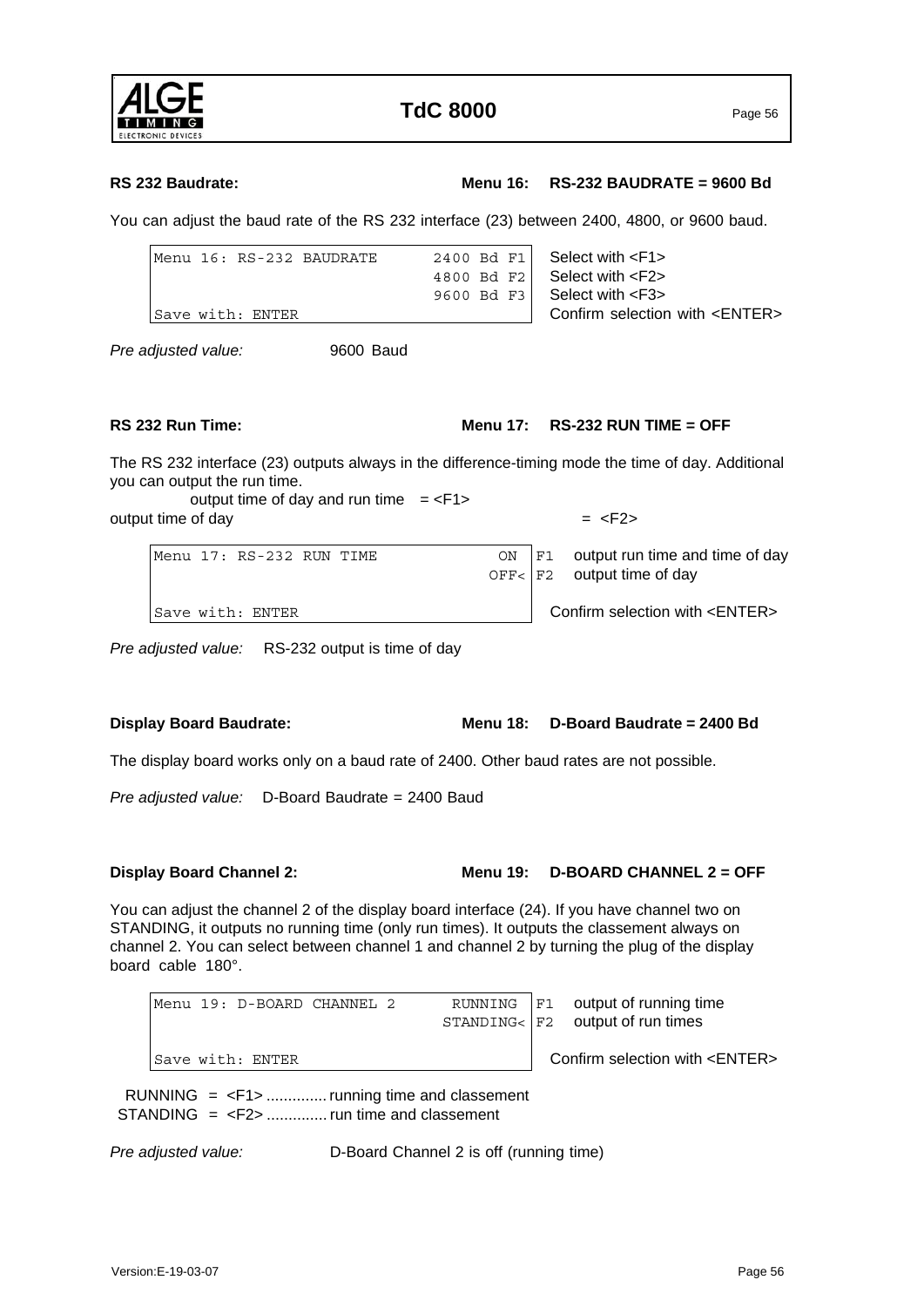**RS 232 Baudrate:** **Menu 16: RS-232 BAUDRATE = 9600 Bd**

You can adjust the baud rate of the RS 232 interface (23) between 2400, 4800, or 9600 baud.

```
Menu 16: RS-232 BAUDRATE      2400 Bd F1
                              4800 Bd F2
                              9600 Bd F3
Save with: ENTER
```

Select with <F1>
Select with <F2>
Select with <F3>
Confirm selection with <ENTER>

*Pre adjusted value:* 9600 Baud

**RS 232 Run Time:** **Menu 17: RS-232 RUN TIME = OFF**

The RS 232 interface (23) outputs always in the difference-timing mode the time of day. Additional you can output the run time.

output time of day and run time = <F1>
output time of day = <F2>

```
Menu 17: RS-232 RUN TIME           ON  F1
                                  OFF< F2

Save with: ENTER
```

F1 output run time and time of day
F2 output time of day

Confirm selection with <ENTER>

*Pre adjusted value:* RS-232 output is time of day

**Display Board Baudrate:** **Menu 18: D-Board Baudrate = 2400 Bd**

The display board works only on a baud rate of 2400. Other baud rates are not possible.

*Pre adjusted value:* D-Board Baudrate = 2400 Baud

**Display Board Channel 2:** **Menu 19: D-BOARD CHANNEL 2 = OFF**

You can adjust the channel 2 of the display board interface (24). If you have channel two on STANDING, it outputs no running time (only run times). It outputs the classement always on channel 2. You can select between channel 1 and channel 2 by turning the plug of the display board cable 180°.

```
Menu 19: D-BOARD CHANNEL 2      RUNNING  F1
                               STANDING< F2

Save with: ENTER
```

F1 output of running time
F2 output of run times

Confirm selection with <ENTER>

RUNNING = <F1> .............. running time and classement
STANDING = <F2> .............. run time and classement

*Pre adjusted value:* D-Board Channel 2 is off (running time)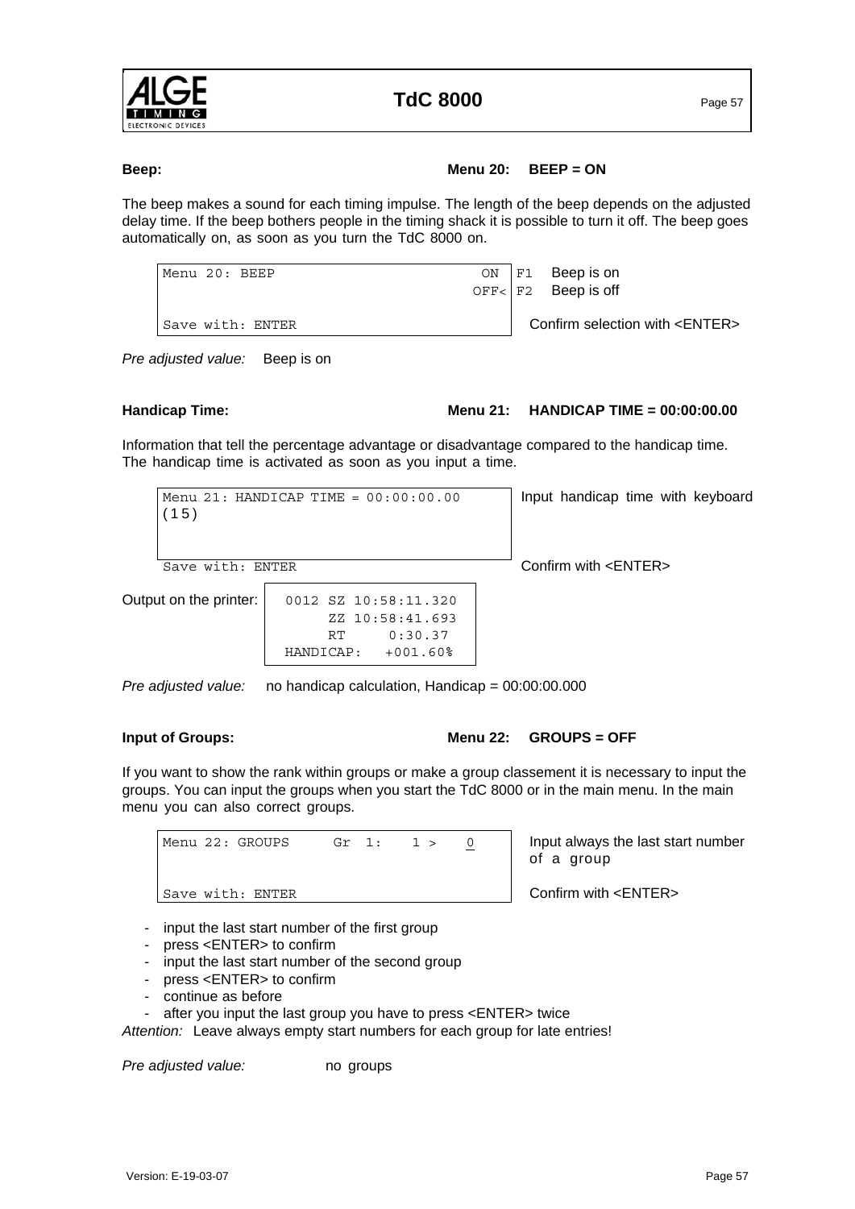**Beep:** **Menu 20: BEEP = ON**

The beep makes a sound for each timing impulse. The length of the beep depends on the adjusted delay time. If the beep bothers people in the timing shack it is possible to turn it off. The beep goes automatically on, as soon as you turn the TdC 8000 on.

| Display | | Key | Description |
|---|---|---|---|
| Menu 20: BEEP | ON | F1 | Beep is on |
| | OFF< | F2 | Beep is off |
| Save with: ENTER | | | Confirm selection with <ENTER> |

*Pre adjusted value:* Beep is on

**Handicap Time:** **Menu 21: HANDICAP TIME = 00:00:00.00**

Information that tell the percentage advantage or disadvantage compared to the handicap time. The handicap time is activated as soon as you input a time.

| Display | Description |
|---|---|
| Menu 21: HANDICAP TIME = 00:00:00.00 (15) | Input handicap time with keyboard |
| Save with: ENTER | Confirm with <ENTER> |

Output on the printer:

```
0012 SZ 10:58:11.320
     ZZ 10:58:41.693
     RT     0:30.37
HANDICAP:   +001.60%
```

*Pre adjusted value:* no handicap calculation, Handicap = 00:00:00.000

**Input of Groups:** **Menu 22: GROUPS = OFF**

If you want to show the rank within groups or make a group classement it is necessary to input the groups. You can input the groups when you start the TdC 8000 or in the main menu. In the main menu you can also correct groups.

| Display | Description |
|---|---|
| Menu 22: GROUPS Gr 1: 1 > 0 | Input always the last start number of a group |
| Save with: ENTER | Confirm with <ENTER> |

- input the last start number of the first group
- press <ENTER> to confirm
- input the last start number of the second group
- press <ENTER> to confirm
- continue as before
- after you input the last group you have to press <ENTER> twice

*Attention:* Leave always empty start numbers for each group for late entries!

*Pre adjusted value:* no groups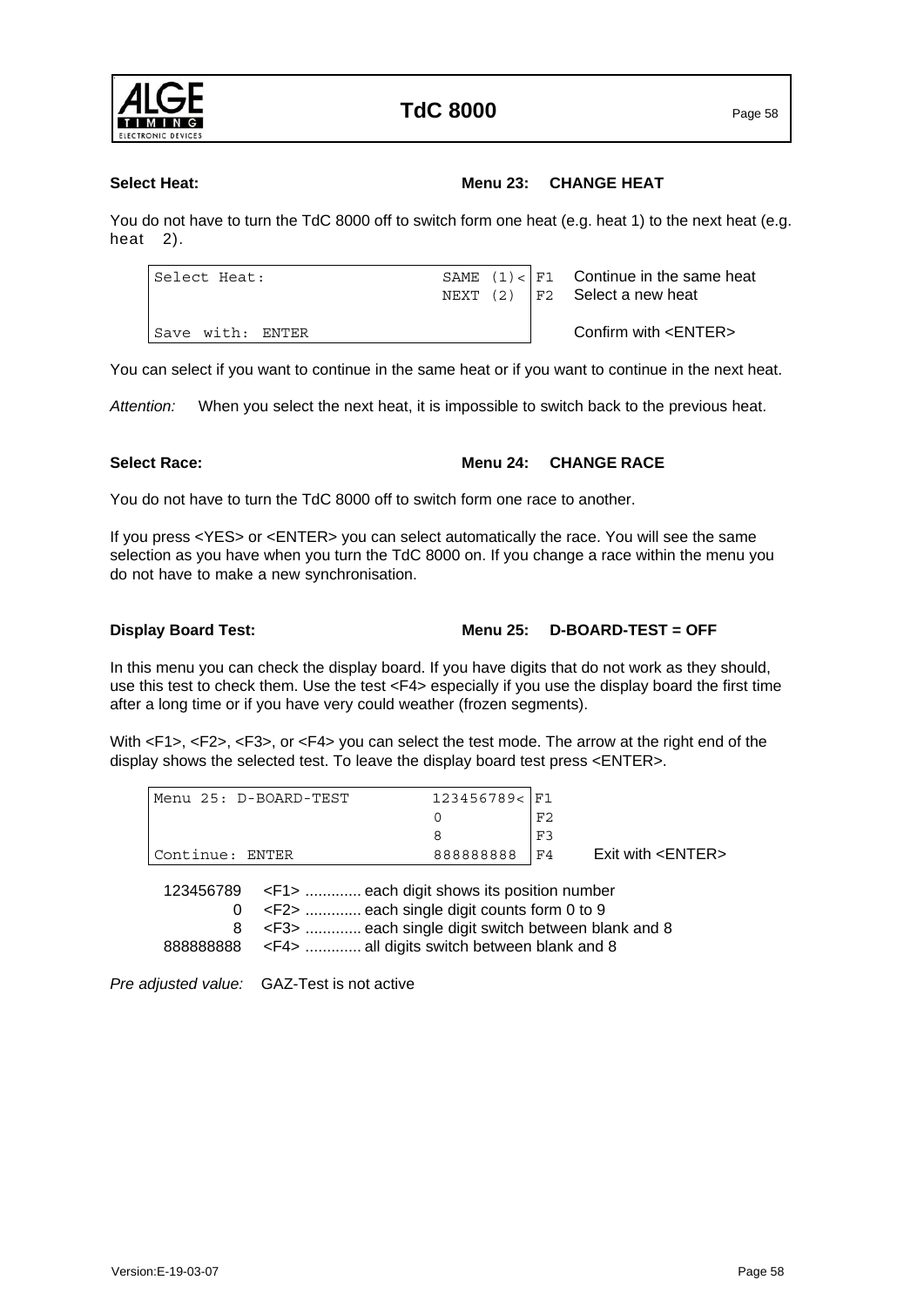**Select Heat:** **Menu 23: CHANGE HEAT**

You do not have to turn the TdC 8000 off to switch form one heat (e.g. heat 1) to the next heat (e.g. heat 2).

```
Select Heat:                    SAME (1)< F1
                                NEXT (2)  F2

Save with: ENTER
```

F1 Continue in the same heat
F2 Select a new heat
Confirm with <ENTER>

You can select if you want to continue in the same heat or if you want to continue in the next heat.

*Attention:* When you select the next heat, it is impossible to switch back to the previous heat.

**Select Race:** **Menu 24: CHANGE RACE**

You do not have to turn the TdC 8000 off to switch form one race to another.

If you press <YES> or <ENTER> you can select automatically the race. You will see the same selection as you have when you turn the TdC 8000 on. If you change a race within the menu you do not have to make a new synchronisation.

**Display Board Test:** **Menu 25: D-BOARD-TEST = OFF**

In this menu you can check the display board. If you have digits that do not work as they should, use this test to check them. Use the test <F4> especially if you use the display board the first time after a long time or if you have very could weather (frozen segments).

With <F1>, <F2>, <F3>, or <F4> you can select the test mode. The arrow at the right end of the display shows the selected test. To leave the display board test press <ENTER>.

```
Menu 25: D-BOARD-TEST        123456789< F1
                             0          F2
                             8          F3
Continue: ENTER              888888888  F4
```

Exit with <ENTER>

- 123456789 <F1> ............. each digit shows its position number
- 0 <F2> ............. each single digit counts form 0 to 9
- 8 <F3> ............. each single digit switch between blank and 8
- 888888888 <F4> ............. all digits switch between blank and 8

*Pre adjusted value:* GAZ-Test is not active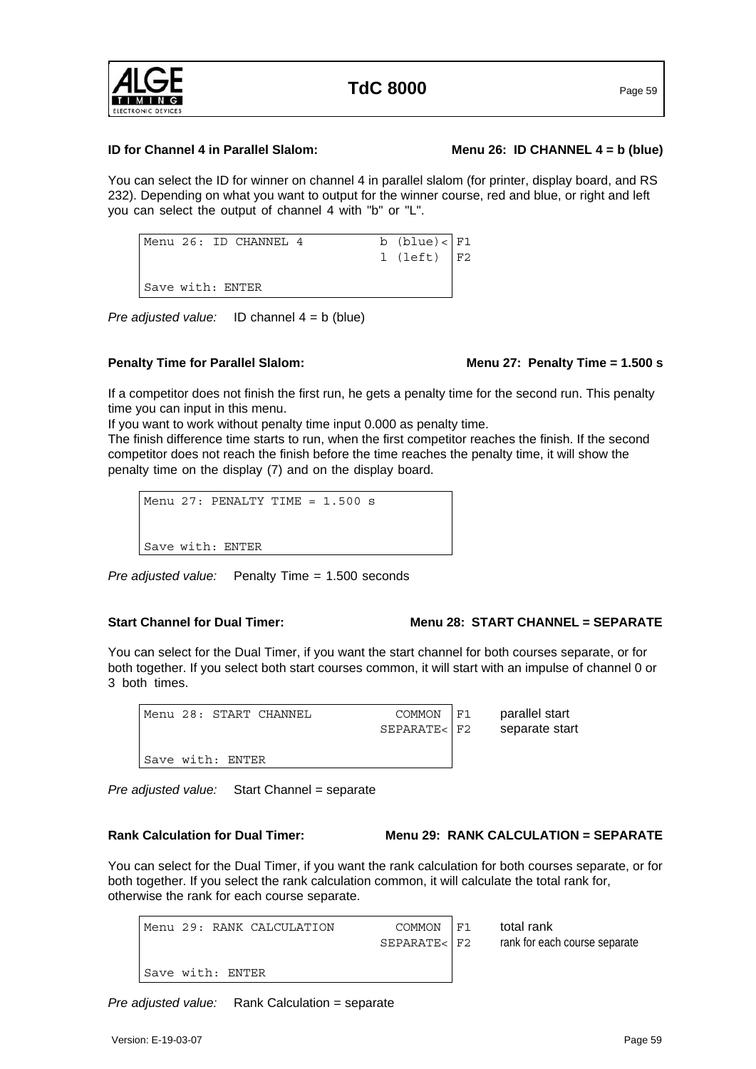**ID for Channel 4 in Parallel Slalom:** **Menu 26: ID CHANNEL 4 = b (blue)**

You can select the ID for winner on channel 4 in parallel slalom (for printer, display board, and RS 232). Depending on what you want to output for the winner course, red and blue, or right and left you can select the output of channel 4 with "b" or "L".

```
Menu 26: ID CHANNEL 4          b (blue)<  F1
                               l (left)   F2

Save with: ENTER
```

*Pre adjusted value:* ID channel 4 = b (blue)

**Penalty Time for Parallel Slalom:** **Menu 27: Penalty Time = 1.500 s**

If a competitor does not finish the first run, he gets a penalty time for the second run. This penalty time you can input in this menu.

If you want to work without penalty time input 0.000 as penalty time.

The finish difference time starts to run, when the first competitor reaches the finish. If the second competitor does not reach the finish before the time reaches the penalty time, it will show the penalty time on the display (7) and on the display board.

```
Menu 27: PENALTY TIME = 1.500 s


Save with: ENTER
```

*Pre adjusted value:* Penalty Time = 1.500 seconds

**Start Channel for Dual Timer:** **Menu 28: START CHANNEL = SEPARATE**

You can select for the Dual Timer, if you want the start channel for both courses separate, or for both together. If you select both start courses common, it will start with an impulse of channel 0 or 3 both times.

```
Menu 28: START CHANNEL           COMMON   F1    parallel start
                               SEPARATE<  F2    separate start

Save with: ENTER
```

*Pre adjusted value:* Start Channel = separate

**Rank Calculation for Dual Timer:** **Menu 29: RANK CALCULATION = SEPARATE**

You can select for the Dual Timer, if you want the rank calculation for both courses separate, or for both together. If you select the rank calculation common, it will calculate the total rank for, otherwise the rank for each course separate.

```
Menu 29: RANK CALCULATION        COMMON   F1    total rank
                               SEPARATE<  F2    rank for each course separate

Save with: ENTER
```

*Pre adjusted value:* Rank Calculation = separate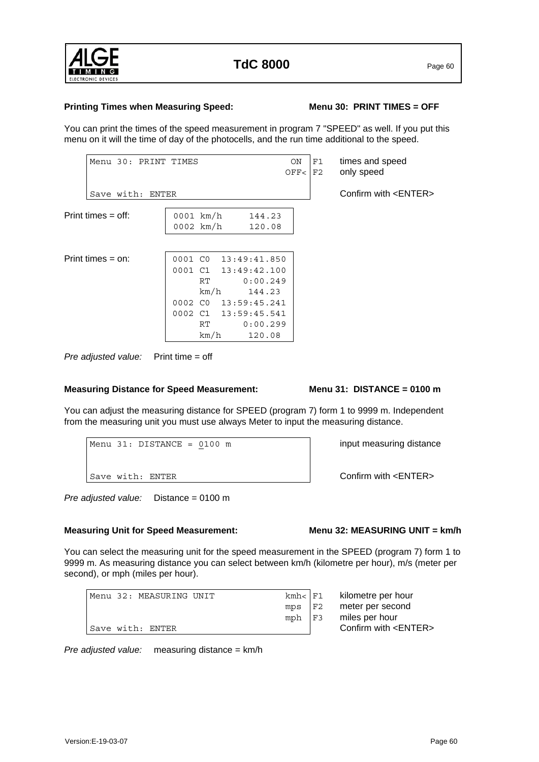**Printing Times when Measuring Speed:** **Menu 30: PRINT TIMES = OFF**

You can print the times of the speed measurement in program 7 "SPEED" as well. If you put this menu on it will the time of day of the photocells, and the run time additional to the speed.

```
Menu 30: PRINT TIMES                ON   |F1   times and speed
                                    OFF< |F2   only speed

Save with: ENTER                               Confirm with <ENTER>
```

Print times = off:

```
0001 km/h     144.23
0002 km/h     120.08
```

Print times = on:

```
0001 C0  13:49:41.850
0001 C1  13:49:42.100
     RT       0:00.249
     km/h     144.23
0002 C0  13:59:45.241
0002 C1  13:59:45.541
     RT       0:00.299
     km/h     120.08
```

*Pre adjusted value:* Print time = off

**Measuring Distance for Speed Measurement:** **Menu 31: DISTANCE = 0100 m**

You can adjust the measuring distance for SPEED (program 7) form 1 to 9999 m. Independent from the measuring unit you must use always Meter to input the measuring distance.

```
Menu 31: DISTANCE = 0100 m                     input measuring distance


Save with: ENTER                               Confirm with <ENTER>
```

*Pre adjusted value:* Distance = 0100 m

**Measuring Unit for Speed Measurement:** **Menu 32: MEASURING UNIT = km/h**

You can select the measuring unit for the speed measurement in the SPEED (program 7) form 1 to 9999 m. As measuring distance you can select between km/h (kilometre per hour), m/s (meter per second), or mph (miles per hour).

```
Menu 32: MEASURING UNIT             kmh< |F1   kilometre per hour
                                    mps  |F2   meter per second
                                    mph  |F3   miles per hour
Save with: ENTER                               Confirm with <ENTER>
```

*Pre adjusted value:* measuring distance = km/h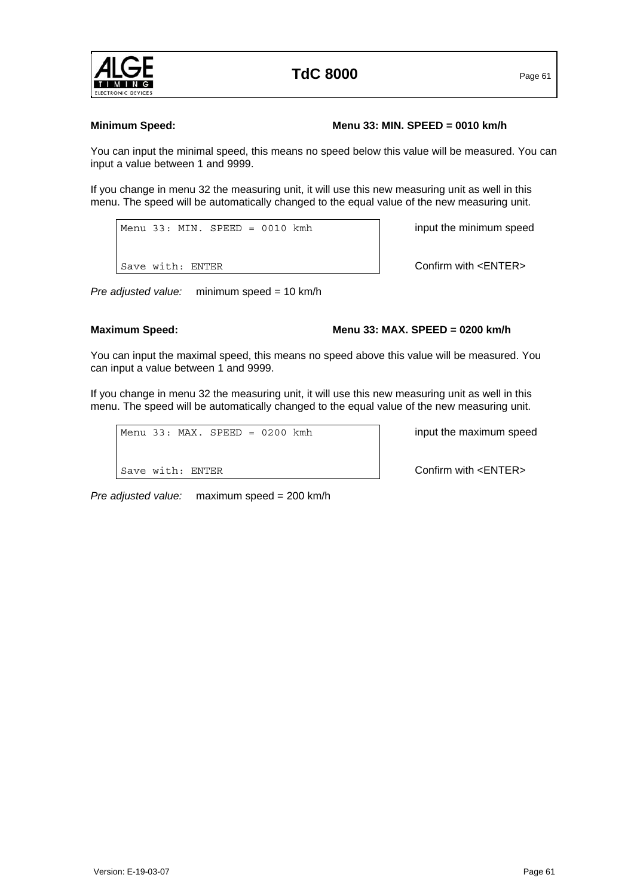**Minimum Speed:** **Menu 33: MIN. SPEED = 0010 km/h**

You can input the minimal speed, this means no speed below this value will be measured. You can input a value between 1 and 9999.

If you change in menu 32 the measuring unit, it will use this new measuring unit as well in this menu. The speed will be automatically changed to the equal value of the new measuring unit.

```
Menu 33: MIN. SPEED = 0010 kmh

Save with: ENTER
```

input the minimum speed

Confirm with <ENTER>

*Pre adjusted value:* minimum speed = 10 km/h

**Maximum Speed:** **Menu 33: MAX. SPEED = 0200 km/h**

You can input the maximal speed, this means no speed above this value will be measured. You can input a value between 1 and 9999.

If you change in menu 32 the measuring unit, it will use this new measuring unit as well in this menu. The speed will be automatically changed to the equal value of the new measuring unit.

```
Menu 33: MAX. SPEED = 0200 kmh

Save with: ENTER
```

input the maximum speed

Confirm with <ENTER>

*Pre adjusted value:* maximum speed = 200 km/h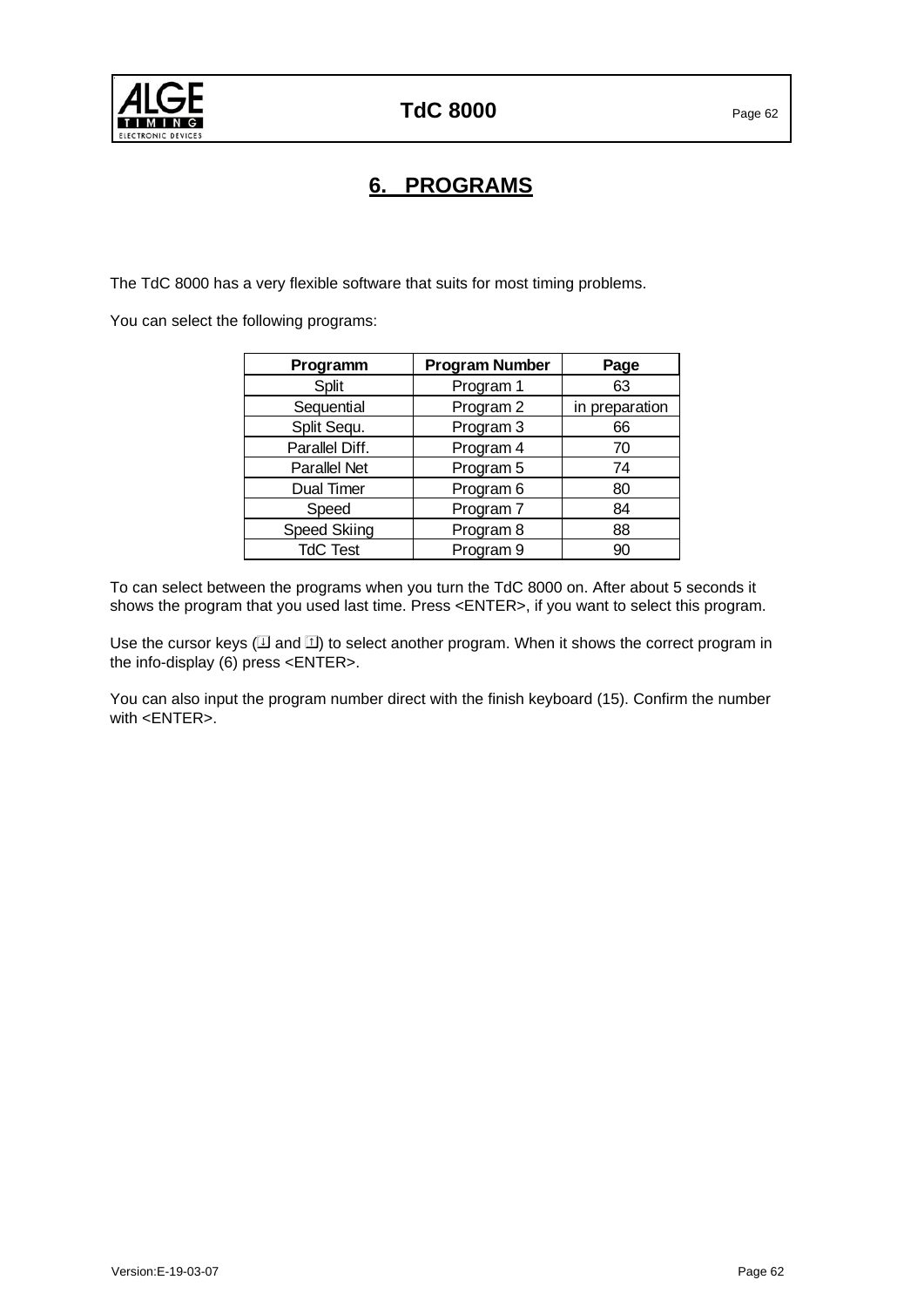# 6. PROGRAMS

The TdC 8000 has a very flexible software that suits for most timing problems.

You can select the following programs:

| Programm | Program Number | Page |
|---|---|---|
| Split | Program 1 | 63 |
| Sequential | Program 2 | in preparation |
| Split Sequ. | Program 3 | 66 |
| Parallel Diff. | Program 4 | 70 |
| Parallel Net | Program 5 | 74 |
| Dual Timer | Program 6 | 80 |
| Speed | Program 7 | 84 |
| Speed Skiing | Program 8 | 88 |
| TdC Test | Program 9 | 90 |

To can select between the programs when you turn the TdC 8000 on. After about 5 seconds it shows the program that you used last time. Press <ENTER>, if you want to select this program.

Use the cursor keys (↓ and ↑) to select another program. When it shows the correct program in the info-display (6) press <ENTER>.

You can also input the program number direct with the finish keyboard (15). Confirm the number with <ENTER>.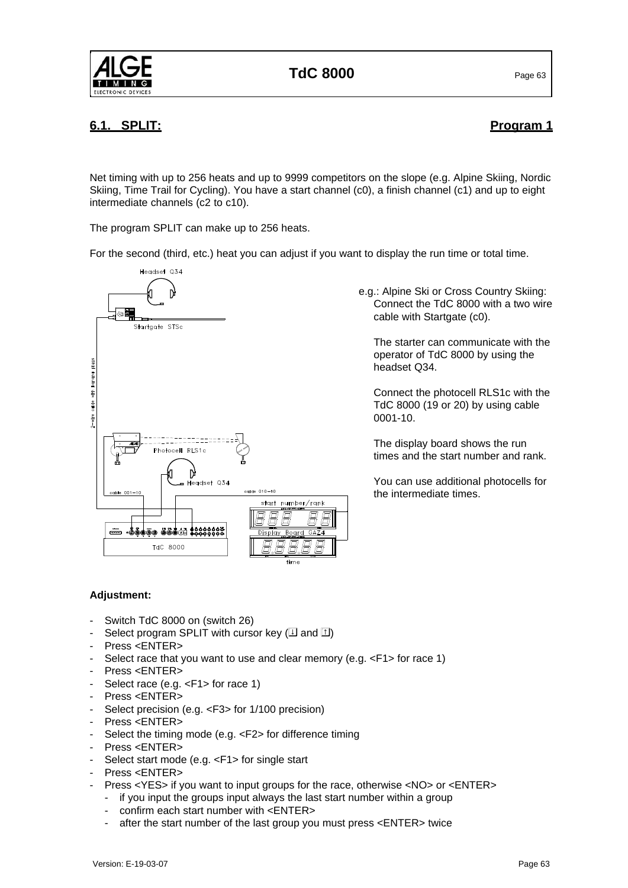## 6.1. SPLIT: Program 1

Net timing with up to 256 heats and up to 9999 competitors on the slope (e.g. Alpine Skiing, Nordic Skiing, Time Trail for Cycling). You have a start channel (c0), a finish channel (c1) and up to eight intermediate channels (c2 to c10).

The program SPLIT can make up to 256 heats.

For the second (third, etc.) heat you can adjust if you want to display the run time or total time.

e.g.: Alpine Ski or Cross Country Skiing:
Connect the TdC 8000 with a two wire cable with Startgate (c0).

The starter can communicate with the operator of TdC 8000 by using the headset Q34.

Connect the photocell RLS1c with the TdC 8000 (19 or 20) by using cable 0001-10.

The display board shows the run times and the start number and rank.

You can use additional photocells for the intermediate times.

**Adjustment:**

- Switch TdC 8000 on (switch 26)
- Select program SPLIT with cursor key (⇩ and ⇧)
- Press <ENTER>
- Select race that you want to use and clear memory (e.g. <F1> for race 1)
- Press <ENTER>
- Select race (e.g. <F1> for race 1)
- Press <ENTER>
- Select precision (e.g. <F3> for 1/100 precision)
- Press <ENTER>
- Select the timing mode (e.g. <F2> for difference timing
- Press <ENTER>
- Select start mode (e.g. <F1> for single start
- Press <ENTER>
- Press <YES> if you want to input groups for the race, otherwise <NO> or <ENTER>
  - if you input the groups input always the last start number within a group
  - confirm each start number with <ENTER>
  - after the start number of the last group you must press <ENTER> twice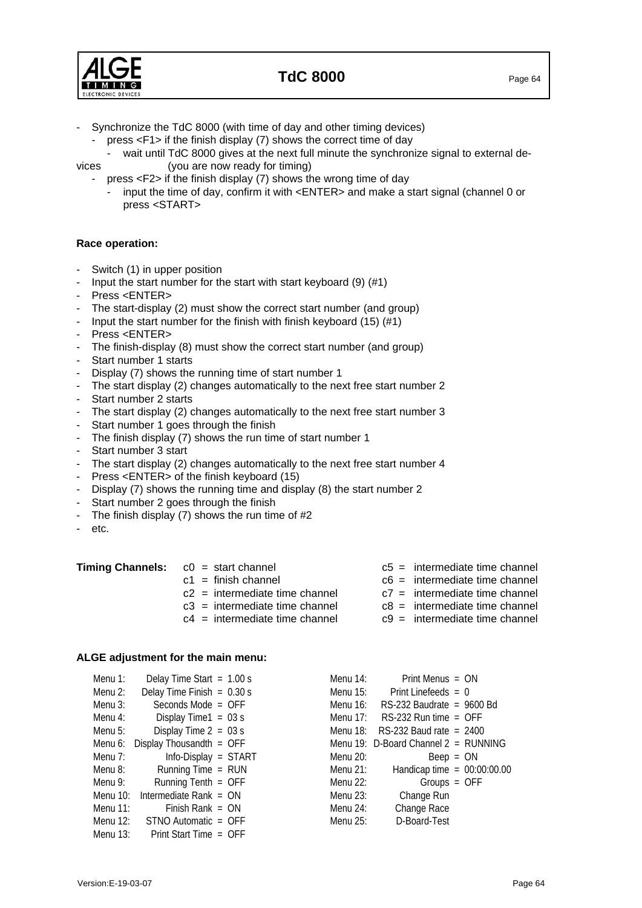- Synchronize the TdC 8000 (with time of day and other timing devices)
  - press <F1> if the finish display (7) shows the correct time of day
    - wait until TdC 8000 gives at the next full minute the synchronize signal to external devices (you are now ready for timing)
  - press <F2> if the finish display (7) shows the wrong time of day
    - input the time of day, confirm it with <ENTER> and make a start signal (channel 0 or press <START>

**Race operation:**

- Switch (1) in upper position
- Input the start number for the start with start keyboard (9) (#1)
- Press <ENTER>
- The start-display (2) must show the correct start number (and group)
- Input the start number for the finish with finish keyboard (15) (#1)
- Press <ENTER>
- The finish-display (8) must show the correct start number (and group)
- Start number 1 starts
- Display (7) shows the running time of start number 1
- The start display (2) changes automatically to the next free start number 2
- Start number 2 starts
- The start display (2) changes automatically to the next free start number 3
- Start number 1 goes through the finish
- The finish display (7) shows the run time of start number 1
- Start number 3 start
- The start display (2) changes automatically to the next free start number 4
- Press <ENTER> of the finish keyboard (15)
- Display (7) shows the running time and display (8) the start number 2
- Start number 2 goes through the finish
- The finish display (7) shows the run time of #2
- etc.

**Timing Channels:**

| | |
|---|---|
| c0 = start channel | c5 = intermediate time channel |
| c1 = finish channel | c6 = intermediate time channel |
| c2 = intermediate time channel | c7 = intermediate time channel |
| c3 = intermediate time channel | c8 = intermediate time channel |
| c4 = intermediate time channel | c9 = intermediate time channel |

**ALGE adjustment for the main menu:**

| | | | |
|---|---|---|---|
| Menu 1: | Delay Time Start = 1.00 s | Menu 14: | Print Menus = ON |
| Menu 2: | Delay Time Finish = 0.30 s | Menu 15: | Print Linefeeds = 0 |
| Menu 3: | Seconds Mode = OFF | Menu 16: | RS-232 Baudrate = 9600 Bd |
| Menu 4: | Display Time1 = 03 s | Menu 17: | RS-232 Run time = OFF |
| Menu 5: | Display Time 2 = 03 s | Menu 18: | RS-232 Baud rate = 2400 |
| Menu 6: | Display Thousandth = OFF | Menu 19: | D-Board Channel 2 = RUNNING |
| Menu 7: | Info-Display = START | Menu 20: | Beep = ON |
| Menu 8: | Running Time = RUN | Menu 21: | Handicap time = 00:00:00.00 |
| Menu 9: | Running Tenth = OFF | Menu 22: | Groups = OFF |
| Menu 10: | Intermediate Rank = ON | Menu 23: | Change Run |
| Menu 11: | Finish Rank = ON | Menu 24: | Change Race |
| Menu 12: | STNO Automatic = OFF | Menu 25: | D-Board-Test |
| Menu 13: | Print Start Time = OFF | | |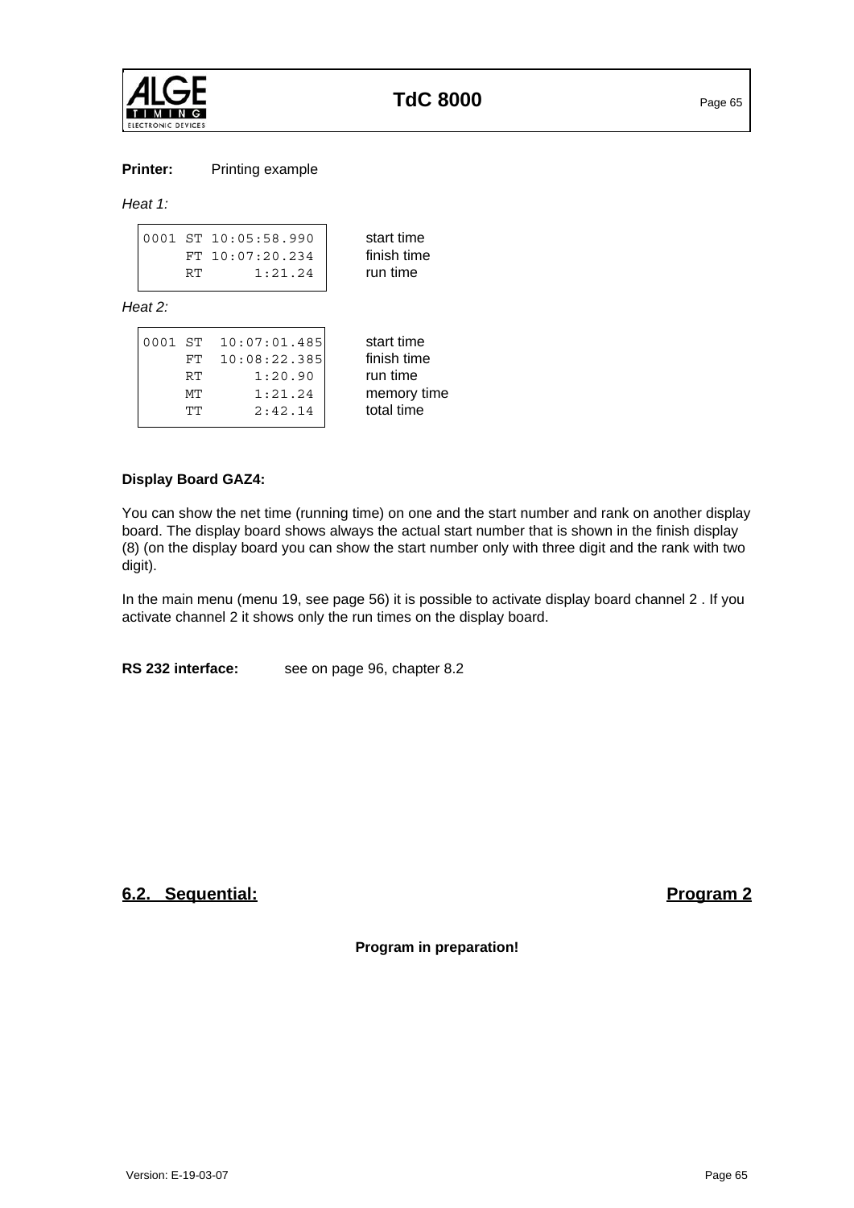**Printer:** Printing example

*Heat 1:*

```
0001 ST 10:05:58.990      start time
     FT 10:07:20.234      finish time
     RT       1:21.24     run time
```

*Heat 2:*

```
0001 ST  10:07:01.485     start time
     FT  10:08:22.385     finish time
     RT       1:20.90     run time
     MT       1:21.24     memory time
     TT       2:42.14     total time
```

**Display Board GAZ4:**

You can show the net time (running time) on one and the start number and rank on another display board. The display board shows always the actual start number that is shown in the finish display (8) (on the display board you can show the start number only with three digit and the rank with two digit).

In the main menu (menu 19, see page 56) it is possible to activate display board channel 2 . If you activate channel 2 it shows only the run times on the display board.

**RS 232 interface:** see on page 96, chapter 8.2

## 6.2. Sequential: Program 2

**Program in preparation!**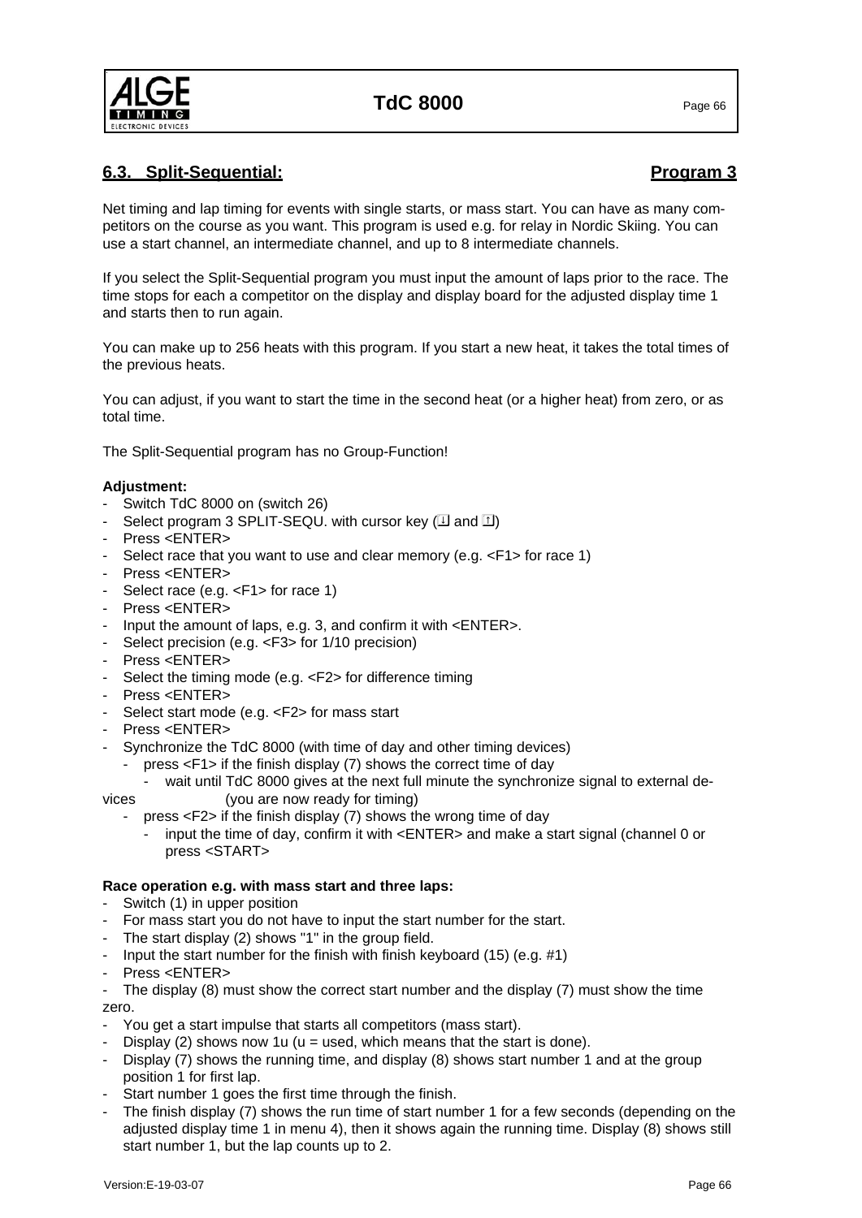## 6.3. Split-Sequential: Program 3

Net timing and lap timing for events with single starts, or mass start. You can have as many competitors on the course as you want. This program is used e.g. for relay in Nordic Skiing. You can use a start channel, an intermediate channel, and up to 8 intermediate channels.

If you select the Split-Sequential program you must input the amount of laps prior to the race. The time stops for each a competitor on the display and display board for the adjusted display time 1 and starts then to run again.

You can make up to 256 heats with this program. If you start a new heat, it takes the total times of the previous heats.

You can adjust, if you want to start the time in the second heat (or a higher heat) from zero, or as total time.

The Split-Sequential program has no Group-Function!

**Adjustment:**

- Switch TdC 8000 on (switch 26)
- Select program 3 SPLIT-SEQU. with cursor key (⇩ and ⇧)
- Press <ENTER>
- Select race that you want to use and clear memory (e.g. <F1> for race 1)
- Press <ENTER>
- Select race (e.g. <F1> for race 1)
- Press <ENTER>
- Input the amount of laps, e.g. 3, and confirm it with <ENTER>.
- Select precision (e.g. <F3> for 1/10 precision)
- Press <ENTER>
- Select the timing mode (e.g. <F2> for difference timing
- Press <ENTER>
- Select start mode (e.g. <F2> for mass start
- Press <ENTER>
- Synchronize the TdC 8000 (with time of day and other timing devices)
  - press <F1> if the finish display (7) shows the correct time of day
    - wait until TdC 8000 gives at the next full minute the synchronize signal to external devices (you are now ready for timing)
  - press <F2> if the finish display (7) shows the wrong time of day
    - input the time of day, confirm it with <ENTER> and make a start signal (channel 0 or press <START>

**Race operation e.g. with mass start and three laps:**

- Switch (1) in upper position
- For mass start you do not have to input the start number for the start.
- The start display (2) shows "1" in the group field.
- Input the start number for the finish with finish keyboard (15) (e.g. #1)
- Press <ENTER>
- The display (8) must show the correct start number and the display (7) must show the time zero.
- You get a start impulse that starts all competitors (mass start).
- Display (2) shows now 1u (u = used, which means that the start is done).
- Display (7) shows the running time, and display (8) shows start number 1 and at the group position 1 for first lap.
- Start number 1 goes the first time through the finish.
- The finish display (7) shows the run time of start number 1 for a few seconds (depending on the adjusted display time 1 in menu 4), then it shows again the running time. Display (8) shows still start number 1, but the lap counts up to 2.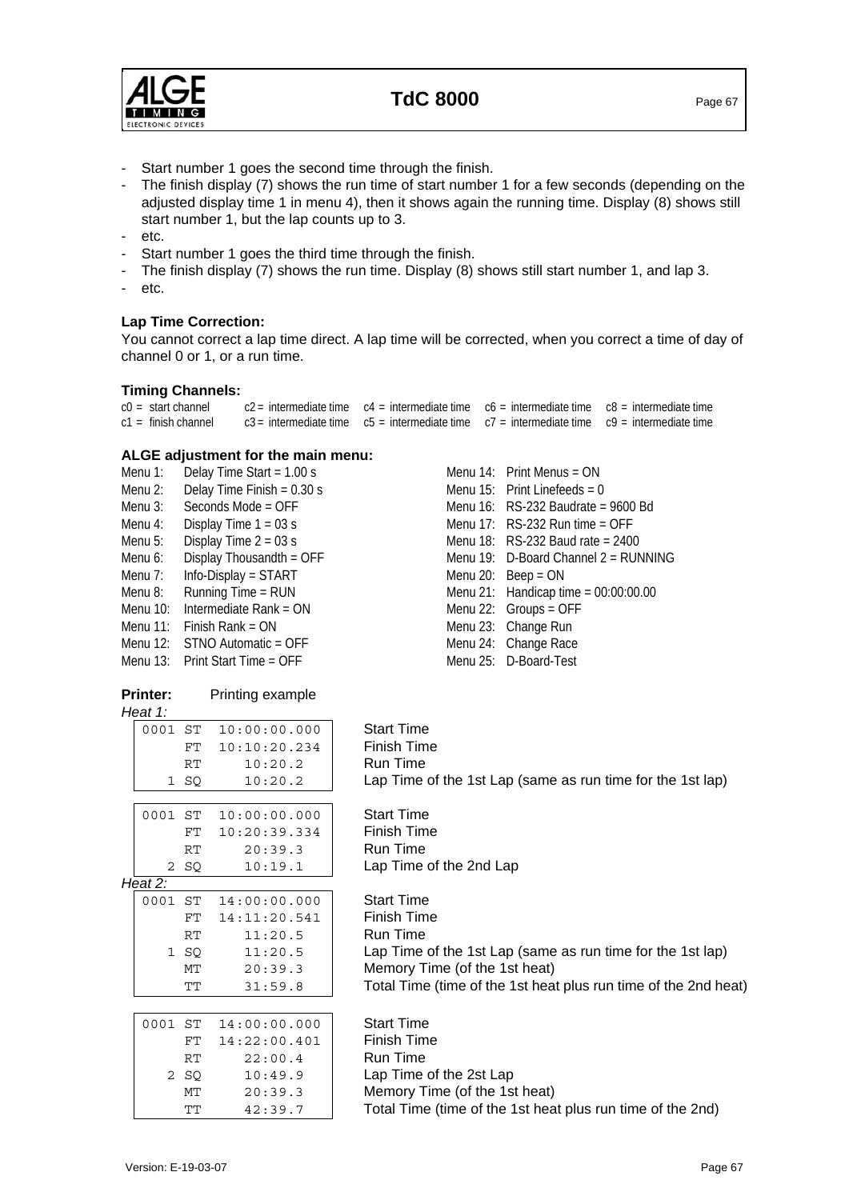- Start number 1 goes the second time through the finish.
- The finish display (7) shows the run time of start number 1 for a few seconds (depending on the adjusted display time 1 in menu 4), then it shows again the running time. Display (8) shows still start number 1, but the lap counts up to 3.
- etc.
- Start number 1 goes the third time through the finish.
- The finish display (7) shows the run time. Display (8) shows still start number 1, and lap 3.
- etc.

**Lap Time Correction:**

You cannot correct a lap time direct. A lap time will be corrected, when you correct a time of day of channel 0 or 1, or a run time.

**Timing Channels:**

| | | | | |
|---|---|---|---|---|
| c0 = start channel | c2 = intermediate time | c4 = intermediate time | c6 = intermediate time | c8 = intermediate time |
| c1 = finish channel | c3 = intermediate time | c5 = intermediate time | c7 = intermediate time | c9 = intermediate time |

**ALGE adjustment for the main menu:**

| | | | |
|---|---|---|---|
| Menu 1: | Delay Time Start = 1.00 s | Menu 14: | Print Menus = ON |
| Menu 2: | Delay Time Finish = 0.30 s | Menu 15: | Print Linefeeds = 0 |
| Menu 3: | Seconds Mode = OFF | Menu 16: | RS-232 Baudrate = 9600 Bd |
| Menu 4: | Display Time 1 = 03 s | Menu 17: | RS-232 Run time = OFF |
| Menu 5: | Display Time 2 = 03 s | Menu 18: | RS-232 Baud rate = 2400 |
| Menu 6: | Display Thousandth = OFF | Menu 19: | D-Board Channel 2 = RUNNING |
| Menu 7: | Info-Display = START | Menu 20: | Beep = ON |
| Menu 8: | Running Time = RUN | Menu 21: | Handicap time = 00:00:00.00 |
| Menu 10: | Intermediate Rank = ON | Menu 22: | Groups = OFF |
| Menu 11: | Finish Rank = ON | Menu 23: | Change Run |
| Menu 12: | STNO Automatic = OFF | Menu 24: | Change Race |
| Menu 13: | Print Start Time = OFF | Menu 25: | D-Board-Test |

**Printer:** Printing example

*Heat 1:*

| Printout | Description |
|---|---|
| `0001 ST  10:00:00.000` | Start Time |
| `     FT  10:10:20.234` | Finish Time |
| `     RT     10:20.2` | Run Time |
| `   1 SQ     10:20.2` | Lap Time of the 1st Lap (same as run time for the 1st lap) |

| Printout | Description |
|---|---|
| `0001 ST  10:00:00.000` | Start Time |
| `     FT  10:20:39.334` | Finish Time |
| `     RT     20:39.3` | Run Time |
| `   2 SQ     10:19.1` | Lap Time of the 2nd Lap |

*Heat 2:*

| Printout | Description |
|---|---|
| `0001 ST  14:00:00.000` | Start Time |
| `     FT  14:11:20.541` | Finish Time |
| `     RT     11:20.5` | Run Time |
| `   1 SQ     11:20.5` | Lap Time of the 1st Lap (same as run time for the 1st lap) |
| `     MT     20:39.3` | Memory Time (of the 1st heat) |
| `     TT     31:59.8` | Total Time (time of the 1st heat plus run time of the 2nd heat) |

| Printout | Description |
|---|---|
| `0001 ST  14:00:00.000` | Start Time |
| `     FT  14:22:00.401` | Finish Time |
| `     RT     22:00.4` | Run Time |
| `   2 SQ     10:49.9` | Lap Time of the 2st Lap |
| `     MT     20:39.3` | Memory Time (of the 1st heat) |
| `     TT     42:39.7` | Total Time (time of the 1st heat plus run time of the 2nd) |

Version: E-19-03-07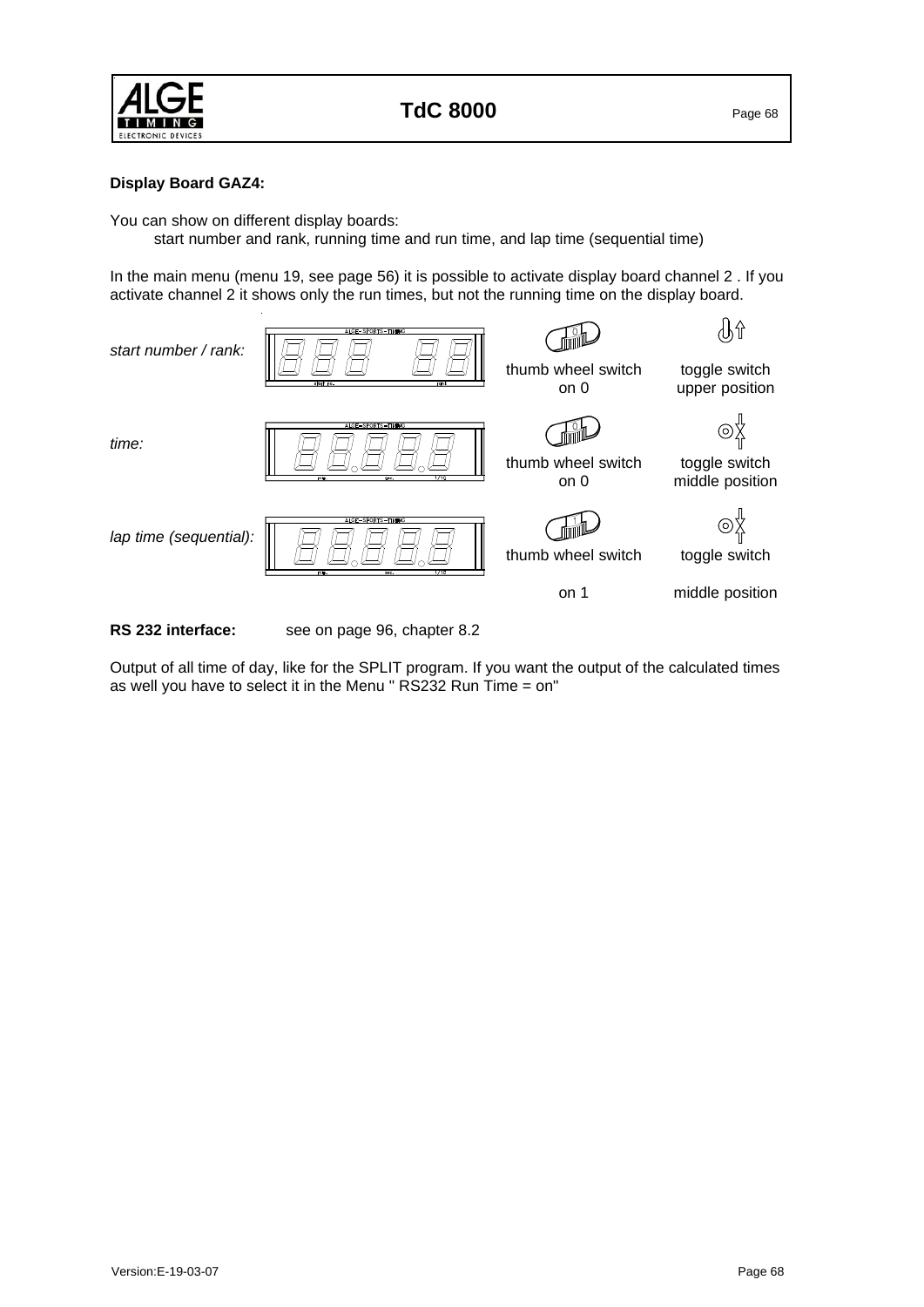**Display Board GAZ4:**

You can show on different display boards:
start number and rank, running time and run time, and lap time (sequential time)

In the main menu (menu 19, see page 56) it is possible to activate display board channel 2 . If you activate channel 2 it shows only the run times, but not the running time on the display board.

| | | | |
|---|---|---|---|
| *start number / rank:* | | thumb wheel switch on 0 | toggle switch upper position |
| *time:* | | thumb wheel switch on 0 | toggle switch middle position |
| *lap time (sequential):* | | thumb wheel switch on 1 | toggle switch middle position |

**RS 232 interface:** see on page 96, chapter 8.2

Output of all time of day, like for the SPLIT program. If you want the output of the calculated times as well you have to select it in the Menu " RS232 Run Time = on"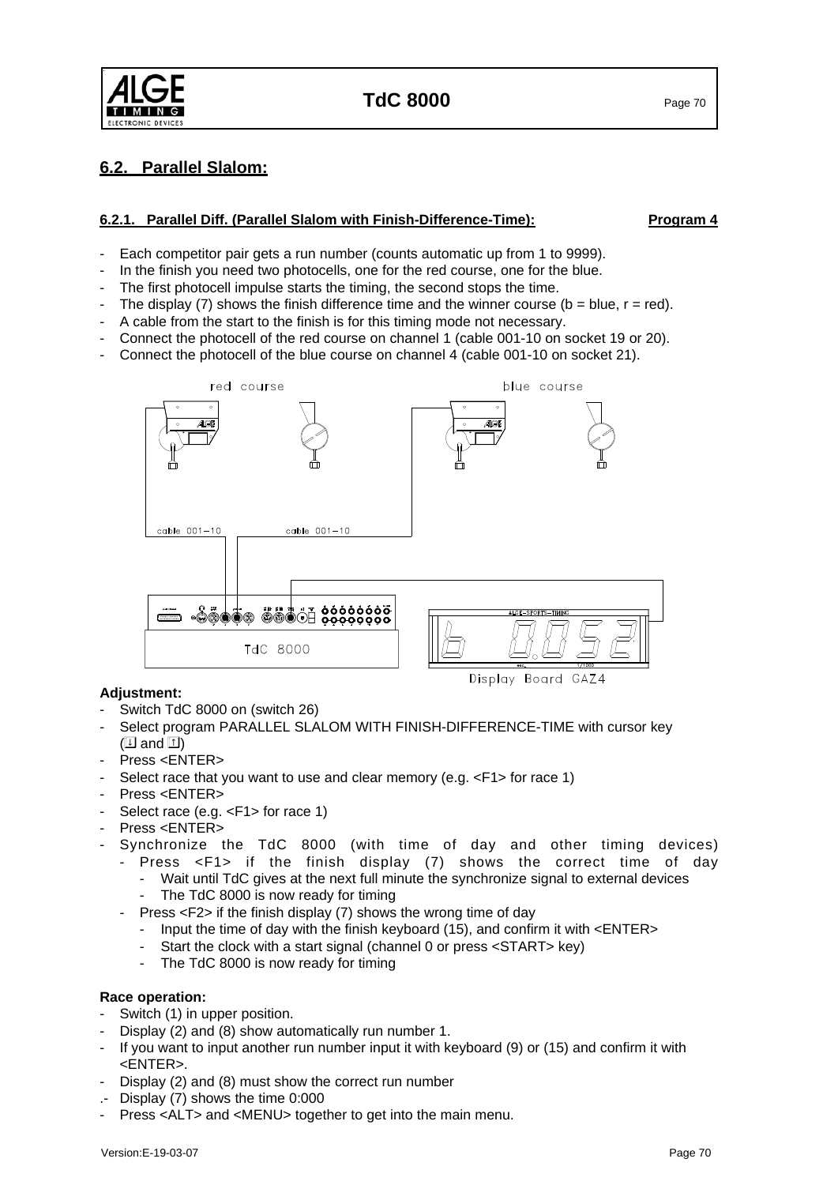## 6.2. Parallel Slalom:

### 6.2.1. Parallel Diff. (Parallel Slalom with Finish-Difference-Time): Program 4

- Each competitor pair gets a run number (counts automatic up from 1 to 9999).
- In the finish you need two photocells, one for the red course, one for the blue.
- The first photocell impulse starts the timing, the second stops the time.
- The display (7) shows the finish difference time and the winner course (b = blue, r = red).
- A cable from the start to the finish is for this timing mode not necessary.
- Connect the photocell of the red course on channel 1 (cable 001-10 on socket 19 or 20).
- Connect the photocell of the blue course on channel 4 (cable 001-10 on socket 21).

red course, blue course, cable 001-10, cable 001-10, TdC 8000, Display Board GAZ4

**Adjustment:**

- Switch TdC 8000 on (switch 26)
- Select program PARALLEL SLALOM WITH FINISH-DIFFERENCE-TIME with cursor key (⇩ and ⇧)
- Press <ENTER>
- Select race that you want to use and clear memory (e.g. <F1> for race 1)
- Press <ENTER>
- Select race (e.g. <F1> for race 1)
- Press <ENTER>
- Synchronize the TdC 8000 (with time of day and other timing devices)
  - Press <F1> if the finish display (7) shows the correct time of day
    - Wait until TdC gives at the next full minute the synchronize signal to external devices
    - The TdC 8000 is now ready for timing
  - Press <F2> if the finish display (7) shows the wrong time of day
    - Input the time of day with the finish keyboard (15), and confirm it with <ENTER>
    - Start the clock with a start signal (channel 0 or press <START> key)
    - The TdC 8000 is now ready for timing

**Race operation:**

- Switch (1) in upper position.
- Display (2) and (8) show automatically run number 1.
- If you want to input another run number input it with keyboard (9) or (15) and confirm it with <ENTER>.
- Display (2) and (8) must show the correct run number
- Display (7) shows the time 0:000
- Press <ALT> and <MENU> together to get into the main menu.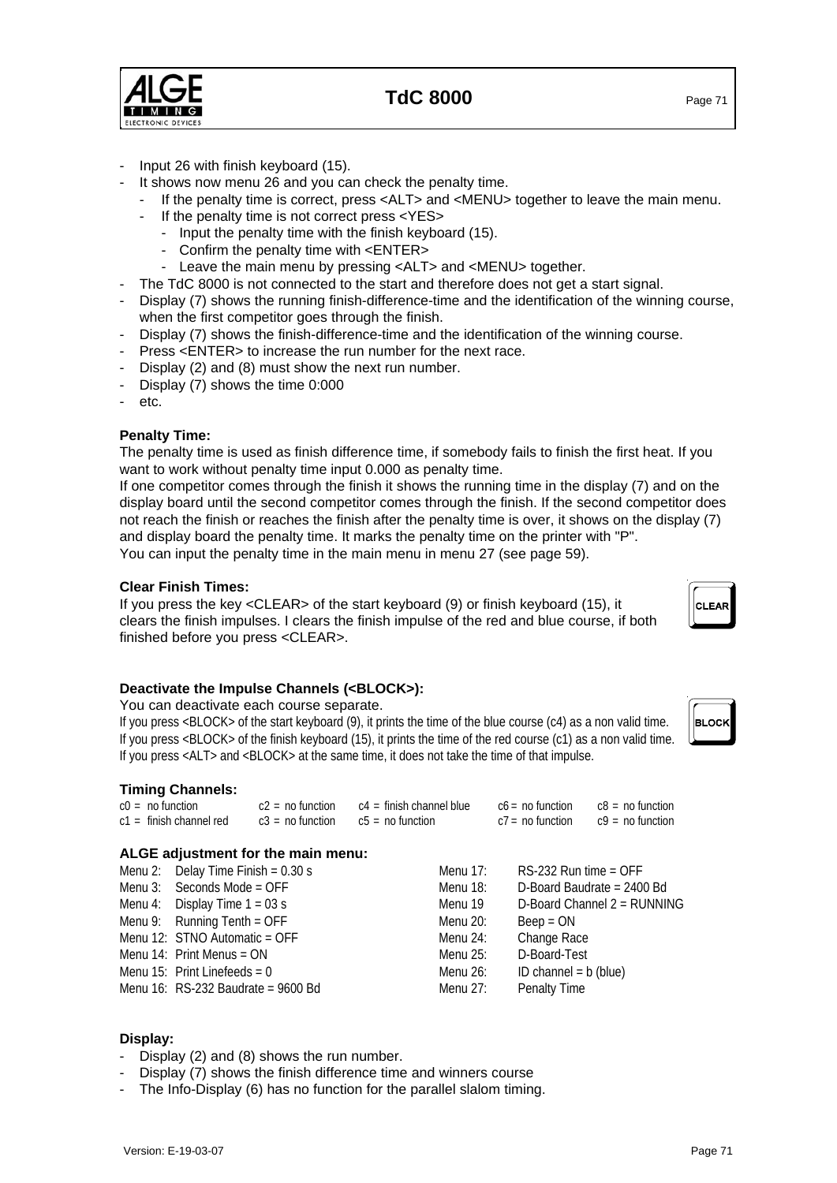- Input 26 with finish keyboard (15).
- It shows now menu 26 and you can check the penalty time.
  - If the penalty time is correct, press <ALT> and <MENU> together to leave the main menu.
  - If the penalty time is not correct press <YES>
    - Input the penalty time with the finish keyboard (15).
    - Confirm the penalty time with <ENTER>
    - Leave the main menu by pressing <ALT> and <MENU> together.
- The TdC 8000 is not connected to the start and therefore does not get a start signal.
- Display (7) shows the running finish-difference-time and the identification of the winning course, when the first competitor goes through the finish.
- Display (7) shows the finish-difference-time and the identification of the winning course.
- Press <ENTER> to increase the run number for the next race.
- Display (2) and (8) must show the next run number.
- Display (7) shows the time 0:000
- etc.

**Penalty Time:**
The penalty time is used as finish difference time, if somebody fails to finish the first heat. If you want to work without penalty time input 0.000 as penalty time.
If one competitor comes through the finish it shows the running time in the display (7) and on the display board until the second competitor comes through the finish. If the second competitor does not reach the finish or reaches the finish after the penalty time is over, it shows on the display (7) and display board the penalty time. It marks the penalty time on the printer with "P".
You can input the penalty time in the main menu in menu 27 (see page 59).

**Clear Finish Times:**
If you press the key <CLEAR> of the start keyboard (9) or finish keyboard (15), it clears the finish impulses. I clears the finish impulse of the red and blue course, if both finished before you press <CLEAR>.

**Deactivate the Impulse Channels (<BLOCK>):**
You can deactivate each course separate.
If you press <BLOCK> of the start keyboard (9), it prints the time of the blue course (c4) as a non valid time.
If you press <BLOCK> of the finish keyboard (15), it prints the time of the red course (c1) as a non valid time.
If you press <ALT> and <BLOCK> at the same time, it does not take the time of that impulse.

**Timing Channels:**

| | | | | |
|---|---|---|---|---|
| c0 = no function | c2 = no function | c4 = finish channel blue | c6 = no function | c8 = no function |
| c1 = finish channel red | c3 = no function | c5 = no function | c7 = no function | c9 = no function |

**ALGE adjustment for the main menu:**

| | | | |
|---|---|---|---|
| Menu 2: | Delay Time Finish = 0.30 s | Menu 17: | RS-232 Run time = OFF |
| Menu 3: | Seconds Mode = OFF | Menu 18: | D-Board Baudrate = 2400 Bd |
| Menu 4: | Display Time 1 = 03 s | Menu 19 | D-Board Channel 2 = RUNNING |
| Menu 9: | Running Tenth = OFF | Menu 20: | Beep = ON |
| Menu 12: | STNO Automatic = OFF | Menu 24: | Change Race |
| Menu 14: | Print Menus = ON | Menu 25: | D-Board-Test |
| Menu 15: | Print Linefeeds = 0 | Menu 26: | ID channel = b (blue) |
| Menu 16: | RS-232 Baudrate = 9600 Bd | Menu 27: | Penalty Time |

**Display:**
- Display (2) and (8) shows the run number.
- Display (7) shows the finish difference time and winners course
- The Info-Display (6) has no function for the parallel slalom timing.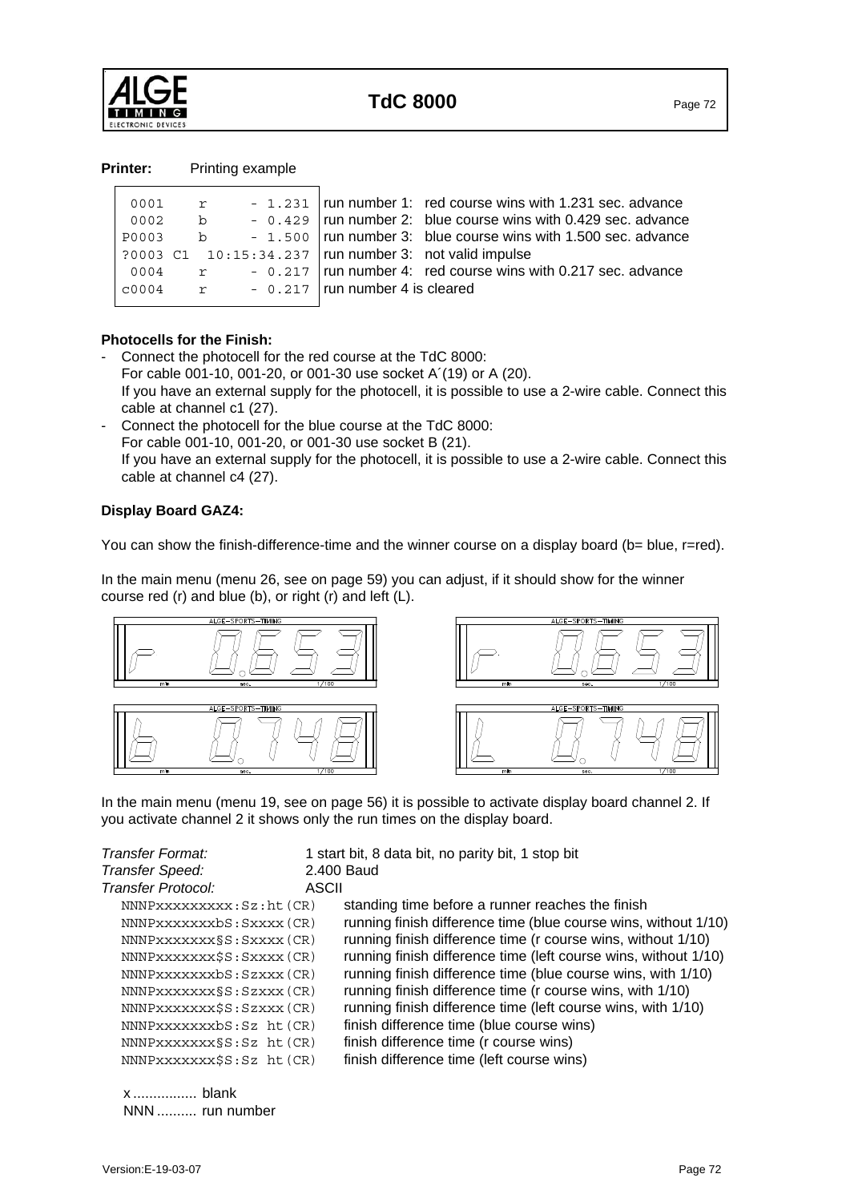**Printer:** Printing example

| | |
|---|---|
| ` 0001    r      - 1.231` | run number 1: red course wins with 1.231 sec. advance |
| ` 0002    b      - 0.429` | run number 2: blue course wins with 0.429 sec. advance |
| `P0003    b      - 1.500` | run number 3: blue course wins with 1.500 sec. advance |
| `?0003 C1  10:15:34.237` | run number 3: not valid impulse |
| ` 0004    r      - 0.217` | run number 4: red course wins with 0.217 sec. advance |
| `c0004    r      - 0.217` | run number 4 is cleared |

**Photocells for the Finish:**

- Connect the photocell for the red course at the TdC 8000:
  For cable 001-10, 001-20, or 001-30 use socket A´(19) or A (20).
  If you have an external supply for the photocell, it is possible to use a 2-wire cable. Connect this cable at channel c1 (27).
- Connect the photocell for the blue course at the TdC 8000:
  For cable 001-10, 001-20, or 001-30 use socket B (21).
  If you have an external supply for the photocell, it is possible to use a 2-wire cable. Connect this cable at channel c4 (27).

**Display Board GAZ4:**

You can show the finish-difference-time and the winner course on a display board (b= blue, r=red).

In the main menu (menu 26, see on page 59) you can adjust, if it should show for the winner course red (r) and blue (b), or right (r) and left (L).

In the main menu (menu 19, see on page 56) it is possible to activate display board channel 2. If you activate channel 2 it shows only the run times on the display board.

*Transfer Format:* 1 start bit, 8 data bit, no parity bit, 1 stop bit
*Transfer Speed:* 2.400 Baud
*Transfer Protocol:* ASCII

| | |
|---|---|
| `NNNPxxxxxxxxx:Sz:ht(CR)` | standing time before a runner reaches the finish |
| `NNNPxxxxxxxbS:Sxxxx(CR)` | running finish difference time (blue course wins, without 1/10) |
| `NNNPxxxxxxx§S:Sxxxx(CR)` | running finish difference time (r course wins, without 1/10) |
| `NNNPxxxxxxx$S:Sxxxx(CR)` | running finish difference time (left course wins, without 1/10) |
| `NNNPxxxxxxxbS:Szxxx(CR)` | running finish difference time (blue course wins, with 1/10) |
| `NNNPxxxxxxx§S:Szxxx(CR)` | running finish difference time (r course wins, with 1/10) |
| `NNNPxxxxxxx$S:Szxxx(CR)` | running finish difference time (left course wins, with 1/10) |
| `NNNPxxxxxxxbS:Sz ht(CR)` | finish difference time (blue course wins) |
| `NNNPxxxxxxx§S:Sz ht(CR)` | finish difference time (r course wins) |
| `NNNPxxxxxxx$S:Sz ht(CR)` | finish difference time (left course wins) |

x ................ blank
NNN .......... run number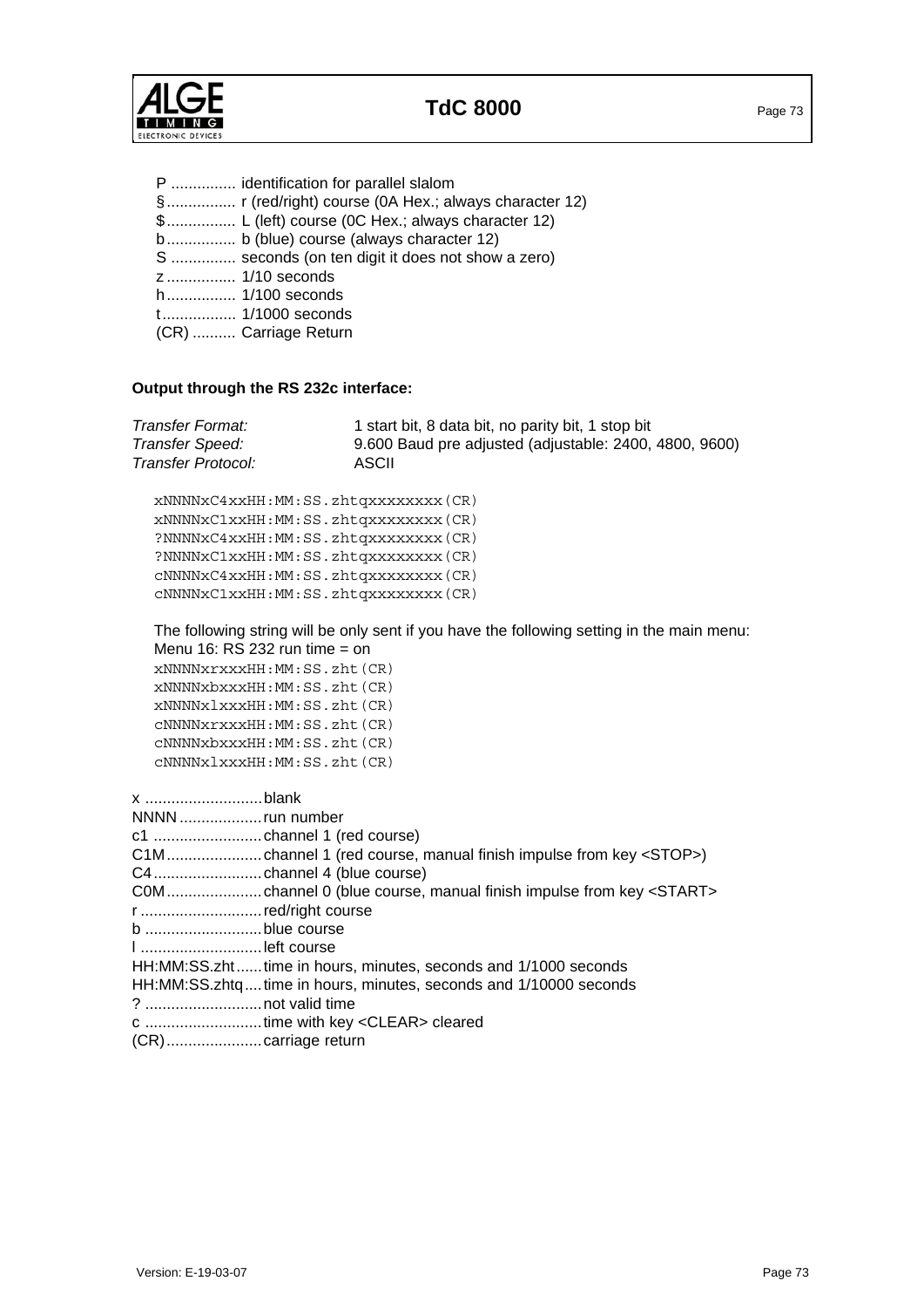P ............... identification for parallel slalom
§................ r (red/right) course (0A Hex.; always character 12)
$................ L (left) course (0C Hex.; always character 12)
b................ b (blue) course (always character 12)
S ............... seconds (on ten digit it does not show a zero)
z ................ 1/10 seconds
h................ 1/100 seconds
t................. 1/1000 seconds
(CR) .......... Carriage Return

**Output through the RS 232c interface:**

| | |
|---|---|
| *Transfer Format:* | 1 start bit, 8 data bit, no parity bit, 1 stop bit |
| *Transfer Speed:* | 9.600 Baud pre adjusted (adjustable: 2400, 4800, 9600) |
| *Transfer Protocol:* | ASCII |

```
xNNNNxC4xxHH:MM:SS.zhtqxxxxxxxx(CR)
xNNNNxC1xxHH:MM:SS.zhtqxxxxxxxx(CR)
?NNNNxC4xxHH:MM:SS.zhtqxxxxxxxx(CR)
?NNNNxC1xxHH:MM:SS.zhtqxxxxxxxx(CR)
cNNNNxC4xxHH:MM:SS.zhtqxxxxxxxx(CR)
cNNNNxC1xxHH:MM:SS.zhtqxxxxxxxx(CR)
```

The following string will be only sent if you have the following setting in the main menu:
Menu 16: RS 232 run time = on

```
xNNNNxrxxxHH:MM:SS.zht(CR)
xNNNNxbxxxHH:MM:SS.zht(CR)
xNNNNxlxxxHH:MM:SS.zht(CR)
cNNNNxrxxxHH:MM:SS.zht(CR)
cNNNNxbxxxHH:MM:SS.zht(CR)
cNNNNxlxxxHH:MM:SS.zht(CR)
```

x ...........................blank
NNNN ...................run number
c1 .........................channel 1 (red course)
C1M......................channel 1 (red course, manual finish impulse from key <STOP>)
C4.........................channel 4 (blue course)
C0M......................channel 0 (blue course, manual finish impulse from key <START>
r ............................red/right course
b ...........................blue course
l ............................left course
HH:MM:SS.zht......time in hours, minutes, seconds and 1/1000 seconds
HH:MM:SS.zhtq....time in hours, minutes, seconds and 1/10000 seconds
? ...........................not valid time
c ...........................time with key <CLEAR> cleared
(CR)......................carriage return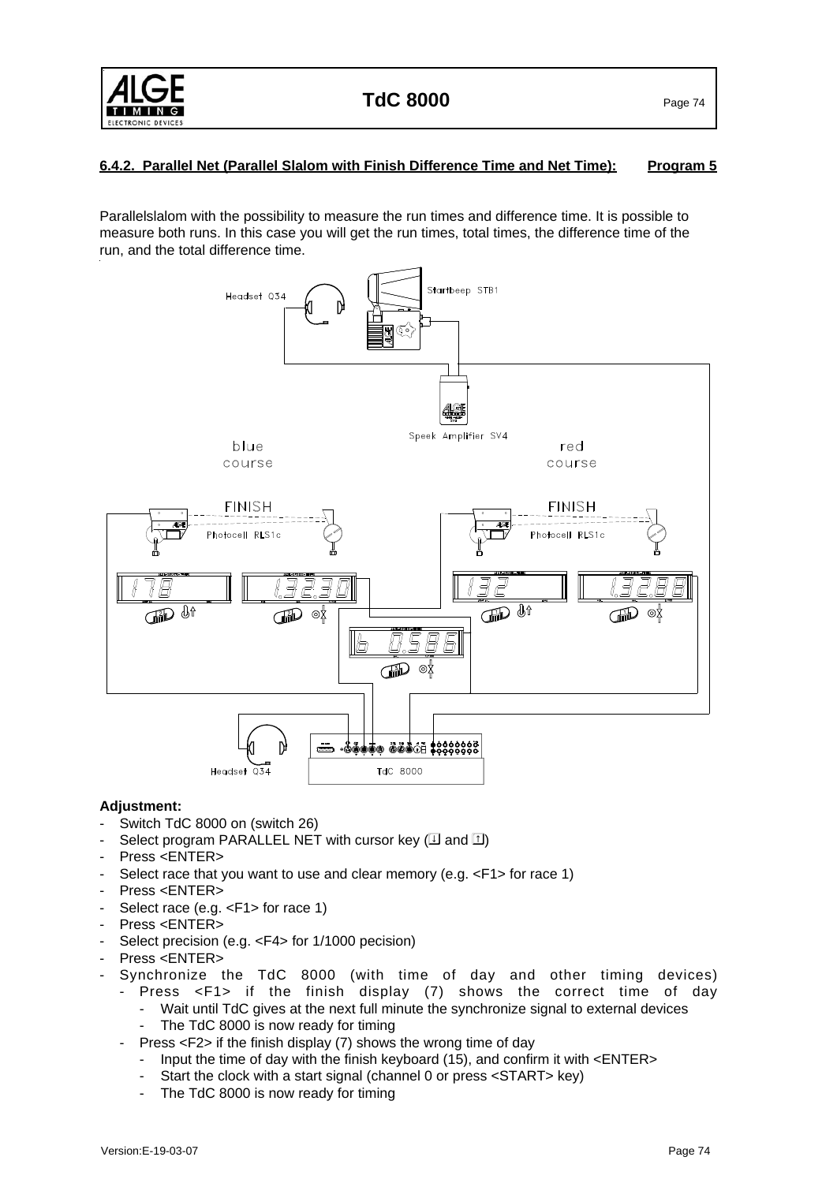### 6.4.2. Parallel Net (Parallel Slalom with Finish Difference Time and Net Time): Program 5

Parallelslalom with the possibility to measure the run times and difference time. It is possible to measure both runs. In this case you will get the run times, total times, the difference time of the run, and the total difference time.

**Adjustment:**

- Switch TdC 8000 on (switch 26)
- Select program PARALLEL NET with cursor key (⇩ and ⇧)
- Press <ENTER>
- Select race that you want to use and clear memory (e.g. <F1> for race 1)
- Press <ENTER>
- Select race (e.g. <F1> for race 1)
- Press <ENTER>
- Select precision (e.g. <F4> for 1/1000 pecision)
- Press <ENTER>
- Synchronize the TdC 8000 (with time of day and other timing devices)
  - Press <F1> if the finish display (7) shows the correct time of day
    - Wait until TdC gives at the next full minute the synchronize signal to external devices
    - The TdC 8000 is now ready for timing
  - Press <F2> if the finish display (7) shows the wrong time of day
    - Input the time of day with the finish keyboard (15), and confirm it with <ENTER>
    - Start the clock with a start signal (channel 0 or press <START> key)
    - The TdC 8000 is now ready for timing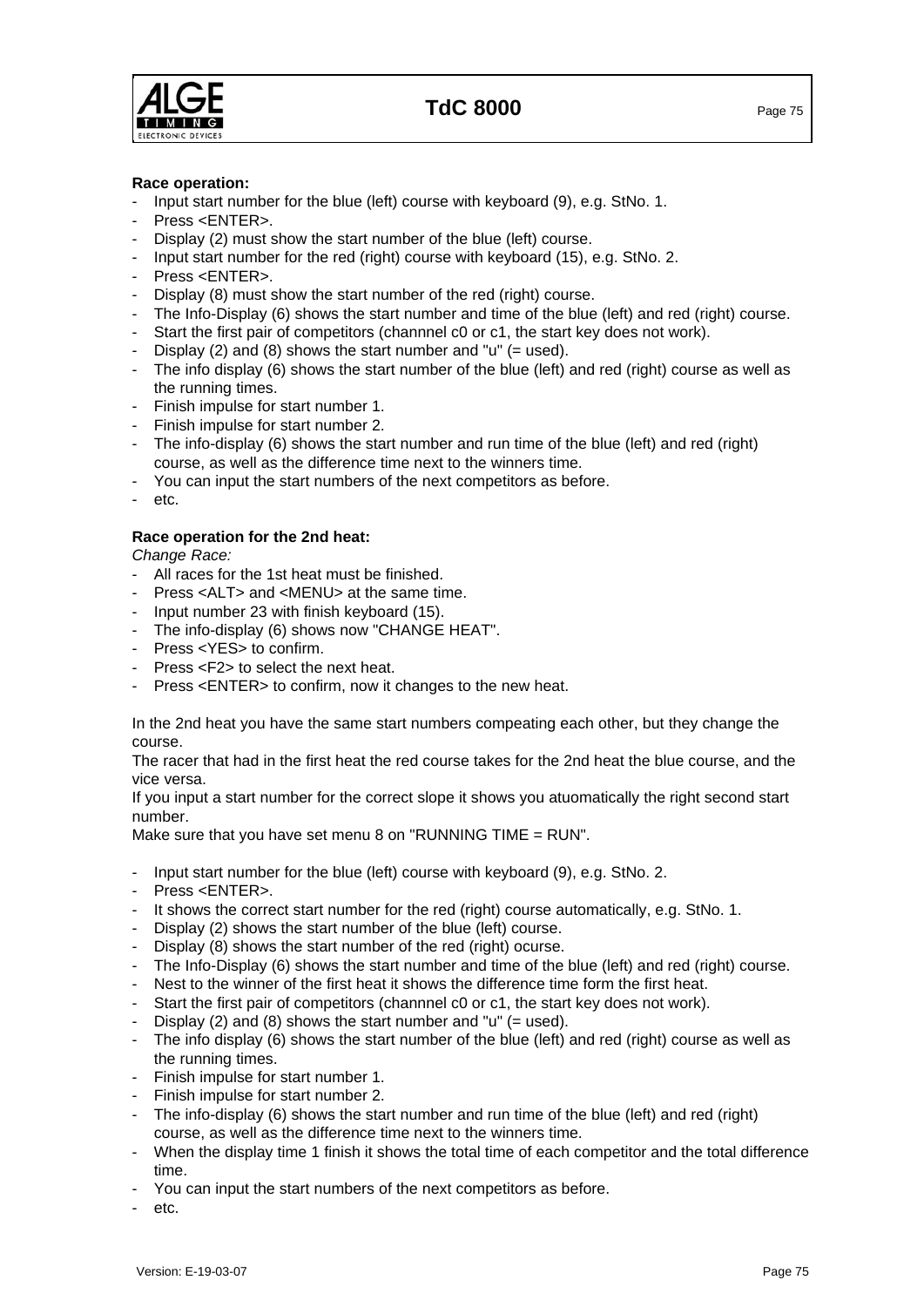**Race operation:**

- Input start number for the blue (left) course with keyboard (9), e.g. StNo. 1.
- Press <ENTER>.
- Display (2) must show the start number of the blue (left) course.
- Input start number for the red (right) course with keyboard (15), e.g. StNo. 2.
- Press <ENTER>.
- Display (8) must show the start number of the red (right) course.
- The Info-Display (6) shows the start number and time of the blue (left) and red (right) course.
- Start the first pair of competitors (channnel c0 or c1, the start key does not work).
- Display (2) and (8) shows the start number and "u" (= used).
- The info display (6) shows the start number of the blue (left) and red (right) course as well as the running times.
- Finish impulse for start number 1.
- Finish impulse for start number 2.
- The info-display (6) shows the start number and run time of the blue (left) and red (right) course, as well as the difference time next to the winners time.
- You can input the start numbers of the next competitors as before.
- etc.

**Race operation for the 2nd heat:**

*Change Race:*

- All races for the 1st heat must be finished.
- Press <ALT> and <MENU> at the same time.
- Input number 23 with finish keyboard (15).
- The info-display (6) shows now "CHANGE HEAT".
- Press <YES> to confirm.
- Press <F2> to select the next heat.
- Press <ENTER> to confirm, now it changes to the new heat.

In the 2nd heat you have the same start numbers compeating each other, but they change the course.
The racer that had in the first heat the red course takes for the 2nd heat the blue course, and the vice versa.
If you input a start number for the correct slope it shows you atuomatically the right second start number.
Make sure that you have set menu 8 on "RUNNING TIME = RUN".

- Input start number for the blue (left) course with keyboard (9), e.g. StNo. 2.
- Press <ENTER>.
- It shows the correct start number for the red (right) course automatically, e.g. StNo. 1.
- Display (2) shows the start number of the blue (left) course.
- Display (8) shows the start number of the red (right) ocurse.
- The Info-Display (6) shows the start number and time of the blue (left) and red (right) course.
- Nest to the winner of the first heat it shows the difference time form the first heat.
- Start the first pair of competitors (channnel c0 or c1, the start key does not work).
- Display (2) and (8) shows the start number and "u" (= used).
- The info display (6) shows the start number of the blue (left) and red (right) course as well as the running times.
- Finish impulse for start number 1.
- Finish impulse for start number 2.
- The info-display (6) shows the start number and run time of the blue (left) and red (right) course, as well as the difference time next to the winners time.
- When the display time 1 finish it shows the total time of each competitor and the total difference time.
- You can input the start numbers of the next competitors as before.
- etc.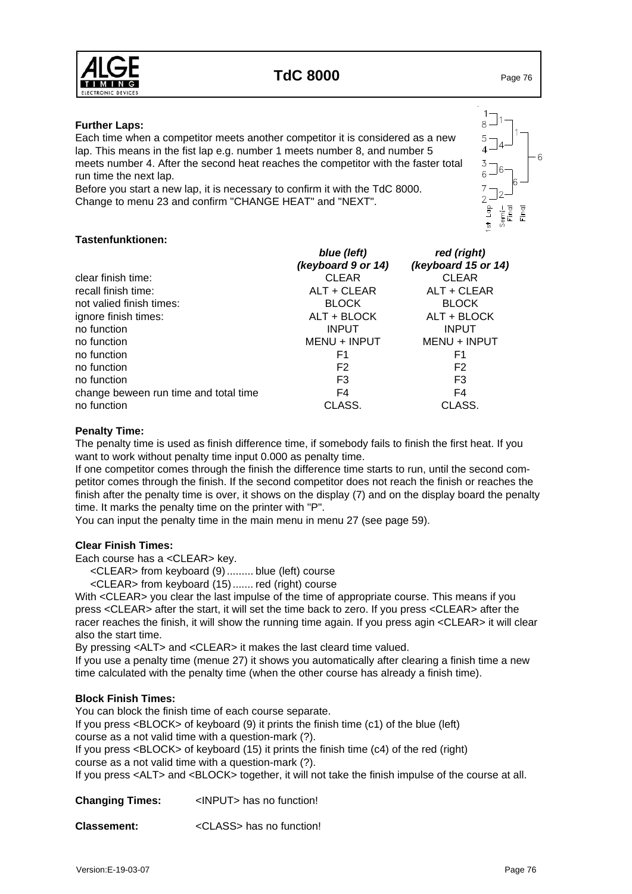**Further Laps:**

Each time when a competitor meets another competitor it is considered as a new lap. This means in the fist lap e.g. number 1 meets number 8, and number 5 meets number 4. After the second heat reaches the competitor with the faster total run time the next lap.

Before you start a new lap, it is necessary to confirm it with the TdC 8000. Change to menu 23 and confirm "CHANGE HEAT" and "NEXT".

**Tastenfunktionen:**

| | *blue (left)* *(keyboard 9 or 14)* | *red (right)* *(keyboard 15 or 14)* |
|---|---|---|
| clear finish time: | CLEAR | CLEAR |
| recall finish time: | ALT + CLEAR | ALT + CLEAR |
| not valied finish times: | BLOCK | BLOCK |
| ignore finish times: | ALT + BLOCK | ALT + BLOCK |
| no function | INPUT | INPUT |
| no function | MENU + INPUT | MENU + INPUT |
| no function | F1 | F1 |
| no function | F2 | F2 |
| no function | F3 | F3 |
| change beween run time and total time | F4 | F4 |
| no function | CLASS. | CLASS. |

**Penalty Time:**

The penalty time is used as finish difference time, if somebody fails to finish the first heat. If you want to work without penalty time input 0.000 as penalty time.

If one competitor comes through the finish the difference time starts to run, until the second competitor comes through the finish. If the second competitor does not reach the finish or reaches the finish after the penalty time is over, it shows on the display (7) and on the display board the penalty time. It marks the penalty time on the printer with "P".

You can input the penalty time in the main menu in menu 27 (see page 59).

**Clear Finish Times:**

Each course has a <CLEAR> key.

<CLEAR> from keyboard (9) ......... blue (left) course
<CLEAR> from keyboard (15) ....... red (right) course

With <CLEAR> you clear the last impulse of the time of appropriate course. This means if you press <CLEAR> after the start, it will set the time back to zero. If you press <CLEAR> after the racer reaches the finish, it will show the running time again. If you press agin <CLEAR> it will clear also the start time.

By pressing <ALT> and <CLEAR> it makes the last cleard time valued.

If you use a penalty time (menue 27) it shows you automatically after clearing a finish time a new time calculated with the penalty time (when the other course has already a finish time).

**Block Finish Times:**

You can block the finish time of each course separate.

If you press <BLOCK> of keyboard (9) it prints the finish time (c1) of the blue (left) course as a not valid time with a question-mark (?).

If you press <BLOCK> of keyboard (15) it prints the finish time (c4) of the red (right) course as a not valid time with a question-mark (?).

If you press <ALT> and <BLOCK> together, it will not take the finish impulse of the course at all.

**Changing Times:** <INPUT> has no function!

**Classement:** <CLASS> has no function!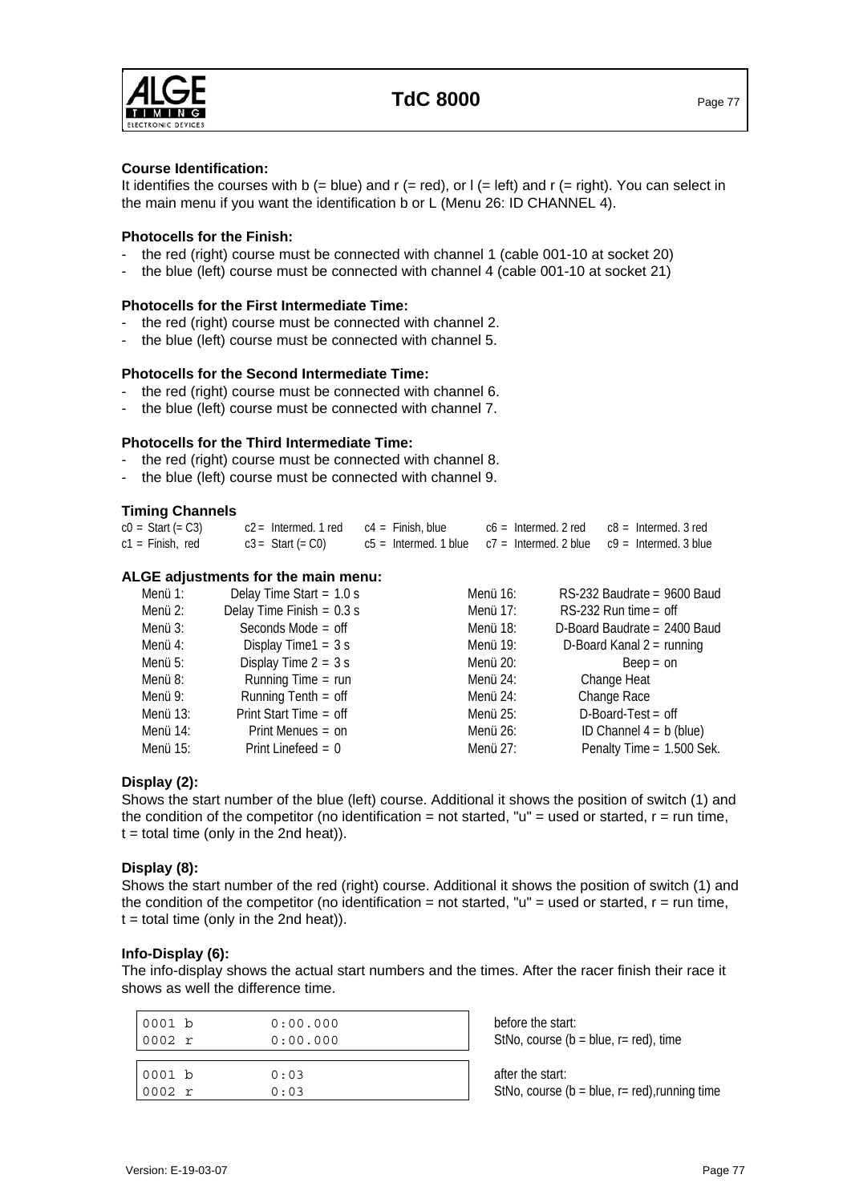**Course Identification:**
It identifies the courses with b (= blue) and r (= red), or l (= left) and r (= right). You can select in the main menu if you want the identification b or L (Menu 26: ID CHANNEL 4).

**Photocells for the Finish:**

- the red (right) course must be connected with channel 1 (cable 001-10 at socket 20)
- the blue (left) course must be connected with channel 4 (cable 001-10 at socket 21)

**Photocells for the First Intermediate Time:**

- the red (right) course must be connected with channel 2.
- the blue (left) course must be connected with channel 5.

**Photocells for the Second Intermediate Time:**

- the red (right) course must be connected with channel 6.
- the blue (left) course must be connected with channel 7.

**Photocells for the Third Intermediate Time:**

- the red (right) course must be connected with channel 8.
- the blue (left) course must be connected with channel 9.

**Timing Channels**

| | | | | |
|---|---|---|---|---|
| c0 = Start (= C3) | c2 = Intermed. 1 red | c4 = Finish, blue | c6 = Intermed. 2 red | c8 = Intermed. 3 red |
| c1 = Finish, red | c3 = Start (= C0) | c5 = Intermed. 1 blue | c7 = Intermed. 2 blue | c9 = Intermed. 3 blue |

**ALGE adjustments for the main menu:**

| | | | |
|---|---|---|---|
| Menü 1: | Delay Time Start = 1.0 s | Menü 16: | RS-232 Baudrate = 9600 Baud |
| Menü 2: | Delay Time Finish = 0.3 s | Menü 17: | RS-232 Run time = off |
| Menü 3: | Seconds Mode = off | Menü 18: | D-Board Baudrate = 2400 Baud |
| Menü 4: | Display Time1 = 3 s | Menü 19: | D-Board Kanal 2 = running |
| Menü 5: | Display Time 2 = 3 s | Menü 20: | Beep = on |
| Menü 8: | Running Time = run | Menü 24: | Change Heat |
| Menü 9: | Running Tenth = off | Menü 24: | Change Race |
| Menü 13: | Print Start Time = off | Menü 25: | D-Board-Test = off |
| Menü 14: | Print Menues = on | Menü 26: | ID Channel 4 = b (blue) |
| Menü 15: | Print Linefeed = 0 | Menü 27: | Penalty Time = 1.500 Sek. |

**Display (2):**
Shows the start number of the blue (left) course. Additional it shows the position of switch (1) and the condition of the competitor (no identification = not started, "u" = used or started, r = run time, t = total time (only in the 2nd heat)).

**Display (8):**
Shows the start number of the red (right) course. Additional it shows the position of switch (1) and the condition of the competitor (no identification = not started, "u" = used or started, r = run time, t = total time (only in the 2nd heat)).

**Info-Display (6):**
The info-display shows the actual start numbers and the times. After the racer finish their race it shows as well the difference time.

```
0001 b          0:00.000
0002 r          0:00.000
```

before the start:
StNo, course (b = blue, r= red), time

```
0001 b          0:03
0002 r          0:03
```

after the start:
StNo, course (b = blue, r= red),running time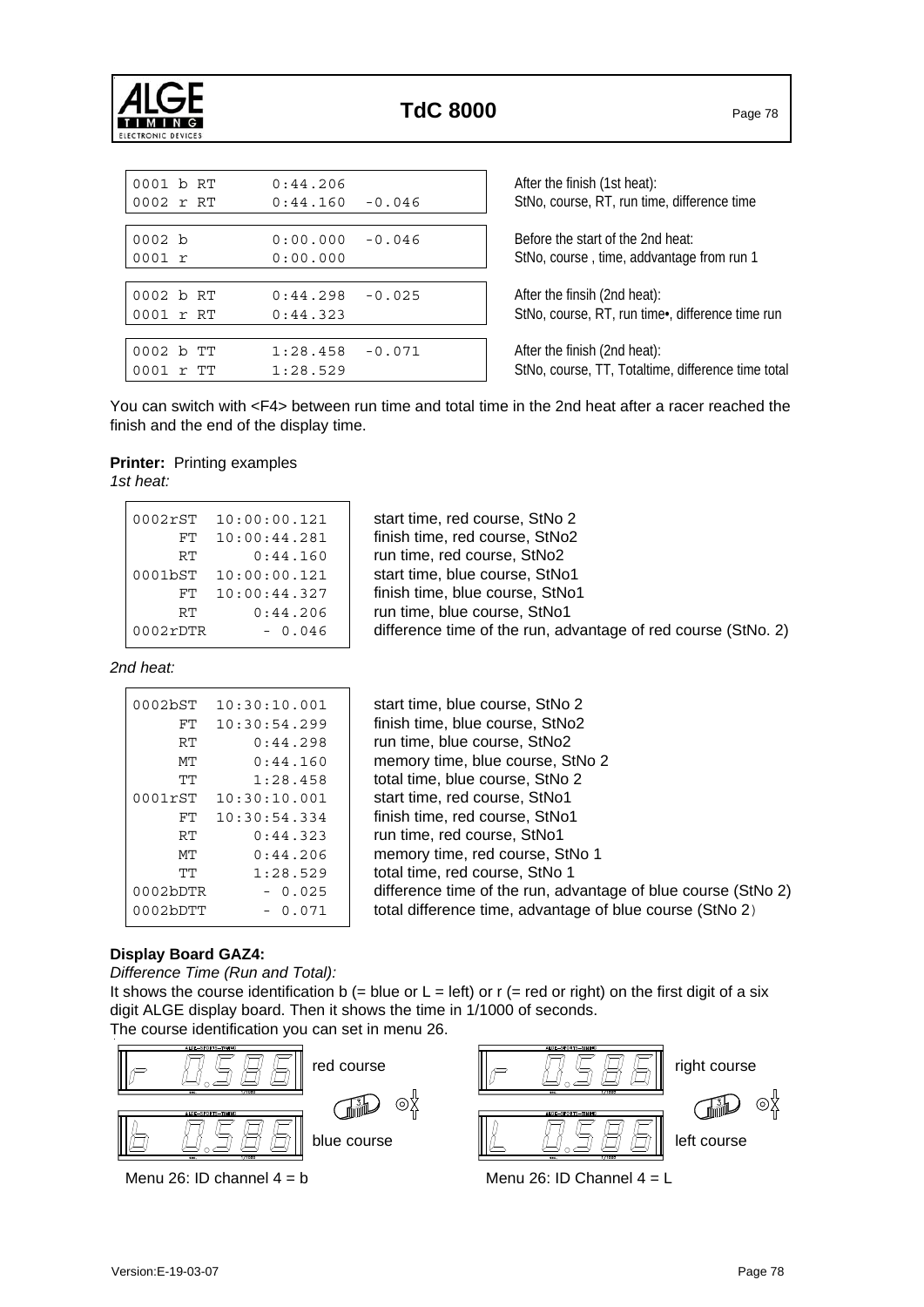```
0001 b RT      0:44.206
0002 r RT      0:44.160  -0.046
```

After the finish (1st heat):
StNo, course, RT, run time, difference time

```
0002 b         0:00.000  -0.046
0001 r         0:00.000
```

Before the start of the 2nd heat:
StNo, course , time, addvantage from run 1

```
0002 b RT      0:44.298  -0.025
0001 r RT      0:44.323
```

After the finsih (2nd heat):
StNo, course, RT, run time•, difference time run

```
0002 b TT      1:28.458  -0.071
0001 r TT      1:28.529
```

After the finish (2nd heat):
StNo, course, TT, Totaltime, difference time total

You can switch with <F4> between run time and total time in the 2nd heat after a racer reached the finish and the end of the display time.

**Printer:** Printing examples

*1st heat:*

| Printout | | Description |
|---|---|---|
| 0002rST | 10:00:00.121 | start time, red course, StNo 2 |
| FT | 10:00:44.281 | finish time, red course, StNo2 |
| RT | 0:44.160 | run time, red course, StNo2 |
| 0001bST | 10:00:00.121 | start time, blue course, StNo1 |
| FT | 10:00:44.327 | finish time, blue course, StNo1 |
| RT | 0:44.206 | run time, blue course, StNo1 |
| 0002rDTR | - 0.046 | difference time of the run, advantage of red course (StNo. 2) |

*2nd heat:*

| Printout | | Description |
|---|---|---|
| 0002bST | 10:30:10.001 | start time, blue course, StNo 2 |
| FT | 10:30:54.299 | finish time, blue course, StNo2 |
| RT | 0:44.298 | run time, blue course, StNo2 |
| MT | 0:44.160 | memory time, blue course, StNo 2 |
| TT | 1:28.458 | total time, blue course, StNo 2 |
| 0001rST | 10:30:10.001 | start time, red course, StNo1 |
| FT | 10:30:54.334 | finish time, red course, StNo1 |
| RT | 0:44.323 | run time, red course, StNo1 |
| MT | 0:44.206 | memory time, red course, StNo 1 |
| TT | 1:28.529 | total time, red course, StNo 1 |
| 0002bDTR | - 0.025 | difference time of the run, advantage of blue course (StNo 2) |
| 0002bDTT | - 0.071 | total difference time, advantage of blue course (StNo 2) |

**Display Board GAZ4:**

*Difference Time (Run and Total):*

It shows the course identification b (= blue or L = left) or r (= red or right) on the first digit of a six digit ALGE display board. Then it shows the time in 1/1000 of seconds.

The course identification you can set in menu 26.

red course

blue course

Menu 26: ID channel 4 = b

right course

left course

Menu 26: ID Channel 4 = L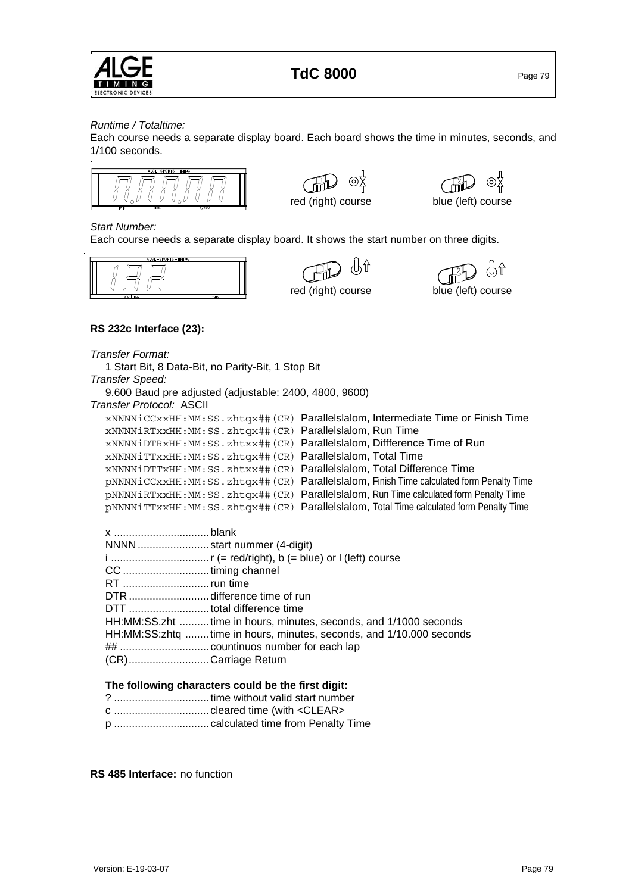*Runtime / Totaltime:*
Each course needs a separate display board. Each board shows the time in minutes, seconds, and 1/100 seconds.

red (right) course    blue (left) course

*Start Number:*
Each course needs a separate display board. It shows the start number on three digits.

red (right) course    blue (left) course

**RS 232c Interface (23):**

*Transfer Format:*
1 Start Bit, 8 Data-Bit, no Parity-Bit, 1 Stop Bit

*Transfer Speed:*
9.600 Baud pre adjusted (adjustable: 2400, 4800, 9600)

*Transfer Protocol:* ASCII

```
xNNNNiCCxxHH:MM:SS.zhtqx##(CR)
xNNNNiRTxxHH:MM:SS.zhtqx##(CR)
xNNNNiDTRxHH:MM:SS.zhtxx##(CR)
xNNNNiTTxxHH:MM:SS.zhtqx##(CR)
xNNNNiDTTxHH:MM:SS.zhtxx##(CR)
pNNNNiCCxxHH:MM:SS.zhtqx##(CR)
pNNNNiRTxxHH:MM:SS.zhtqx##(CR)
pNNNNiTTxxHH:MM:SS.zhtqx##(CR)
```

| Protocol | Description |
|---|---|
| `xNNNNiCCxxHH:MM:SS.zhtqx##(CR)` | Parallelslalom, Intermediate Time or Finish Time |
| `xNNNNiRTxxHH:MM:SS.zhtqx##(CR)` | Parallelslalom, Run Time |
| `xNNNNiDTRxHH:MM:SS.zhtxx##(CR)` | Parallelslalom, Diffference Time of Run |
| `xNNNNiTTxxHH:MM:SS.zhtqx##(CR)` | Parallelslalom, Total Time |
| `xNNNNiDTTxHH:MM:SS.zhtxx##(CR)` | Parallelslalom, Total Difference Time |
| `pNNNNiCCxxHH:MM:SS.zhtqx##(CR)` | Parallelslalom, Finish Time calculated form Penalty Time |
| `pNNNNiRTxxHH:MM:SS.zhtqx##(CR)` | Parallelslalom, Run Time calculated form Penalty Time |
| `pNNNNiTTxxHH:MM:SS.zhtqx##(CR)` | Parallelslalom, Total Time calculated form Penalty Time |

x ................................ blank
NNNN ........................ start nummer (4-digit)
i ................................. r (= red/right), b (= blue) or l (left) course
CC ............................. timing channel
RT ............................. run time
DTR ........................... difference time of run
DTT ........................... total difference time
HH:MM:SS.zht .......... time in hours, minutes, seconds, and 1/1000 seconds
HH:MM:SS:zhtq ........ time in hours, minutes, seconds, and 1/10.000 seconds
## .............................. countinuos number for each lap
(CR) ........................... Carriage Return

**The following characters could be the first digit:**

? ................................ time without valid start number
c ................................ cleared time (with <CLEAR>
p ................................ calculated time from Penalty Time

**RS 485 Interface:** no function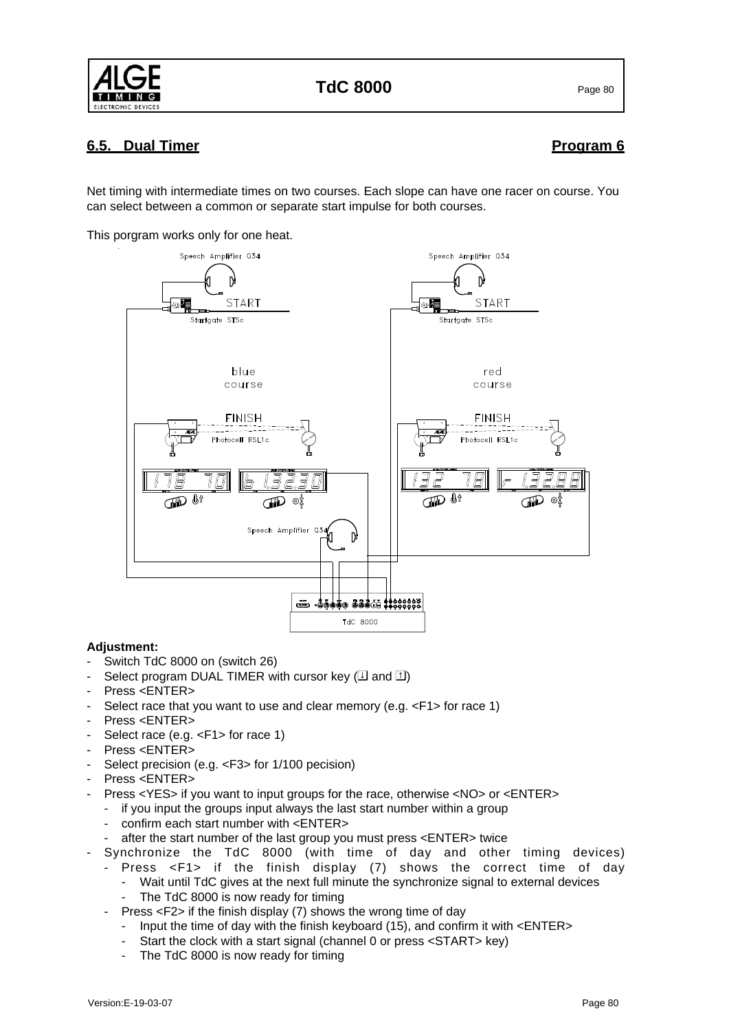## 6.5. Dual Timer **Program 6**

Net timing with intermediate times on two courses. Each slope can have one racer on course. You can select between a common or separate start impulse for both courses.

This porgram works only for one heat.

**Adjustment:**

- Switch TdC 8000 on (switch 26)
- Select program DUAL TIMER with cursor key (⇩ and ⇧)
- Press <ENTER>
- Select race that you want to use and clear memory (e.g. <F1> for race 1)
- Press <ENTER>
- Select race (e.g. <F1> for race 1)
- Press <ENTER>
- Select precision (e.g. <F3> for 1/100 pecision)
- Press <ENTER>
- Press <YES> if you want to input groups for the race, otherwise <NO> or <ENTER>
  - if you input the groups input always the last start number within a group
  - confirm each start number with <ENTER>
  - after the start number of the last group you must press <ENTER> twice
- Synchronize the TdC 8000 (with time of day and other timing devices)
  - Press <F1> if the finish display (7) shows the correct time of day
    - Wait until TdC gives at the next full minute the synchronize signal to external devices
    - The TdC 8000 is now ready for timing
  - Press <F2> if the finish display (7) shows the wrong time of day
    - Input the time of day with the finish keyboard (15), and confirm it with <ENTER>
    - Start the clock with a start signal (channel 0 or press <START> key)
    - The TdC 8000 is now ready for timing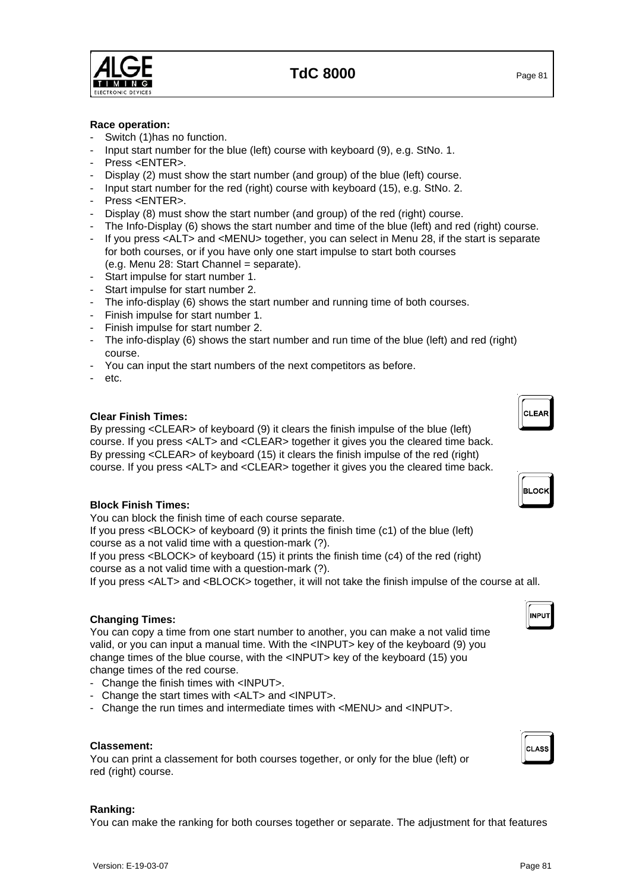**Race operation:**

- Switch (1)has no function.
- Input start number for the blue (left) course with keyboard (9), e.g. StNo. 1.
- Press <ENTER>.
- Display (2) must show the start number (and group) of the blue (left) course.
- Input start number for the red (right) course with keyboard (15), e.g. StNo. 2.
- Press <ENTER>.
- Display (8) must show the start number (and group) of the red (right) course.
- The Info-Display (6) shows the start number and time of the blue (left) and red (right) course.
- If you press <ALT> and <MENU> together, you can select in Menu 28, if the start is separate for both courses, or if you have only one start impulse to start both courses (e.g. Menu 28: Start Channel = separate).
- Start impulse for start number 1.
- Start impulse for start number 2.
- The info-display (6) shows the start number and running time of both courses.
- Finish impulse for start number 1.
- Finish impulse for start number 2.
- The info-display (6) shows the start number and run time of the blue (left) and red (right) course.
- You can input the start numbers of the next competitors as before.
- etc.

**Clear Finish Times:**

By pressing <CLEAR> of keyboard (9) it clears the finish impulse of the blue (left) course. If you press <ALT> and <CLEAR> together it gives you the cleared time back. By pressing <CLEAR> of keyboard (15) it clears the finish impulse of the red (right) course. If you press <ALT> and <CLEAR> together it gives you the cleared time back.

**Block Finish Times:**

You can block the finish time of each course separate.
If you press <BLOCK> of keyboard (9) it prints the finish time (c1) of the blue (left) course as a not valid time with a question-mark (?).
If you press <BLOCK> of keyboard (15) it prints the finish time (c4) of the red (right) course as a not valid time with a question-mark (?).
If you press <ALT> and <BLOCK> together, it will not take the finish impulse of the course at all.

**Changing Times:**

You can copy a time from one start number to another, you can make a not valid time valid, or you can input a manual time. With the <INPUT> key of the keyboard (9) you change times of the blue course, with the <INPUT> key of the keyboard (15) you change times of the red course.

- Change the finish times with <INPUT>.
- Change the start times with <ALT> and <INPUT>.
- Change the run times and intermediate times with <MENU> and <INPUT>.

**Classement:**

You can print a classement for both courses together, or only for the blue (left) or red (right) course.

**Ranking:**

You can make the ranking for both courses together or separate. The adjustment for that features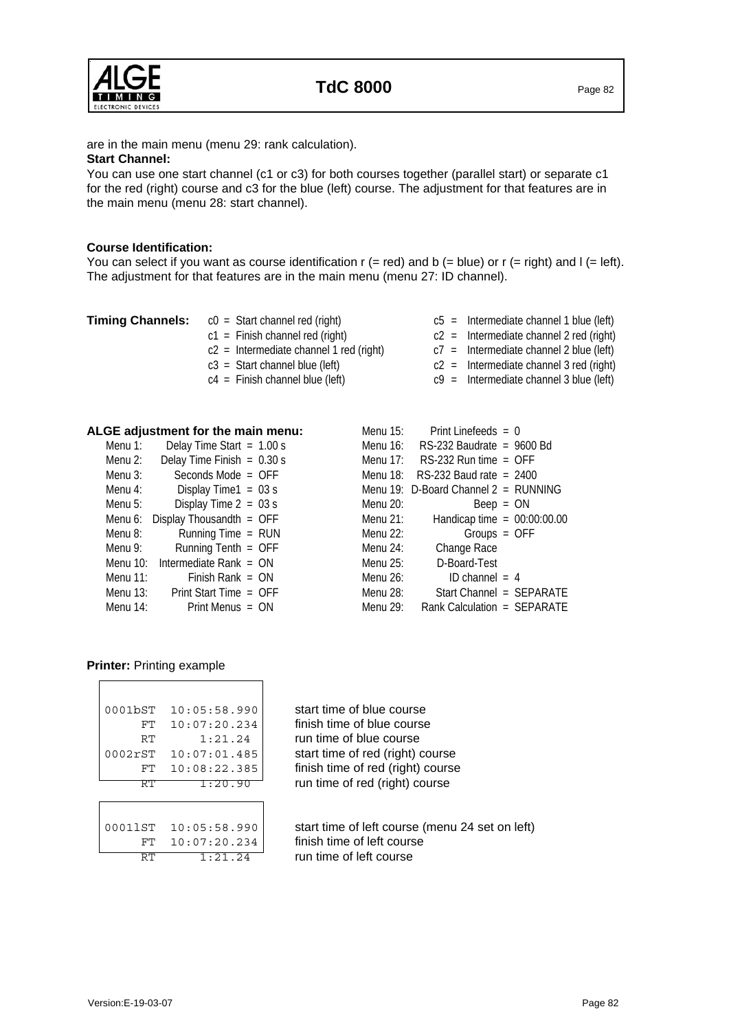are in the main menu (menu 29: rank calculation).

**Start Channel:**

You can use one start channel (c1 or c3) for both courses together (parallel start) or separate c1 for the red (right) course and c3 for the blue (left) course. The adjustment for that features are in the main menu (menu 28: start channel).

**Course Identification:**

You can select if you want as course identification r (= red) and b (= blue) or r (= right) and l (= left). The adjustment for that features are in the main menu (menu 27: ID channel).

**Timing Channels:**

- c0 = Start channel red (right)
- c1 = Finish channel red (right)
- c2 = Intermediate channel 1 red (right)
- c3 = Start channel blue (left)
- c4 = Finish channel blue (left)
- c5 = Intermediate channel 1 blue (left)
- c2 = Intermediate channel 2 red (right)
- c7 = Intermediate channel 2 blue (left)
- c2 = Intermediate channel 3 red (right)
- c9 = Intermediate channel 3 blue (left)

**ALGE adjustment for the main menu:**

| | | | |
|---|---|---|---|
| Menu 1: | Delay Time Start = 1.00 s | Menu 15: | Print Linefeeds = 0 |
| Menu 2: | Delay Time Finish = 0.30 s | Menu 16: | RS-232 Baudrate = 9600 Bd |
| Menu 3: | Seconds Mode = OFF | Menu 17: | RS-232 Run time = OFF |
| Menu 4: | Display Time1 = 03 s | Menu 18: | RS-232 Baud rate = 2400 |
| Menu 5: | Display Time 2 = 03 s | Menu 19: | D-Board Channel 2 = RUNNING |
| Menu 6: | Display Thousandth = OFF | Menu 20: | Beep = ON |
| Menu 8: | Running Time = RUN | Menu 21: | Handicap time = 00:00:00.00 |
| Menu 9: | Running Tenth = OFF | Menu 22: | Groups = OFF |
| Menu 10: | Intermediate Rank = ON | Menu 24: | Change Race |
| Menu 11: | Finish Rank = ON | Menu 25: | D-Board-Test |
| Menu 13: | Print Start Time = OFF | Menu 26: | ID channel = 4 |
| Menu 14: | Print Menus = ON | Menu 28: | Start Channel = SEPARATE |
| | | Menu 29: | Rank Calculation = SEPARATE |

**Printer:** Printing example

```
0001bST  10:05:58.990    start time of blue course
     FT  10:07:20.234    finish time of blue course
     RT       1:21.24    run time of blue course
0002rST  10:07:01.485    start time of red (right) course
     FT  10:08:22.385    finish time of red (right) course
     RT       1:20.90    run time of red (right) course
```

```
0001lST  10:05:58.990    start time of left course (menu 24 set on left)
     FT  10:07:20.234    finish time of left course
     RT       1:21.24    run time of left course
```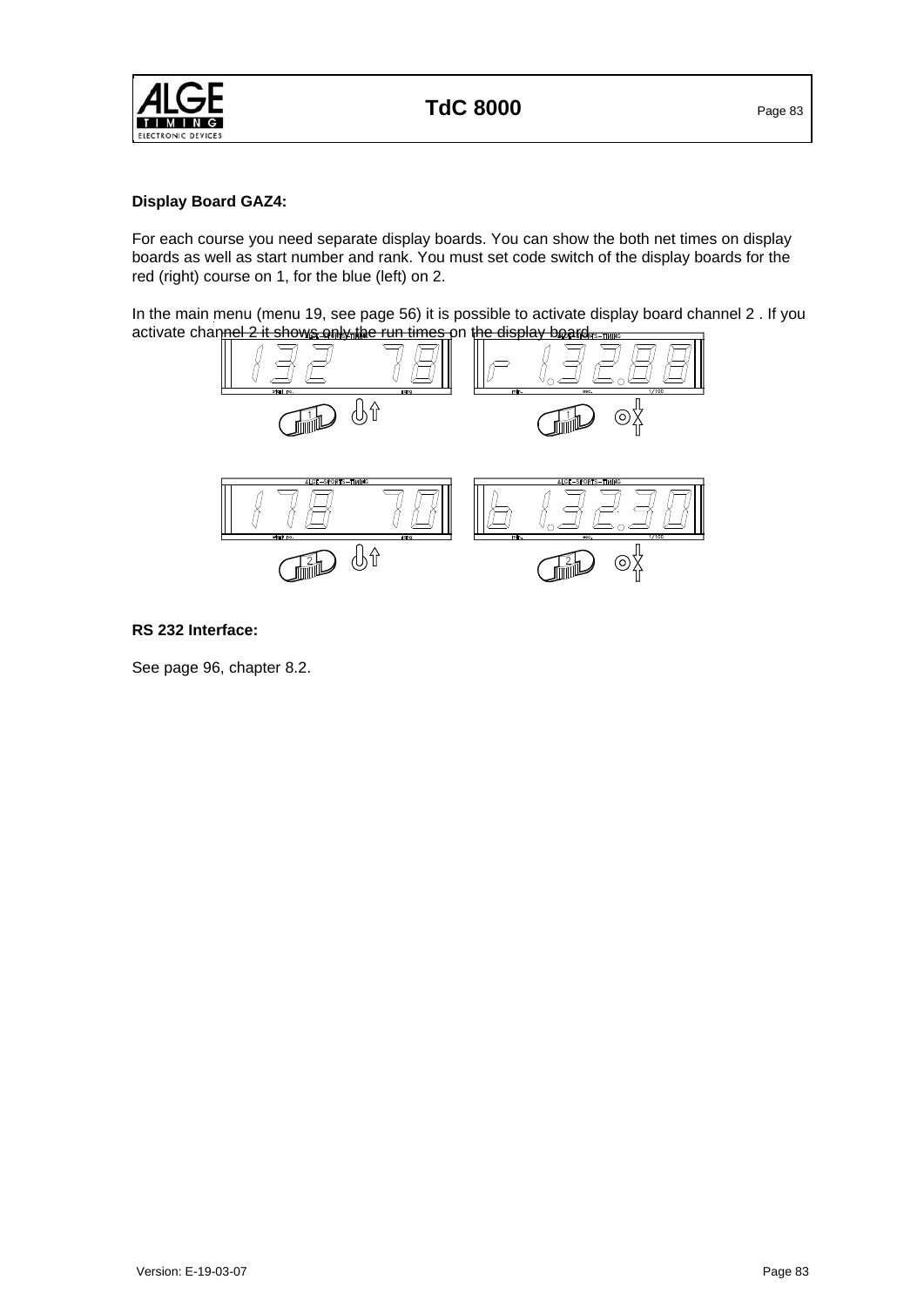**Display Board GAZ4:**

For each course you need separate display boards. You can show the both net times on display boards as well as start number and rank. You must set code switch of the display boards for the red (right) course on 1, for the blue (left) on 2.

In the main menu (menu 19, see page 56) it is possible to activate display board channel 2 . If you activate channel 2 it shows only the run times on the display board.

**RS 232 Interface:**

See page 96, chapter 8.2.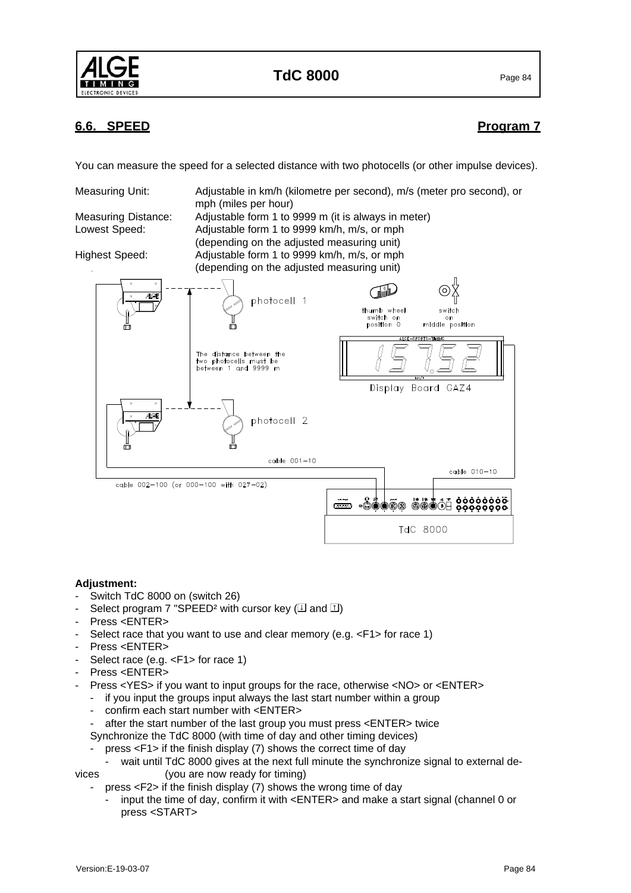## 6.6. SPEED **Program 7**

You can measure the speed for a selected distance with two photocells (or other impulse devices).

| | |
|---|---|
| Measuring Unit: | Adjustable in km/h (kilometre per second), m/s (meter pro second), or mph (miles per hour) |
| Measuring Distance: | Adjustable form 1 to 9999 m (it is always in meter) |
| Lowest Speed: | Adjustable form 1 to 9999 km/h, m/s, or mph (depending on the adjusted measuring unit) |
| Highest Speed: | Adjustable form 1 to 9999 km/h, m/s, or mph (depending on the adjusted measuring unit) |

photocell 1

thumb wheel switch on position 0

switch on middle position

The distance between the two photocells must be between 1 and 9999 m

Display Board GAZ4

photocell 2

cable 001-10

cable 010-10

cable 002-100 (or 000-100 with 027-02)

TdC 8000

**Adjustment:**

- Switch TdC 8000 on (switch 26)
- Select program 7 "SPEED² with cursor key (⇩ and ⇧)
- Press <ENTER>
- Select race that you want to use and clear memory (e.g. <F1> for race 1)
- Press <ENTER>
- Select race (e.g. <F1> for race 1)
- Press <ENTER>
- Press <YES> if you want to input groups for the race, otherwise <NO> or <ENTER>
  - if you input the groups input always the last start number within a group
  - confirm each start number with <ENTER>
  - after the start number of the last group you must press <ENTER> twice

  Synchronize the TdC 8000 (with time of day and other timing devices)
  - press <F1> if the finish display (7) shows the correct time of day
    - wait until TdC 8000 gives at the next full minute the synchronize signal to external devices (you are now ready for timing)
  - press <F2> if the finish display (7) shows the wrong time of day
    - input the time of day, confirm it with <ENTER> and make a start signal (channel 0 or press <START>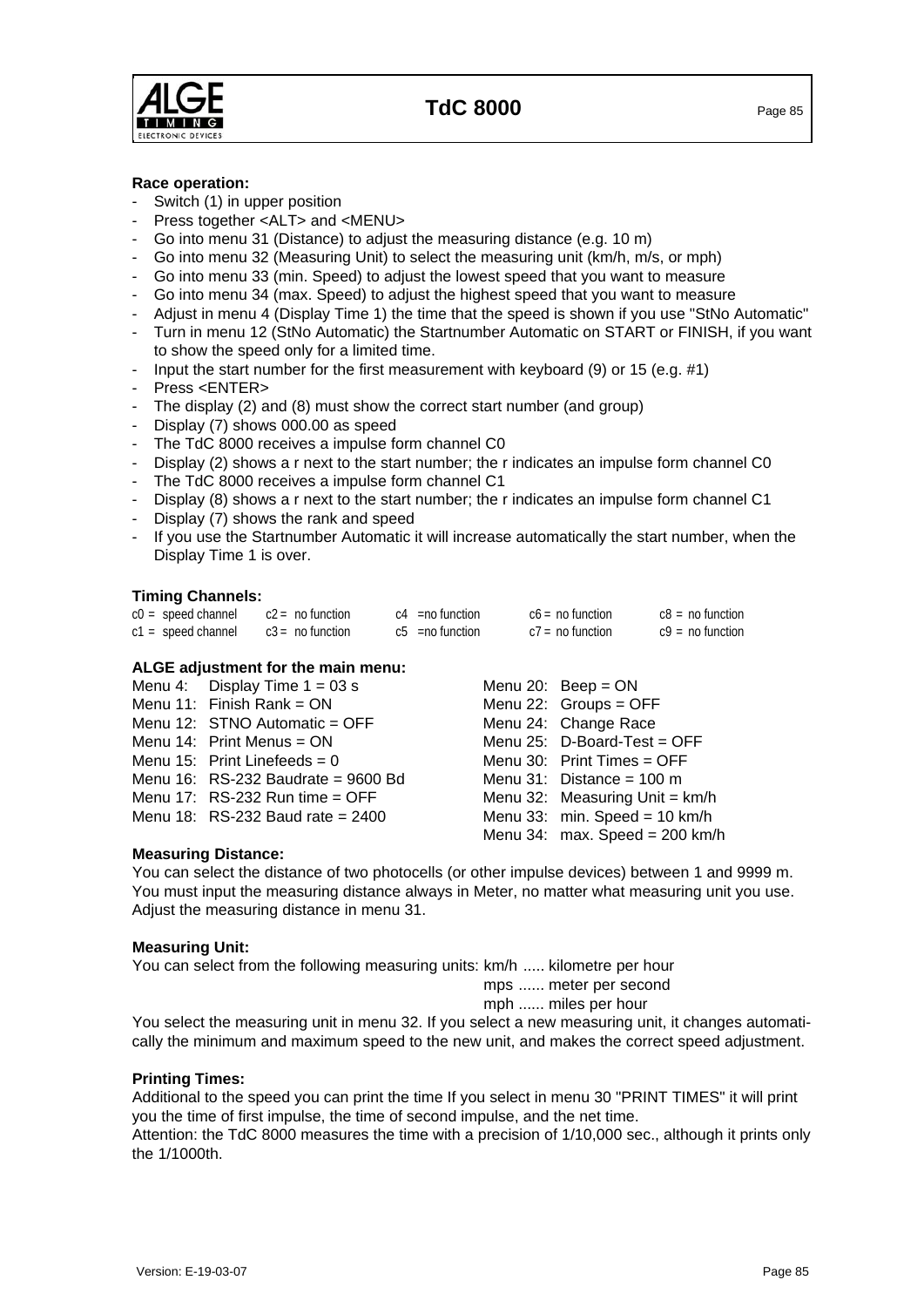**Race operation:**

- Switch (1) in upper position
- Press together <ALT> and <MENU>
- Go into menu 31 (Distance) to adjust the measuring distance (e.g. 10 m)
- Go into menu 32 (Measuring Unit) to select the measuring unit (km/h, m/s, or mph)
- Go into menu 33 (min. Speed) to adjust the lowest speed that you want to measure
- Go into menu 34 (max. Speed) to adjust the highest speed that you want to measure
- Adjust in menu 4 (Display Time 1) the time that the speed is shown if you use "StNo Automatic"
- Turn in menu 12 (StNo Automatic) the Startnumber Automatic on START or FINISH, if you want to show the speed only for a limited time.
- Input the start number for the first measurement with keyboard (9) or 15 (e.g. #1)
- Press <ENTER>
- The display (2) and (8) must show the correct start number (and group)
- Display (7) shows 000.00 as speed
- The TdC 8000 receives a impulse form channel C0
- Display (2) shows a r next to the start number; the r indicates an impulse form channel C0
- The TdC 8000 receives a impulse form channel C1
- Display (8) shows a r next to the start number; the r indicates an impulse form channel C1
- Display (7) shows the rank and speed
- If you use the Startnumber Automatic it will increase automatically the start number, when the Display Time 1 is over.

**Timing Channels:**

| | | | | |
|---|---|---|---|---|
| c0 = speed channel | c2 = no function | c4 =no function | c6 = no function | c8 = no function |
| c1 = speed channel | c3 = no function | c5 =no function | c7 = no function | c9 = no function |

**ALGE adjustment for the main menu:**

| | |
|---|---|
| Menu 4: Display Time 1 = 03 s | Menu 20: Beep = ON |
| Menu 11: Finish Rank = ON | Menu 22: Groups = OFF |
| Menu 12: STNO Automatic = OFF | Menu 24: Change Race |
| Menu 14: Print Menus = ON | Menu 25: D-Board-Test = OFF |
| Menu 15: Print Linefeeds = 0 | Menu 30: Print Times = OFF |
| Menu 16: RS-232 Baudrate = 9600 Bd | Menu 31: Distance = 100 m |
| Menu 17: RS-232 Run time = OFF | Menu 32: Measuring Unit = km/h |
| Menu 18: RS-232 Baud rate = 2400 | Menu 33: min. Speed = 10 km/h |
| | Menu 34: max. Speed = 200 km/h |

**Measuring Distance:**

You can select the distance of two photocells (or other impulse devices) between 1 and 9999 m. You must input the measuring distance always in Meter, no matter what measuring unit you use. Adjust the measuring distance in menu 31.

**Measuring Unit:**

You can select from the following measuring units: km/h ..... kilometre per hour
mps ...... meter per second
mph ...... miles per hour

You select the measuring unit in menu 32. If you select a new measuring unit, it changes automatically the minimum and maximum speed to the new unit, and makes the correct speed adjustment.

**Printing Times:**

Additional to the speed you can print the time If you select in menu 30 "PRINT TIMES" it will print you the time of first impulse, the time of second impulse, and the net time.
Attention: the TdC 8000 measures the time with a precision of 1/10,000 sec., although it prints only the 1/1000th.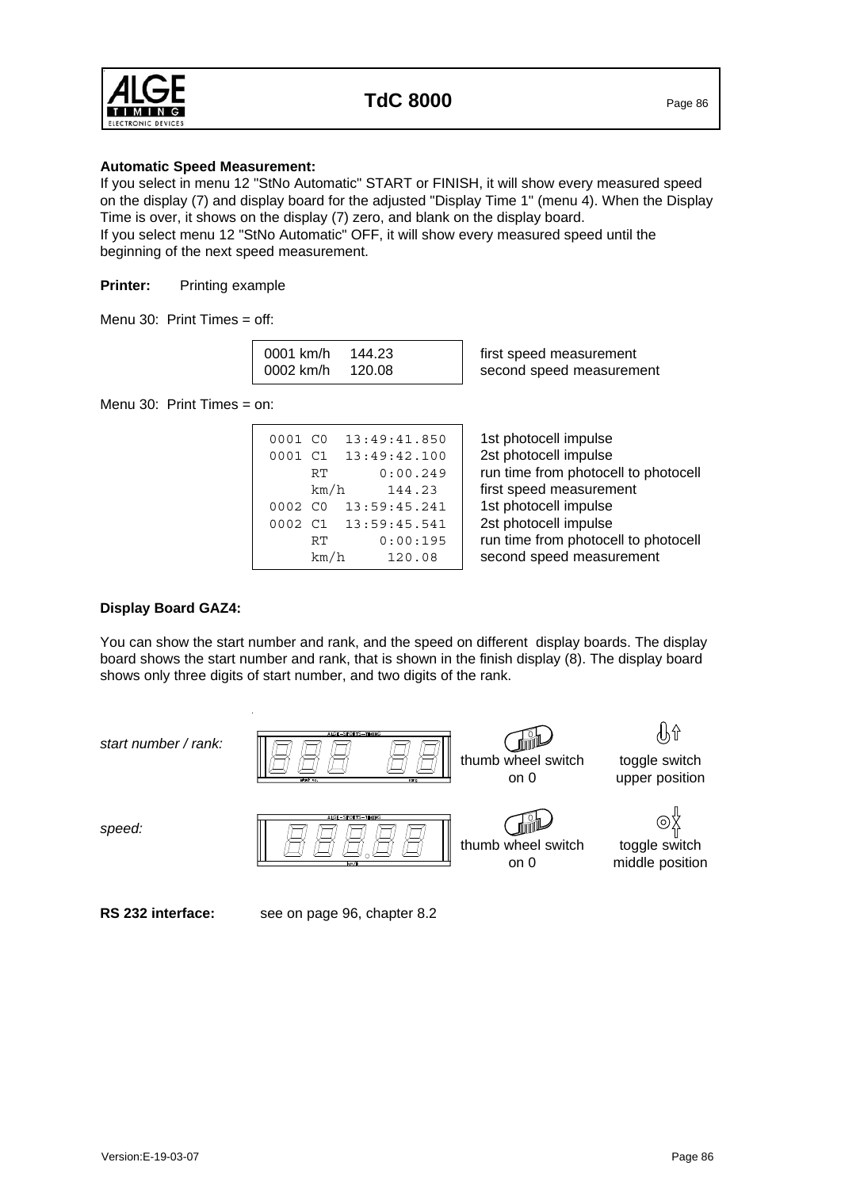**Automatic Speed Measurement:**

If you select in menu 12 "StNo Automatic" START or FINISH, it will show every measured speed on the display (7) and display board for the adjusted "Display Time 1" (menu 4). When the Display Time is over, it shows on the display (7) zero, and blank on the display board.
If you select menu 12 "StNo Automatic" OFF, it will show every measured speed until the beginning of the next speed measurement.

**Printer:** Printing example

Menu 30: Print Times = off:

| Printout | |
|---|---|
| 0001 km/h 144.23 | first speed measurement |
| 0002 km/h 120.08 | second speed measurement |

Menu 30: Print Times = on:

| Printout | |
|---|---|
| 0001 C0 13:49:41.850 | 1st photocell impulse |
| 0001 C1 13:49:42.100 | 2st photocell impulse |
| RT 0:00.249 | run time from photocell to photocell |
| km/h 144.23 | first speed measurement |
| 0002 C0 13:59:45.241 | 1st photocell impulse |
| 0002 C1 13:59:45.541 | 2st photocell impulse |
| RT 0:00:195 | run time from photocell to photocell |
| km/h 120.08 | second speed measurement |

**Display Board GAZ4:**

You can show the start number and rank, and the speed on different display boards. The display board shows the start number and rank, that is shown in the finish display (8). The display board shows only three digits of start number, and two digits of the rank.

| Display | Thumb wheel switch | Toggle switch |
|---|---|---|
| *start number / rank:* | thumb wheel switch on 0 | toggle switch upper position |
| *speed:* | thumb wheel switch on 0 | toggle switch middle position |

**RS 232 interface:** see on page 96, chapter 8.2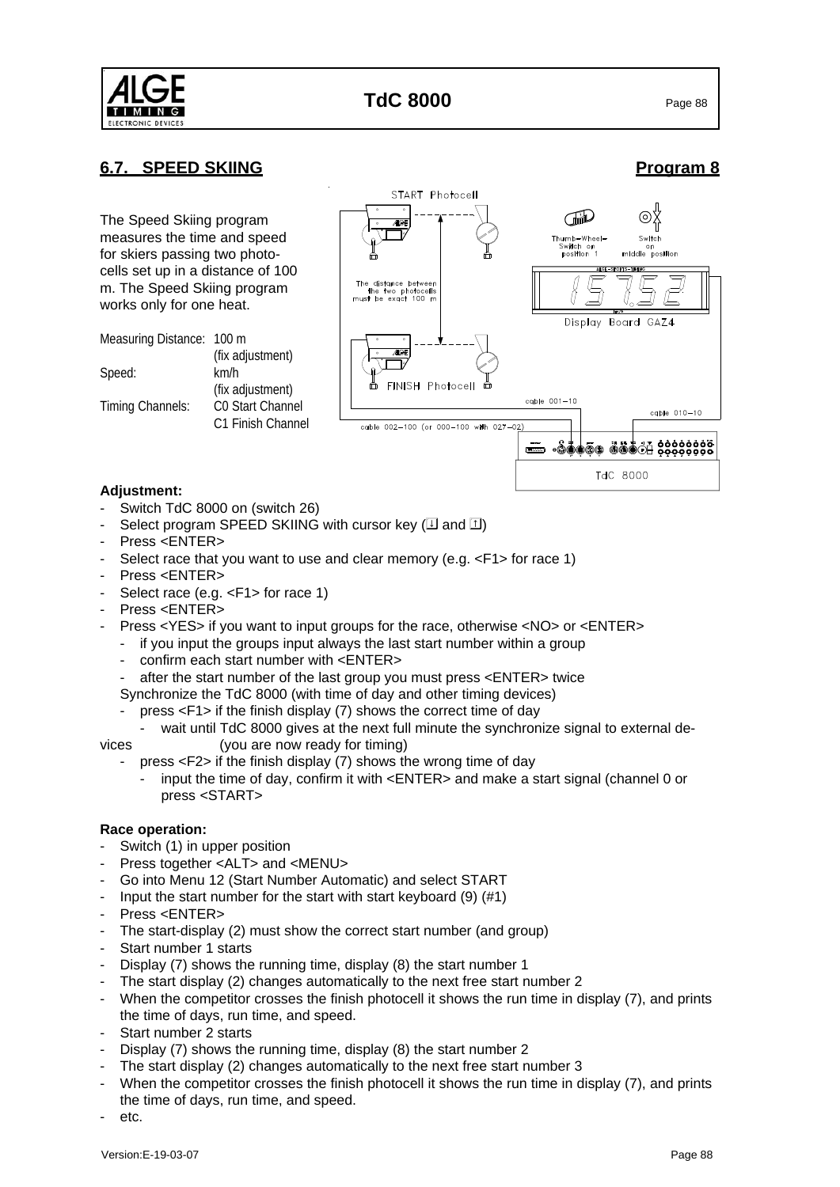## 6.7. SPEED SKIING **Program 8**

The Speed Skiing program measures the time and speed for skiers passing two photocells set up in a distance of 100 m. The Speed Skiing program works only for one heat.

| | |
|---|---|
| Measuring Distance: | 100 m (fix adjustment) |
| Speed: | km/h (fix adjustment) |
| Timing Channels: | C0 Start Channel<br>C1 Finish Channel |

**Adjustment:**

- Switch TdC 8000 on (switch 26)
- Select program SPEED SKIING with cursor key (↓ and ↑)
- Press <ENTER>
- Select race that you want to use and clear memory (e.g. <F1> for race 1)
- Press <ENTER>
- Select race (e.g. <F1> for race 1)
- Press <ENTER>
- Press <YES> if you want to input groups for the race, otherwise <NO> or <ENTER>
  - if you input the groups input always the last start number within a group
  - confirm each start number with <ENTER>
  - after the start number of the last group you must press <ENTER> twice

  Synchronize the TdC 8000 (with time of day and other timing devices)
  - press <F1> if the finish display (7) shows the correct time of day
    - wait until TdC 8000 gives at the next full minute the synchronize signal to external devices (you are now ready for timing)
  - press <F2> if the finish display (7) shows the wrong time of day
    - input the time of day, confirm it with <ENTER> and make a start signal (channel 0 or press <START>

**Race operation:**

- Switch (1) in upper position
- Press together <ALT> and <MENU>
- Go into Menu 12 (Start Number Automatic) and select START
- Input the start number for the start with start keyboard (9) (#1)
- Press <ENTER>
- The start-display (2) must show the correct start number (and group)
- Start number 1 starts
- Display (7) shows the running time, display (8) the start number 1
- The start display (2) changes automatically to the next free start number 2
- When the competitor crosses the finish photocell it shows the run time in display (7), and prints the time of days, run time, and speed.
- Start number 2 starts
- Display (7) shows the running time, display (8) the start number 2
- The start display (2) changes automatically to the next free start number 3
- When the competitor crosses the finish photocell it shows the run time in display (7), and prints the time of days, run time, and speed.
- etc.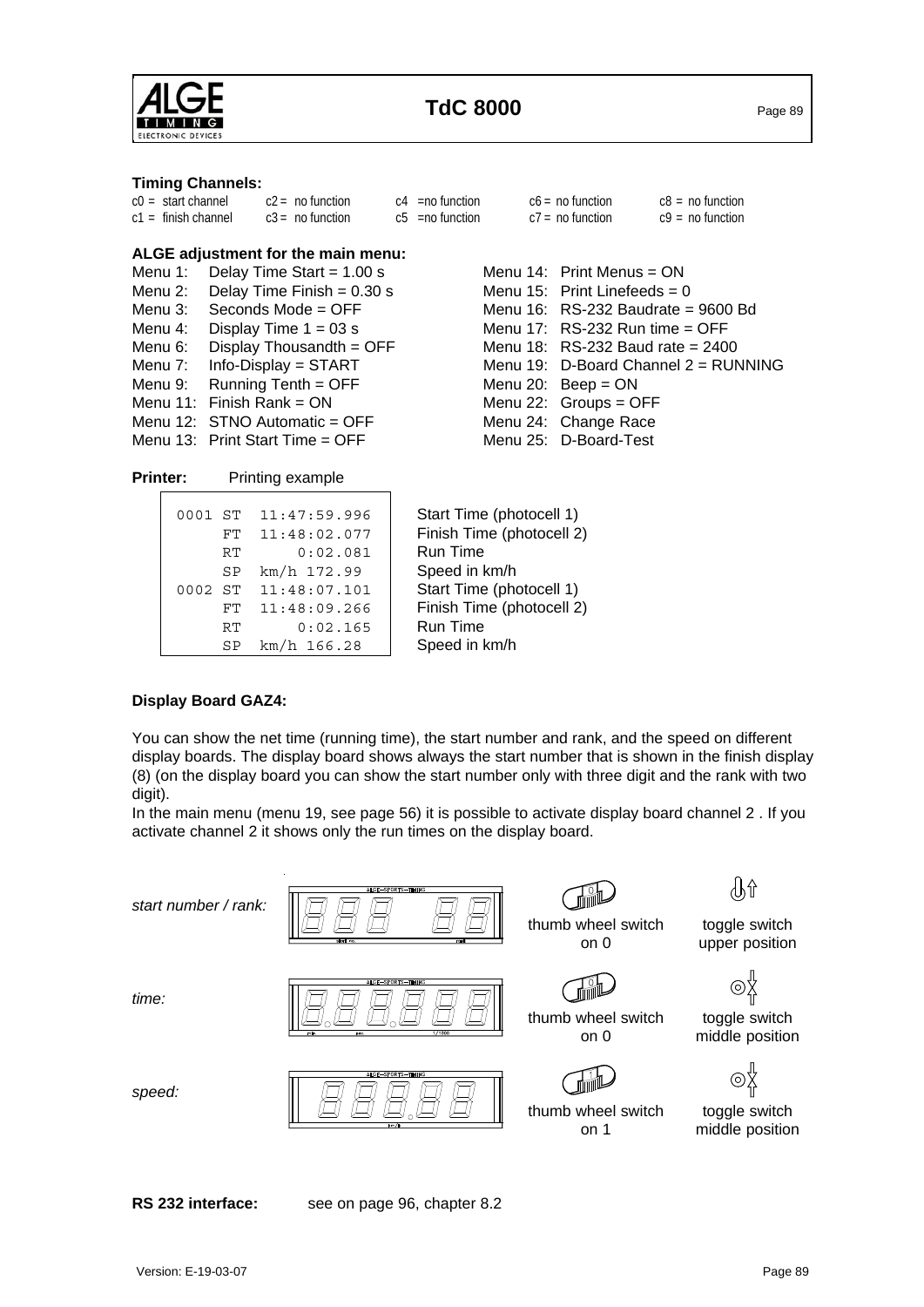**Timing Channels:**

| | | | | |
|---|---|---|---|---|
| c0 = start channel | c2 = no function | c4 =no function | c6 = no function | c8 = no function |
| c1 = finish channel | c3 = no function | c5 =no function | c7 = no function | c9 = no function |

**ALGE adjustment for the main menu:**

Menu 1: Delay Time Start = 1.00 s
Menu 2: Delay Time Finish = 0.30 s
Menu 3: Seconds Mode = OFF
Menu 4: Display Time 1 = 03 s
Menu 6: Display Thousandth = OFF
Menu 7: Info-Display = START
Menu 9: Running Tenth = OFF
Menu 11: Finish Rank = ON
Menu 12: STNO Automatic = OFF
Menu 13: Print Start Time = OFF
Menu 14: Print Menus = ON
Menu 15: Print Linefeeds = 0
Menu 16: RS-232 Baudrate = 9600 Bd
Menu 17: RS-232 Run time = OFF
Menu 18: RS-232 Baud rate = 2400
Menu 19: D-Board Channel 2 = RUNNING
Menu 20: Beep = ON
Menu 22: Groups = OFF
Menu 24: Change Race
Menu 25: D-Board-Test

**Printer:** Printing example

```
0001 ST  11:47:59.996    Start Time (photocell 1)
     FT  11:48:02.077    Finish Time (photocell 2)
     RT       0:02.081   Run Time
     SP  km/h 172.99     Speed in km/h
0002 ST  11:48:07.101    Start Time (photocell 1)
     FT  11:48:09.266    Finish Time (photocell 2)
     RT       0:02.165   Run Time
     SP  km/h 166.28     Speed in km/h
```

**Display Board GAZ4:**

You can show the net time (running time), the start number and rank, and the speed on different display boards. The display board shows always the start number that is shown in the finish display (8) (on the display board you can show the start number only with three digit and the rank with two digit).
In the main menu (menu 19, see page 56) it is possible to activate display board channel 2 . If you activate channel 2 it shows only the run times on the display board.

| | Thumb wheel switch | Toggle switch |
|---|---|---|
| *start number / rank:* | thumb wheel switch on 0 | toggle switch upper position |
| *time:* | thumb wheel switch on 0 | toggle switch middle position |
| *speed:* | thumb wheel switch on 1 | toggle switch middle position |

**RS 232 interface:** see on page 96, chapter 8.2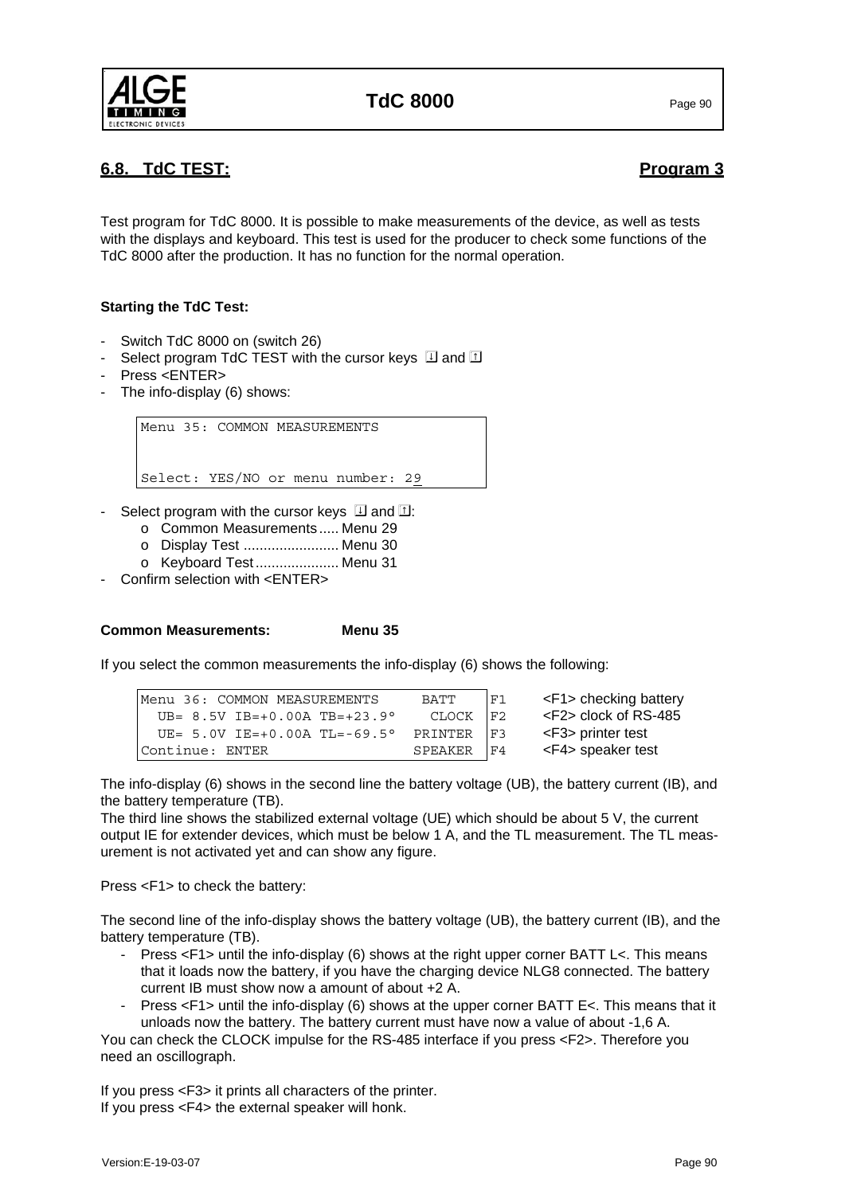## 6.8. TdC TEST: Program 3

Test program for TdC 8000. It is possible to make measurements of the device, as well as tests with the displays and keyboard. This test is used for the producer to check some functions of the TdC 8000 after the production. It has no function for the normal operation.

**Starting the TdC Test:**

- Switch TdC 8000 on (switch 26)
- Select program TdC TEST with the cursor keys ⇩ and ⇧
- Press <ENTER>
- The info-display (6) shows:

```
Menu 35: COMMON MEASUREMENTS


Select: YES/NO or menu number: 29
```

- Select program with the cursor keys ⇩ and ⇧:
  - o Common Measurements..... Menu 29
  - o Display Test ........................ Menu 30
  - o Keyboard Test..................... Menu 31
- Confirm selection with <ENTER>

**Common Measurements: Menu 35**

If you select the common measurements the info-display (6) shows the following:

```
Menu 36: COMMON MEASUREMENTS      BATT   |F1    <F1> checking battery
  UB= 8.5V IB=+0.00A TB=+23.9°   CLOCK  |F2    <F2> clock of RS-485
  UE= 5.0V IE=+0.00A TL=-69.5°  PRINTER |F3    <F3> printer test
Continue: ENTER                 SPEAKER |F4    <F4> speaker test
```

The info-display (6) shows in the second line the battery voltage (UB), the battery current (IB), and the battery temperature (TB).
The third line shows the stabilized external voltage (UE) which should be about 5 V, the current output IE for extender devices, which must be below 1 A, and the TL measurement. The TL measurement is not activated yet and can show any figure.

Press <F1> to check the battery:

The second line of the info-display shows the battery voltage (UB), the battery current (IB), and the battery temperature (TB).

- Press <F1> until the info-display (6) shows at the right upper corner BATT L<. This means that it loads now the battery, if you have the charging device NLG8 connected. The battery current IB must show now a amount of about +2 A.
- Press <F1> until the info-display (6) shows at the upper corner BATT E<. This means that it unloads now the battery. The battery current must have now a value of about -1,6 A.

You can check the CLOCK impulse for the RS-485 interface if you press <F2>. Therefore you need an oscillograph.

If you press <F3> it prints all characters of the printer.
If you press <F4> the external speaker will honk.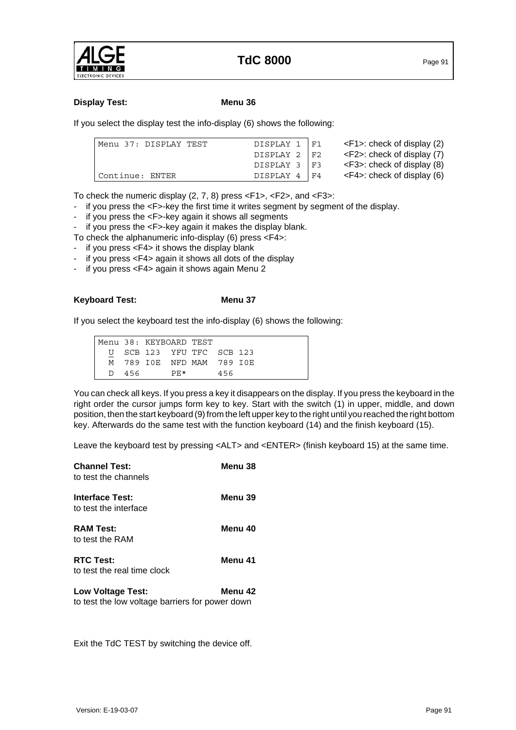**Display Test: Menu 36**

If you select the display test the info-display (6) shows the following:

```
Menu 37: DISPLAY TEST         DISPLAY 1 |F1
                              DISPLAY 2 |F2
                              DISPLAY 3 |F3
Continue: ENTER               DISPLAY 4 |F4
```

<F1>: check of display (2)
<F2>: check of display (7)
<F3>: check of display (8)
<F4>: check of display (6)

To check the numeric display (2, 7, 8) press <F1>, <F2>, and <F3>:

- if you press the <F>-key the first time it writes segment by segment of the display.
- if you press the <F>-key again it shows all segments
- if you press the <F>-key again it makes the display blank.

To check the alphanumeric info-display (6) press <F4>:

- if you press <F4> it shows the display blank
- if you press <F4> again it shows all dots of the display
- if you press <F4> again it shows again Menu 2

**Keyboard Test: Menu 37**

If you select the keyboard test the info-display (6) shows the following:

```
Menu 38: KEYBOARD TEST
  U  SCB 123  YFU TFC  SCB 123
  M  789 I0E  NFD MAM  789 I0E
  D  456      PE*      456
```

You can check all keys. If you press a key it disappears on the display. If you press the keyboard in the right order the cursor jumps form key to key. Start with the switch (1) in upper, middle, and down position, then the start keyboard (9) from the left upper key to the right until you reached the right bottom key. Afterwards do the same test with the function keyboard (14) and the finish keyboard (15).

Leave the keyboard test by pressing <ALT> and <ENTER> (finish keyboard 15) at the same time.

**Channel Test: Menu 38**
to test the channels

**Interface Test: Menu 39**
to test the interface

**RAM Test: Menu 40**
to test the RAM

**RTC Test: Menu 41**
to test the real time clock

**Low Voltage Test: Menu 42**
to test the low voltage barriers for power down

Exit the TdC TEST by switching the device off.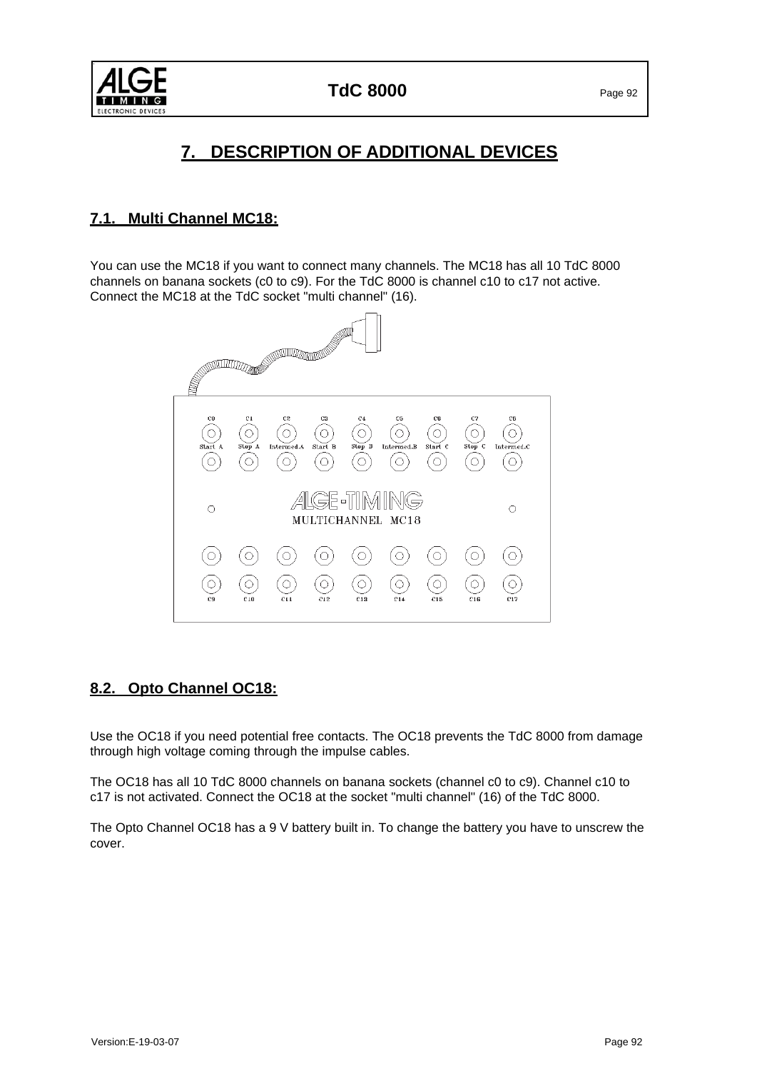# 7. DESCRIPTION OF ADDITIONAL DEVICES

## 7.1. Multi Channel MC18:

You can use the MC18 if you want to connect many channels. The MC18 has all 10 TdC 8000 channels on banana sockets (c0 to c9). For the TdC 8000 is channel c10 to c17 not active. Connect the MC18 at the TdC socket "multi channel" (16).

## 8.2. Opto Channel OC18:

Use the OC18 if you need potential free contacts. The OC18 prevents the TdC 8000 from damage through high voltage coming through the impulse cables.

The OC18 has all 10 TdC 8000 channels on banana sockets (channel c0 to c9). Channel c10 to c17 is not activated. Connect the OC18 at the socket "multi channel" (16) of the TdC 8000.

The Opto Channel OC18 has a 9 V battery built in. To change the battery you have to unscrew the cover.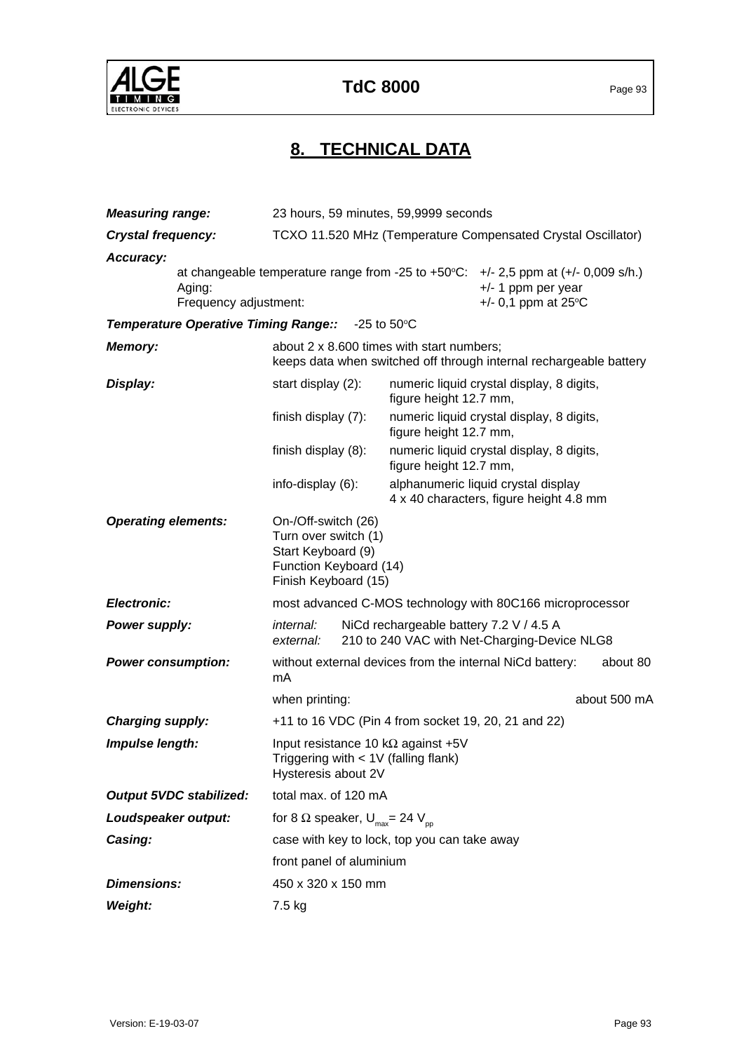# 8. TECHNICAL DATA

***Measuring range:*** 23 hours, 59 minutes, 59,9999 seconds

***Crystal frequency:*** TCXO 11.520 MHz (Temperature Compensated Crystal Oscillator)

***Accuracy:***

| | |
|---|---|
| at changeable temperature range from -25 to +50°C: | +/- 2,5 ppm at (+/- 0,009 s/h.) |
| Aging: | +/- 1 ppm per year |
| Frequency adjustment: | +/- 0,1 ppm at 25°C |

***Temperature Operative Timing Range::*** -25 to 50°C

***Memory:*** about 2 x 8.600 times with start numbers;
keeps data when switched off through internal rechargeable battery

***Display:***

| | |
|---|---|
| start display (2): | numeric liquid crystal display, 8 digits, figure height 12.7 mm, |
| finish display (7): | numeric liquid crystal display, 8 digits, figure height 12.7 mm, |
| finish display (8): | numeric liquid crystal display, 8 digits, figure height 12.7 mm, |
| info-display (6): | alphanumeric liquid crystal display 4 x 40 characters, figure height 4.8 mm |

***Operating elements:***
On-/Off-switch (26)
Turn over switch (1)
Start Keyboard (9)
Function Keyboard (14)
Finish Keyboard (15)

***Electronic:*** most advanced C-MOS technology with 80C166 microprocessor

***Power supply:***
*internal:* NiCd rechargeable battery 7.2 V / 4.5 A
*external:* 210 to 240 VAC with Net-Charging-Device NLG8

***Power consumption:***
without external devices from the internal NiCd battery: about 80 mA
when printing: about 500 mA

***Charging supply:*** +11 to 16 VDC (Pin 4 from socket 19, 20, 21 and 22)

***Impulse length:***
Input resistance 10 kΩ against +5V
Triggering with < 1V (falling flank)
Hysteresis about 2V

***Output 5VDC stabilized:*** total max. of 120 mA

***Loudspeaker output:*** for 8 Ω speaker, $U_{max}$= 24 $V_{pp}$

***Casing:***
case with key to lock, top you can take away
front panel of aluminium

***Dimensions:*** 450 x 320 x 150 mm

***Weight:*** 7.5 kg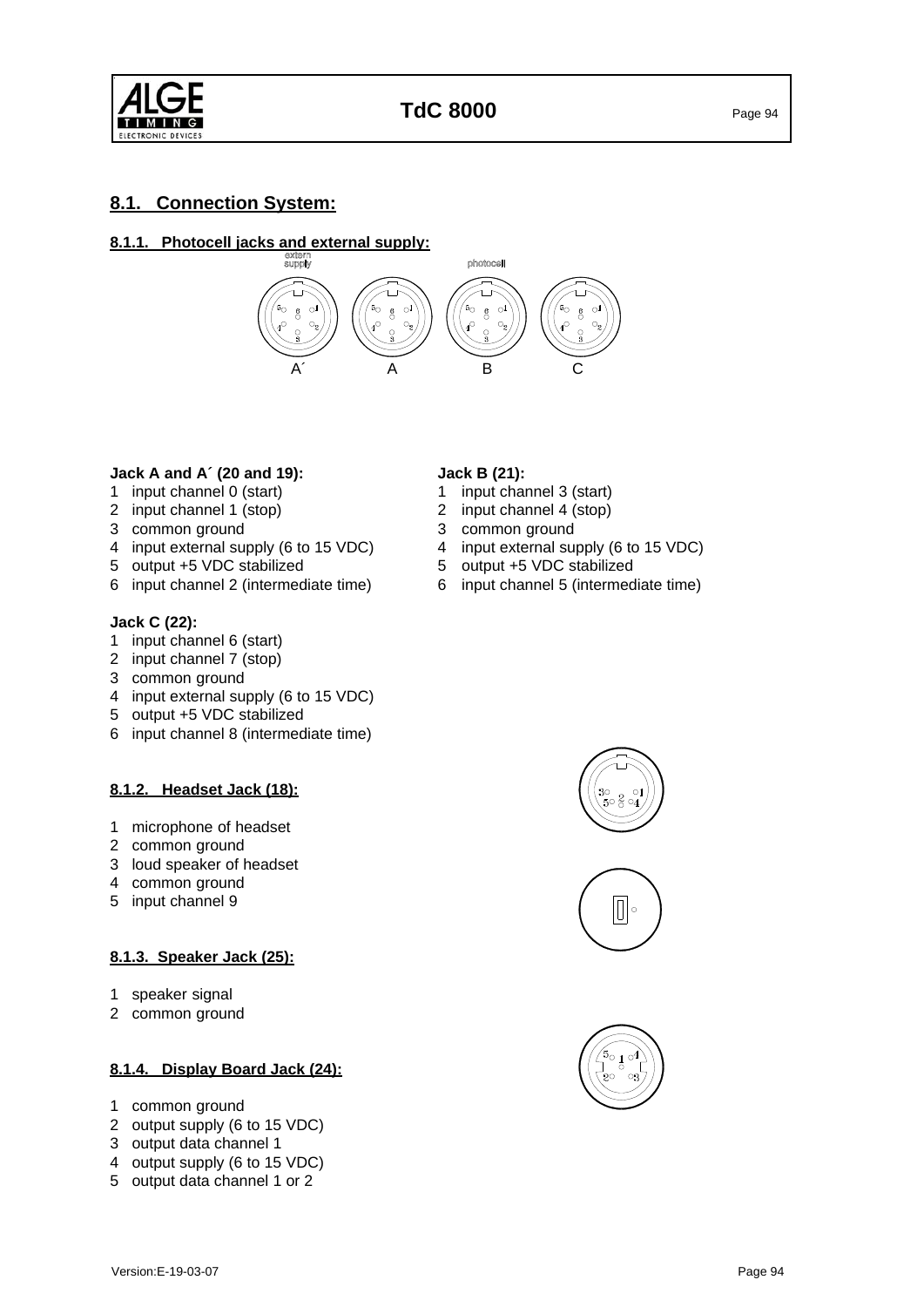## 8.1. Connection System:

### 8.1.1. Photocell jacks and external supply:

extern supply

photocell

A´ A B C

**Jack A and A´ (20 and 19):**

1 input channel 0 (start)
2 input channel 1 (stop)
3 common ground
4 input external supply (6 to 15 VDC)
5 output +5 VDC stabilized
6 input channel 2 (intermediate time)

**Jack B (21):**

1 input channel 3 (start)
2 input channel 4 (stop)
3 common ground
4 input external supply (6 to 15 VDC)
5 output +5 VDC stabilized
6 input channel 5 (intermediate time)

**Jack C (22):**

1 input channel 6 (start)
2 input channel 7 (stop)
3 common ground
4 input external supply (6 to 15 VDC)
5 output +5 VDC stabilized
6 input channel 8 (intermediate time)

### 8.1.2. Headset Jack (18):

1 microphone of headset
2 common ground
3 loud speaker of headset
4 common ground
5 input channel 9

### 8.1.3. Speaker Jack (25):

1 speaker signal
2 common ground

### 8.1.4. Display Board Jack (24):

1 common ground
2 output supply (6 to 15 VDC)
3 output data channel 1
4 output supply (6 to 15 VDC)
5 output data channel 1 or 2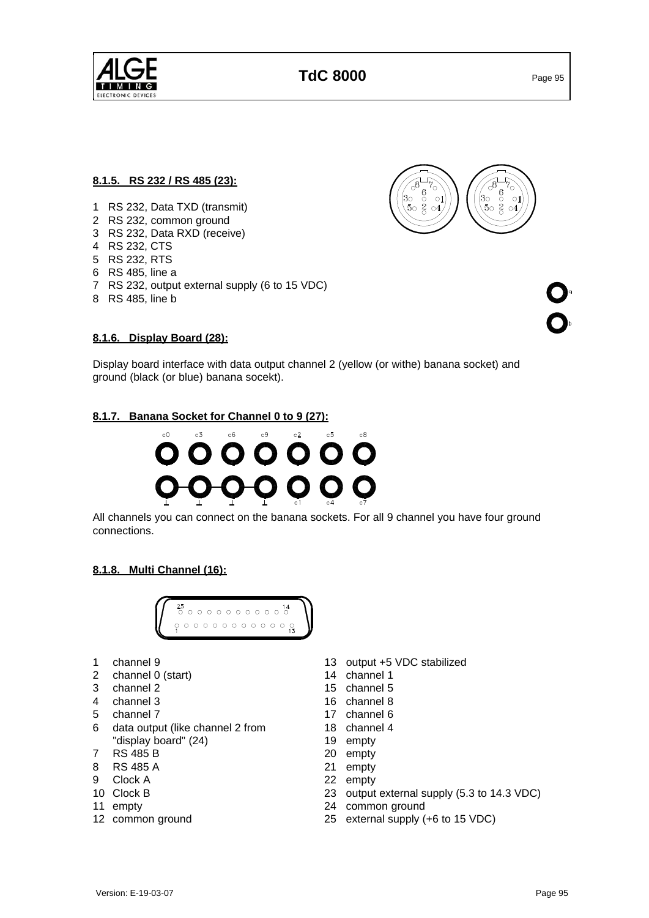#### 8.1.5. RS 232 / RS 485 (23):

1 RS 232, Data TXD (transmit)
2 RS 232, common ground
3 RS 232, Data RXD (receive)
4 RS 232, CTS
5 RS 232, RTS
6 RS 485, line a
7 RS 232, output external supply (6 to 15 VDC)
8 RS 485, line b

#### 8.1.6. Display Board (28):

Display board interface with data output channel 2 (yellow (or withe) banana socket) and ground (black (or blue) banana socekt).

#### 8.1.7. Banana Socket for Channel 0 to 9 (27):

All channels you can connect on the banana sockets. For all 9 channel you have four ground connections.

#### 8.1.8. Multi Channel (16):

1 channel 9
2 channel 0 (start)
3 channel 2
4 channel 3
5 channel 7
6 data output (like channel 2 from "display board" (24)
7 RS 485 B
8 RS 485 A
9 Clock A
10 Clock B
11 empty
12 common ground
13 output +5 VDC stabilized
14 channel 1
15 channel 5
16 channel 8
17 channel 6
18 channel 4
19 empty
20 empty
21 empty
22 empty
23 output external supply (5.3 to 14.3 VDC)
24 common ground
25 external supply (+6 to 15 VDC)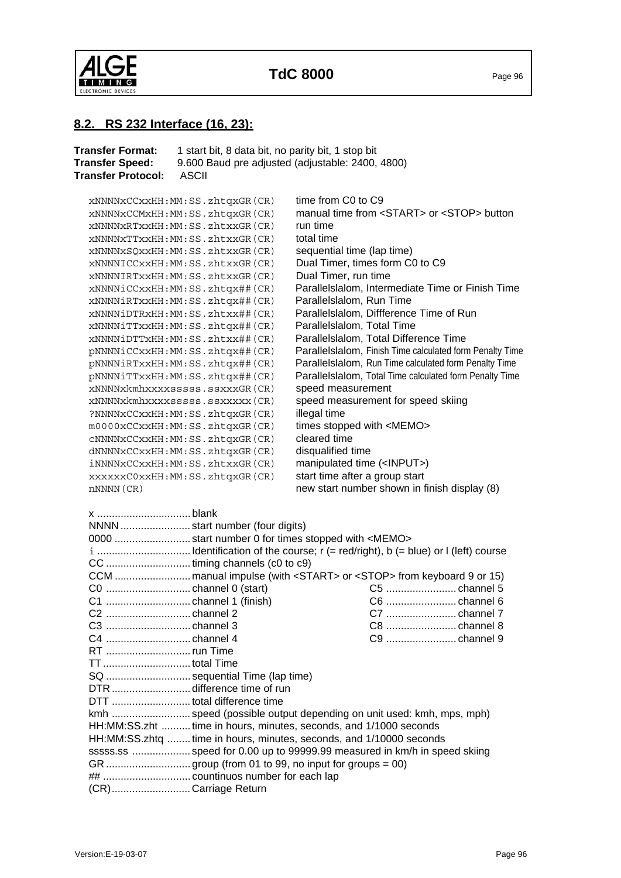## 8.2. RS 232 Interface (16, 23):

**Transfer Format:** 1 start bit, 8 data bit, no parity bit, 1 stop bit
**Transfer Speed:** 9.600 Baud pre adjusted (adjustable: 2400, 4800)
**Transfer Protocol:** ASCII

| | |
|---|---|
| `xNNNNxCCxxHH:MM:SS.zhtqxGR(CR)` | time from C0 to C9 |
| `xNNNNxCCMxHH:MM:SS.zhtqxGR(CR)` | manual time from <START> or <STOP> button |
| `xNNNNxRTxxHH:MM:SS.zhtxxGR(CR)` | run time |
| `xNNNNxTTxxHH:MM:SS.zhtxxGR(CR)` | total time |
| `xNNNNxSQxxHH:MM:SS.zhtxxGR(CR)` | sequential time (lap time) |
| `xNNNNICCxxHH:MM:SS.zhtxxGR(CR)` | Dual Timer, times form C0 to C9 |
| `xNNNNIRTxxHH:MM:SS.zhtxxGR(CR)` | Dual Timer, run time |
| `xNNNNiCCxxHH:MM:SS.zhtqx##(CR)` | Parallelslalom, Intermediate Time or Finish Time |
| `xNNNNiRTxxHH:MM:SS.zhtqx##(CR)` | Parallelslalom, Run Time |
| `xNNNNiDTRxHH:MM:SS.zhtxx##(CR)` | Parallelslalom, Diffference Time of Run |
| `xNNNNiTTxxHH:MM:SS.zhtqx##(CR)` | Parallelslalom, Total Time |
| `xNNNNiDTTxHH:MM:SS.zhtxx##(CR)` | Parallelslalom, Total Difference Time |
| `pNNNNiCCxxHH:MM:SS.zhtqx##(CR)` | Parallelslalom, Finish Time calculated form Penalty Time |
| `pNNNNiRTxxHH:MM:SS.zhtqx##(CR)` | Parallelslalom, Run Time calculated form Penalty Time |
| `pNNNNiTTxxHH:MM:SS.zhtqx##(CR)` | Parallelslalom, Total Time calculated form Penalty Time |
| `xNNNNxkmhxxxxsssss.ssxxxGR(CR)` | speed measurement |
| `xNNNNxkmhxxxxsssss.ssxxxxx(CR)` | speed measurement for speed skiing |
| `?NNNNxCCxxHH:MM:SS.zhtqxGR(CR)` | illegal time |
| `m0000xCCxxHH:MM:SS.zhtqxGR(CR)` | times stopped with <MEMO> |
| `cNNNNxCCxxHH:MM:SS.zhtqxGR(CR)` | cleared time |
| `dNNNNxCCxxHH:MM:SS.zhtqxGR(CR)` | disqualified time |
| `iNNNNxCCxxHH:MM:SS.zhtxxGR(CR)` | manipulated time (<INPUT>) |
| `xxxxxxC0xxHH:MM:SS.zhtqxGR(CR)` | start time after a group start |
| `nNNNN(CR)` | new start number shown in finish display (8) |

x ................................ blank
NNNN ........................ start number (four digits)
0000 .......................... start number 0 for times stopped with <MEMO>
i ................................ Identification of the course; r (= red/right), b (= blue) or l (left) course
CC ............................. timing channels (c0 to c9)
CCM .......................... manual impulse (with <START> or <STOP> from keyboard 9 or 15)

| | | | |
|---|---|---|---|
| C0 | channel 0 (start) | C5 | channel 5 |
| C1 | channel 1 (finish) | C6 | channel 6 |
| C2 | channel 2 | C7 | channel 7 |
| C3 | channel 3 | C8 | channel 8 |
| C4 | channel 4 | C9 | channel 9 |

RT ............................. run Time
TT .............................. total Time
SQ ............................. sequential Time (lap time)
DTR ........................... difference time of run
DTT ........................... total difference time
kmh ........................... speed (possible output depending on unit used: kmh, mps, mph)
HH:MM:SS.zht .......... time in hours, minutes, seconds, and 1/1000 seconds
HH:MM:SS.zhtq ........ time in hours, minutes, seconds, and 1/10000 seconds
sssss.ss .................... speed for 0.00 up to 99999.99 measured in km/h in speed skiing
GR ............................. group (from 01 to 99, no input for groups = 00)
## .............................. countinuos number for each lap
(CR) ........................... Carriage Return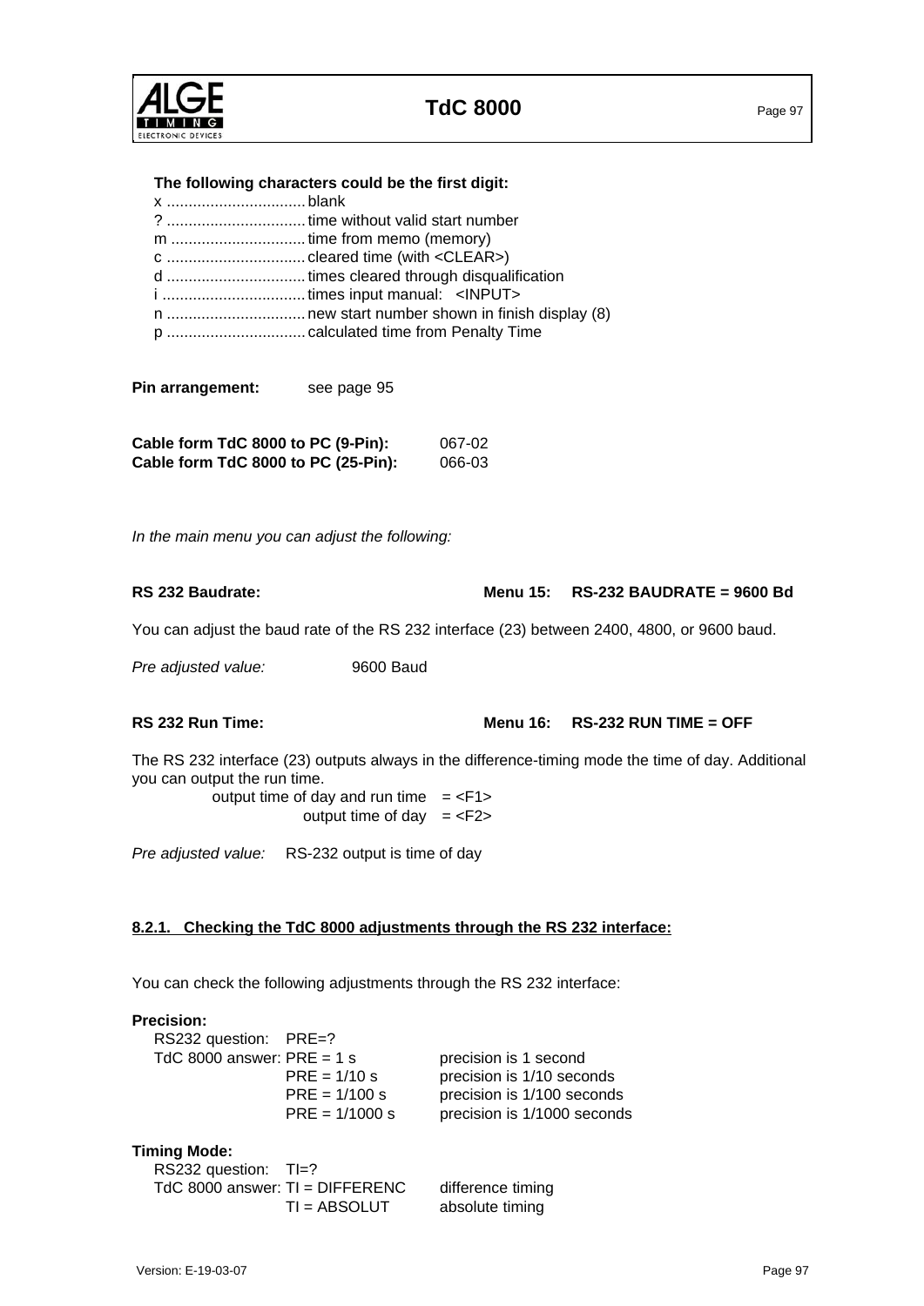**The following characters could be the first digit:**

x ................................ blank
? ................................ time without valid start number
m ............................... time from memo (memory)
c ................................ cleared time (with <CLEAR>)
d ................................ times cleared through disqualification
i ................................. times input manual: <INPUT>
n ................................ new start number shown in finish display (8)
p ................................ calculated time from Penalty Time

**Pin arrangement:** see page 95

**Cable form TdC 8000 to PC (9-Pin):** 067-02
**Cable form TdC 8000 to PC (25-Pin):** 066-03

*In the main menu you can adjust the following:*

**RS 232 Baudrate:** **Menu 15: RS-232 BAUDRATE = 9600 Bd**

You can adjust the baud rate of the RS 232 interface (23) between 2400, 4800, or 9600 baud.

*Pre adjusted value:* 9600 Baud

**RS 232 Run Time:** **Menu 16: RS-232 RUN TIME = OFF**

The RS 232 interface (23) outputs always in the difference-timing mode the time of day. Additional you can output the run time.

output time of day and run time = <F1>
output time of day = <F2>

*Pre adjusted value:* RS-232 output is time of day

## 8.2.1. Checking the TdC 8000 adjustments through the RS 232 interface:

You can check the following adjustments through the RS 232 interface:

**Precision:**

RS232 question: PRE=?
TdC 8000 answer:

| | |
|---|---|
| PRE = 1 s | precision is 1 second |
| PRE = 1/10 s | precision is 1/10 seconds |
| PRE = 1/100 s | precision is 1/100 seconds |
| PRE = 1/1000 s | precision is 1/1000 seconds |

**Timing Mode:**

RS232 question: TI=?
TdC 8000 answer:

| | |
|---|---|
| TI = DIFFERENC | difference timing |
| TI = ABSOLUT | absolute timing |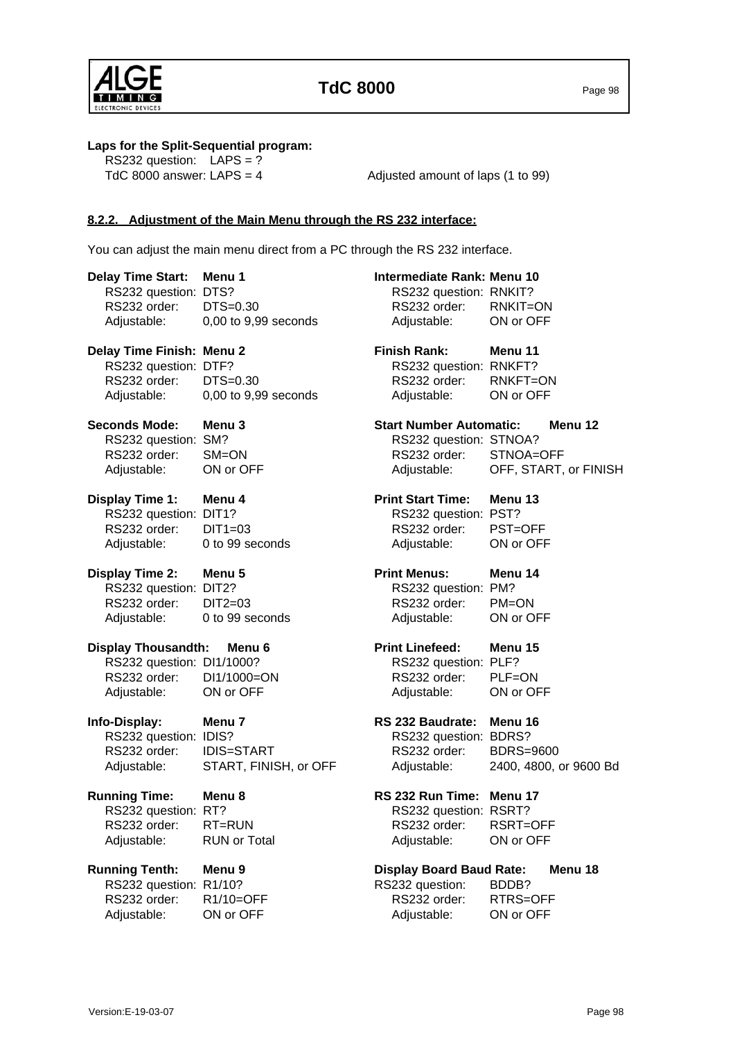**Laps for the Split-Sequential program:**

RS232 question: LAPS = ?
TdC 8000 answer: LAPS = 4 — Adjusted amount of laps (1 to 99)

### 8.2.2. Adjustment of the Main Menu through the RS 232 interface:

You can adjust the main menu direct from a PC through the RS 232 interface.

**Delay Time Start: Menu 1**
RS232 question: DTS?
RS232 order: DTS=0.30
Adjustable: 0,00 to 9,99 seconds

**Delay Time Finish: Menu 2**
RS232 question: DTF?
RS232 order: DTS=0.30
Adjustable: 0,00 to 9,99 seconds

**Seconds Mode: Menu 3**
RS232 question: SM?
RS232 order: SM=ON
Adjustable: ON or OFF

**Display Time 1: Menu 4**
RS232 question: DIT1?
RS232 order: DIT1=03
Adjustable: 0 to 99 seconds

**Display Time 2: Menu 5**
RS232 question: DIT2?
RS232 order: DIT2=03
Adjustable: 0 to 99 seconds

**Display Thousandth: Menu 6**
RS232 question: DI1/1000?
RS232 order: DI1/1000=ON
Adjustable: ON or OFF

**Info-Display: Menu 7**
RS232 question: IDIS?
RS232 order: IDIS=START
Adjustable: START, FINISH, or OFF

**Running Time: Menu 8**
RS232 question: RT?
RS232 order: RT=RUN
Adjustable: RUN or Total

**Running Tenth: Menu 9**
RS232 question: R1/10?
RS232 order: R1/10=OFF
Adjustable: ON or OFF

**Intermediate Rank: Menu 10**
RS232 question: RNKIT?
RS232 order: RNKIT=ON
Adjustable: ON or OFF

**Finish Rank: Menu 11**
RS232 question: RNKFT?
RS232 order: RNKFT=ON
Adjustable: ON or OFF

**Start Number Automatic: Menu 12**
RS232 question: STNOA?
RS232 order: STNOA=OFF
Adjustable: OFF, START, or FINISH

**Print Start Time: Menu 13**
RS232 question: PST?
RS232 order: PST=OFF
Adjustable: ON or OFF

**Print Menus: Menu 14**
RS232 question: PM?
RS232 order: PM=ON
Adjustable: ON or OFF

**Print Linefeed: Menu 15**
RS232 question: PLF?
RS232 order: PLF=ON
Adjustable: ON or OFF

**RS 232 Baudrate: Menu 16**
RS232 question: BDRS?
RS232 order: BDRS=9600
Adjustable: 2400, 4800, or 9600 Bd

**RS 232 Run Time: Menu 17**
RS232 question: RSRT?
RS232 order: RSRT=OFF
Adjustable: ON or OFF

**Display Board Baud Rate: Menu 18**
RS232 question: BDDB?
RS232 order: RTRS=OFF
Adjustable: ON or OFF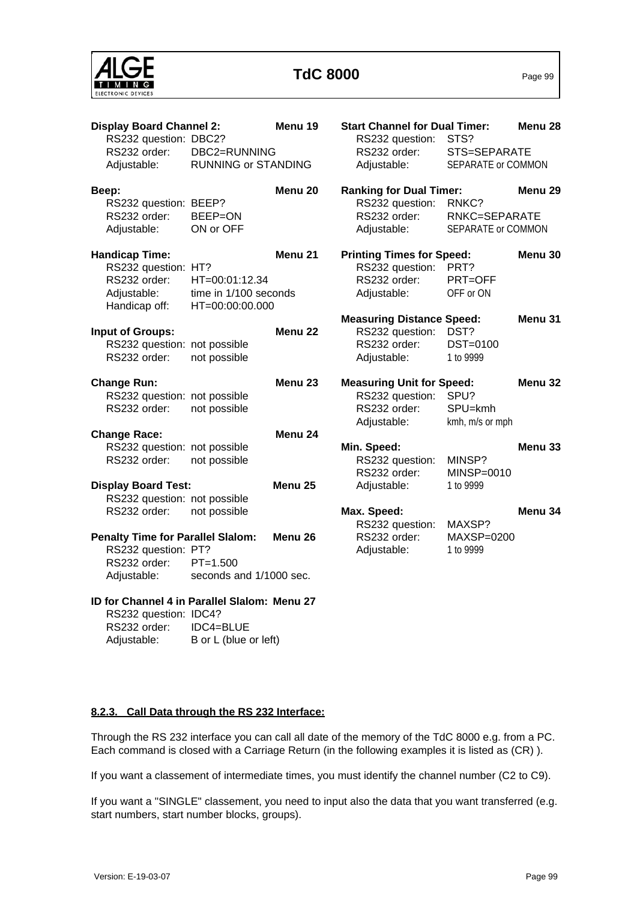**Display Board Channel 2:** Menu 19
RS232 question: DBC2?
RS232 order: DBC2=RUNNING
Adjustable: RUNNING or STANDING

**Beep:** Menu 20
RS232 question: BEEP?
RS232 order: BEEP=ON
Adjustable: ON or OFF

**Handicap Time:** Menu 21
RS232 question: HT?
RS232 order: HT=00:01:12.34
Adjustable: time in 1/100 seconds
Handicap off: HT=00:00:00.000

**Input of Groups:** Menu 22
RS232 question: not possible
RS232 order: not possible

**Change Run:** Menu 23
RS232 question: not possible
RS232 order: not possible

**Change Race:** Menu 24
RS232 question: not possible
RS232 order: not possible

**Display Board Test:** Menu 25
RS232 question: not possible
RS232 order: not possible

**Penalty Time for Parallel Slalom:** Menu 26
RS232 question: PT?
RS232 order: PT=1.500
Adjustable: seconds and 1/1000 sec.

**ID for Channel 4 in Parallel Slalom:** Menu 27
RS232 question: IDC4?
RS232 order: IDC4=BLUE
Adjustable: B or L (blue or left)

**Start Channel for Dual Timer:** Menu 28
RS232 question: STS?
RS232 order: STS=SEPARATE
Adjustable: SEPARATE or COMMON

**Ranking for Dual Timer:** Menu 29
RS232 question: RNKC?
RS232 order: RNKC=SEPARATE
Adjustable: SEPARATE or COMMON

**Printing Times for Speed:** Menu 30
RS232 question: PRT?
RS232 order: PRT=OFF
Adjustable: OFF or ON

**Measuring Distance Speed:** Menu 31
RS232 question: DST?
RS232 order: DST=0100
Adjustable: 1 to 9999

**Measuring Unit for Speed:** Menu 32
RS232 question: SPU?
RS232 order: SPU=kmh
Adjustable: kmh, m/s or mph

**Min. Speed:** Menu 33
RS232 question: MINSP?
RS232 order: MINSP=0010
Adjustable: 1 to 9999

**Max. Speed:** Menu 34
RS232 question: MAXSP?
RS232 order: MAXSP=0200
Adjustable: 1 to 9999

### 8.2.3. Call Data through the RS 232 Interface:

Through the RS 232 interface you can call all date of the memory of the TdC 8000 e.g. from a PC. Each command is closed with a Carriage Return (in the following examples it is listed as (CR) ).

If you want a classement of intermediate times, you must identify the channel number (C2 to C9).

If you want a "SINGLE" classement, you need to input also the data that you want transferred (e.g. start numbers, start number blocks, groups).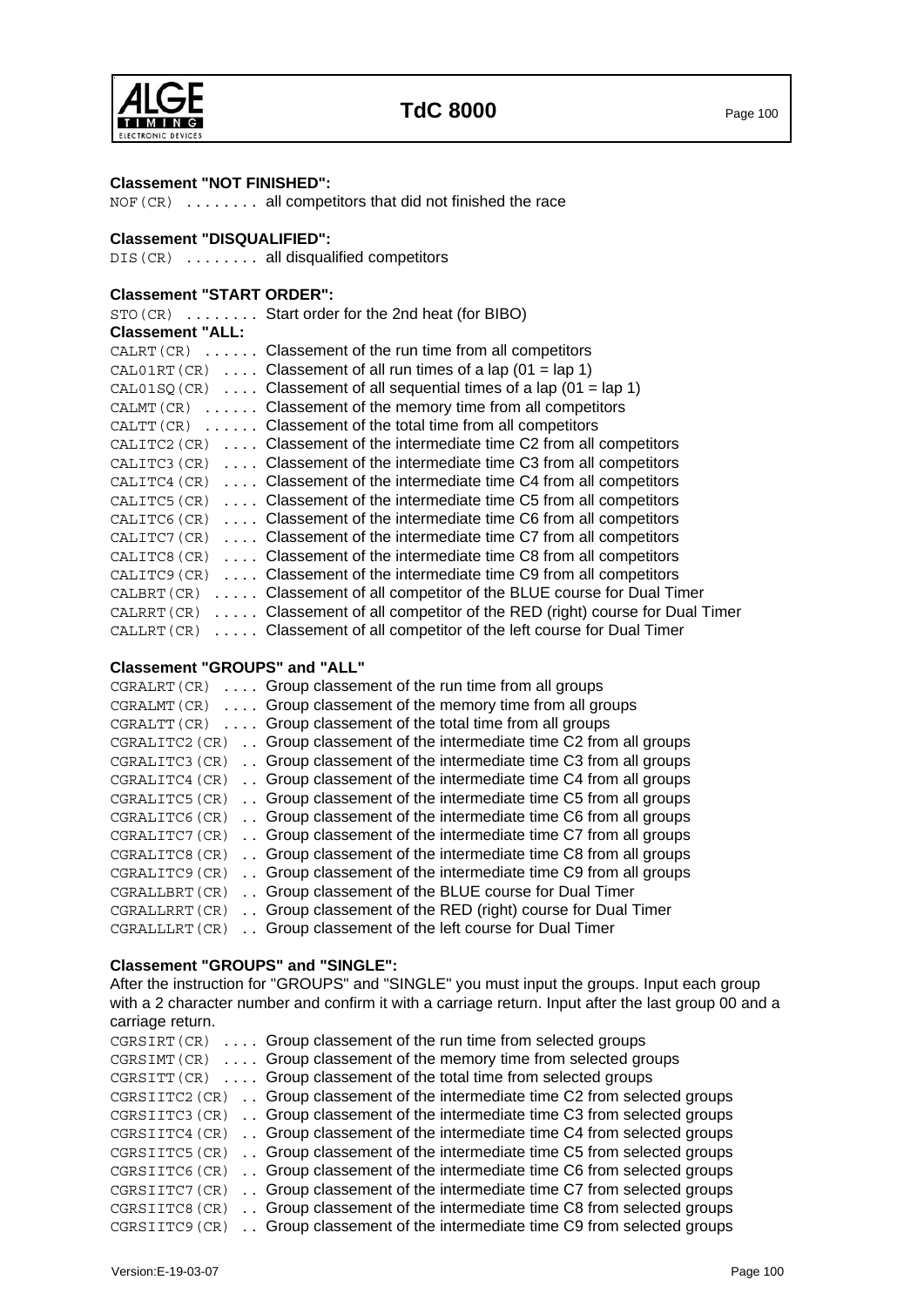**Classement "NOT FINISHED":**

NOF(CR) ........ all competitors that did not finished the race

**Classement "DISQUALIFIED":**

DIS(CR) ........ all disqualified competitors

**Classement "START ORDER":**

STO(CR) ........ Start order for the 2nd heat (for BIBO)

**Classement "ALL:**

CALRT(CR) ...... Classement of the run time from all competitors
CAL01RT(CR) .... Classement of all run times of a lap (01 = lap 1)
CAL01SQ(CR) .... Classement of all sequential times of a lap (01 = lap 1)
CALMT(CR) ...... Classement of the memory time from all competitors
CALTT(CR) ...... Classement of the total time from all competitors
CALITC2(CR) .... Classement of the intermediate time C2 from all competitors
CALITC3(CR) .... Classement of the intermediate time C3 from all competitors
CALITC4(CR) .... Classement of the intermediate time C4 from all competitors
CALITC5(CR) .... Classement of the intermediate time C5 from all competitors
CALITC6(CR) .... Classement of the intermediate time C6 from all competitors
CALITC7(CR) .... Classement of the intermediate time C7 from all competitors
CALITC8(CR) .... Classement of the intermediate time C8 from all competitors
CALITC9(CR) .... Classement of the intermediate time C9 from all competitors
CALBRT(CR) ..... Classement of all competitor of the BLUE course for Dual Timer
CALRRT(CR) ..... Classement of all competitor of the RED (right) course for Dual Timer
CALLRT(CR) ..... Classement of all competitor of the left course for Dual Timer

**Classement "GROUPS" and "ALL"**

CGRALRT(CR) .... Group classement of the run time from all groups
CGRALMT(CR) .... Group classement of the memory time from all groups
CGRALTT(CR) .... Group classement of the total time from all groups
CGRALITC2(CR) .. Group classement of the intermediate time C2 from all groups
CGRALITC3(CR) .. Group classement of the intermediate time C3 from all groups
CGRALITC4(CR) .. Group classement of the intermediate time C4 from all groups
CGRALITC5(CR) .. Group classement of the intermediate time C5 from all groups
CGRALITC6(CR) .. Group classement of the intermediate time C6 from all groups
CGRALITC7(CR) .. Group classement of the intermediate time C7 from all groups
CGRALITC8(CR) .. Group classement of the intermediate time C8 from all groups
CGRALITC9(CR) .. Group classement of the intermediate time C9 from all groups
CGRALLBRT(CR) .. Group classement of the BLUE course for Dual Timer
CGRALLRRT(CR) .. Group classement of the RED (right) course for Dual Timer
CGRALLLRT(CR) .. Group classement of the left course for Dual Timer

**Classement "GROUPS" and "SINGLE":**

After the instruction for "GROUPS" and "SINGLE" you must input the groups. Input each group with a 2 character number and confirm it with a carriage return. Input after the last group 00 and a carriage return.

CGRSIRT(CR) .... Group classement of the run time from selected groups
CGRSIMT(CR) .... Group classement of the memory time from selected groups
CGRSITT(CR) .... Group classement of the total time from selected groups
CGRSIITC2(CR) .. Group classement of the intermediate time C2 from selected groups
CGRSIITC3(CR) .. Group classement of the intermediate time C3 from selected groups
CGRSIITC4(CR) .. Group classement of the intermediate time C4 from selected groups
CGRSIITC5(CR) .. Group classement of the intermediate time C5 from selected groups
CGRSIITC6(CR) .. Group classement of the intermediate time C6 from selected groups
CGRSIITC7(CR) .. Group classement of the intermediate time C7 from selected groups
CGRSIITC8(CR) .. Group classement of the intermediate time C8 from selected groups
CGRSIITC9(CR) .. Group classement of the intermediate time C9 from selected groups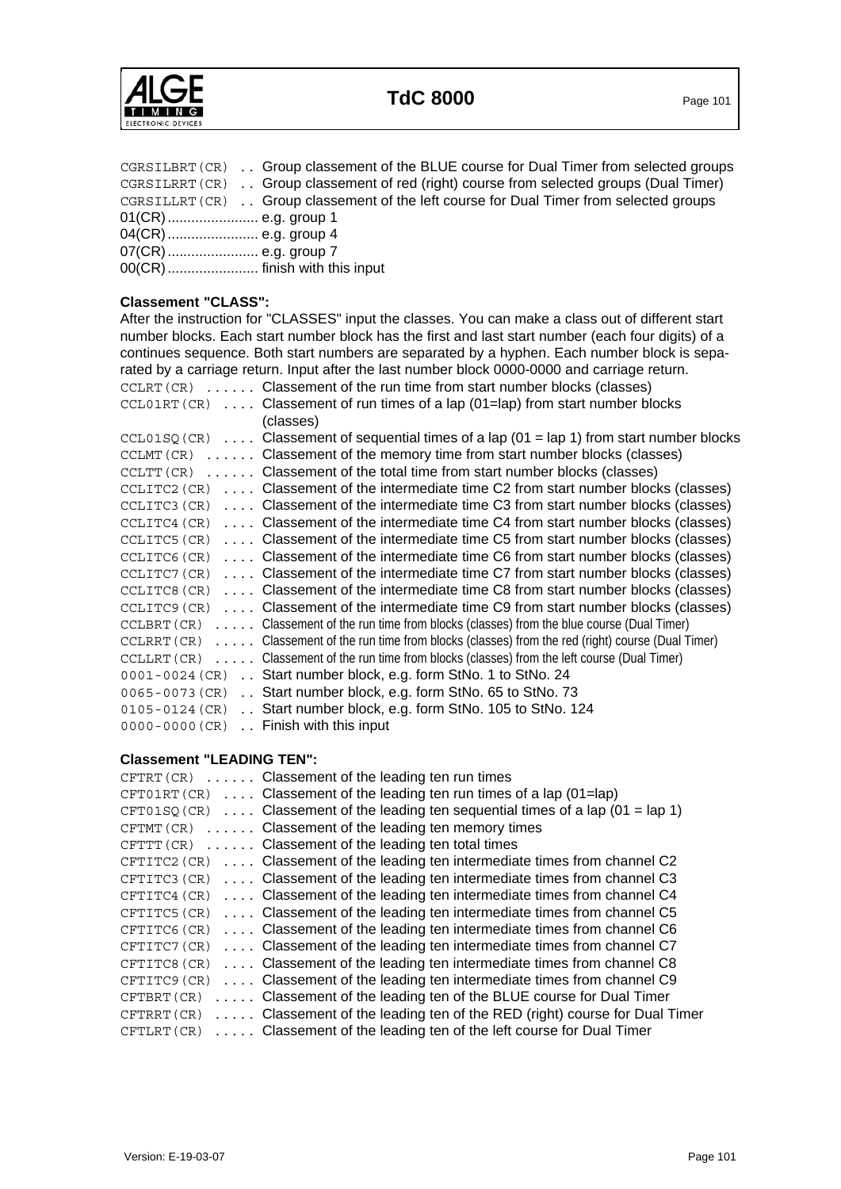CGRSILBRT(CR) .. Group classement of the BLUE course for Dual Timer from selected groups
CGRSILRRT(CR) .. Group classement of red (right) course from selected groups (Dual Timer)
CGRSILLRT(CR) .. Group classement of the left course for Dual Timer from selected groups
01(CR)....................... e.g. group 1
04(CR)....................... e.g. group 4
07(CR)....................... e.g. group 7
00(CR)....................... finish with this input

**Classement "CLASS":**

After the instruction for "CLASSES" input the classes. You can make a class out of different start number blocks. Each start number block has the first and last start number (each four digits) of a continues sequence. Both start numbers are separated by a hyphen. Each number block is separated by a carriage return. Input after the last number block 0000-0000 and carriage return.

CCLRT(CR) ...... Classement of the run time from start number blocks (classes)
CCL01RT(CR) .... Classement of run times of a lap (01=lap) from start number blocks (classes)
CCL01SQ(CR) .... Classement of sequential times of a lap (01 = lap 1) from start number blocks
CCLMT(CR) ...... Classement of the memory time from start number blocks (classes)
CCLTT(CR) ...... Classement of the total time from start number blocks (classes)
CCLITC2(CR) .... Classement of the intermediate time C2 from start number blocks (classes)
CCLITC3(CR) .... Classement of the intermediate time C3 from start number blocks (classes)
CCLITC4(CR) .... Classement of the intermediate time C4 from start number blocks (classes)
CCLITC5(CR) .... Classement of the intermediate time C5 from start number blocks (classes)
CCLITC6(CR) .... Classement of the intermediate time C6 from start number blocks (classes)
CCLITC7(CR) .... Classement of the intermediate time C7 from start number blocks (classes)
CCLITC8(CR) .... Classement of the intermediate time C8 from start number blocks (classes)
CCLITC9(CR) .... Classement of the intermediate time C9 from start number blocks (classes)
CCLBRT(CR) ..... Classement of the run time from blocks (classes) from the blue course (Dual Timer)
CCLRRT(CR) ..... Classement of the run time from blocks (classes) from the red (right) course (Dual Timer)
CCLLRT(CR) ..... Classement of the run time from blocks (classes) from the left course (Dual Timer)
0001-0024(CR) .. Start number block, e.g. form StNo. 1 to StNo. 24
0065-0073(CR) .. Start number block, e.g. form StNo. 65 to StNo. 73
0105-0124(CR) .. Start number block, e.g. form StNo. 105 to StNo. 124
0000-0000(CR) .. Finish with this input

**Classement "LEADING TEN":**

CFTRT(CR) ...... Classement of the leading ten run times
CFT01RT(CR) .... Classement of the leading ten run times of a lap (01=lap)
CFT01SQ(CR) .... Classement of the leading ten sequential times of a lap (01 = lap 1)
CFTMT(CR) ...... Classement of the leading ten memory times
CFTTT(CR) ...... Classement of the leading ten total times
CFTITC2(CR) .... Classement of the leading ten intermediate times from channel C2
CFTITC3(CR) .... Classement of the leading ten intermediate times from channel C3
CFTITC4(CR) .... Classement of the leading ten intermediate times from channel C4
CFTITC5(CR) .... Classement of the leading ten intermediate times from channel C5
CFTITC6(CR) .... Classement of the leading ten intermediate times from channel C6
CFTITC7(CR) .... Classement of the leading ten intermediate times from channel C7
CFTITC8(CR) .... Classement of the leading ten intermediate times from channel C8
CFTITC9(CR) .... Classement of the leading ten intermediate times from channel C9
CFTBRT(CR) ..... Classement of the leading ten of the BLUE course for Dual Timer
CFTRRT(CR) ..... Classement of the leading ten of the RED (right) course for Dual Timer
CFTLRT(CR) ..... Classement of the leading ten of the left course for Dual Timer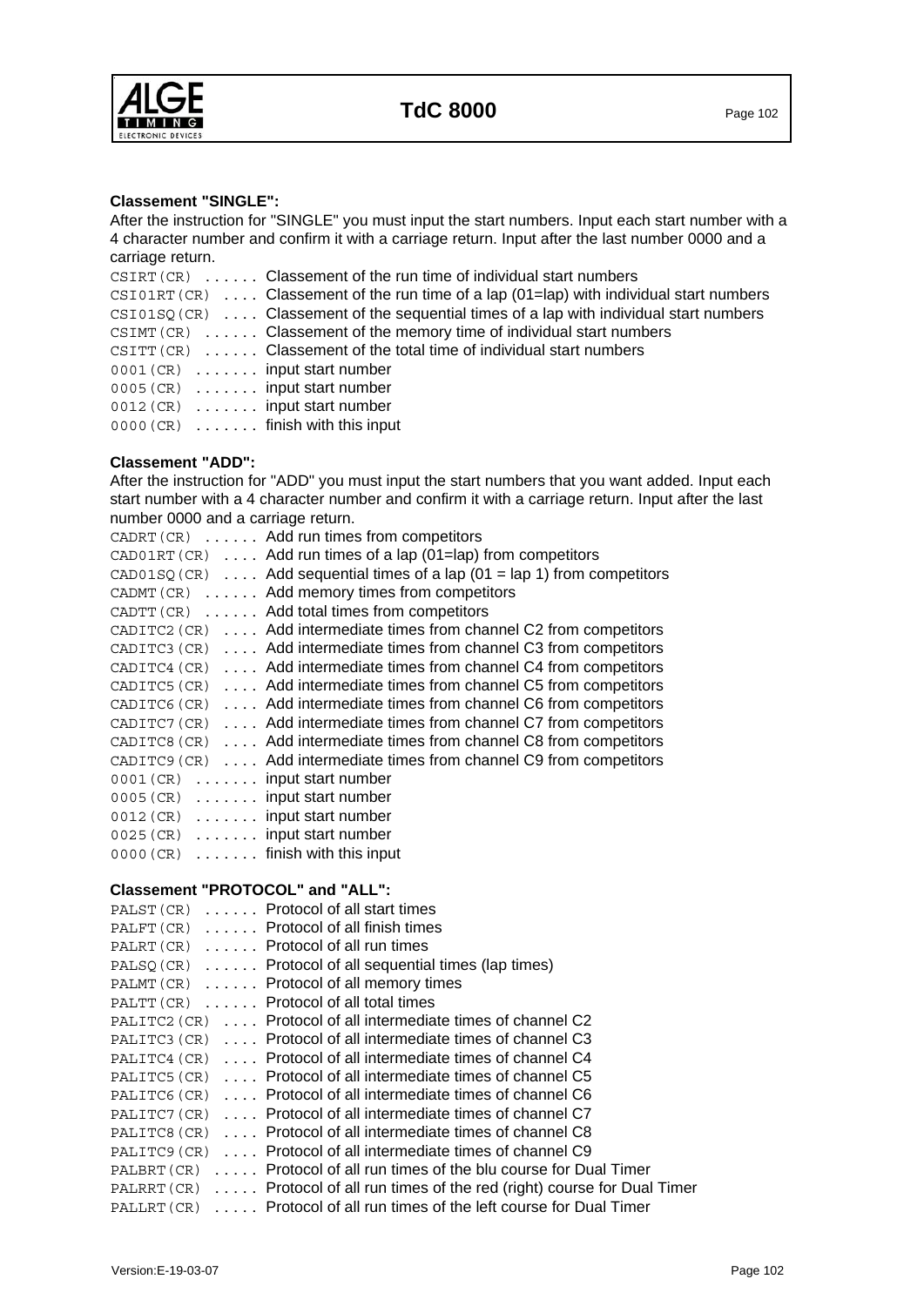**Classement "SINGLE":**

After the instruction for "SINGLE" you must input the start numbers. Input each start number with a 4 character number and confirm it with a carriage return. Input after the last number 0000 and a carriage return.

```
CSIRT(CR) ...... Classement of the run time of individual start numbers
CSI01RT(CR) .... Classement of the run time of a lap (01=lap) with individual start numbers
CSI01SQ(CR) .... Classement of the sequential times of a lap with individual start numbers
CSIMT(CR) ...... Classement of the memory time of individual start numbers
CSITT(CR) ...... Classement of the total time of individual start numbers
0001(CR) ....... input start number
0005(CR) ....... input start number
0012(CR) ....... input start number
0000(CR) ....... finish with this input
```

**Classement "ADD":**

After the instruction for "ADD" you must input the start numbers that you want added. Input each start number with a 4 character number and confirm it with a carriage return. Input after the last number 0000 and a carriage return.

```
CADRT(CR) ...... Add run times from competitors
CAD01RT(CR) .... Add run times of a lap (01=lap) from competitors
CAD01SQ(CR) .... Add sequential times of a lap (01 = lap 1) from competitors
CADMT(CR) ...... Add memory times from competitors
CADTT(CR) ...... Add total times from competitors
CADITC2(CR) .... Add intermediate times from channel C2 from competitors
CADITC3(CR) .... Add intermediate times from channel C3 from competitors
CADITC4(CR) .... Add intermediate times from channel C4 from competitors
CADITC5(CR) .... Add intermediate times from channel C5 from competitors
CADITC6(CR) .... Add intermediate times from channel C6 from competitors
CADITC7(CR) .... Add intermediate times from channel C7 from competitors
CADITC8(CR) .... Add intermediate times from channel C8 from competitors
CADITC9(CR) .... Add intermediate times from channel C9 from competitors
0001(CR) ....... input start number
0005(CR) ....... input start number
0012(CR) ....... input start number
0025(CR) ....... input start number
0000(CR) ....... finish with this input
```

**Classement "PROTOCOL" and "ALL":**

```
PALST(CR) ...... Protocol of all start times
PALFT(CR) ...... Protocol of all finish times
PALRT(CR) ...... Protocol of all run times
PALSQ(CR) ...... Protocol of all sequential times (lap times)
PALMT(CR) ...... Protocol of all memory times
PALTT(CR) ...... Protocol of all total times
PALITC2(CR) .... Protocol of all intermediate times of channel C2
PALITC3(CR) .... Protocol of all intermediate times of channel C3
PALITC4(CR) .... Protocol of all intermediate times of channel C4
PALITC5(CR) .... Protocol of all intermediate times of channel C5
PALITC6(CR) .... Protocol of all intermediate times of channel C6
PALITC7(CR) .... Protocol of all intermediate times of channel C7
PALITC8(CR) .... Protocol of all intermediate times of channel C8
PALITC9(CR) .... Protocol of all intermediate times of channel C9
PALBRT(CR) ..... Protocol of all run times of the blu course for Dual Timer
PALRRT(CR) ..... Protocol of all run times of the red (right) course for Dual Timer
PALLRT(CR) ..... Protocol of all run times of the left course for Dual Timer
```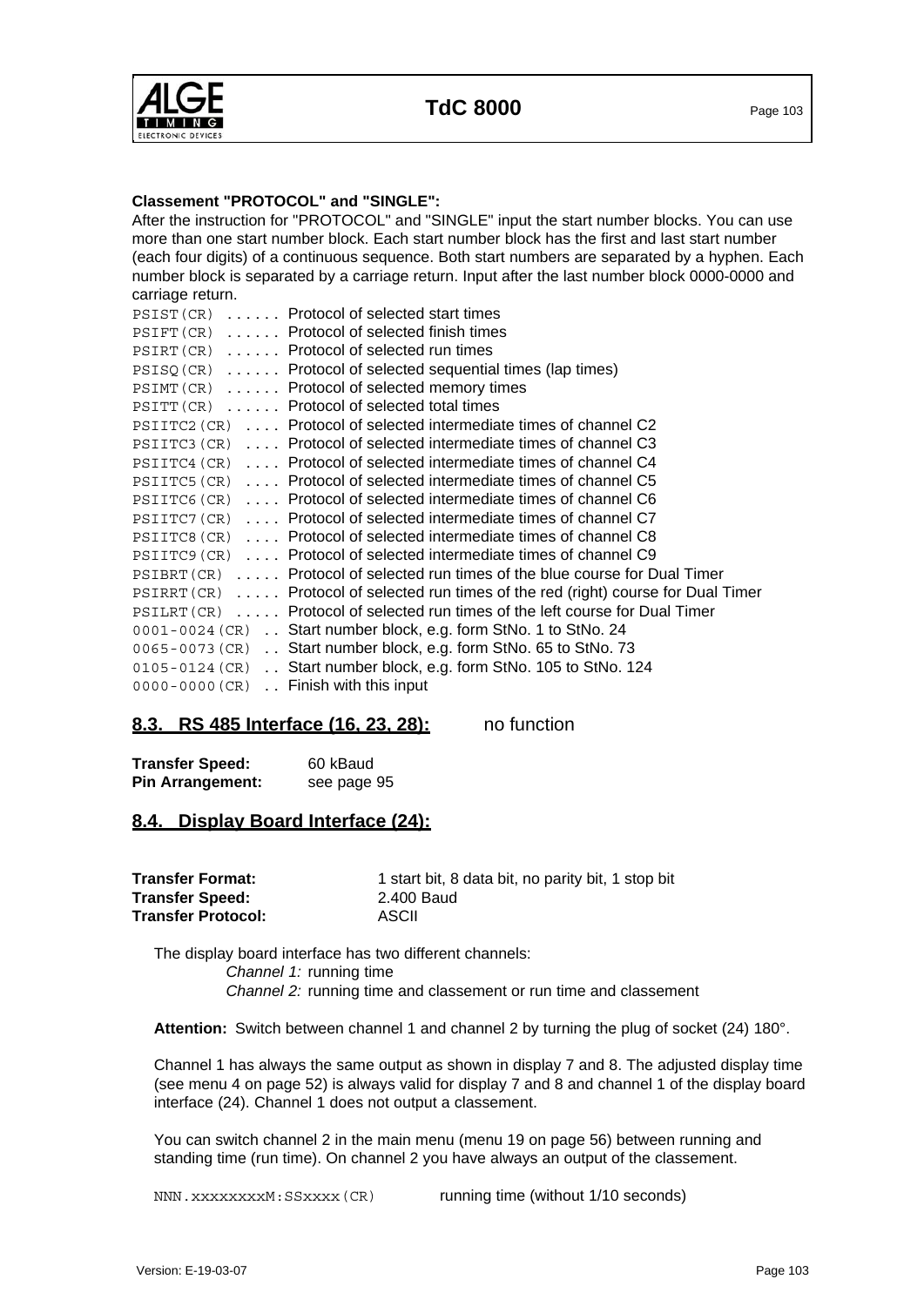**Classement "PROTOCOL" and "SINGLE":**

After the instruction for "PROTOCOL" and "SINGLE" input the start number blocks. You can use more than one start number block. Each start number block has the first and last start number (each four digits) of a continuous sequence. Both start numbers are separated by a hyphen. Each number block is separated by a carriage return. Input after the last number block 0000-0000 and carriage return.

`PSIST(CR)` ...... Protocol of selected start times
`PSIFT(CR)` ...... Protocol of selected finish times
`PSIRT(CR)` ...... Protocol of selected run times
`PSISQ(CR)` ...... Protocol of selected sequential times (lap times)
`PSIMT(CR)` ...... Protocol of selected memory times
`PSITT(CR)` ...... Protocol of selected total times
`PSIITC2(CR)` .... Protocol of selected intermediate times of channel C2
`PSIITC3(CR)` .... Protocol of selected intermediate times of channel C3
`PSIITC4(CR)` .... Protocol of selected intermediate times of channel C4
`PSIITC5(CR)` .... Protocol of selected intermediate times of channel C5
`PSIITC6(CR)` .... Protocol of selected intermediate times of channel C6
`PSIITC7(CR)` .... Protocol of selected intermediate times of channel C7
`PSIITC8(CR)` .... Protocol of selected intermediate times of channel C8
`PSIITC9(CR)` .... Protocol of selected intermediate times of channel C9
`PSIBRT(CR)` ..... Protocol of selected run times of the blue course for Dual Timer
`PSIRRT(CR)` ..... Protocol of selected run times of the red (right) course for Dual Timer
`PSILRT(CR)` ..... Protocol of selected run times of the left course for Dual Timer
`0001-0024(CR)` .. Start number block, e.g. form StNo. 1 to StNo. 24
`0065-0073(CR)` .. Start number block, e.g. form StNo. 65 to StNo. 73
`0105-0124(CR)` .. Start number block, e.g. form StNo. 105 to StNo. 124
`0000-0000(CR)` .. Finish with this input

## 8.3. RS 485 Interface (16, 23, 28): no function

**Transfer Speed:** 60 kBaud
**Pin Arrangement:** see page 95

## 8.4. Display Board Interface (24):

**Transfer Format:** 1 start bit, 8 data bit, no parity bit, 1 stop bit
**Transfer Speed:** 2.400 Baud
**Transfer Protocol:** ASCII

The display board interface has two different channels:

*Channel 1:* running time
*Channel 2:* running time and classement or run time and classement

**Attention:** Switch between channel 1 and channel 2 by turning the plug of socket (24) 180°.

Channel 1 has always the same output as shown in display 7 and 8. The adjusted display time (see menu 4 on page 52) is always valid for display 7 and 8 and channel 1 of the display board interface (24). Channel 1 does not output a classement.

You can switch channel 2 in the main menu (menu 19 on page 56) between running and standing time (run time). On channel 2 you have always an output of the classement.

`NNN.xxxxxxxxM:SSxxxx(CR)` running time (without 1/10 seconds)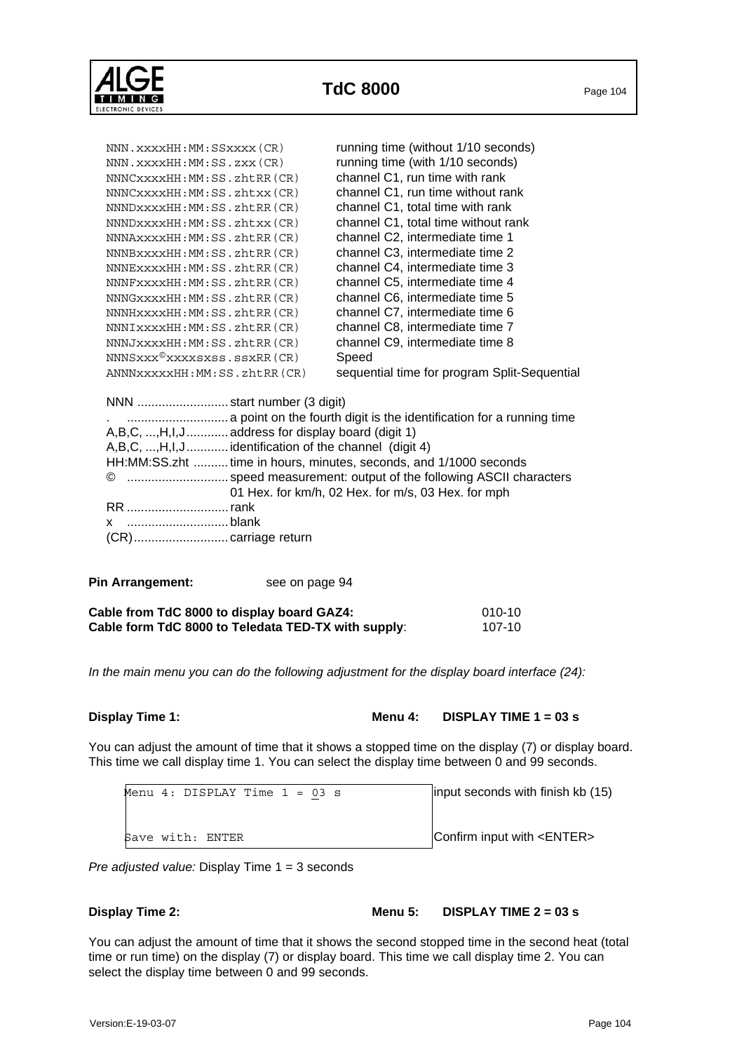| | |
|---|---|
| `NNN.xxxxHH:MM:SSxxxx(CR)` | running time (without 1/10 seconds) |
| `NNN.xxxxHH:MM:SS.zxx(CR)` | running time (with 1/10 seconds) |
| `NNNCxxxxHH:MM:SS.zhtRR(CR)` | channel C1, run time with rank |
| `NNNCxxxxHH:MM:SS.zhtxx(CR)` | channel C1, run time without rank |
| `NNNDxxxxHH:MM:SS.zhtRR(CR)` | channel C1, total time with rank |
| `NNNDxxxxHH:MM:SS.zhtxx(CR)` | channel C1, total time without rank |
| `NNNAxxxxHH:MM:SS.zhtRR(CR)` | channel C2, intermediate time 1 |
| `NNNBxxxxHH:MM:SS.zhtRR(CR)` | channel C3, intermediate time 2 |
| `NNNExxxxHH:MM:SS.zhtRR(CR)` | channel C4, intermediate time 3 |
| `NNNFxxxxHH:MM:SS.zhtRR(CR)` | channel C5, intermediate time 4 |
| `NNNGxxxxHH:MM:SS.zhtRR(CR)` | channel C6, intermediate time 5 |
| `NNNHxxxxHH:MM:SS.zhtRR(CR)` | channel C7, intermediate time 6 |
| `NNNIxxxxHH:MM:SS.zhtRR(CR)` | channel C8, intermediate time 7 |
| `NNNJxxxxHH:MM:SS.zhtRR(CR)` | channel C9, intermediate time 8 |
| `NNNSxxx©xxxxsxss.ssxRR(CR)` | Speed |
| `ANNNxxxxxHH:MM:SS.zhtRR(CR)` | sequential time for program Split-Sequential |

NNN .......................... start number (3 digit)
. ............................ a point on the fourth digit is the identification for a running time
A,B,C, ...,H,I,J ............ address for display board (digit 1)
A,B,C, ...,H,I,J ............ identification of the channel (digit 4)
HH:MM:SS.zht .......... time in hours, minutes, seconds, and 1/1000 seconds
© ............................ speed measurement: output of the following ASCII characters 01 Hex. for km/h, 02 Hex. for m/s, 03 Hex. for mph
RR ............................ rank
x ............................ blank
(CR).......................... carriage return

**Pin Arrangement:** see on page 94

| | |
|---|---|
| **Cable from TdC 8000 to display board GAZ4:** | 010-10 |
| **Cable form TdC 8000 to Teledata TED-TX with supply**: | 107-10 |

*In the main menu you can do the following adjustment for the display board interface (24):*

**Display Time 1:** **Menu 4: DISPLAY TIME 1 = 03 s**

You can adjust the amount of time that it shows a stopped time on the display (7) or display board. This time we call display time 1. You can select the display time between 0 and 99 seconds.

| | |
|---|---|
| `Menu 4: DISPLAY Time 1 = 03 s` | input seconds with finish kb (15) |
| `Save with: ENTER` | Confirm input with <ENTER> |

*Pre adjusted value:* Display Time 1 = 3 seconds

**Display Time 2:** **Menu 5: DISPLAY TIME 2 = 03 s**

You can adjust the amount of time that it shows the second stopped time in the second heat (total time or run time) on the display (7) or display board. This time we call display time 2. You can select the display time between 0 and 99 seconds.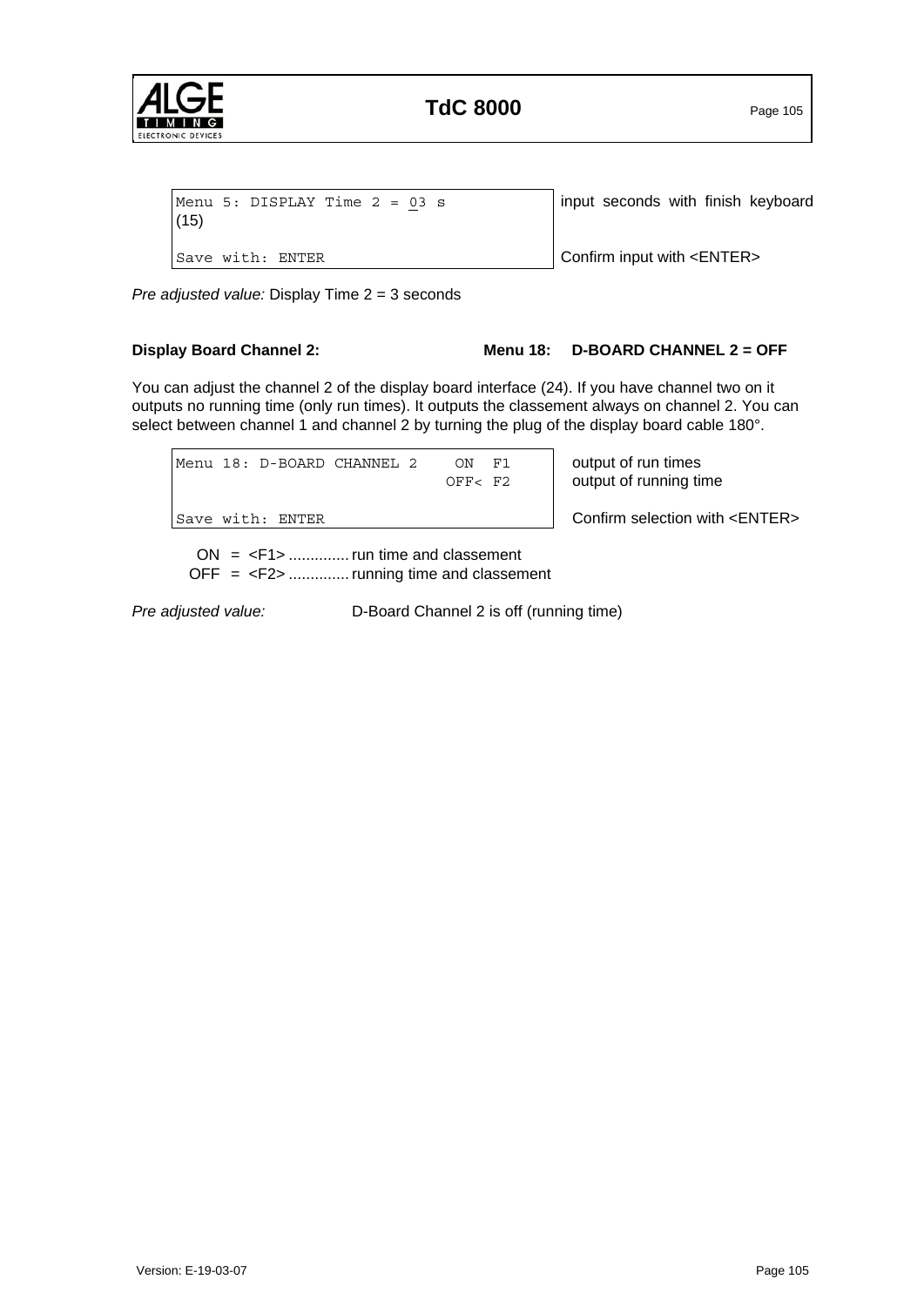```
Menu 5: DISPLAY Time 2 = 03 s
(15)

Save with: ENTER
```

input seconds with finish keyboard

Confirm input with <ENTER>

*Pre adjusted value:* Display Time 2 = 3 seconds

**Display Board Channel 2:** **Menu 18: D-BOARD CHANNEL 2 = OFF**

You can adjust the channel 2 of the display board interface (24). If you have channel two on it outputs no running time (only run times). It outputs the classement always on channel 2. You can select between channel 1 and channel 2 by turning the plug of the display board cable 180°.

```
Menu 18: D-BOARD CHANNEL 2    ON  F1
                              OFF< F2

Save with: ENTER
```

output of run times
output of running time

Confirm selection with <ENTER>

ON = <F1> .............. run time and classement
OFF = <F2> .............. running time and classement

*Pre adjusted value:* D-Board Channel 2 is off (running time)